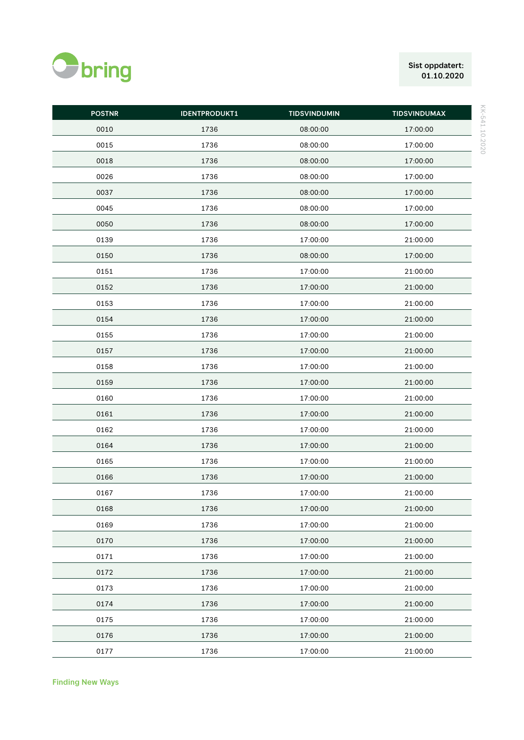Sist oppdatert: 01.10.2020

| POSTNR | IDENTPRODUKT1 | TIDSVINDUMIN | TIDSVINDUMAX |
|---|---|---|---|
| 0010 | 1736 | 08:00:00 | 17:00:00 |
| 0015 | 1736 | 08:00:00 | 17:00:00 |
| 0018 | 1736 | 08:00:00 | 17:00:00 |
| 0026 | 1736 | 08:00:00 | 17:00:00 |
| 0037 | 1736 | 08:00:00 | 17:00:00 |
| 0045 | 1736 | 08:00:00 | 17:00:00 |
| 0050 | 1736 | 08:00:00 | 17:00:00 |
| 0139 | 1736 | 17:00:00 | 21:00:00 |
| 0150 | 1736 | 08:00:00 | 17:00:00 |
| 0151 | 1736 | 17:00:00 | 21:00:00 |
| 0152 | 1736 | 17:00:00 | 21:00:00 |
| 0153 | 1736 | 17:00:00 | 21:00:00 |
| 0154 | 1736 | 17:00:00 | 21:00:00 |
| 0155 | 1736 | 17:00:00 | 21:00:00 |
| 0157 | 1736 | 17:00:00 | 21:00:00 |
| 0158 | 1736 | 17:00:00 | 21:00:00 |
| 0159 | 1736 | 17:00:00 | 21:00:00 |
| 0160 | 1736 | 17:00:00 | 21:00:00 |
| 0161 | 1736 | 17:00:00 | 21:00:00 |
| 0162 | 1736 | 17:00:00 | 21:00:00 |
| 0164 | 1736 | 17:00:00 | 21:00:00 |
| 0165 | 1736 | 17:00:00 | 21:00:00 |
| 0166 | 1736 | 17:00:00 | 21:00:00 |
| 0167 | 1736 | 17:00:00 | 21:00:00 |
| 0168 | 1736 | 17:00:00 | 21:00:00 |
| 0169 | 1736 | 17:00:00 | 21:00:00 |
| 0170 | 1736 | 17:00:00 | 21:00:00 |
| 0171 | 1736 | 17:00:00 | 21:00:00 |
| 0172 | 1736 | 17:00:00 | 21:00:00 |
| 0173 | 1736 | 17:00:00 | 21:00:00 |
| 0174 | 1736 | 17:00:00 | 21:00:00 |
| 0175 | 1736 | 17:00:00 | 21:00:00 |
| 0176 | 1736 | 17:00:00 | 21:00:00 |
| 0177 | 1736 | 17:00:00 | 21:00:00 |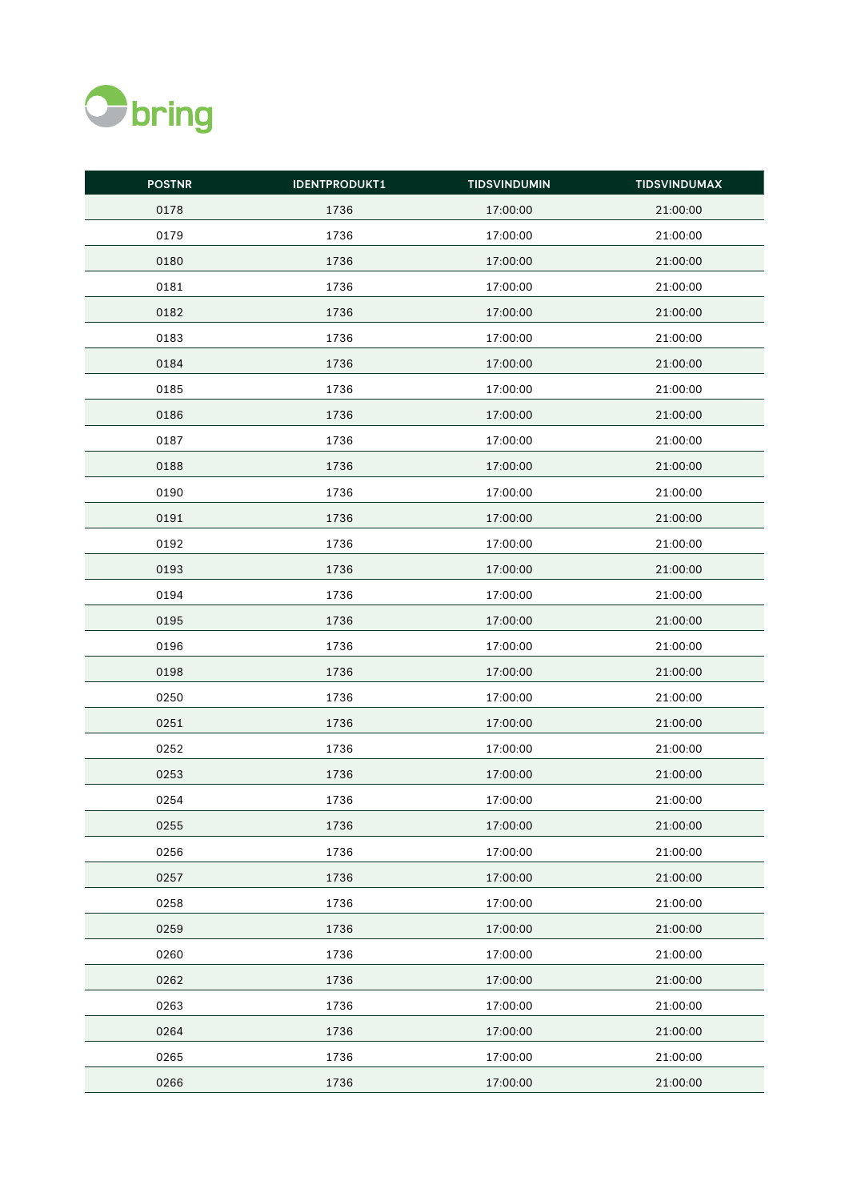bring

| POSTNR | IDENTPRODUKT1 | TIDSVINDUMIN | TIDSVINDUMAX |
|---|---|---|---|
| 0178 | 1736 | 17:00:00 | 21:00:00 |
| 0179 | 1736 | 17:00:00 | 21:00:00 |
| 0180 | 1736 | 17:00:00 | 21:00:00 |
| 0181 | 1736 | 17:00:00 | 21:00:00 |
| 0182 | 1736 | 17:00:00 | 21:00:00 |
| 0183 | 1736 | 17:00:00 | 21:00:00 |
| 0184 | 1736 | 17:00:00 | 21:00:00 |
| 0185 | 1736 | 17:00:00 | 21:00:00 |
| 0186 | 1736 | 17:00:00 | 21:00:00 |
| 0187 | 1736 | 17:00:00 | 21:00:00 |
| 0188 | 1736 | 17:00:00 | 21:00:00 |
| 0190 | 1736 | 17:00:00 | 21:00:00 |
| 0191 | 1736 | 17:00:00 | 21:00:00 |
| 0192 | 1736 | 17:00:00 | 21:00:00 |
| 0193 | 1736 | 17:00:00 | 21:00:00 |
| 0194 | 1736 | 17:00:00 | 21:00:00 |
| 0195 | 1736 | 17:00:00 | 21:00:00 |
| 0196 | 1736 | 17:00:00 | 21:00:00 |
| 0198 | 1736 | 17:00:00 | 21:00:00 |
| 0250 | 1736 | 17:00:00 | 21:00:00 |
| 0251 | 1736 | 17:00:00 | 21:00:00 |
| 0252 | 1736 | 17:00:00 | 21:00:00 |
| 0253 | 1736 | 17:00:00 | 21:00:00 |
| 0254 | 1736 | 17:00:00 | 21:00:00 |
| 0255 | 1736 | 17:00:00 | 21:00:00 |
| 0256 | 1736 | 17:00:00 | 21:00:00 |
| 0257 | 1736 | 17:00:00 | 21:00:00 |
| 0258 | 1736 | 17:00:00 | 21:00:00 |
| 0259 | 1736 | 17:00:00 | 21:00:00 |
| 0260 | 1736 | 17:00:00 | 21:00:00 |
| 0262 | 1736 | 17:00:00 | 21:00:00 |
| 0263 | 1736 | 17:00:00 | 21:00:00 |
| 0264 | 1736 | 17:00:00 | 21:00:00 |
| 0265 | 1736 | 17:00:00 | 21:00:00 |
| 0266 | 1736 | 17:00:00 | 21:00:00 |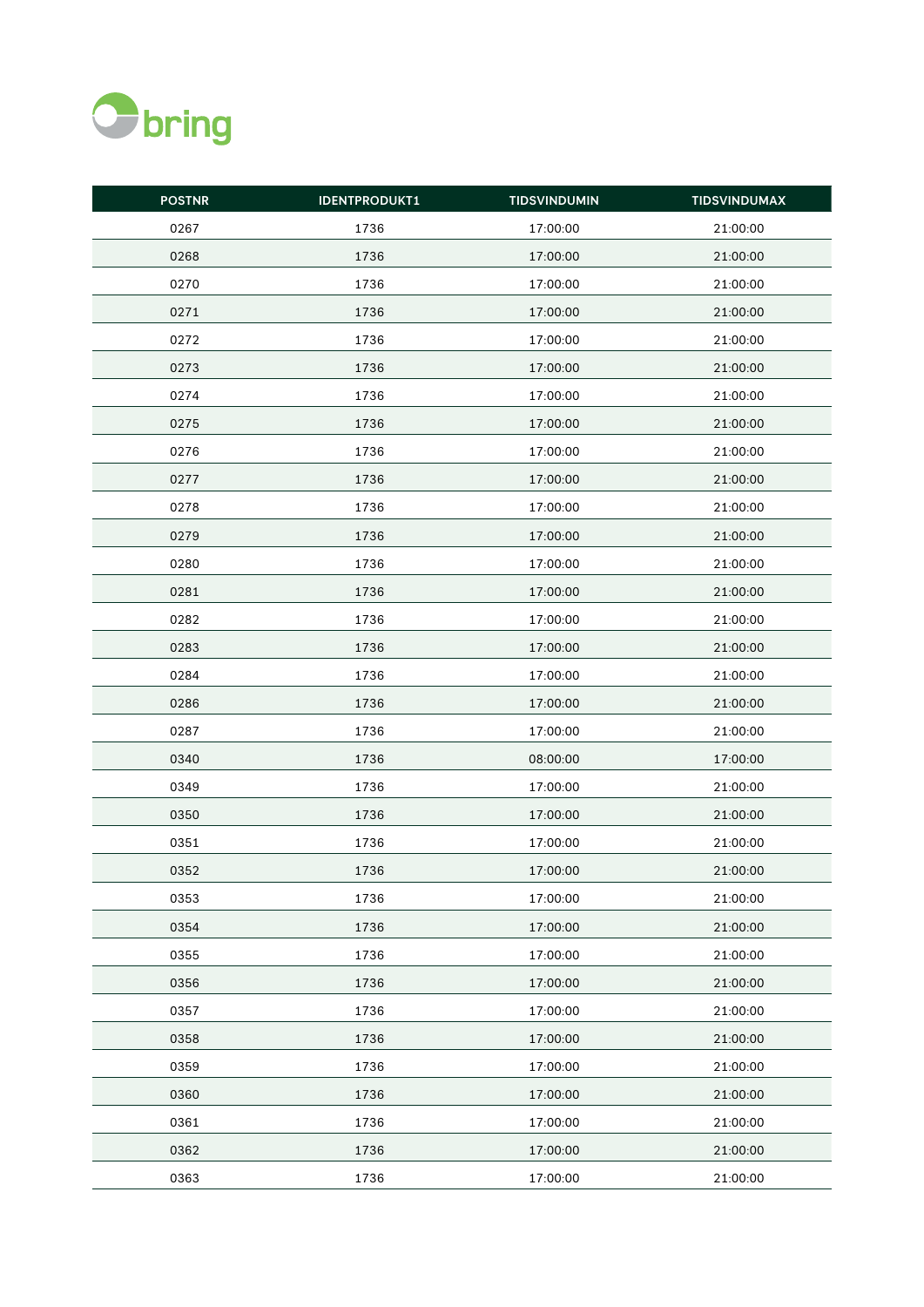| POSTNR | IDENTPRODUKT1 | TIDSVINDUMIN | TIDSVINDUMAX |
|---|---|---|---|
| 0267 | 1736 | 17:00:00 | 21:00:00 |
| 0268 | 1736 | 17:00:00 | 21:00:00 |
| 0270 | 1736 | 17:00:00 | 21:00:00 |
| 0271 | 1736 | 17:00:00 | 21:00:00 |
| 0272 | 1736 | 17:00:00 | 21:00:00 |
| 0273 | 1736 | 17:00:00 | 21:00:00 |
| 0274 | 1736 | 17:00:00 | 21:00:00 |
| 0275 | 1736 | 17:00:00 | 21:00:00 |
| 0276 | 1736 | 17:00:00 | 21:00:00 |
| 0277 | 1736 | 17:00:00 | 21:00:00 |
| 0278 | 1736 | 17:00:00 | 21:00:00 |
| 0279 | 1736 | 17:00:00 | 21:00:00 |
| 0280 | 1736 | 17:00:00 | 21:00:00 |
| 0281 | 1736 | 17:00:00 | 21:00:00 |
| 0282 | 1736 | 17:00:00 | 21:00:00 |
| 0283 | 1736 | 17:00:00 | 21:00:00 |
| 0284 | 1736 | 17:00:00 | 21:00:00 |
| 0286 | 1736 | 17:00:00 | 21:00:00 |
| 0287 | 1736 | 17:00:00 | 21:00:00 |
| 0340 | 1736 | 08:00:00 | 17:00:00 |
| 0349 | 1736 | 17:00:00 | 21:00:00 |
| 0350 | 1736 | 17:00:00 | 21:00:00 |
| 0351 | 1736 | 17:00:00 | 21:00:00 |
| 0352 | 1736 | 17:00:00 | 21:00:00 |
| 0353 | 1736 | 17:00:00 | 21:00:00 |
| 0354 | 1736 | 17:00:00 | 21:00:00 |
| 0355 | 1736 | 17:00:00 | 21:00:00 |
| 0356 | 1736 | 17:00:00 | 21:00:00 |
| 0357 | 1736 | 17:00:00 | 21:00:00 |
| 0358 | 1736 | 17:00:00 | 21:00:00 |
| 0359 | 1736 | 17:00:00 | 21:00:00 |
| 0360 | 1736 | 17:00:00 | 21:00:00 |
| 0361 | 1736 | 17:00:00 | 21:00:00 |
| 0362 | 1736 | 17:00:00 | 21:00:00 |
| 0363 | 1736 | 17:00:00 | 21:00:00 |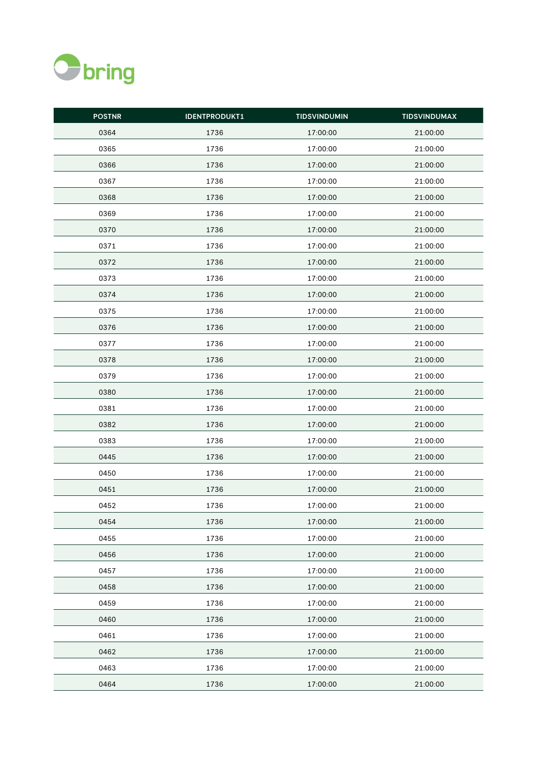| POSTNR | IDENTPRODUKT1 | TIDSVINDUMIN | TIDSVINDUMAX |
|---|---|---|---|
| 0364 | 1736 | 17:00:00 | 21:00:00 |
| 0365 | 1736 | 17:00:00 | 21:00:00 |
| 0366 | 1736 | 17:00:00 | 21:00:00 |
| 0367 | 1736 | 17:00:00 | 21:00:00 |
| 0368 | 1736 | 17:00:00 | 21:00:00 |
| 0369 | 1736 | 17:00:00 | 21:00:00 |
| 0370 | 1736 | 17:00:00 | 21:00:00 |
| 0371 | 1736 | 17:00:00 | 21:00:00 |
| 0372 | 1736 | 17:00:00 | 21:00:00 |
| 0373 | 1736 | 17:00:00 | 21:00:00 |
| 0374 | 1736 | 17:00:00 | 21:00:00 |
| 0375 | 1736 | 17:00:00 | 21:00:00 |
| 0376 | 1736 | 17:00:00 | 21:00:00 |
| 0377 | 1736 | 17:00:00 | 21:00:00 |
| 0378 | 1736 | 17:00:00 | 21:00:00 |
| 0379 | 1736 | 17:00:00 | 21:00:00 |
| 0380 | 1736 | 17:00:00 | 21:00:00 |
| 0381 | 1736 | 17:00:00 | 21:00:00 |
| 0382 | 1736 | 17:00:00 | 21:00:00 |
| 0383 | 1736 | 17:00:00 | 21:00:00 |
| 0445 | 1736 | 17:00:00 | 21:00:00 |
| 0450 | 1736 | 17:00:00 | 21:00:00 |
| 0451 | 1736 | 17:00:00 | 21:00:00 |
| 0452 | 1736 | 17:00:00 | 21:00:00 |
| 0454 | 1736 | 17:00:00 | 21:00:00 |
| 0455 | 1736 | 17:00:00 | 21:00:00 |
| 0456 | 1736 | 17:00:00 | 21:00:00 |
| 0457 | 1736 | 17:00:00 | 21:00:00 |
| 0458 | 1736 | 17:00:00 | 21:00:00 |
| 0459 | 1736 | 17:00:00 | 21:00:00 |
| 0460 | 1736 | 17:00:00 | 21:00:00 |
| 0461 | 1736 | 17:00:00 | 21:00:00 |
| 0462 | 1736 | 17:00:00 | 21:00:00 |
| 0463 | 1736 | 17:00:00 | 21:00:00 |
| 0464 | 1736 | 17:00:00 | 21:00:00 |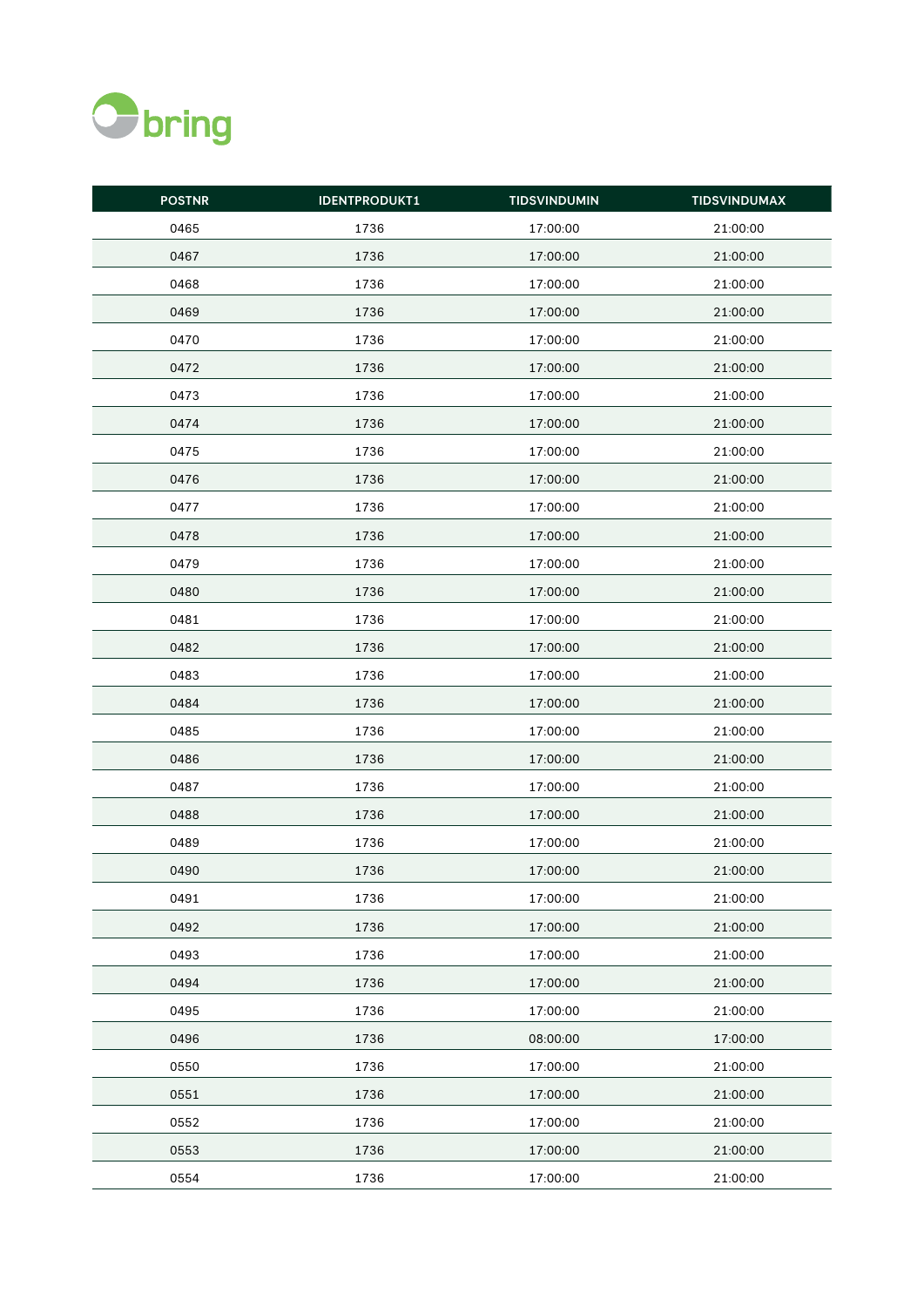| POSTNR | IDENTPRODUKT1 | TIDSVINDUMIN | TIDSVINDUMAX |
|---|---|---|---|
| 0465 | 1736 | 17:00:00 | 21:00:00 |
| 0467 | 1736 | 17:00:00 | 21:00:00 |
| 0468 | 1736 | 17:00:00 | 21:00:00 |
| 0469 | 1736 | 17:00:00 | 21:00:00 |
| 0470 | 1736 | 17:00:00 | 21:00:00 |
| 0472 | 1736 | 17:00:00 | 21:00:00 |
| 0473 | 1736 | 17:00:00 | 21:00:00 |
| 0474 | 1736 | 17:00:00 | 21:00:00 |
| 0475 | 1736 | 17:00:00 | 21:00:00 |
| 0476 | 1736 | 17:00:00 | 21:00:00 |
| 0477 | 1736 | 17:00:00 | 21:00:00 |
| 0478 | 1736 | 17:00:00 | 21:00:00 |
| 0479 | 1736 | 17:00:00 | 21:00:00 |
| 0480 | 1736 | 17:00:00 | 21:00:00 |
| 0481 | 1736 | 17:00:00 | 21:00:00 |
| 0482 | 1736 | 17:00:00 | 21:00:00 |
| 0483 | 1736 | 17:00:00 | 21:00:00 |
| 0484 | 1736 | 17:00:00 | 21:00:00 |
| 0485 | 1736 | 17:00:00 | 21:00:00 |
| 0486 | 1736 | 17:00:00 | 21:00:00 |
| 0487 | 1736 | 17:00:00 | 21:00:00 |
| 0488 | 1736 | 17:00:00 | 21:00:00 |
| 0489 | 1736 | 17:00:00 | 21:00:00 |
| 0490 | 1736 | 17:00:00 | 21:00:00 |
| 0491 | 1736 | 17:00:00 | 21:00:00 |
| 0492 | 1736 | 17:00:00 | 21:00:00 |
| 0493 | 1736 | 17:00:00 | 21:00:00 |
| 0494 | 1736 | 17:00:00 | 21:00:00 |
| 0495 | 1736 | 17:00:00 | 21:00:00 |
| 0496 | 1736 | 08:00:00 | 17:00:00 |
| 0550 | 1736 | 17:00:00 | 21:00:00 |
| 0551 | 1736 | 17:00:00 | 21:00:00 |
| 0552 | 1736 | 17:00:00 | 21:00:00 |
| 0553 | 1736 | 17:00:00 | 21:00:00 |
| 0554 | 1736 | 17:00:00 | 21:00:00 |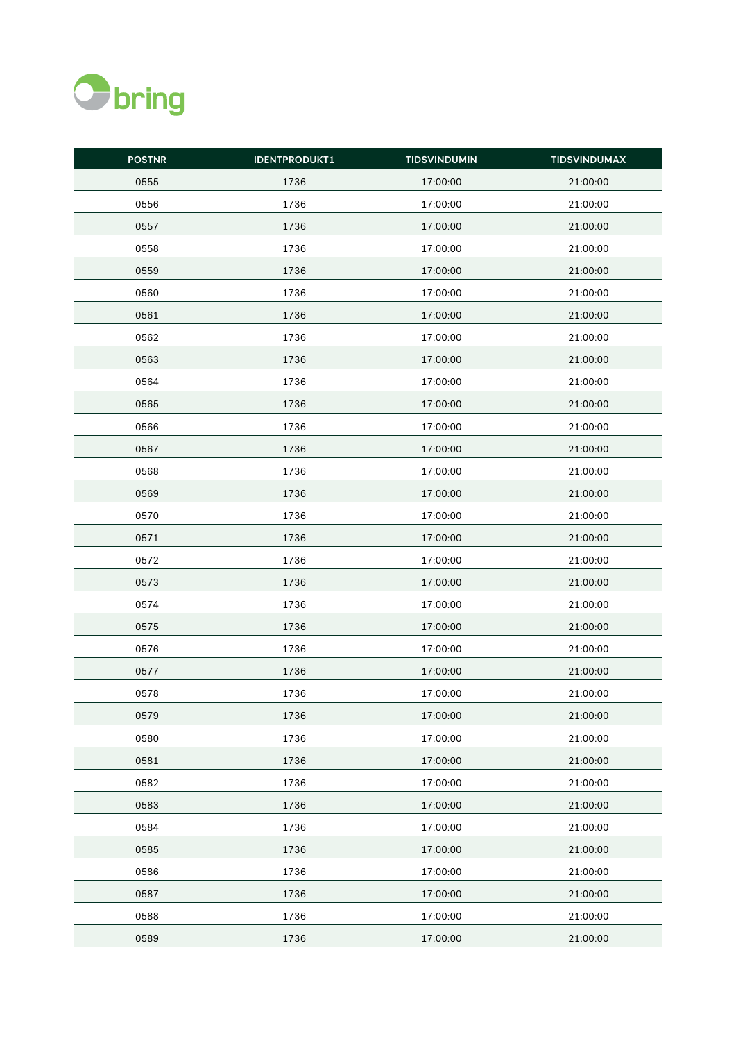| POSTNR | IDENTPRODUKT1 | TIDSVINDUMIN | TIDSVINDUMAX |
|---|---|---|---|
| 0555 | 1736 | 17:00:00 | 21:00:00 |
| 0556 | 1736 | 17:00:00 | 21:00:00 |
| 0557 | 1736 | 17:00:00 | 21:00:00 |
| 0558 | 1736 | 17:00:00 | 21:00:00 |
| 0559 | 1736 | 17:00:00 | 21:00:00 |
| 0560 | 1736 | 17:00:00 | 21:00:00 |
| 0561 | 1736 | 17:00:00 | 21:00:00 |
| 0562 | 1736 | 17:00:00 | 21:00:00 |
| 0563 | 1736 | 17:00:00 | 21:00:00 |
| 0564 | 1736 | 17:00:00 | 21:00:00 |
| 0565 | 1736 | 17:00:00 | 21:00:00 |
| 0566 | 1736 | 17:00:00 | 21:00:00 |
| 0567 | 1736 | 17:00:00 | 21:00:00 |
| 0568 | 1736 | 17:00:00 | 21:00:00 |
| 0569 | 1736 | 17:00:00 | 21:00:00 |
| 0570 | 1736 | 17:00:00 | 21:00:00 |
| 0571 | 1736 | 17:00:00 | 21:00:00 |
| 0572 | 1736 | 17:00:00 | 21:00:00 |
| 0573 | 1736 | 17:00:00 | 21:00:00 |
| 0574 | 1736 | 17:00:00 | 21:00:00 |
| 0575 | 1736 | 17:00:00 | 21:00:00 |
| 0576 | 1736 | 17:00:00 | 21:00:00 |
| 0577 | 1736 | 17:00:00 | 21:00:00 |
| 0578 | 1736 | 17:00:00 | 21:00:00 |
| 0579 | 1736 | 17:00:00 | 21:00:00 |
| 0580 | 1736 | 17:00:00 | 21:00:00 |
| 0581 | 1736 | 17:00:00 | 21:00:00 |
| 0582 | 1736 | 17:00:00 | 21:00:00 |
| 0583 | 1736 | 17:00:00 | 21:00:00 |
| 0584 | 1736 | 17:00:00 | 21:00:00 |
| 0585 | 1736 | 17:00:00 | 21:00:00 |
| 0586 | 1736 | 17:00:00 | 21:00:00 |
| 0587 | 1736 | 17:00:00 | 21:00:00 |
| 0588 | 1736 | 17:00:00 | 21:00:00 |
| 0589 | 1736 | 17:00:00 | 21:00:00 |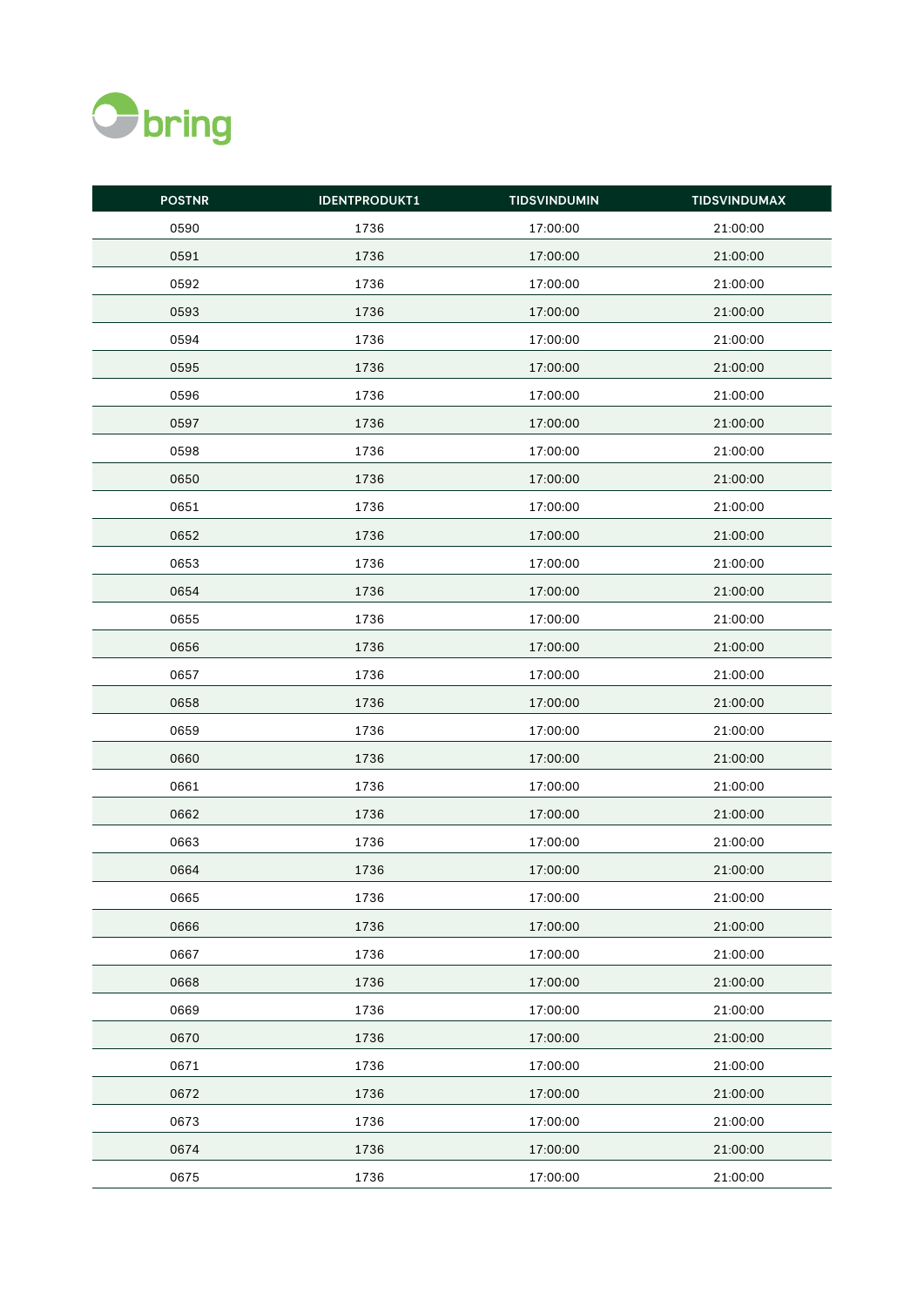| POSTNR | IDENTPRODUKT1 | TIDSVINDUMIN | TIDSVINDUMAX |
| --- | --- | --- | --- |
| 0590 | 1736 | 17:00:00 | 21:00:00 |
| 0591 | 1736 | 17:00:00 | 21:00:00 |
| 0592 | 1736 | 17:00:00 | 21:00:00 |
| 0593 | 1736 | 17:00:00 | 21:00:00 |
| 0594 | 1736 | 17:00:00 | 21:00:00 |
| 0595 | 1736 | 17:00:00 | 21:00:00 |
| 0596 | 1736 | 17:00:00 | 21:00:00 |
| 0597 | 1736 | 17:00:00 | 21:00:00 |
| 0598 | 1736 | 17:00:00 | 21:00:00 |
| 0650 | 1736 | 17:00:00 | 21:00:00 |
| 0651 | 1736 | 17:00:00 | 21:00:00 |
| 0652 | 1736 | 17:00:00 | 21:00:00 |
| 0653 | 1736 | 17:00:00 | 21:00:00 |
| 0654 | 1736 | 17:00:00 | 21:00:00 |
| 0655 | 1736 | 17:00:00 | 21:00:00 |
| 0656 | 1736 | 17:00:00 | 21:00:00 |
| 0657 | 1736 | 17:00:00 | 21:00:00 |
| 0658 | 1736 | 17:00:00 | 21:00:00 |
| 0659 | 1736 | 17:00:00 | 21:00:00 |
| 0660 | 1736 | 17:00:00 | 21:00:00 |
| 0661 | 1736 | 17:00:00 | 21:00:00 |
| 0662 | 1736 | 17:00:00 | 21:00:00 |
| 0663 | 1736 | 17:00:00 | 21:00:00 |
| 0664 | 1736 | 17:00:00 | 21:00:00 |
| 0665 | 1736 | 17:00:00 | 21:00:00 |
| 0666 | 1736 | 17:00:00 | 21:00:00 |
| 0667 | 1736 | 17:00:00 | 21:00:00 |
| 0668 | 1736 | 17:00:00 | 21:00:00 |
| 0669 | 1736 | 17:00:00 | 21:00:00 |
| 0670 | 1736 | 17:00:00 | 21:00:00 |
| 0671 | 1736 | 17:00:00 | 21:00:00 |
| 0672 | 1736 | 17:00:00 | 21:00:00 |
| 0673 | 1736 | 17:00:00 | 21:00:00 |
| 0674 | 1736 | 17:00:00 | 21:00:00 |
| 0675 | 1736 | 17:00:00 | 21:00:00 |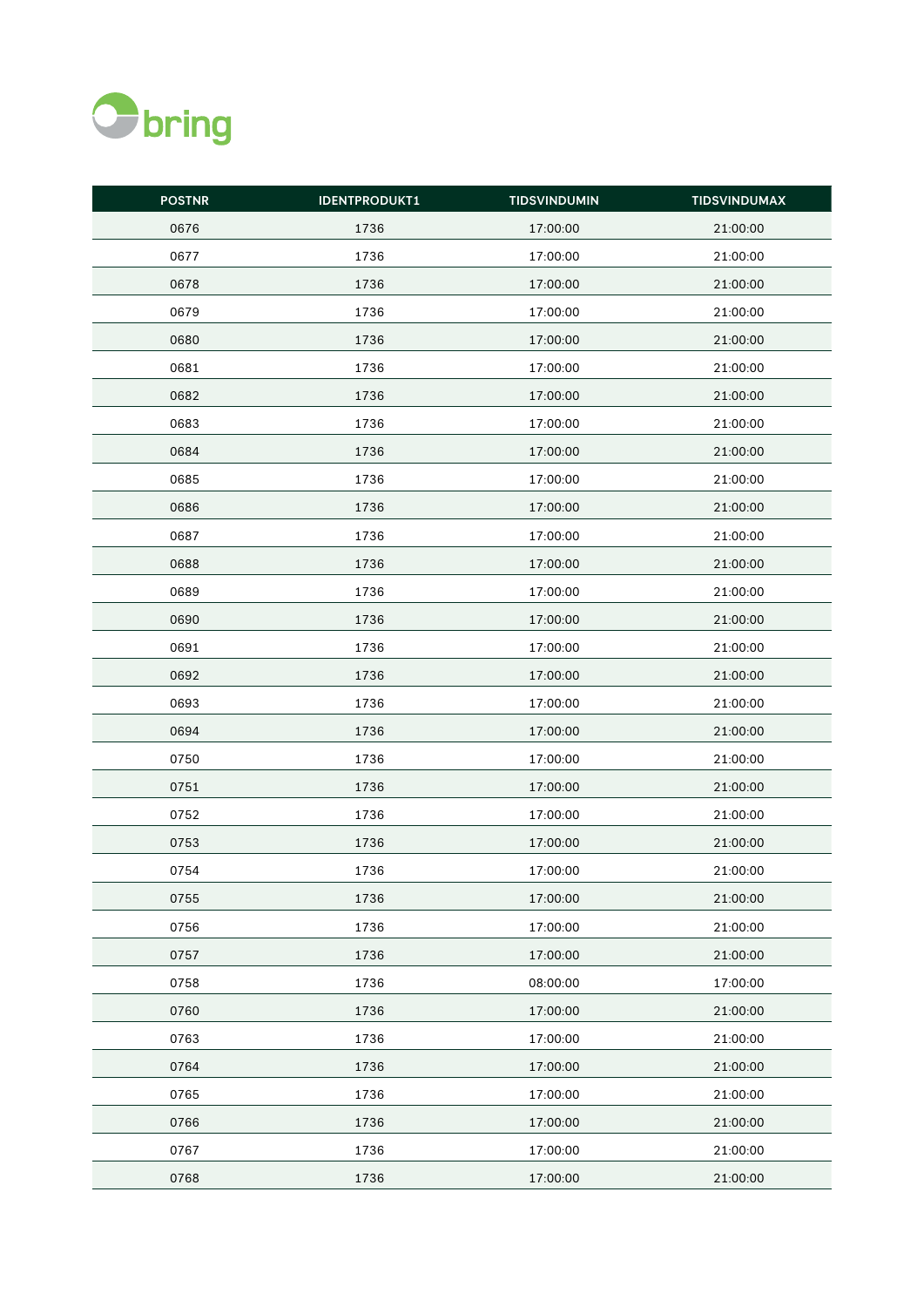| POSTNR | IDENTPRODUKT1 | TIDSVINDUMIN | TIDSVINDUMAX |
|---|---|---|---|
| 0676 | 1736 | 17:00:00 | 21:00:00 |
| 0677 | 1736 | 17:00:00 | 21:00:00 |
| 0678 | 1736 | 17:00:00 | 21:00:00 |
| 0679 | 1736 | 17:00:00 | 21:00:00 |
| 0680 | 1736 | 17:00:00 | 21:00:00 |
| 0681 | 1736 | 17:00:00 | 21:00:00 |
| 0682 | 1736 | 17:00:00 | 21:00:00 |
| 0683 | 1736 | 17:00:00 | 21:00:00 |
| 0684 | 1736 | 17:00:00 | 21:00:00 |
| 0685 | 1736 | 17:00:00 | 21:00:00 |
| 0686 | 1736 | 17:00:00 | 21:00:00 |
| 0687 | 1736 | 17:00:00 | 21:00:00 |
| 0688 | 1736 | 17:00:00 | 21:00:00 |
| 0689 | 1736 | 17:00:00 | 21:00:00 |
| 0690 | 1736 | 17:00:00 | 21:00:00 |
| 0691 | 1736 | 17:00:00 | 21:00:00 |
| 0692 | 1736 | 17:00:00 | 21:00:00 |
| 0693 | 1736 | 17:00:00 | 21:00:00 |
| 0694 | 1736 | 17:00:00 | 21:00:00 |
| 0750 | 1736 | 17:00:00 | 21:00:00 |
| 0751 | 1736 | 17:00:00 | 21:00:00 |
| 0752 | 1736 | 17:00:00 | 21:00:00 |
| 0753 | 1736 | 17:00:00 | 21:00:00 |
| 0754 | 1736 | 17:00:00 | 21:00:00 |
| 0755 | 1736 | 17:00:00 | 21:00:00 |
| 0756 | 1736 | 17:00:00 | 21:00:00 |
| 0757 | 1736 | 17:00:00 | 21:00:00 |
| 0758 | 1736 | 08:00:00 | 17:00:00 |
| 0760 | 1736 | 17:00:00 | 21:00:00 |
| 0763 | 1736 | 17:00:00 | 21:00:00 |
| 0764 | 1736 | 17:00:00 | 21:00:00 |
| 0765 | 1736 | 17:00:00 | 21:00:00 |
| 0766 | 1736 | 17:00:00 | 21:00:00 |
| 0767 | 1736 | 17:00:00 | 21:00:00 |
| 0768 | 1736 | 17:00:00 | 21:00:00 |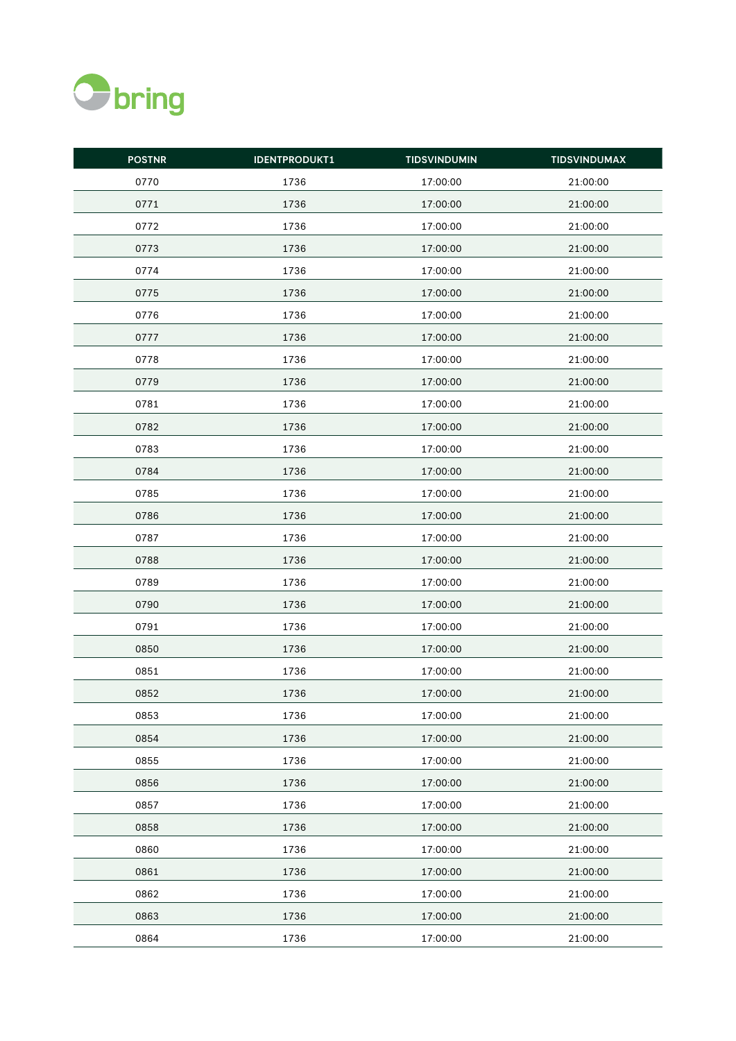| POSTNR | IDENTPRODUKT1 | TIDSVINDUMIN | TIDSVINDUMAX |
|---|---|---|---|
| 0770 | 1736 | 17:00:00 | 21:00:00 |
| 0771 | 1736 | 17:00:00 | 21:00:00 |
| 0772 | 1736 | 17:00:00 | 21:00:00 |
| 0773 | 1736 | 17:00:00 | 21:00:00 |
| 0774 | 1736 | 17:00:00 | 21:00:00 |
| 0775 | 1736 | 17:00:00 | 21:00:00 |
| 0776 | 1736 | 17:00:00 | 21:00:00 |
| 0777 | 1736 | 17:00:00 | 21:00:00 |
| 0778 | 1736 | 17:00:00 | 21:00:00 |
| 0779 | 1736 | 17:00:00 | 21:00:00 |
| 0781 | 1736 | 17:00:00 | 21:00:00 |
| 0782 | 1736 | 17:00:00 | 21:00:00 |
| 0783 | 1736 | 17:00:00 | 21:00:00 |
| 0784 | 1736 | 17:00:00 | 21:00:00 |
| 0785 | 1736 | 17:00:00 | 21:00:00 |
| 0786 | 1736 | 17:00:00 | 21:00:00 |
| 0787 | 1736 | 17:00:00 | 21:00:00 |
| 0788 | 1736 | 17:00:00 | 21:00:00 |
| 0789 | 1736 | 17:00:00 | 21:00:00 |
| 0790 | 1736 | 17:00:00 | 21:00:00 |
| 0791 | 1736 | 17:00:00 | 21:00:00 |
| 0850 | 1736 | 17:00:00 | 21:00:00 |
| 0851 | 1736 | 17:00:00 | 21:00:00 |
| 0852 | 1736 | 17:00:00 | 21:00:00 |
| 0853 | 1736 | 17:00:00 | 21:00:00 |
| 0854 | 1736 | 17:00:00 | 21:00:00 |
| 0855 | 1736 | 17:00:00 | 21:00:00 |
| 0856 | 1736 | 17:00:00 | 21:00:00 |
| 0857 | 1736 | 17:00:00 | 21:00:00 |
| 0858 | 1736 | 17:00:00 | 21:00:00 |
| 0860 | 1736 | 17:00:00 | 21:00:00 |
| 0861 | 1736 | 17:00:00 | 21:00:00 |
| 0862 | 1736 | 17:00:00 | 21:00:00 |
| 0863 | 1736 | 17:00:00 | 21:00:00 |
| 0864 | 1736 | 17:00:00 | 21:00:00 |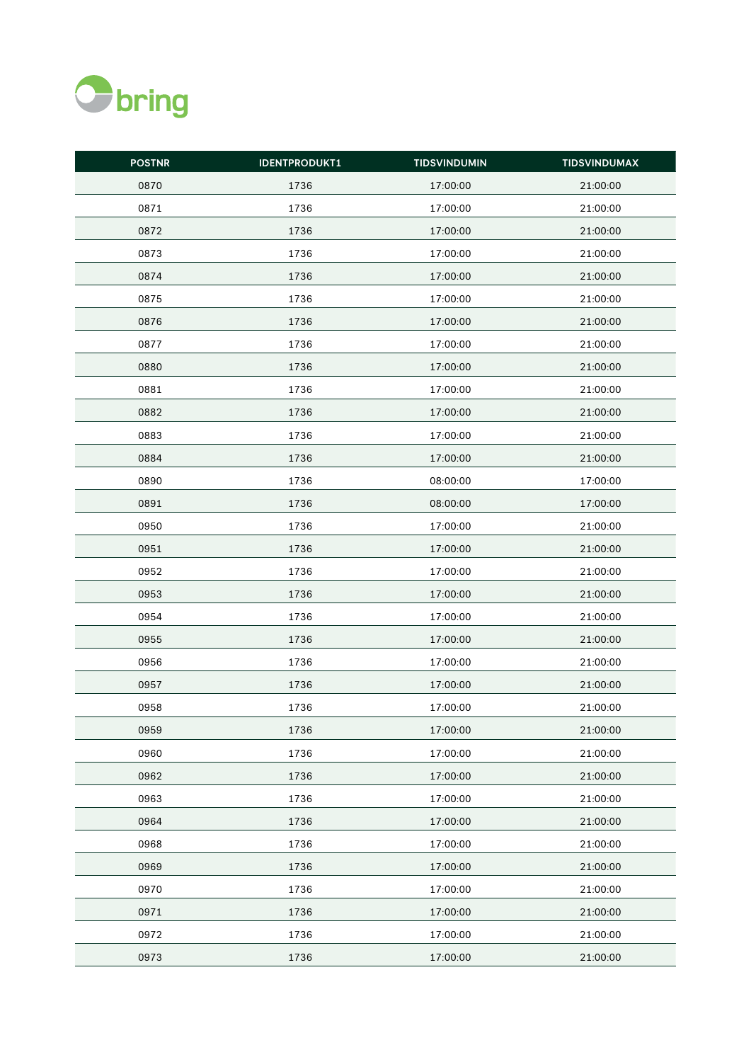| POSTNR | IDENTPRODUKT1 | TIDSVINDUMIN | TIDSVINDUMAX |
|---|---|---|---|
| 0870 | 1736 | 17:00:00 | 21:00:00 |
| 0871 | 1736 | 17:00:00 | 21:00:00 |
| 0872 | 1736 | 17:00:00 | 21:00:00 |
| 0873 | 1736 | 17:00:00 | 21:00:00 |
| 0874 | 1736 | 17:00:00 | 21:00:00 |
| 0875 | 1736 | 17:00:00 | 21:00:00 |
| 0876 | 1736 | 17:00:00 | 21:00:00 |
| 0877 | 1736 | 17:00:00 | 21:00:00 |
| 0880 | 1736 | 17:00:00 | 21:00:00 |
| 0881 | 1736 | 17:00:00 | 21:00:00 |
| 0882 | 1736 | 17:00:00 | 21:00:00 |
| 0883 | 1736 | 17:00:00 | 21:00:00 |
| 0884 | 1736 | 17:00:00 | 21:00:00 |
| 0890 | 1736 | 08:00:00 | 17:00:00 |
| 0891 | 1736 | 08:00:00 | 17:00:00 |
| 0950 | 1736 | 17:00:00 | 21:00:00 |
| 0951 | 1736 | 17:00:00 | 21:00:00 |
| 0952 | 1736 | 17:00:00 | 21:00:00 |
| 0953 | 1736 | 17:00:00 | 21:00:00 |
| 0954 | 1736 | 17:00:00 | 21:00:00 |
| 0955 | 1736 | 17:00:00 | 21:00:00 |
| 0956 | 1736 | 17:00:00 | 21:00:00 |
| 0957 | 1736 | 17:00:00 | 21:00:00 |
| 0958 | 1736 | 17:00:00 | 21:00:00 |
| 0959 | 1736 | 17:00:00 | 21:00:00 |
| 0960 | 1736 | 17:00:00 | 21:00:00 |
| 0962 | 1736 | 17:00:00 | 21:00:00 |
| 0963 | 1736 | 17:00:00 | 21:00:00 |
| 0964 | 1736 | 17:00:00 | 21:00:00 |
| 0968 | 1736 | 17:00:00 | 21:00:00 |
| 0969 | 1736 | 17:00:00 | 21:00:00 |
| 0970 | 1736 | 17:00:00 | 21:00:00 |
| 0971 | 1736 | 17:00:00 | 21:00:00 |
| 0972 | 1736 | 17:00:00 | 21:00:00 |
| 0973 | 1736 | 17:00:00 | 21:00:00 |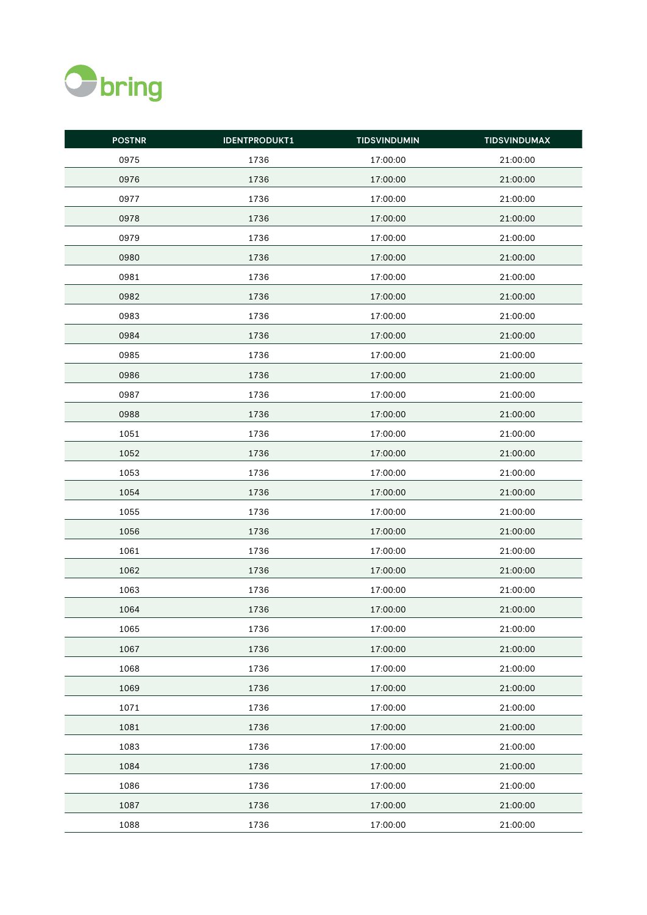| POSTNR | IDENTPRODUKT1 | TIDSVINDUMIN | TIDSVINDUMAX |
|---|---|---|---|
| 0975 | 1736 | 17:00:00 | 21:00:00 |
| 0976 | 1736 | 17:00:00 | 21:00:00 |
| 0977 | 1736 | 17:00:00 | 21:00:00 |
| 0978 | 1736 | 17:00:00 | 21:00:00 |
| 0979 | 1736 | 17:00:00 | 21:00:00 |
| 0980 | 1736 | 17:00:00 | 21:00:00 |
| 0981 | 1736 | 17:00:00 | 21:00:00 |
| 0982 | 1736 | 17:00:00 | 21:00:00 |
| 0983 | 1736 | 17:00:00 | 21:00:00 |
| 0984 | 1736 | 17:00:00 | 21:00:00 |
| 0985 | 1736 | 17:00:00 | 21:00:00 |
| 0986 | 1736 | 17:00:00 | 21:00:00 |
| 0987 | 1736 | 17:00:00 | 21:00:00 |
| 0988 | 1736 | 17:00:00 | 21:00:00 |
| 1051 | 1736 | 17:00:00 | 21:00:00 |
| 1052 | 1736 | 17:00:00 | 21:00:00 |
| 1053 | 1736 | 17:00:00 | 21:00:00 |
| 1054 | 1736 | 17:00:00 | 21:00:00 |
| 1055 | 1736 | 17:00:00 | 21:00:00 |
| 1056 | 1736 | 17:00:00 | 21:00:00 |
| 1061 | 1736 | 17:00:00 | 21:00:00 |
| 1062 | 1736 | 17:00:00 | 21:00:00 |
| 1063 | 1736 | 17:00:00 | 21:00:00 |
| 1064 | 1736 | 17:00:00 | 21:00:00 |
| 1065 | 1736 | 17:00:00 | 21:00:00 |
| 1067 | 1736 | 17:00:00 | 21:00:00 |
| 1068 | 1736 | 17:00:00 | 21:00:00 |
| 1069 | 1736 | 17:00:00 | 21:00:00 |
| 1071 | 1736 | 17:00:00 | 21:00:00 |
| 1081 | 1736 | 17:00:00 | 21:00:00 |
| 1083 | 1736 | 17:00:00 | 21:00:00 |
| 1084 | 1736 | 17:00:00 | 21:00:00 |
| 1086 | 1736 | 17:00:00 | 21:00:00 |
| 1087 | 1736 | 17:00:00 | 21:00:00 |
| 1088 | 1736 | 17:00:00 | 21:00:00 |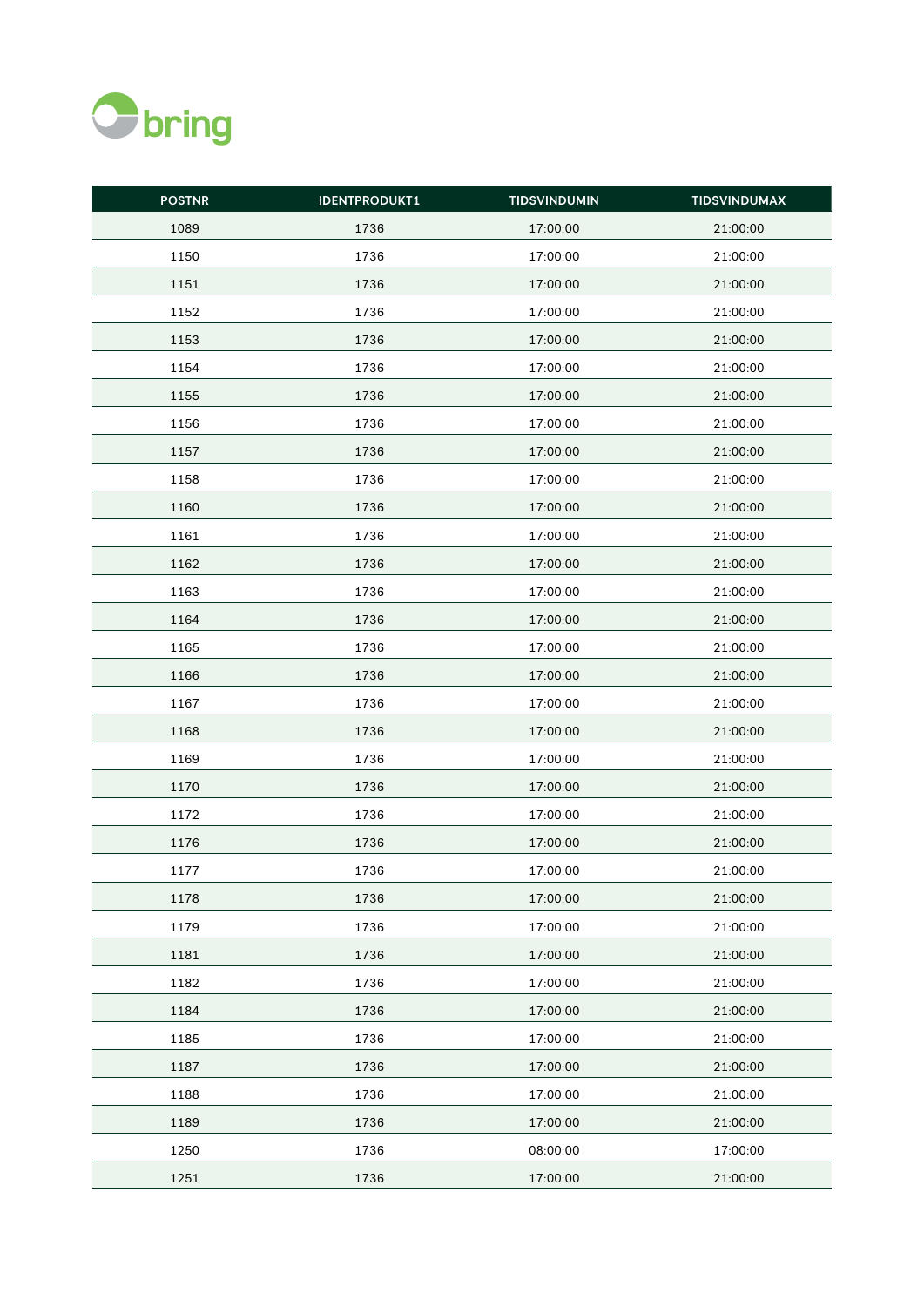| POSTNR | IDENTPRODUKT1 | TIDSVINDUMIN | TIDSVINDUMAX |
|---|---|---|---|
| 1089 | 1736 | 17:00:00 | 21:00:00 |
| 1150 | 1736 | 17:00:00 | 21:00:00 |
| 1151 | 1736 | 17:00:00 | 21:00:00 |
| 1152 | 1736 | 17:00:00 | 21:00:00 |
| 1153 | 1736 | 17:00:00 | 21:00:00 |
| 1154 | 1736 | 17:00:00 | 21:00:00 |
| 1155 | 1736 | 17:00:00 | 21:00:00 |
| 1156 | 1736 | 17:00:00 | 21:00:00 |
| 1157 | 1736 | 17:00:00 | 21:00:00 |
| 1158 | 1736 | 17:00:00 | 21:00:00 |
| 1160 | 1736 | 17:00:00 | 21:00:00 |
| 1161 | 1736 | 17:00:00 | 21:00:00 |
| 1162 | 1736 | 17:00:00 | 21:00:00 |
| 1163 | 1736 | 17:00:00 | 21:00:00 |
| 1164 | 1736 | 17:00:00 | 21:00:00 |
| 1165 | 1736 | 17:00:00 | 21:00:00 |
| 1166 | 1736 | 17:00:00 | 21:00:00 |
| 1167 | 1736 | 17:00:00 | 21:00:00 |
| 1168 | 1736 | 17:00:00 | 21:00:00 |
| 1169 | 1736 | 17:00:00 | 21:00:00 |
| 1170 | 1736 | 17:00:00 | 21:00:00 |
| 1172 | 1736 | 17:00:00 | 21:00:00 |
| 1176 | 1736 | 17:00:00 | 21:00:00 |
| 1177 | 1736 | 17:00:00 | 21:00:00 |
| 1178 | 1736 | 17:00:00 | 21:00:00 |
| 1179 | 1736 | 17:00:00 | 21:00:00 |
| 1181 | 1736 | 17:00:00 | 21:00:00 |
| 1182 | 1736 | 17:00:00 | 21:00:00 |
| 1184 | 1736 | 17:00:00 | 21:00:00 |
| 1185 | 1736 | 17:00:00 | 21:00:00 |
| 1187 | 1736 | 17:00:00 | 21:00:00 |
| 1188 | 1736 | 17:00:00 | 21:00:00 |
| 1189 | 1736 | 17:00:00 | 21:00:00 |
| 1250 | 1736 | 08:00:00 | 17:00:00 |
| 1251 | 1736 | 17:00:00 | 21:00:00 |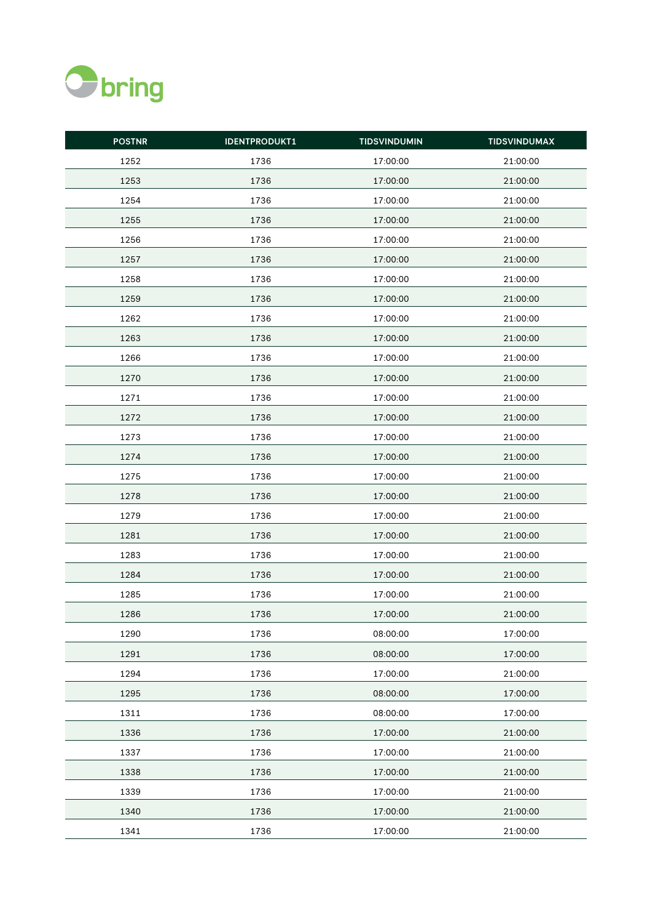| POSTNR | IDENTPRODUKT1 | TIDSVINDUMIN | TIDSVINDUMAX |
|---|---|---|---|
| 1252 | 1736 | 17:00:00 | 21:00:00 |
| 1253 | 1736 | 17:00:00 | 21:00:00 |
| 1254 | 1736 | 17:00:00 | 21:00:00 |
| 1255 | 1736 | 17:00:00 | 21:00:00 |
| 1256 | 1736 | 17:00:00 | 21:00:00 |
| 1257 | 1736 | 17:00:00 | 21:00:00 |
| 1258 | 1736 | 17:00:00 | 21:00:00 |
| 1259 | 1736 | 17:00:00 | 21:00:00 |
| 1262 | 1736 | 17:00:00 | 21:00:00 |
| 1263 | 1736 | 17:00:00 | 21:00:00 |
| 1266 | 1736 | 17:00:00 | 21:00:00 |
| 1270 | 1736 | 17:00:00 | 21:00:00 |
| 1271 | 1736 | 17:00:00 | 21:00:00 |
| 1272 | 1736 | 17:00:00 | 21:00:00 |
| 1273 | 1736 | 17:00:00 | 21:00:00 |
| 1274 | 1736 | 17:00:00 | 21:00:00 |
| 1275 | 1736 | 17:00:00 | 21:00:00 |
| 1278 | 1736 | 17:00:00 | 21:00:00 |
| 1279 | 1736 | 17:00:00 | 21:00:00 |
| 1281 | 1736 | 17:00:00 | 21:00:00 |
| 1283 | 1736 | 17:00:00 | 21:00:00 |
| 1284 | 1736 | 17:00:00 | 21:00:00 |
| 1285 | 1736 | 17:00:00 | 21:00:00 |
| 1286 | 1736 | 17:00:00 | 21:00:00 |
| 1290 | 1736 | 08:00:00 | 17:00:00 |
| 1291 | 1736 | 08:00:00 | 17:00:00 |
| 1294 | 1736 | 17:00:00 | 21:00:00 |
| 1295 | 1736 | 08:00:00 | 17:00:00 |
| 1311 | 1736 | 08:00:00 | 17:00:00 |
| 1336 | 1736 | 17:00:00 | 21:00:00 |
| 1337 | 1736 | 17:00:00 | 21:00:00 |
| 1338 | 1736 | 17:00:00 | 21:00:00 |
| 1339 | 1736 | 17:00:00 | 21:00:00 |
| 1340 | 1736 | 17:00:00 | 21:00:00 |
| 1341 | 1736 | 17:00:00 | 21:00:00 |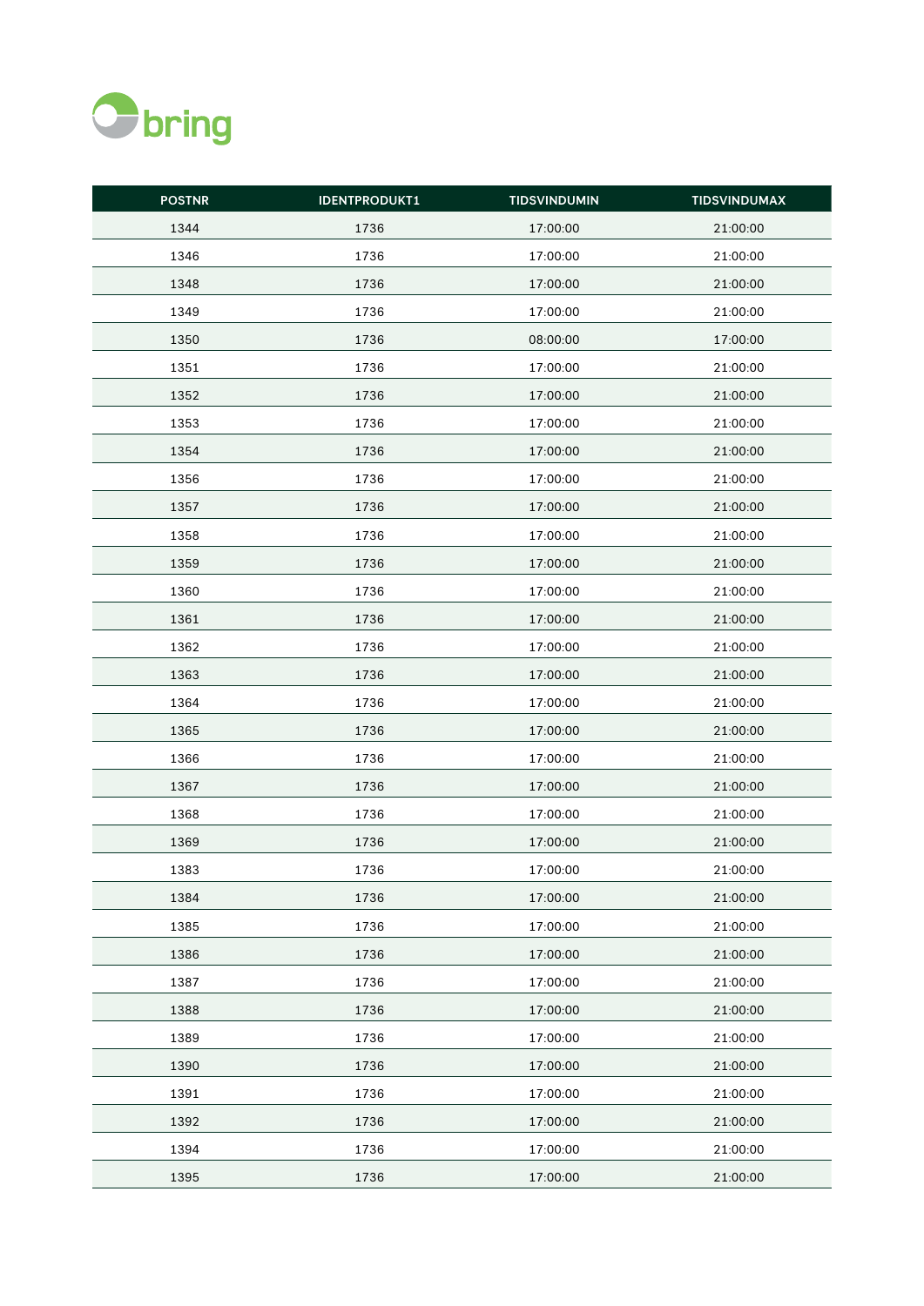| POSTNR | IDENTPRODUKT1 | TIDSVINDUMIN | TIDSVINDUMAX |
|---|---|---|---|
| 1344 | 1736 | 17:00:00 | 21:00:00 |
| 1346 | 1736 | 17:00:00 | 21:00:00 |
| 1348 | 1736 | 17:00:00 | 21:00:00 |
| 1349 | 1736 | 17:00:00 | 21:00:00 |
| 1350 | 1736 | 08:00:00 | 17:00:00 |
| 1351 | 1736 | 17:00:00 | 21:00:00 |
| 1352 | 1736 | 17:00:00 | 21:00:00 |
| 1353 | 1736 | 17:00:00 | 21:00:00 |
| 1354 | 1736 | 17:00:00 | 21:00:00 |
| 1356 | 1736 | 17:00:00 | 21:00:00 |
| 1357 | 1736 | 17:00:00 | 21:00:00 |
| 1358 | 1736 | 17:00:00 | 21:00:00 |
| 1359 | 1736 | 17:00:00 | 21:00:00 |
| 1360 | 1736 | 17:00:00 | 21:00:00 |
| 1361 | 1736 | 17:00:00 | 21:00:00 |
| 1362 | 1736 | 17:00:00 | 21:00:00 |
| 1363 | 1736 | 17:00:00 | 21:00:00 |
| 1364 | 1736 | 17:00:00 | 21:00:00 |
| 1365 | 1736 | 17:00:00 | 21:00:00 |
| 1366 | 1736 | 17:00:00 | 21:00:00 |
| 1367 | 1736 | 17:00:00 | 21:00:00 |
| 1368 | 1736 | 17:00:00 | 21:00:00 |
| 1369 | 1736 | 17:00:00 | 21:00:00 |
| 1383 | 1736 | 17:00:00 | 21:00:00 |
| 1384 | 1736 | 17:00:00 | 21:00:00 |
| 1385 | 1736 | 17:00:00 | 21:00:00 |
| 1386 | 1736 | 17:00:00 | 21:00:00 |
| 1387 | 1736 | 17:00:00 | 21:00:00 |
| 1388 | 1736 | 17:00:00 | 21:00:00 |
| 1389 | 1736 | 17:00:00 | 21:00:00 |
| 1390 | 1736 | 17:00:00 | 21:00:00 |
| 1391 | 1736 | 17:00:00 | 21:00:00 |
| 1392 | 1736 | 17:00:00 | 21:00:00 |
| 1394 | 1736 | 17:00:00 | 21:00:00 |
| 1395 | 1736 | 17:00:00 | 21:00:00 |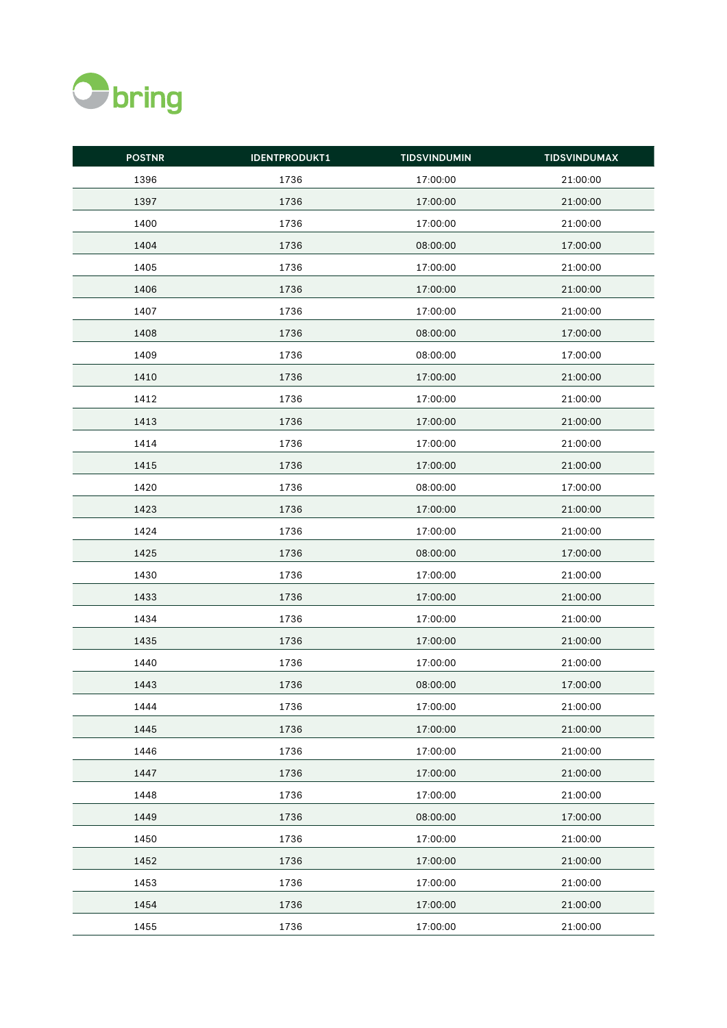| POSTNR | IDENTPRODUKT1 | TIDSVINDUMIN | TIDSVINDUMAX |
|---|---|---|---|
| 1396 | 1736 | 17:00:00 | 21:00:00 |
| 1397 | 1736 | 17:00:00 | 21:00:00 |
| 1400 | 1736 | 17:00:00 | 21:00:00 |
| 1404 | 1736 | 08:00:00 | 17:00:00 |
| 1405 | 1736 | 17:00:00 | 21:00:00 |
| 1406 | 1736 | 17:00:00 | 21:00:00 |
| 1407 | 1736 | 17:00:00 | 21:00:00 |
| 1408 | 1736 | 08:00:00 | 17:00:00 |
| 1409 | 1736 | 08:00:00 | 17:00:00 |
| 1410 | 1736 | 17:00:00 | 21:00:00 |
| 1412 | 1736 | 17:00:00 | 21:00:00 |
| 1413 | 1736 | 17:00:00 | 21:00:00 |
| 1414 | 1736 | 17:00:00 | 21:00:00 |
| 1415 | 1736 | 17:00:00 | 21:00:00 |
| 1420 | 1736 | 08:00:00 | 17:00:00 |
| 1423 | 1736 | 17:00:00 | 21:00:00 |
| 1424 | 1736 | 17:00:00 | 21:00:00 |
| 1425 | 1736 | 08:00:00 | 17:00:00 |
| 1430 | 1736 | 17:00:00 | 21:00:00 |
| 1433 | 1736 | 17:00:00 | 21:00:00 |
| 1434 | 1736 | 17:00:00 | 21:00:00 |
| 1435 | 1736 | 17:00:00 | 21:00:00 |
| 1440 | 1736 | 17:00:00 | 21:00:00 |
| 1443 | 1736 | 08:00:00 | 17:00:00 |
| 1444 | 1736 | 17:00:00 | 21:00:00 |
| 1445 | 1736 | 17:00:00 | 21:00:00 |
| 1446 | 1736 | 17:00:00 | 21:00:00 |
| 1447 | 1736 | 17:00:00 | 21:00:00 |
| 1448 | 1736 | 17:00:00 | 21:00:00 |
| 1449 | 1736 | 08:00:00 | 17:00:00 |
| 1450 | 1736 | 17:00:00 | 21:00:00 |
| 1452 | 1736 | 17:00:00 | 21:00:00 |
| 1453 | 1736 | 17:00:00 | 21:00:00 |
| 1454 | 1736 | 17:00:00 | 21:00:00 |
| 1455 | 1736 | 17:00:00 | 21:00:00 |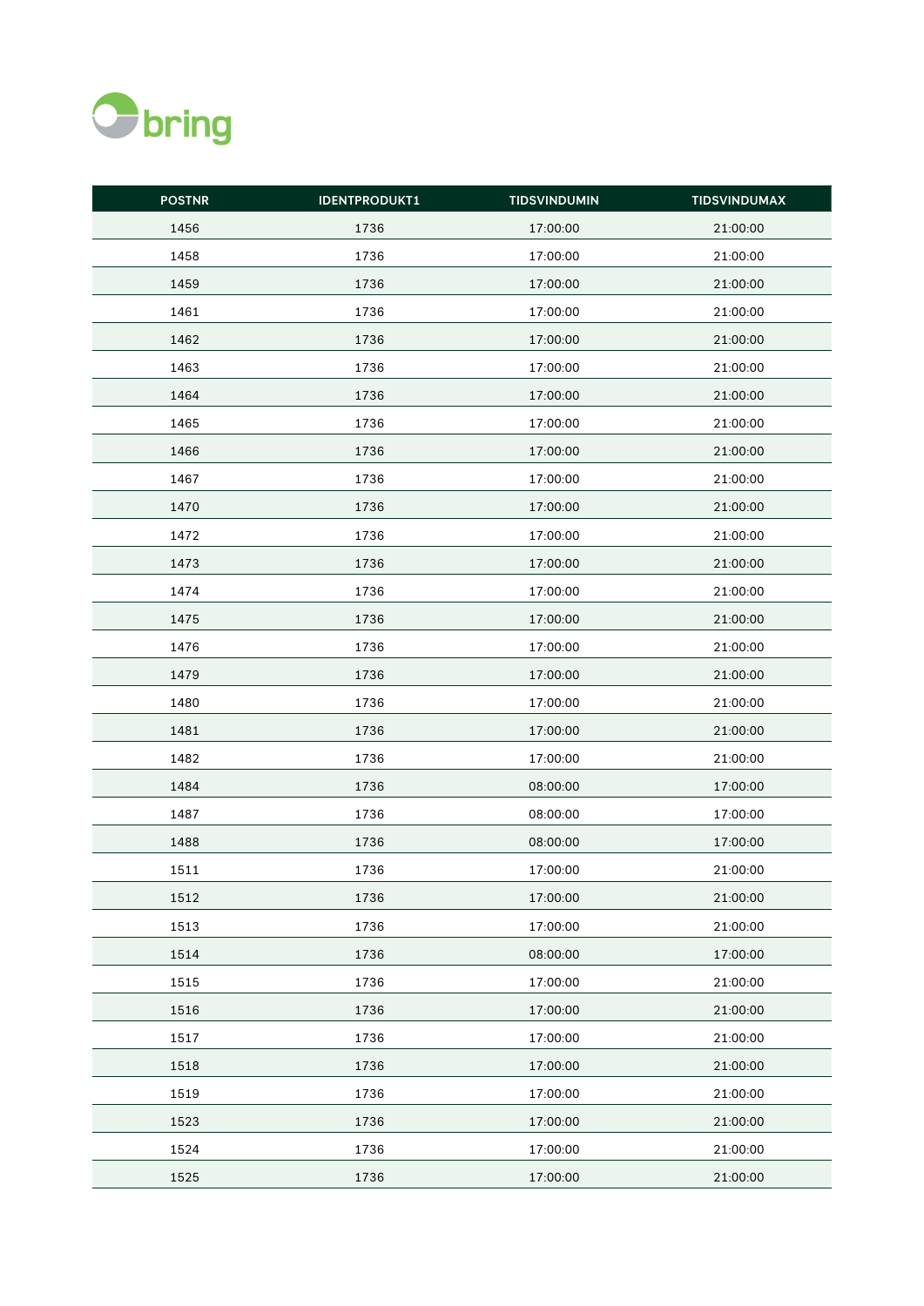| POSTNR | IDENTPRODUKT1 | TIDSVINDUMIN | TIDSVINDUMAX |
|---|---|---|---|
| 1456 | 1736 | 17:00:00 | 21:00:00 |
| 1458 | 1736 | 17:00:00 | 21:00:00 |
| 1459 | 1736 | 17:00:00 | 21:00:00 |
| 1461 | 1736 | 17:00:00 | 21:00:00 |
| 1462 | 1736 | 17:00:00 | 21:00:00 |
| 1463 | 1736 | 17:00:00 | 21:00:00 |
| 1464 | 1736 | 17:00:00 | 21:00:00 |
| 1465 | 1736 | 17:00:00 | 21:00:00 |
| 1466 | 1736 | 17:00:00 | 21:00:00 |
| 1467 | 1736 | 17:00:00 | 21:00:00 |
| 1470 | 1736 | 17:00:00 | 21:00:00 |
| 1472 | 1736 | 17:00:00 | 21:00:00 |
| 1473 | 1736 | 17:00:00 | 21:00:00 |
| 1474 | 1736 | 17:00:00 | 21:00:00 |
| 1475 | 1736 | 17:00:00 | 21:00:00 |
| 1476 | 1736 | 17:00:00 | 21:00:00 |
| 1479 | 1736 | 17:00:00 | 21:00:00 |
| 1480 | 1736 | 17:00:00 | 21:00:00 |
| 1481 | 1736 | 17:00:00 | 21:00:00 |
| 1482 | 1736 | 17:00:00 | 21:00:00 |
| 1484 | 1736 | 08:00:00 | 17:00:00 |
| 1487 | 1736 | 08:00:00 | 17:00:00 |
| 1488 | 1736 | 08:00:00 | 17:00:00 |
| 1511 | 1736 | 17:00:00 | 21:00:00 |
| 1512 | 1736 | 17:00:00 | 21:00:00 |
| 1513 | 1736 | 17:00:00 | 21:00:00 |
| 1514 | 1736 | 08:00:00 | 17:00:00 |
| 1515 | 1736 | 17:00:00 | 21:00:00 |
| 1516 | 1736 | 17:00:00 | 21:00:00 |
| 1517 | 1736 | 17:00:00 | 21:00:00 |
| 1518 | 1736 | 17:00:00 | 21:00:00 |
| 1519 | 1736 | 17:00:00 | 21:00:00 |
| 1523 | 1736 | 17:00:00 | 21:00:00 |
| 1524 | 1736 | 17:00:00 | 21:00:00 |
| 1525 | 1736 | 17:00:00 | 21:00:00 |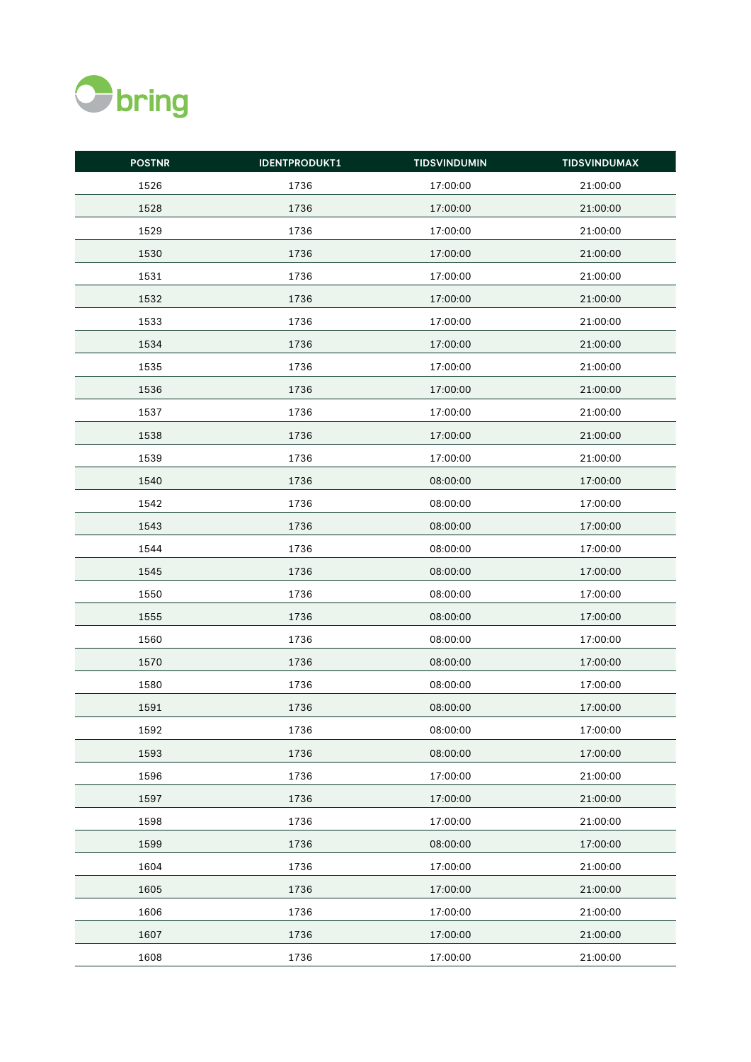| POSTNR | IDENTPRODUKT1 | TIDSVINDUMIN | TIDSVINDUMAX |
|---|---|---|---|
| 1526 | 1736 | 17:00:00 | 21:00:00 |
| 1528 | 1736 | 17:00:00 | 21:00:00 |
| 1529 | 1736 | 17:00:00 | 21:00:00 |
| 1530 | 1736 | 17:00:00 | 21:00:00 |
| 1531 | 1736 | 17:00:00 | 21:00:00 |
| 1532 | 1736 | 17:00:00 | 21:00:00 |
| 1533 | 1736 | 17:00:00 | 21:00:00 |
| 1534 | 1736 | 17:00:00 | 21:00:00 |
| 1535 | 1736 | 17:00:00 | 21:00:00 |
| 1536 | 1736 | 17:00:00 | 21:00:00 |
| 1537 | 1736 | 17:00:00 | 21:00:00 |
| 1538 | 1736 | 17:00:00 | 21:00:00 |
| 1539 | 1736 | 17:00:00 | 21:00:00 |
| 1540 | 1736 | 08:00:00 | 17:00:00 |
| 1542 | 1736 | 08:00:00 | 17:00:00 |
| 1543 | 1736 | 08:00:00 | 17:00:00 |
| 1544 | 1736 | 08:00:00 | 17:00:00 |
| 1545 | 1736 | 08:00:00 | 17:00:00 |
| 1550 | 1736 | 08:00:00 | 17:00:00 |
| 1555 | 1736 | 08:00:00 | 17:00:00 |
| 1560 | 1736 | 08:00:00 | 17:00:00 |
| 1570 | 1736 | 08:00:00 | 17:00:00 |
| 1580 | 1736 | 08:00:00 | 17:00:00 |
| 1591 | 1736 | 08:00:00 | 17:00:00 |
| 1592 | 1736 | 08:00:00 | 17:00:00 |
| 1593 | 1736 | 08:00:00 | 17:00:00 |
| 1596 | 1736 | 17:00:00 | 21:00:00 |
| 1597 | 1736 | 17:00:00 | 21:00:00 |
| 1598 | 1736 | 17:00:00 | 21:00:00 |
| 1599 | 1736 | 08:00:00 | 17:00:00 |
| 1604 | 1736 | 17:00:00 | 21:00:00 |
| 1605 | 1736 | 17:00:00 | 21:00:00 |
| 1606 | 1736 | 17:00:00 | 21:00:00 |
| 1607 | 1736 | 17:00:00 | 21:00:00 |
| 1608 | 1736 | 17:00:00 | 21:00:00 |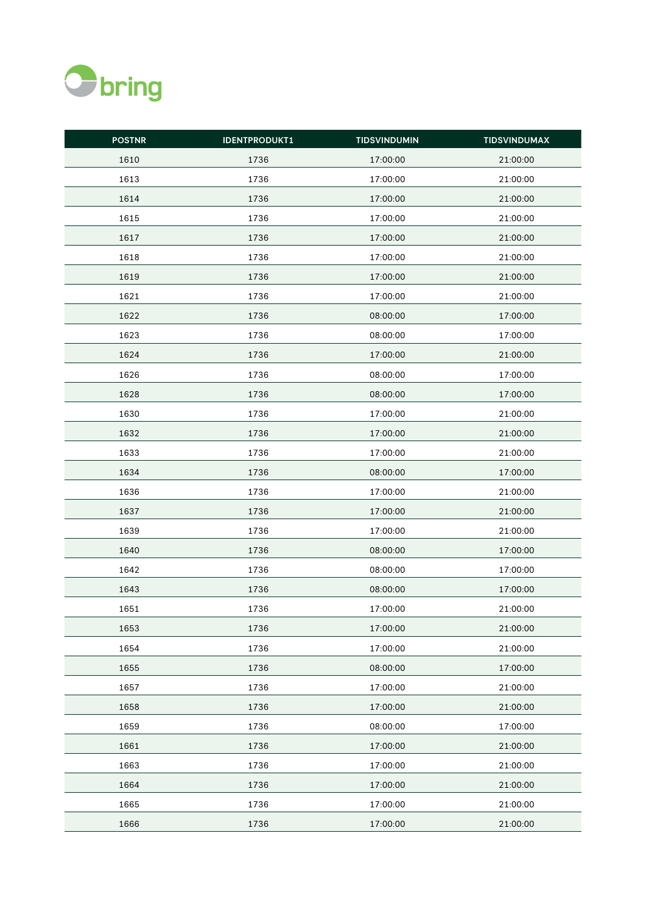| POSTNR | IDENTPRODUKT1 | TIDSVINDUMIN | TIDSVINDUMAX |
|---|---|---|---|
| 1610 | 1736 | 17:00:00 | 21:00:00 |
| 1613 | 1736 | 17:00:00 | 21:00:00 |
| 1614 | 1736 | 17:00:00 | 21:00:00 |
| 1615 | 1736 | 17:00:00 | 21:00:00 |
| 1617 | 1736 | 17:00:00 | 21:00:00 |
| 1618 | 1736 | 17:00:00 | 21:00:00 |
| 1619 | 1736 | 17:00:00 | 21:00:00 |
| 1621 | 1736 | 17:00:00 | 21:00:00 |
| 1622 | 1736 | 08:00:00 | 17:00:00 |
| 1623 | 1736 | 08:00:00 | 17:00:00 |
| 1624 | 1736 | 17:00:00 | 21:00:00 |
| 1626 | 1736 | 08:00:00 | 17:00:00 |
| 1628 | 1736 | 08:00:00 | 17:00:00 |
| 1630 | 1736 | 17:00:00 | 21:00:00 |
| 1632 | 1736 | 17:00:00 | 21:00:00 |
| 1633 | 1736 | 17:00:00 | 21:00:00 |
| 1634 | 1736 | 08:00:00 | 17:00:00 |
| 1636 | 1736 | 17:00:00 | 21:00:00 |
| 1637 | 1736 | 17:00:00 | 21:00:00 |
| 1639 | 1736 | 17:00:00 | 21:00:00 |
| 1640 | 1736 | 08:00:00 | 17:00:00 |
| 1642 | 1736 | 08:00:00 | 17:00:00 |
| 1643 | 1736 | 08:00:00 | 17:00:00 |
| 1651 | 1736 | 17:00:00 | 21:00:00 |
| 1653 | 1736 | 17:00:00 | 21:00:00 |
| 1654 | 1736 | 17:00:00 | 21:00:00 |
| 1655 | 1736 | 08:00:00 | 17:00:00 |
| 1657 | 1736 | 17:00:00 | 21:00:00 |
| 1658 | 1736 | 17:00:00 | 21:00:00 |
| 1659 | 1736 | 08:00:00 | 17:00:00 |
| 1661 | 1736 | 17:00:00 | 21:00:00 |
| 1663 | 1736 | 17:00:00 | 21:00:00 |
| 1664 | 1736 | 17:00:00 | 21:00:00 |
| 1665 | 1736 | 17:00:00 | 21:00:00 |
| 1666 | 1736 | 17:00:00 | 21:00:00 |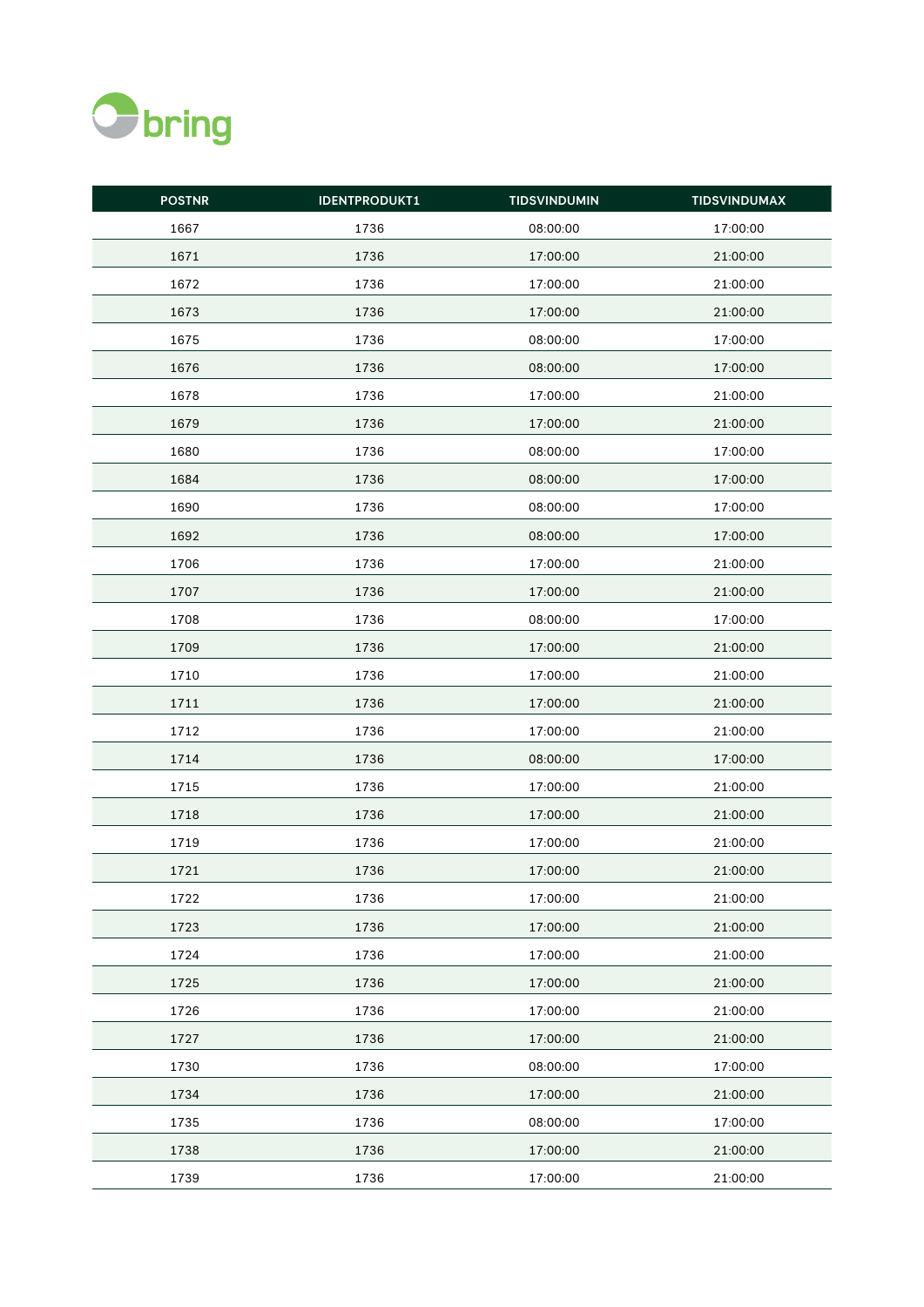| POSTNR | IDENTPRODUKT1 | TIDSVINDUMIN | TIDSVINDUMAX |
|---|---|---|---|
| 1667 | 1736 | 08:00:00 | 17:00:00 |
| 1671 | 1736 | 17:00:00 | 21:00:00 |
| 1672 | 1736 | 17:00:00 | 21:00:00 |
| 1673 | 1736 | 17:00:00 | 21:00:00 |
| 1675 | 1736 | 08:00:00 | 17:00:00 |
| 1676 | 1736 | 08:00:00 | 17:00:00 |
| 1678 | 1736 | 17:00:00 | 21:00:00 |
| 1679 | 1736 | 17:00:00 | 21:00:00 |
| 1680 | 1736 | 08:00:00 | 17:00:00 |
| 1684 | 1736 | 08:00:00 | 17:00:00 |
| 1690 | 1736 | 08:00:00 | 17:00:00 |
| 1692 | 1736 | 08:00:00 | 17:00:00 |
| 1706 | 1736 | 17:00:00 | 21:00:00 |
| 1707 | 1736 | 17:00:00 | 21:00:00 |
| 1708 | 1736 | 08:00:00 | 17:00:00 |
| 1709 | 1736 | 17:00:00 | 21:00:00 |
| 1710 | 1736 | 17:00:00 | 21:00:00 |
| 1711 | 1736 | 17:00:00 | 21:00:00 |
| 1712 | 1736 | 17:00:00 | 21:00:00 |
| 1714 | 1736 | 08:00:00 | 17:00:00 |
| 1715 | 1736 | 17:00:00 | 21:00:00 |
| 1718 | 1736 | 17:00:00 | 21:00:00 |
| 1719 | 1736 | 17:00:00 | 21:00:00 |
| 1721 | 1736 | 17:00:00 | 21:00:00 |
| 1722 | 1736 | 17:00:00 | 21:00:00 |
| 1723 | 1736 | 17:00:00 | 21:00:00 |
| 1724 | 1736 | 17:00:00 | 21:00:00 |
| 1725 | 1736 | 17:00:00 | 21:00:00 |
| 1726 | 1736 | 17:00:00 | 21:00:00 |
| 1727 | 1736 | 17:00:00 | 21:00:00 |
| 1730 | 1736 | 08:00:00 | 17:00:00 |
| 1734 | 1736 | 17:00:00 | 21:00:00 |
| 1735 | 1736 | 08:00:00 | 17:00:00 |
| 1738 | 1736 | 17:00:00 | 21:00:00 |
| 1739 | 1736 | 17:00:00 | 21:00:00 |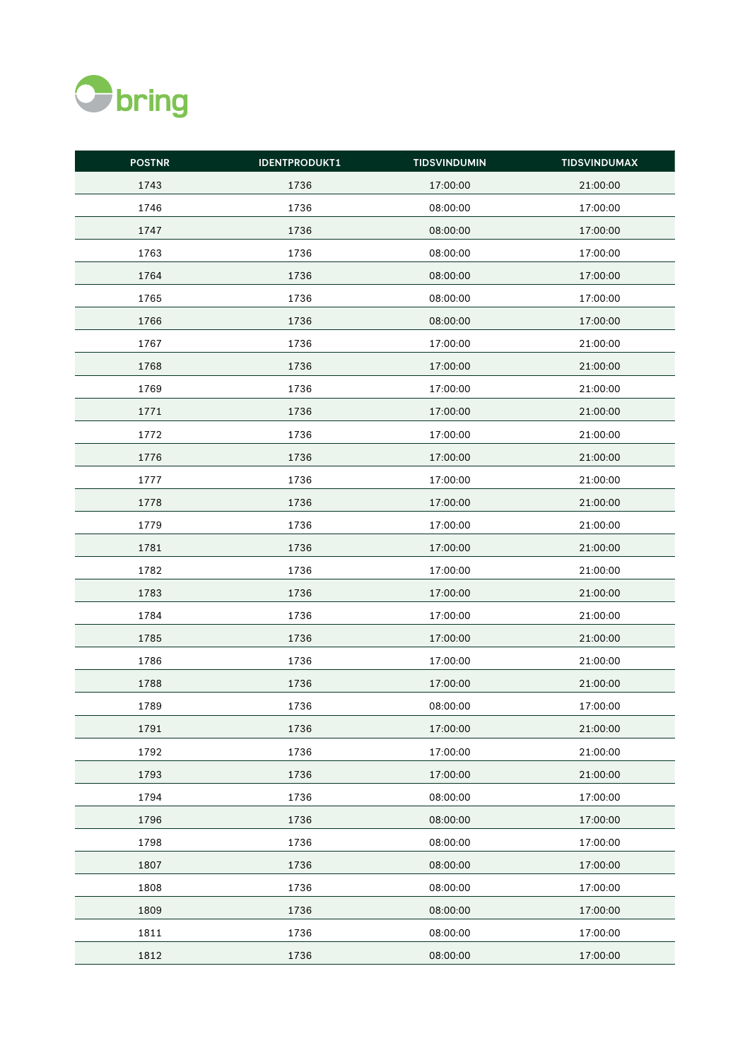| POSTNR | IDENTPRODUKT1 | TIDSVINDUMIN | TIDSVINDUMAX |
|---|---|---|---|
| 1743 | 1736 | 17:00:00 | 21:00:00 |
| 1746 | 1736 | 08:00:00 | 17:00:00 |
| 1747 | 1736 | 08:00:00 | 17:00:00 |
| 1763 | 1736 | 08:00:00 | 17:00:00 |
| 1764 | 1736 | 08:00:00 | 17:00:00 |
| 1765 | 1736 | 08:00:00 | 17:00:00 |
| 1766 | 1736 | 08:00:00 | 17:00:00 |
| 1767 | 1736 | 17:00:00 | 21:00:00 |
| 1768 | 1736 | 17:00:00 | 21:00:00 |
| 1769 | 1736 | 17:00:00 | 21:00:00 |
| 1771 | 1736 | 17:00:00 | 21:00:00 |
| 1772 | 1736 | 17:00:00 | 21:00:00 |
| 1776 | 1736 | 17:00:00 | 21:00:00 |
| 1777 | 1736 | 17:00:00 | 21:00:00 |
| 1778 | 1736 | 17:00:00 | 21:00:00 |
| 1779 | 1736 | 17:00:00 | 21:00:00 |
| 1781 | 1736 | 17:00:00 | 21:00:00 |
| 1782 | 1736 | 17:00:00 | 21:00:00 |
| 1783 | 1736 | 17:00:00 | 21:00:00 |
| 1784 | 1736 | 17:00:00 | 21:00:00 |
| 1785 | 1736 | 17:00:00 | 21:00:00 |
| 1786 | 1736 | 17:00:00 | 21:00:00 |
| 1788 | 1736 | 17:00:00 | 21:00:00 |
| 1789 | 1736 | 08:00:00 | 17:00:00 |
| 1791 | 1736 | 17:00:00 | 21:00:00 |
| 1792 | 1736 | 17:00:00 | 21:00:00 |
| 1793 | 1736 | 17:00:00 | 21:00:00 |
| 1794 | 1736 | 08:00:00 | 17:00:00 |
| 1796 | 1736 | 08:00:00 | 17:00:00 |
| 1798 | 1736 | 08:00:00 | 17:00:00 |
| 1807 | 1736 | 08:00:00 | 17:00:00 |
| 1808 | 1736 | 08:00:00 | 17:00:00 |
| 1809 | 1736 | 08:00:00 | 17:00:00 |
| 1811 | 1736 | 08:00:00 | 17:00:00 |
| 1812 | 1736 | 08:00:00 | 17:00:00 |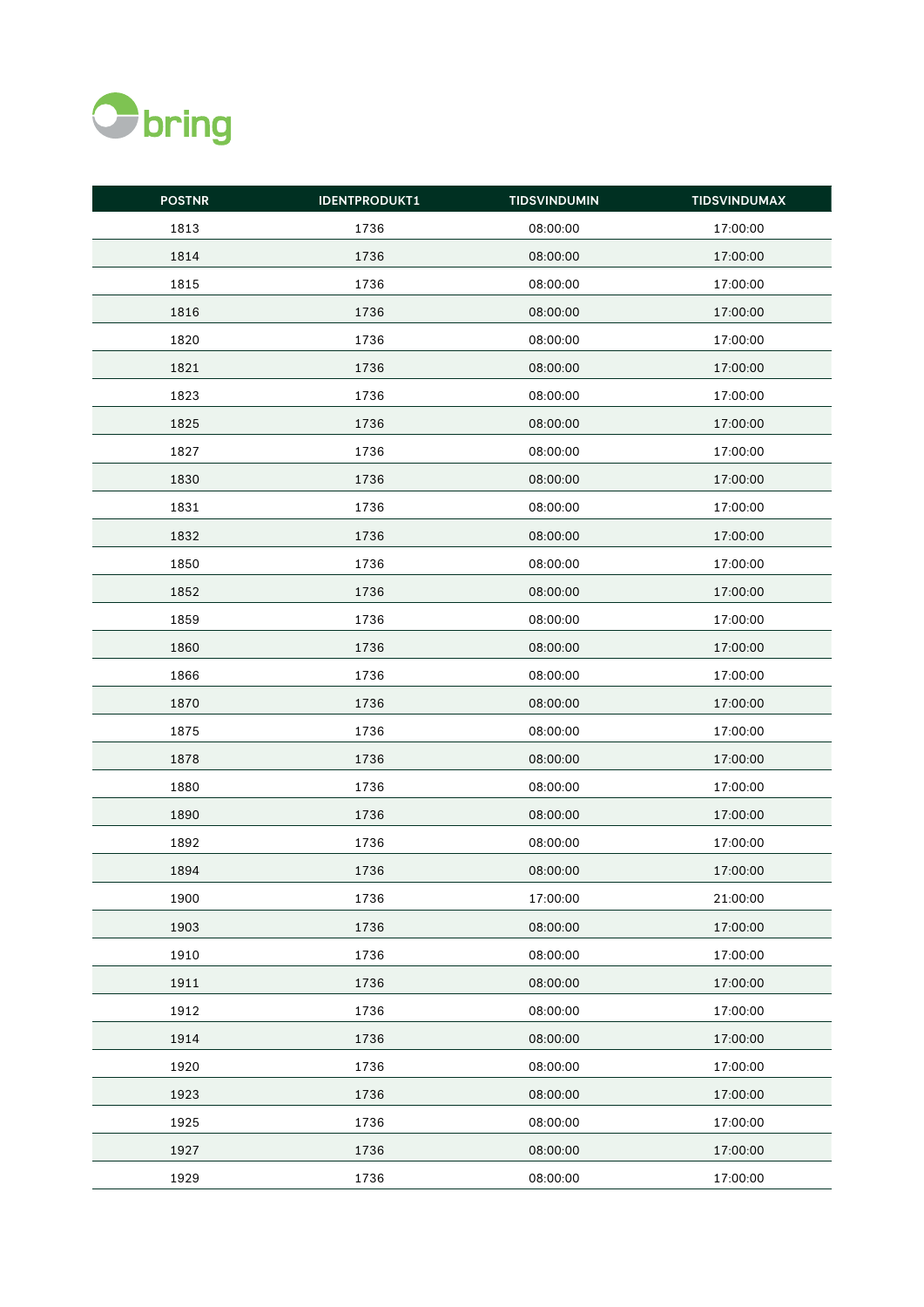| POSTNR | IDENTPRODUKT1 | TIDSVINDUMIN | TIDSVINDUMAX |
|---|---|---|---|
| 1813 | 1736 | 08:00:00 | 17:00:00 |
| 1814 | 1736 | 08:00:00 | 17:00:00 |
| 1815 | 1736 | 08:00:00 | 17:00:00 |
| 1816 | 1736 | 08:00:00 | 17:00:00 |
| 1820 | 1736 | 08:00:00 | 17:00:00 |
| 1821 | 1736 | 08:00:00 | 17:00:00 |
| 1823 | 1736 | 08:00:00 | 17:00:00 |
| 1825 | 1736 | 08:00:00 | 17:00:00 |
| 1827 | 1736 | 08:00:00 | 17:00:00 |
| 1830 | 1736 | 08:00:00 | 17:00:00 |
| 1831 | 1736 | 08:00:00 | 17:00:00 |
| 1832 | 1736 | 08:00:00 | 17:00:00 |
| 1850 | 1736 | 08:00:00 | 17:00:00 |
| 1852 | 1736 | 08:00:00 | 17:00:00 |
| 1859 | 1736 | 08:00:00 | 17:00:00 |
| 1860 | 1736 | 08:00:00 | 17:00:00 |
| 1866 | 1736 | 08:00:00 | 17:00:00 |
| 1870 | 1736 | 08:00:00 | 17:00:00 |
| 1875 | 1736 | 08:00:00 | 17:00:00 |
| 1878 | 1736 | 08:00:00 | 17:00:00 |
| 1880 | 1736 | 08:00:00 | 17:00:00 |
| 1890 | 1736 | 08:00:00 | 17:00:00 |
| 1892 | 1736 | 08:00:00 | 17:00:00 |
| 1894 | 1736 | 08:00:00 | 17:00:00 |
| 1900 | 1736 | 17:00:00 | 21:00:00 |
| 1903 | 1736 | 08:00:00 | 17:00:00 |
| 1910 | 1736 | 08:00:00 | 17:00:00 |
| 1911 | 1736 | 08:00:00 | 17:00:00 |
| 1912 | 1736 | 08:00:00 | 17:00:00 |
| 1914 | 1736 | 08:00:00 | 17:00:00 |
| 1920 | 1736 | 08:00:00 | 17:00:00 |
| 1923 | 1736 | 08:00:00 | 17:00:00 |
| 1925 | 1736 | 08:00:00 | 17:00:00 |
| 1927 | 1736 | 08:00:00 | 17:00:00 |
| 1929 | 1736 | 08:00:00 | 17:00:00 |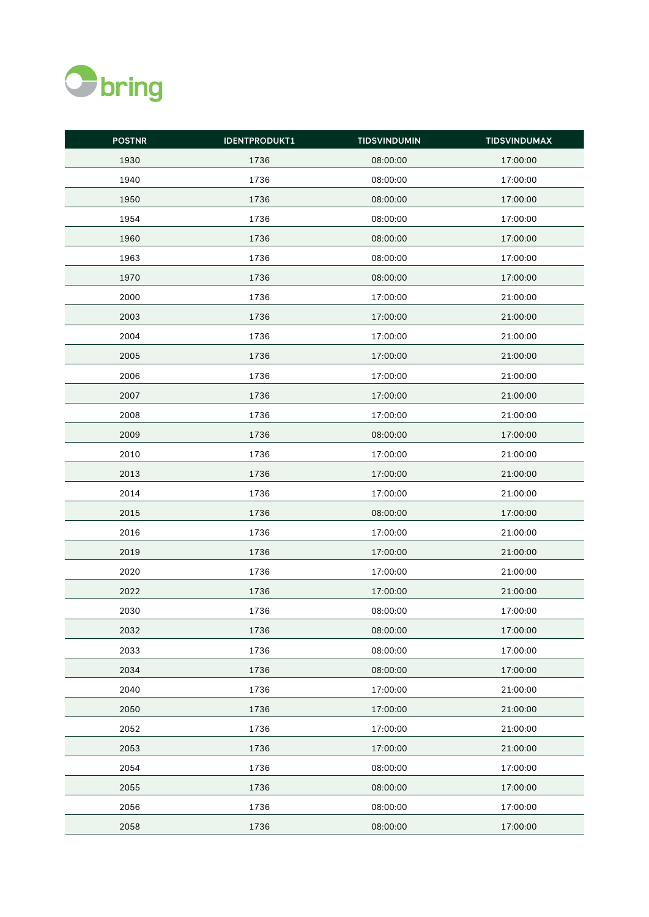| POSTNR | IDENTPRODUKT1 | TIDSVINDUMIN | TIDSVINDUMAX |
|---|---|---|---|
| 1930 | 1736 | 08:00:00 | 17:00:00 |
| 1940 | 1736 | 08:00:00 | 17:00:00 |
| 1950 | 1736 | 08:00:00 | 17:00:00 |
| 1954 | 1736 | 08:00:00 | 17:00:00 |
| 1960 | 1736 | 08:00:00 | 17:00:00 |
| 1963 | 1736 | 08:00:00 | 17:00:00 |
| 1970 | 1736 | 08:00:00 | 17:00:00 |
| 2000 | 1736 | 17:00:00 | 21:00:00 |
| 2003 | 1736 | 17:00:00 | 21:00:00 |
| 2004 | 1736 | 17:00:00 | 21:00:00 |
| 2005 | 1736 | 17:00:00 | 21:00:00 |
| 2006 | 1736 | 17:00:00 | 21:00:00 |
| 2007 | 1736 | 17:00:00 | 21:00:00 |
| 2008 | 1736 | 17:00:00 | 21:00:00 |
| 2009 | 1736 | 08:00:00 | 17:00:00 |
| 2010 | 1736 | 17:00:00 | 21:00:00 |
| 2013 | 1736 | 17:00:00 | 21:00:00 |
| 2014 | 1736 | 17:00:00 | 21:00:00 |
| 2015 | 1736 | 08:00:00 | 17:00:00 |
| 2016 | 1736 | 17:00:00 | 21:00:00 |
| 2019 | 1736 | 17:00:00 | 21:00:00 |
| 2020 | 1736 | 17:00:00 | 21:00:00 |
| 2022 | 1736 | 17:00:00 | 21:00:00 |
| 2030 | 1736 | 08:00:00 | 17:00:00 |
| 2032 | 1736 | 08:00:00 | 17:00:00 |
| 2033 | 1736 | 08:00:00 | 17:00:00 |
| 2034 | 1736 | 08:00:00 | 17:00:00 |
| 2040 | 1736 | 17:00:00 | 21:00:00 |
| 2050 | 1736 | 17:00:00 | 21:00:00 |
| 2052 | 1736 | 17:00:00 | 21:00:00 |
| 2053 | 1736 | 17:00:00 | 21:00:00 |
| 2054 | 1736 | 08:00:00 | 17:00:00 |
| 2055 | 1736 | 08:00:00 | 17:00:00 |
| 2056 | 1736 | 08:00:00 | 17:00:00 |
| 2058 | 1736 | 08:00:00 | 17:00:00 |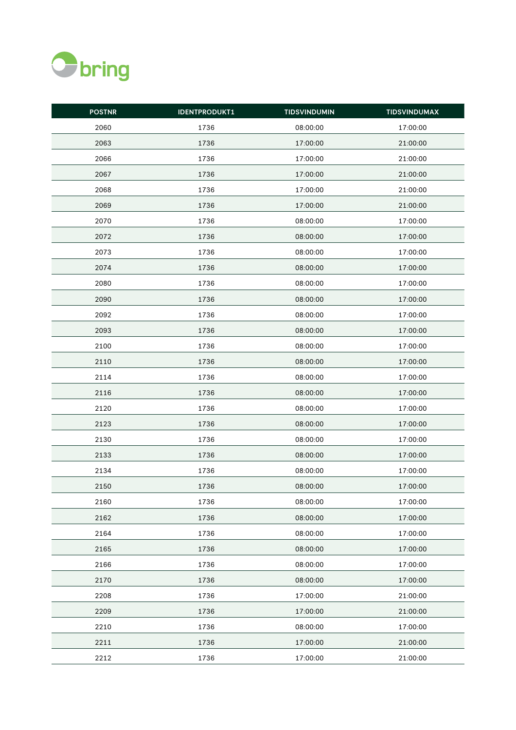| POSTNR | IDENTPRODUKT1 | TIDSVINDUMIN | TIDSVINDUMAX |
|---|---|---|---|
| 2060 | 1736 | 08:00:00 | 17:00:00 |
| 2063 | 1736 | 17:00:00 | 21:00:00 |
| 2066 | 1736 | 17:00:00 | 21:00:00 |
| 2067 | 1736 | 17:00:00 | 21:00:00 |
| 2068 | 1736 | 17:00:00 | 21:00:00 |
| 2069 | 1736 | 17:00:00 | 21:00:00 |
| 2070 | 1736 | 08:00:00 | 17:00:00 |
| 2072 | 1736 | 08:00:00 | 17:00:00 |
| 2073 | 1736 | 08:00:00 | 17:00:00 |
| 2074 | 1736 | 08:00:00 | 17:00:00 |
| 2080 | 1736 | 08:00:00 | 17:00:00 |
| 2090 | 1736 | 08:00:00 | 17:00:00 |
| 2092 | 1736 | 08:00:00 | 17:00:00 |
| 2093 | 1736 | 08:00:00 | 17:00:00 |
| 2100 | 1736 | 08:00:00 | 17:00:00 |
| 2110 | 1736 | 08:00:00 | 17:00:00 |
| 2114 | 1736 | 08:00:00 | 17:00:00 |
| 2116 | 1736 | 08:00:00 | 17:00:00 |
| 2120 | 1736 | 08:00:00 | 17:00:00 |
| 2123 | 1736 | 08:00:00 | 17:00:00 |
| 2130 | 1736 | 08:00:00 | 17:00:00 |
| 2133 | 1736 | 08:00:00 | 17:00:00 |
| 2134 | 1736 | 08:00:00 | 17:00:00 |
| 2150 | 1736 | 08:00:00 | 17:00:00 |
| 2160 | 1736 | 08:00:00 | 17:00:00 |
| 2162 | 1736 | 08:00:00 | 17:00:00 |
| 2164 | 1736 | 08:00:00 | 17:00:00 |
| 2165 | 1736 | 08:00:00 | 17:00:00 |
| 2166 | 1736 | 08:00:00 | 17:00:00 |
| 2170 | 1736 | 08:00:00 | 17:00:00 |
| 2208 | 1736 | 17:00:00 | 21:00:00 |
| 2209 | 1736 | 17:00:00 | 21:00:00 |
| 2210 | 1736 | 08:00:00 | 17:00:00 |
| 2211 | 1736 | 17:00:00 | 21:00:00 |
| 2212 | 1736 | 17:00:00 | 21:00:00 |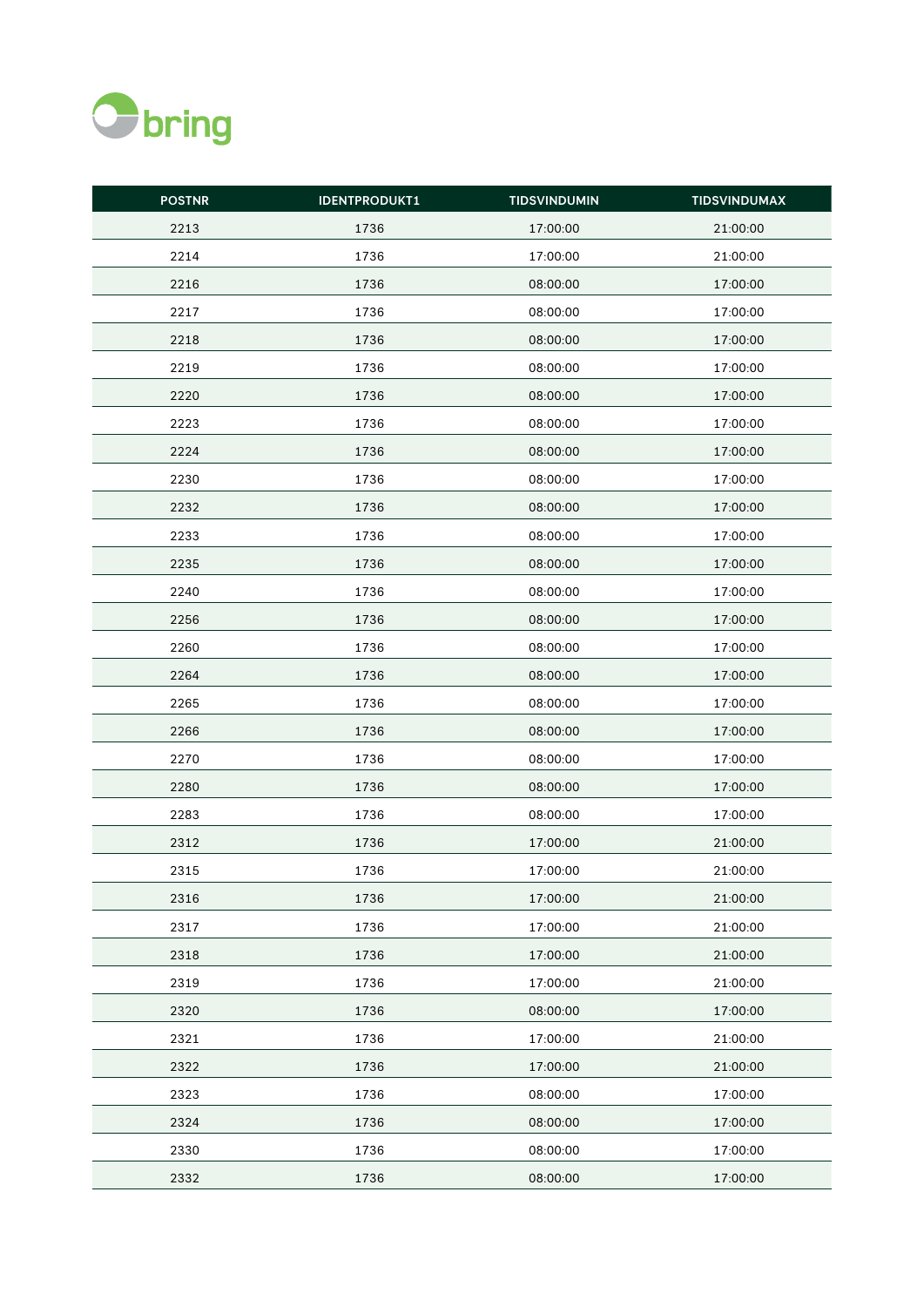| POSTNR | IDENTPRODUKT1 | TIDSVINDUMIN | TIDSVINDUMAX |
|---|---|---|---|
| 2213 | 1736 | 17:00:00 | 21:00:00 |
| 2214 | 1736 | 17:00:00 | 21:00:00 |
| 2216 | 1736 | 08:00:00 | 17:00:00 |
| 2217 | 1736 | 08:00:00 | 17:00:00 |
| 2218 | 1736 | 08:00:00 | 17:00:00 |
| 2219 | 1736 | 08:00:00 | 17:00:00 |
| 2220 | 1736 | 08:00:00 | 17:00:00 |
| 2223 | 1736 | 08:00:00 | 17:00:00 |
| 2224 | 1736 | 08:00:00 | 17:00:00 |
| 2230 | 1736 | 08:00:00 | 17:00:00 |
| 2232 | 1736 | 08:00:00 | 17:00:00 |
| 2233 | 1736 | 08:00:00 | 17:00:00 |
| 2235 | 1736 | 08:00:00 | 17:00:00 |
| 2240 | 1736 | 08:00:00 | 17:00:00 |
| 2256 | 1736 | 08:00:00 | 17:00:00 |
| 2260 | 1736 | 08:00:00 | 17:00:00 |
| 2264 | 1736 | 08:00:00 | 17:00:00 |
| 2265 | 1736 | 08:00:00 | 17:00:00 |
| 2266 | 1736 | 08:00:00 | 17:00:00 |
| 2270 | 1736 | 08:00:00 | 17:00:00 |
| 2280 | 1736 | 08:00:00 | 17:00:00 |
| 2283 | 1736 | 08:00:00 | 17:00:00 |
| 2312 | 1736 | 17:00:00 | 21:00:00 |
| 2315 | 1736 | 17:00:00 | 21:00:00 |
| 2316 | 1736 | 17:00:00 | 21:00:00 |
| 2317 | 1736 | 17:00:00 | 21:00:00 |
| 2318 | 1736 | 17:00:00 | 21:00:00 |
| 2319 | 1736 | 17:00:00 | 21:00:00 |
| 2320 | 1736 | 08:00:00 | 17:00:00 |
| 2321 | 1736 | 17:00:00 | 21:00:00 |
| 2322 | 1736 | 17:00:00 | 21:00:00 |
| 2323 | 1736 | 08:00:00 | 17:00:00 |
| 2324 | 1736 | 08:00:00 | 17:00:00 |
| 2330 | 1736 | 08:00:00 | 17:00:00 |
| 2332 | 1736 | 08:00:00 | 17:00:00 |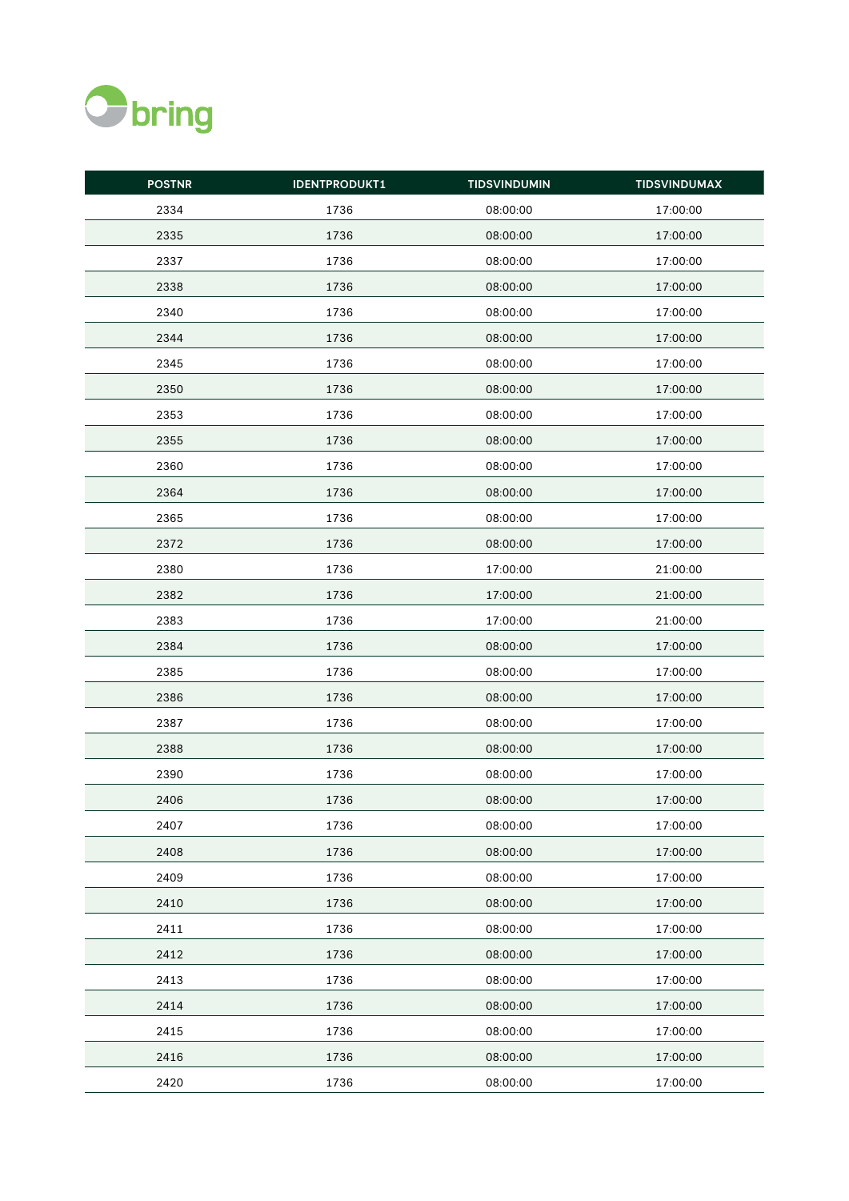| POSTNR | IDENTPRODUKT1 | TIDSVINDUMIN | TIDSVINDUMAX |
|---|---|---|---|
| 2334 | 1736 | 08:00:00 | 17:00:00 |
| 2335 | 1736 | 08:00:00 | 17:00:00 |
| 2337 | 1736 | 08:00:00 | 17:00:00 |
| 2338 | 1736 | 08:00:00 | 17:00:00 |
| 2340 | 1736 | 08:00:00 | 17:00:00 |
| 2344 | 1736 | 08:00:00 | 17:00:00 |
| 2345 | 1736 | 08:00:00 | 17:00:00 |
| 2350 | 1736 | 08:00:00 | 17:00:00 |
| 2353 | 1736 | 08:00:00 | 17:00:00 |
| 2355 | 1736 | 08:00:00 | 17:00:00 |
| 2360 | 1736 | 08:00:00 | 17:00:00 |
| 2364 | 1736 | 08:00:00 | 17:00:00 |
| 2365 | 1736 | 08:00:00 | 17:00:00 |
| 2372 | 1736 | 08:00:00 | 17:00:00 |
| 2380 | 1736 | 17:00:00 | 21:00:00 |
| 2382 | 1736 | 17:00:00 | 21:00:00 |
| 2383 | 1736 | 17:00:00 | 21:00:00 |
| 2384 | 1736 | 08:00:00 | 17:00:00 |
| 2385 | 1736 | 08:00:00 | 17:00:00 |
| 2386 | 1736 | 08:00:00 | 17:00:00 |
| 2387 | 1736 | 08:00:00 | 17:00:00 |
| 2388 | 1736 | 08:00:00 | 17:00:00 |
| 2390 | 1736 | 08:00:00 | 17:00:00 |
| 2406 | 1736 | 08:00:00 | 17:00:00 |
| 2407 | 1736 | 08:00:00 | 17:00:00 |
| 2408 | 1736 | 08:00:00 | 17:00:00 |
| 2409 | 1736 | 08:00:00 | 17:00:00 |
| 2410 | 1736 | 08:00:00 | 17:00:00 |
| 2411 | 1736 | 08:00:00 | 17:00:00 |
| 2412 | 1736 | 08:00:00 | 17:00:00 |
| 2413 | 1736 | 08:00:00 | 17:00:00 |
| 2414 | 1736 | 08:00:00 | 17:00:00 |
| 2415 | 1736 | 08:00:00 | 17:00:00 |
| 2416 | 1736 | 08:00:00 | 17:00:00 |
| 2420 | 1736 | 08:00:00 | 17:00:00 |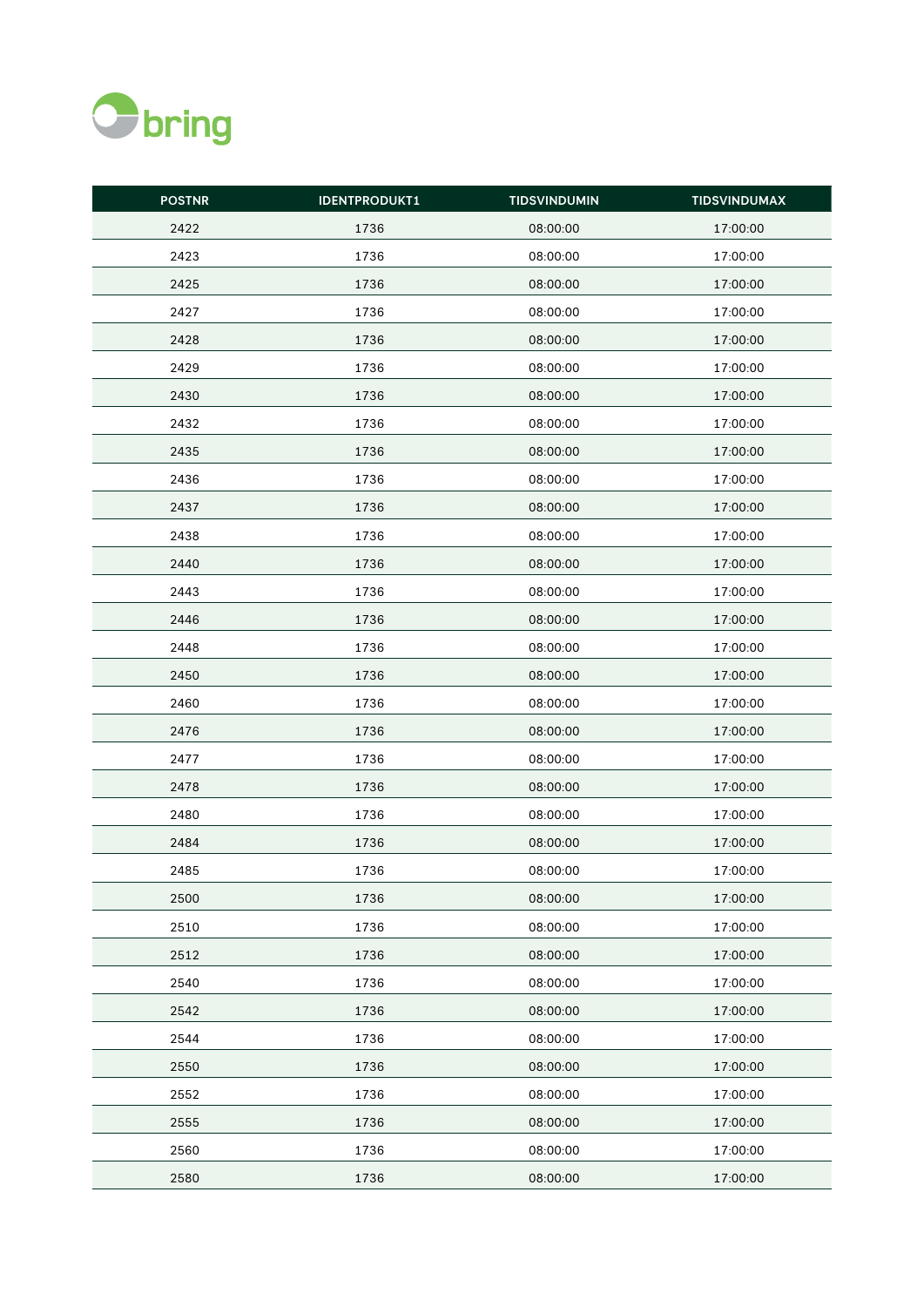| POSTNR | IDENTPRODUKT1 | TIDSVINDUMIN | TIDSVINDUMAX |
|---|---|---|---|
| 2422 | 1736 | 08:00:00 | 17:00:00 |
| 2423 | 1736 | 08:00:00 | 17:00:00 |
| 2425 | 1736 | 08:00:00 | 17:00:00 |
| 2427 | 1736 | 08:00:00 | 17:00:00 |
| 2428 | 1736 | 08:00:00 | 17:00:00 |
| 2429 | 1736 | 08:00:00 | 17:00:00 |
| 2430 | 1736 | 08:00:00 | 17:00:00 |
| 2432 | 1736 | 08:00:00 | 17:00:00 |
| 2435 | 1736 | 08:00:00 | 17:00:00 |
| 2436 | 1736 | 08:00:00 | 17:00:00 |
| 2437 | 1736 | 08:00:00 | 17:00:00 |
| 2438 | 1736 | 08:00:00 | 17:00:00 |
| 2440 | 1736 | 08:00:00 | 17:00:00 |
| 2443 | 1736 | 08:00:00 | 17:00:00 |
| 2446 | 1736 | 08:00:00 | 17:00:00 |
| 2448 | 1736 | 08:00:00 | 17:00:00 |
| 2450 | 1736 | 08:00:00 | 17:00:00 |
| 2460 | 1736 | 08:00:00 | 17:00:00 |
| 2476 | 1736 | 08:00:00 | 17:00:00 |
| 2477 | 1736 | 08:00:00 | 17:00:00 |
| 2478 | 1736 | 08:00:00 | 17:00:00 |
| 2480 | 1736 | 08:00:00 | 17:00:00 |
| 2484 | 1736 | 08:00:00 | 17:00:00 |
| 2485 | 1736 | 08:00:00 | 17:00:00 |
| 2500 | 1736 | 08:00:00 | 17:00:00 |
| 2510 | 1736 | 08:00:00 | 17:00:00 |
| 2512 | 1736 | 08:00:00 | 17:00:00 |
| 2540 | 1736 | 08:00:00 | 17:00:00 |
| 2542 | 1736 | 08:00:00 | 17:00:00 |
| 2544 | 1736 | 08:00:00 | 17:00:00 |
| 2550 | 1736 | 08:00:00 | 17:00:00 |
| 2552 | 1736 | 08:00:00 | 17:00:00 |
| 2555 | 1736 | 08:00:00 | 17:00:00 |
| 2560 | 1736 | 08:00:00 | 17:00:00 |
| 2580 | 1736 | 08:00:00 | 17:00:00 |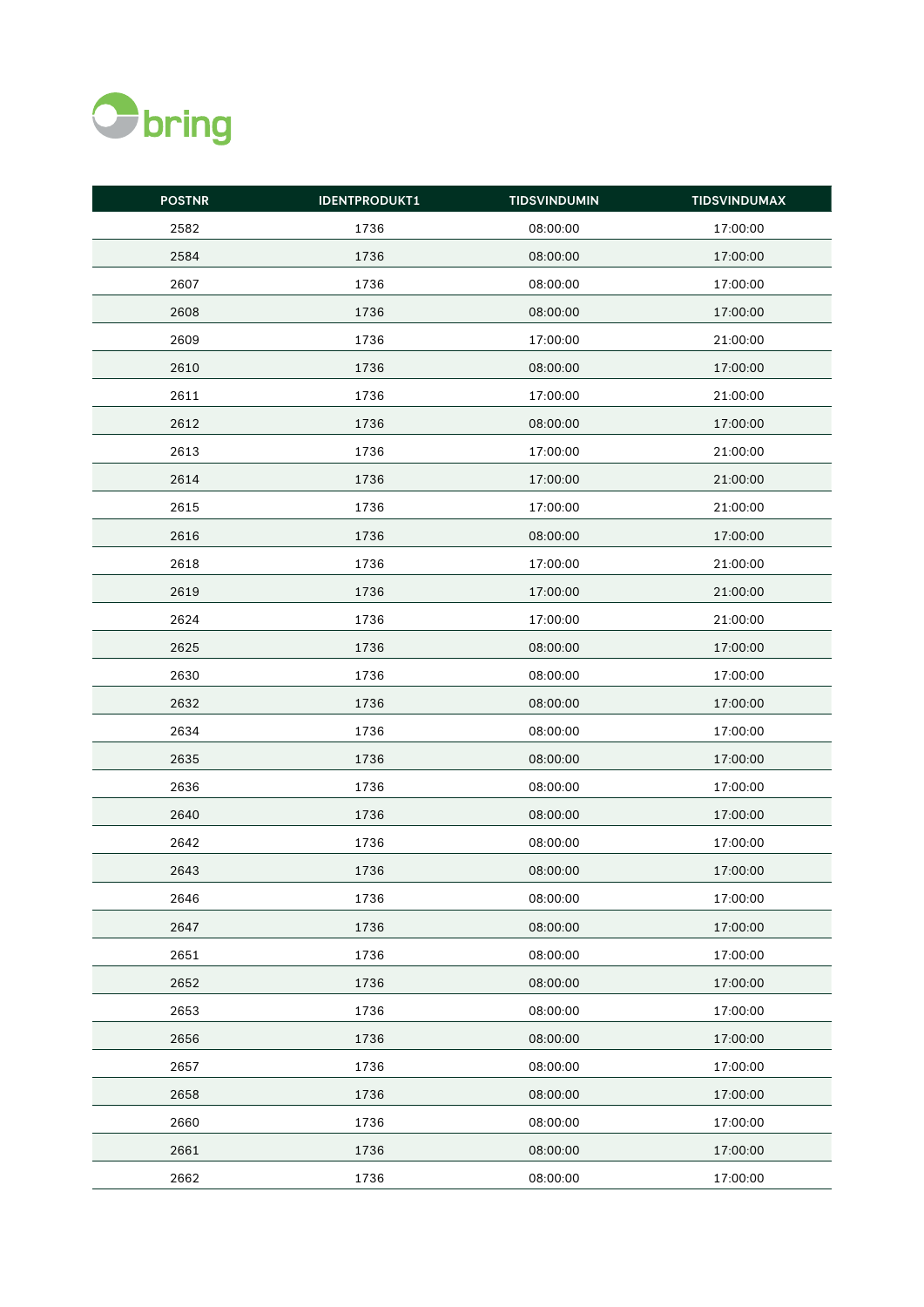| POSTNR | IDENTPRODUKT1 | TIDSVINDUMIN | TIDSVINDUMAX |
|---|---|---|---|
| 2582 | 1736 | 08:00:00 | 17:00:00 |
| 2584 | 1736 | 08:00:00 | 17:00:00 |
| 2607 | 1736 | 08:00:00 | 17:00:00 |
| 2608 | 1736 | 08:00:00 | 17:00:00 |
| 2609 | 1736 | 17:00:00 | 21:00:00 |
| 2610 | 1736 | 08:00:00 | 17:00:00 |
| 2611 | 1736 | 17:00:00 | 21:00:00 |
| 2612 | 1736 | 08:00:00 | 17:00:00 |
| 2613 | 1736 | 17:00:00 | 21:00:00 |
| 2614 | 1736 | 17:00:00 | 21:00:00 |
| 2615 | 1736 | 17:00:00 | 21:00:00 |
| 2616 | 1736 | 08:00:00 | 17:00:00 |
| 2618 | 1736 | 17:00:00 | 21:00:00 |
| 2619 | 1736 | 17:00:00 | 21:00:00 |
| 2624 | 1736 | 17:00:00 | 21:00:00 |
| 2625 | 1736 | 08:00:00 | 17:00:00 |
| 2630 | 1736 | 08:00:00 | 17:00:00 |
| 2632 | 1736 | 08:00:00 | 17:00:00 |
| 2634 | 1736 | 08:00:00 | 17:00:00 |
| 2635 | 1736 | 08:00:00 | 17:00:00 |
| 2636 | 1736 | 08:00:00 | 17:00:00 |
| 2640 | 1736 | 08:00:00 | 17:00:00 |
| 2642 | 1736 | 08:00:00 | 17:00:00 |
| 2643 | 1736 | 08:00:00 | 17:00:00 |
| 2646 | 1736 | 08:00:00 | 17:00:00 |
| 2647 | 1736 | 08:00:00 | 17:00:00 |
| 2651 | 1736 | 08:00:00 | 17:00:00 |
| 2652 | 1736 | 08:00:00 | 17:00:00 |
| 2653 | 1736 | 08:00:00 | 17:00:00 |
| 2656 | 1736 | 08:00:00 | 17:00:00 |
| 2657 | 1736 | 08:00:00 | 17:00:00 |
| 2658 | 1736 | 08:00:00 | 17:00:00 |
| 2660 | 1736 | 08:00:00 | 17:00:00 |
| 2661 | 1736 | 08:00:00 | 17:00:00 |
| 2662 | 1736 | 08:00:00 | 17:00:00 |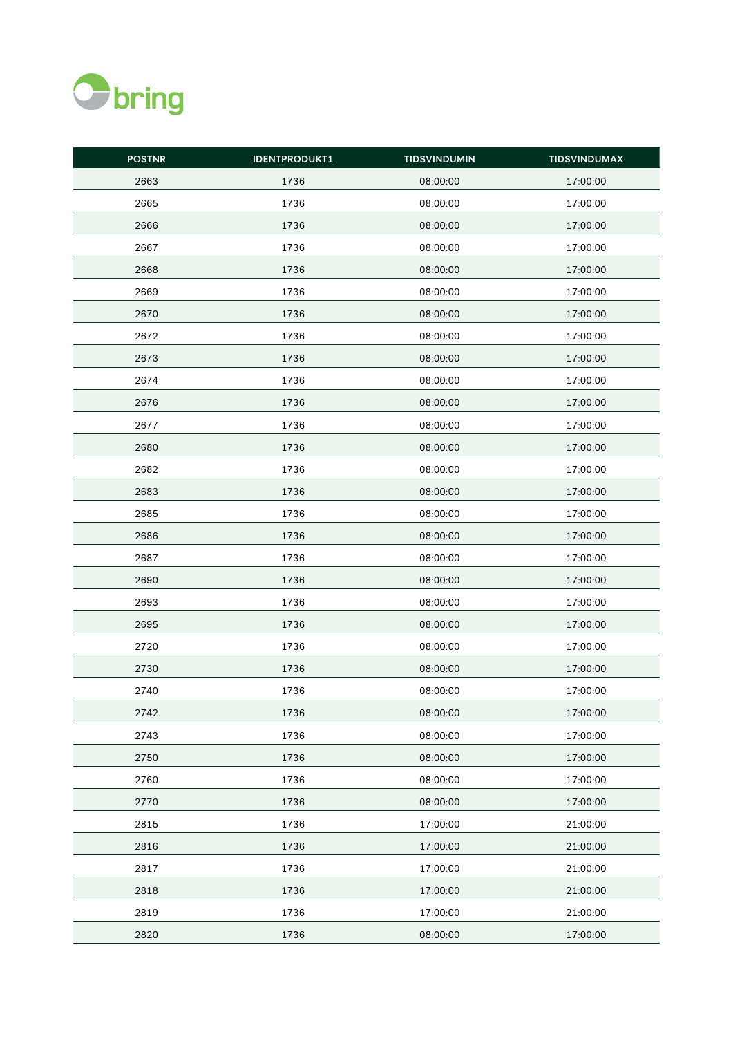| POSTNR | IDENTPRODUKT1 | TIDSVINDUMIN | TIDSVINDUMAX |
|---|---|---|---|
| 2663 | 1736 | 08:00:00 | 17:00:00 |
| 2665 | 1736 | 08:00:00 | 17:00:00 |
| 2666 | 1736 | 08:00:00 | 17:00:00 |
| 2667 | 1736 | 08:00:00 | 17:00:00 |
| 2668 | 1736 | 08:00:00 | 17:00:00 |
| 2669 | 1736 | 08:00:00 | 17:00:00 |
| 2670 | 1736 | 08:00:00 | 17:00:00 |
| 2672 | 1736 | 08:00:00 | 17:00:00 |
| 2673 | 1736 | 08:00:00 | 17:00:00 |
| 2674 | 1736 | 08:00:00 | 17:00:00 |
| 2676 | 1736 | 08:00:00 | 17:00:00 |
| 2677 | 1736 | 08:00:00 | 17:00:00 |
| 2680 | 1736 | 08:00:00 | 17:00:00 |
| 2682 | 1736 | 08:00:00 | 17:00:00 |
| 2683 | 1736 | 08:00:00 | 17:00:00 |
| 2685 | 1736 | 08:00:00 | 17:00:00 |
| 2686 | 1736 | 08:00:00 | 17:00:00 |
| 2687 | 1736 | 08:00:00 | 17:00:00 |
| 2690 | 1736 | 08:00:00 | 17:00:00 |
| 2693 | 1736 | 08:00:00 | 17:00:00 |
| 2695 | 1736 | 08:00:00 | 17:00:00 |
| 2720 | 1736 | 08:00:00 | 17:00:00 |
| 2730 | 1736 | 08:00:00 | 17:00:00 |
| 2740 | 1736 | 08:00:00 | 17:00:00 |
| 2742 | 1736 | 08:00:00 | 17:00:00 |
| 2743 | 1736 | 08:00:00 | 17:00:00 |
| 2750 | 1736 | 08:00:00 | 17:00:00 |
| 2760 | 1736 | 08:00:00 | 17:00:00 |
| 2770 | 1736 | 08:00:00 | 17:00:00 |
| 2815 | 1736 | 17:00:00 | 21:00:00 |
| 2816 | 1736 | 17:00:00 | 21:00:00 |
| 2817 | 1736 | 17:00:00 | 21:00:00 |
| 2818 | 1736 | 17:00:00 | 21:00:00 |
| 2819 | 1736 | 17:00:00 | 21:00:00 |
| 2820 | 1736 | 08:00:00 | 17:00:00 |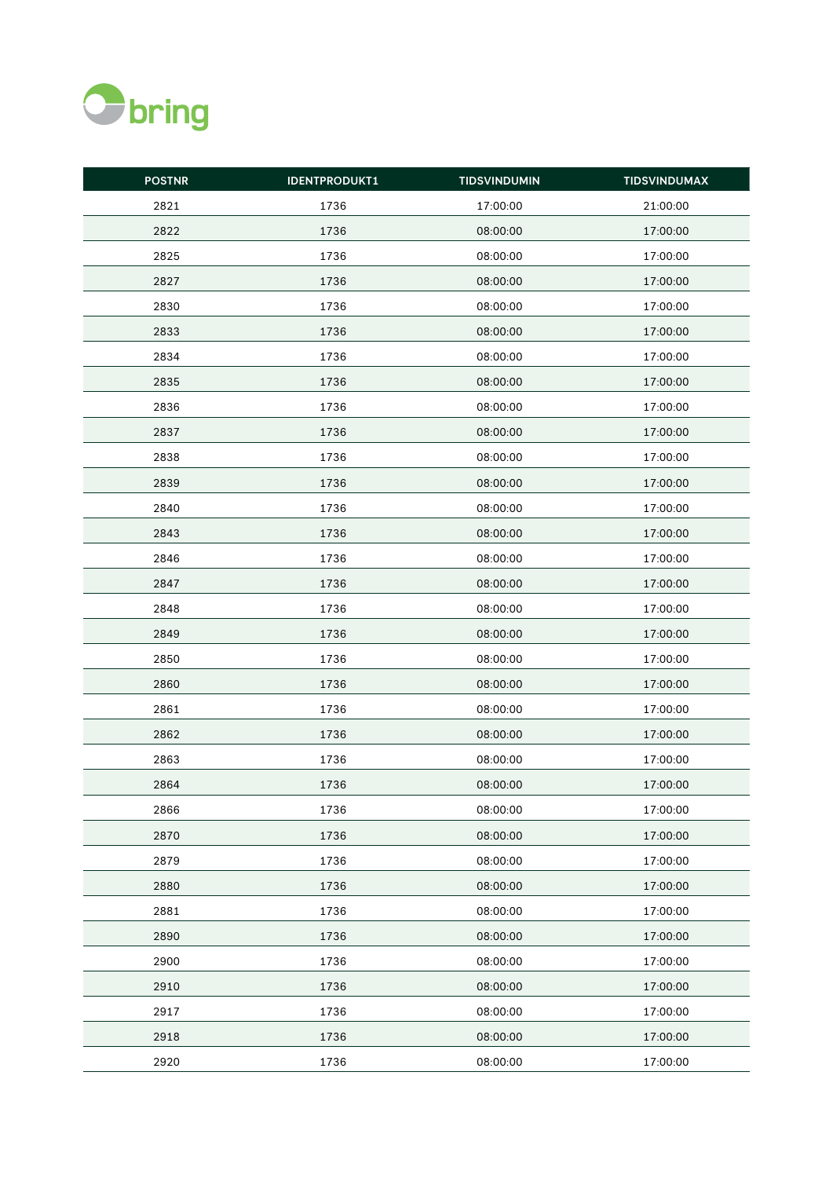| POSTNR | IDENTPRODUKT1 | TIDSVINDUMIN | TIDSVINDUMAX |
|---|---|---|---|
| 2821 | 1736 | 17:00:00 | 21:00:00 |
| 2822 | 1736 | 08:00:00 | 17:00:00 |
| 2825 | 1736 | 08:00:00 | 17:00:00 |
| 2827 | 1736 | 08:00:00 | 17:00:00 |
| 2830 | 1736 | 08:00:00 | 17:00:00 |
| 2833 | 1736 | 08:00:00 | 17:00:00 |
| 2834 | 1736 | 08:00:00 | 17:00:00 |
| 2835 | 1736 | 08:00:00 | 17:00:00 |
| 2836 | 1736 | 08:00:00 | 17:00:00 |
| 2837 | 1736 | 08:00:00 | 17:00:00 |
| 2838 | 1736 | 08:00:00 | 17:00:00 |
| 2839 | 1736 | 08:00:00 | 17:00:00 |
| 2840 | 1736 | 08:00:00 | 17:00:00 |
| 2843 | 1736 | 08:00:00 | 17:00:00 |
| 2846 | 1736 | 08:00:00 | 17:00:00 |
| 2847 | 1736 | 08:00:00 | 17:00:00 |
| 2848 | 1736 | 08:00:00 | 17:00:00 |
| 2849 | 1736 | 08:00:00 | 17:00:00 |
| 2850 | 1736 | 08:00:00 | 17:00:00 |
| 2860 | 1736 | 08:00:00 | 17:00:00 |
| 2861 | 1736 | 08:00:00 | 17:00:00 |
| 2862 | 1736 | 08:00:00 | 17:00:00 |
| 2863 | 1736 | 08:00:00 | 17:00:00 |
| 2864 | 1736 | 08:00:00 | 17:00:00 |
| 2866 | 1736 | 08:00:00 | 17:00:00 |
| 2870 | 1736 | 08:00:00 | 17:00:00 |
| 2879 | 1736 | 08:00:00 | 17:00:00 |
| 2880 | 1736 | 08:00:00 | 17:00:00 |
| 2881 | 1736 | 08:00:00 | 17:00:00 |
| 2890 | 1736 | 08:00:00 | 17:00:00 |
| 2900 | 1736 | 08:00:00 | 17:00:00 |
| 2910 | 1736 | 08:00:00 | 17:00:00 |
| 2917 | 1736 | 08:00:00 | 17:00:00 |
| 2918 | 1736 | 08:00:00 | 17:00:00 |
| 2920 | 1736 | 08:00:00 | 17:00:00 |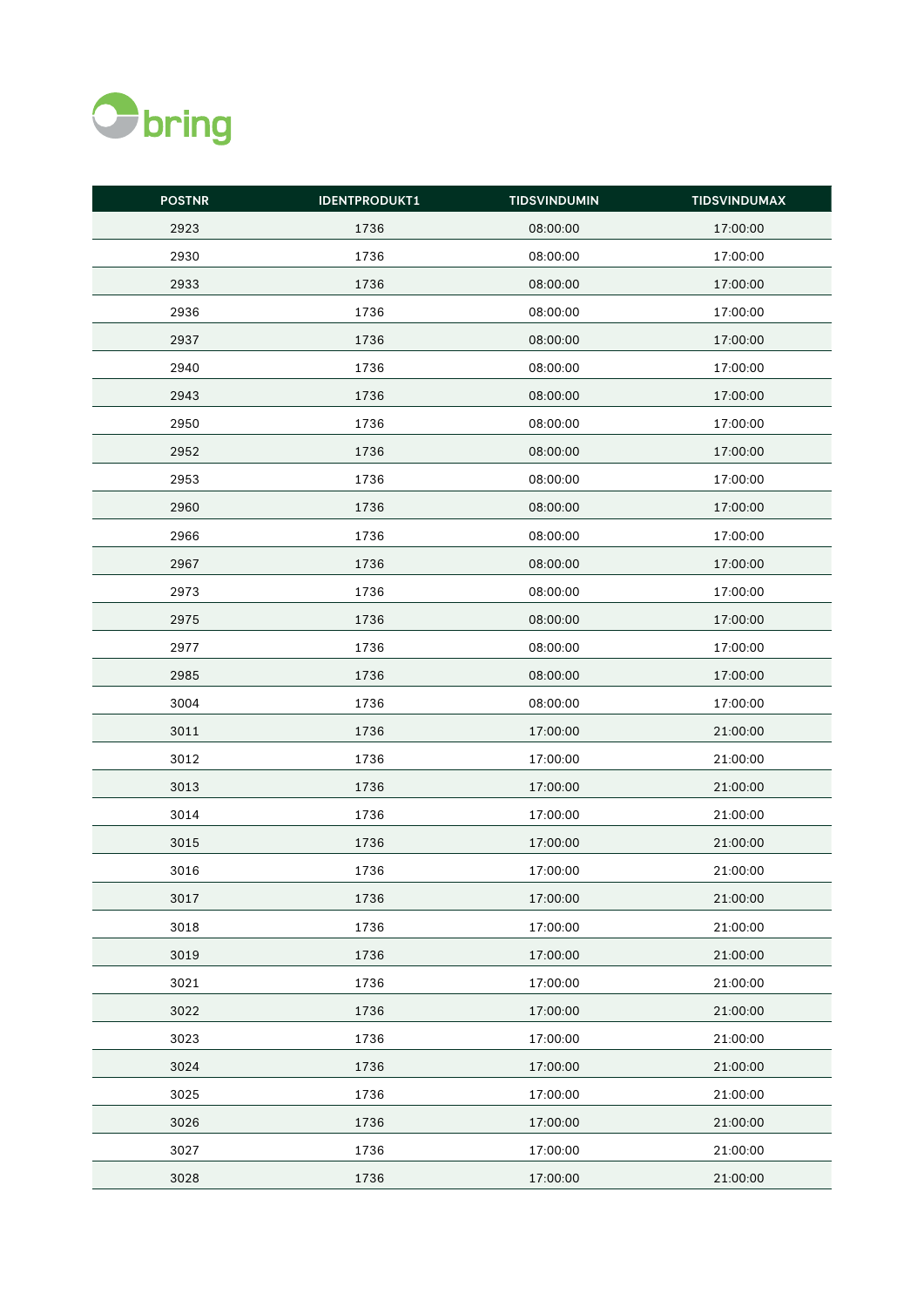| POSTNR | IDENTPRODUKT1 | TIDSVINDUMIN | TIDSVINDUMAX |
|---|---|---|---|
| 2923 | 1736 | 08:00:00 | 17:00:00 |
| 2930 | 1736 | 08:00:00 | 17:00:00 |
| 2933 | 1736 | 08:00:00 | 17:00:00 |
| 2936 | 1736 | 08:00:00 | 17:00:00 |
| 2937 | 1736 | 08:00:00 | 17:00:00 |
| 2940 | 1736 | 08:00:00 | 17:00:00 |
| 2943 | 1736 | 08:00:00 | 17:00:00 |
| 2950 | 1736 | 08:00:00 | 17:00:00 |
| 2952 | 1736 | 08:00:00 | 17:00:00 |
| 2953 | 1736 | 08:00:00 | 17:00:00 |
| 2960 | 1736 | 08:00:00 | 17:00:00 |
| 2966 | 1736 | 08:00:00 | 17:00:00 |
| 2967 | 1736 | 08:00:00 | 17:00:00 |
| 2973 | 1736 | 08:00:00 | 17:00:00 |
| 2975 | 1736 | 08:00:00 | 17:00:00 |
| 2977 | 1736 | 08:00:00 | 17:00:00 |
| 2985 | 1736 | 08:00:00 | 17:00:00 |
| 3004 | 1736 | 08:00:00 | 17:00:00 |
| 3011 | 1736 | 17:00:00 | 21:00:00 |
| 3012 | 1736 | 17:00:00 | 21:00:00 |
| 3013 | 1736 | 17:00:00 | 21:00:00 |
| 3014 | 1736 | 17:00:00 | 21:00:00 |
| 3015 | 1736 | 17:00:00 | 21:00:00 |
| 3016 | 1736 | 17:00:00 | 21:00:00 |
| 3017 | 1736 | 17:00:00 | 21:00:00 |
| 3018 | 1736 | 17:00:00 | 21:00:00 |
| 3019 | 1736 | 17:00:00 | 21:00:00 |
| 3021 | 1736 | 17:00:00 | 21:00:00 |
| 3022 | 1736 | 17:00:00 | 21:00:00 |
| 3023 | 1736 | 17:00:00 | 21:00:00 |
| 3024 | 1736 | 17:00:00 | 21:00:00 |
| 3025 | 1736 | 17:00:00 | 21:00:00 |
| 3026 | 1736 | 17:00:00 | 21:00:00 |
| 3027 | 1736 | 17:00:00 | 21:00:00 |
| 3028 | 1736 | 17:00:00 | 21:00:00 |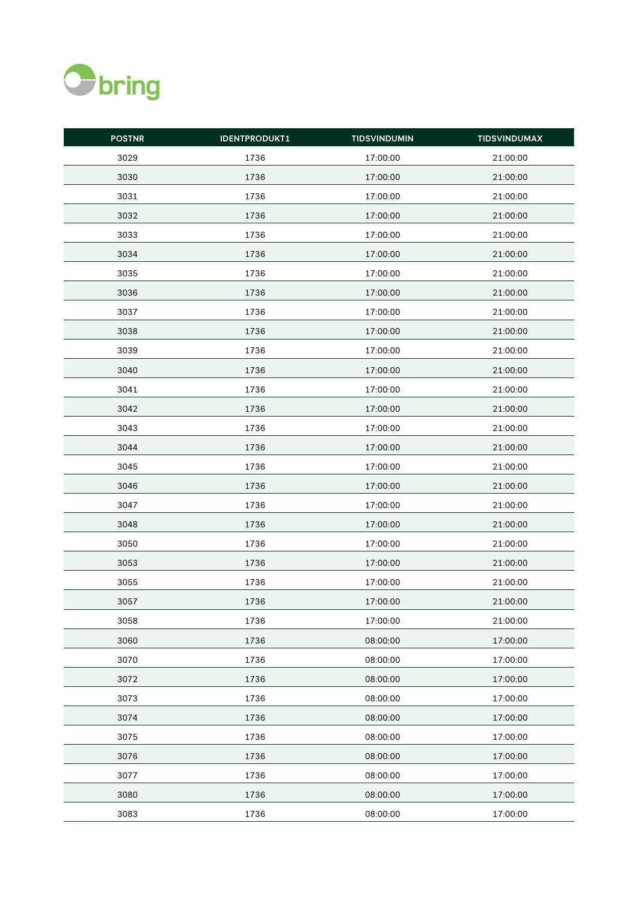| POSTNR | IDENTPRODUKT1 | TIDSVINDUMIN | TIDSVINDUMAX |
|---|---|---|---|
| 3029 | 1736 | 17:00:00 | 21:00:00 |
| 3030 | 1736 | 17:00:00 | 21:00:00 |
| 3031 | 1736 | 17:00:00 | 21:00:00 |
| 3032 | 1736 | 17:00:00 | 21:00:00 |
| 3033 | 1736 | 17:00:00 | 21:00:00 |
| 3034 | 1736 | 17:00:00 | 21:00:00 |
| 3035 | 1736 | 17:00:00 | 21:00:00 |
| 3036 | 1736 | 17:00:00 | 21:00:00 |
| 3037 | 1736 | 17:00:00 | 21:00:00 |
| 3038 | 1736 | 17:00:00 | 21:00:00 |
| 3039 | 1736 | 17:00:00 | 21:00:00 |
| 3040 | 1736 | 17:00:00 | 21:00:00 |
| 3041 | 1736 | 17:00:00 | 21:00:00 |
| 3042 | 1736 | 17:00:00 | 21:00:00 |
| 3043 | 1736 | 17:00:00 | 21:00:00 |
| 3044 | 1736 | 17:00:00 | 21:00:00 |
| 3045 | 1736 | 17:00:00 | 21:00:00 |
| 3046 | 1736 | 17:00:00 | 21:00:00 |
| 3047 | 1736 | 17:00:00 | 21:00:00 |
| 3048 | 1736 | 17:00:00 | 21:00:00 |
| 3050 | 1736 | 17:00:00 | 21:00:00 |
| 3053 | 1736 | 17:00:00 | 21:00:00 |
| 3055 | 1736 | 17:00:00 | 21:00:00 |
| 3057 | 1736 | 17:00:00 | 21:00:00 |
| 3058 | 1736 | 17:00:00 | 21:00:00 |
| 3060 | 1736 | 08:00:00 | 17:00:00 |
| 3070 | 1736 | 08:00:00 | 17:00:00 |
| 3072 | 1736 | 08:00:00 | 17:00:00 |
| 3073 | 1736 | 08:00:00 | 17:00:00 |
| 3074 | 1736 | 08:00:00 | 17:00:00 |
| 3075 | 1736 | 08:00:00 | 17:00:00 |
| 3076 | 1736 | 08:00:00 | 17:00:00 |
| 3077 | 1736 | 08:00:00 | 17:00:00 |
| 3080 | 1736 | 08:00:00 | 17:00:00 |
| 3083 | 1736 | 08:00:00 | 17:00:00 |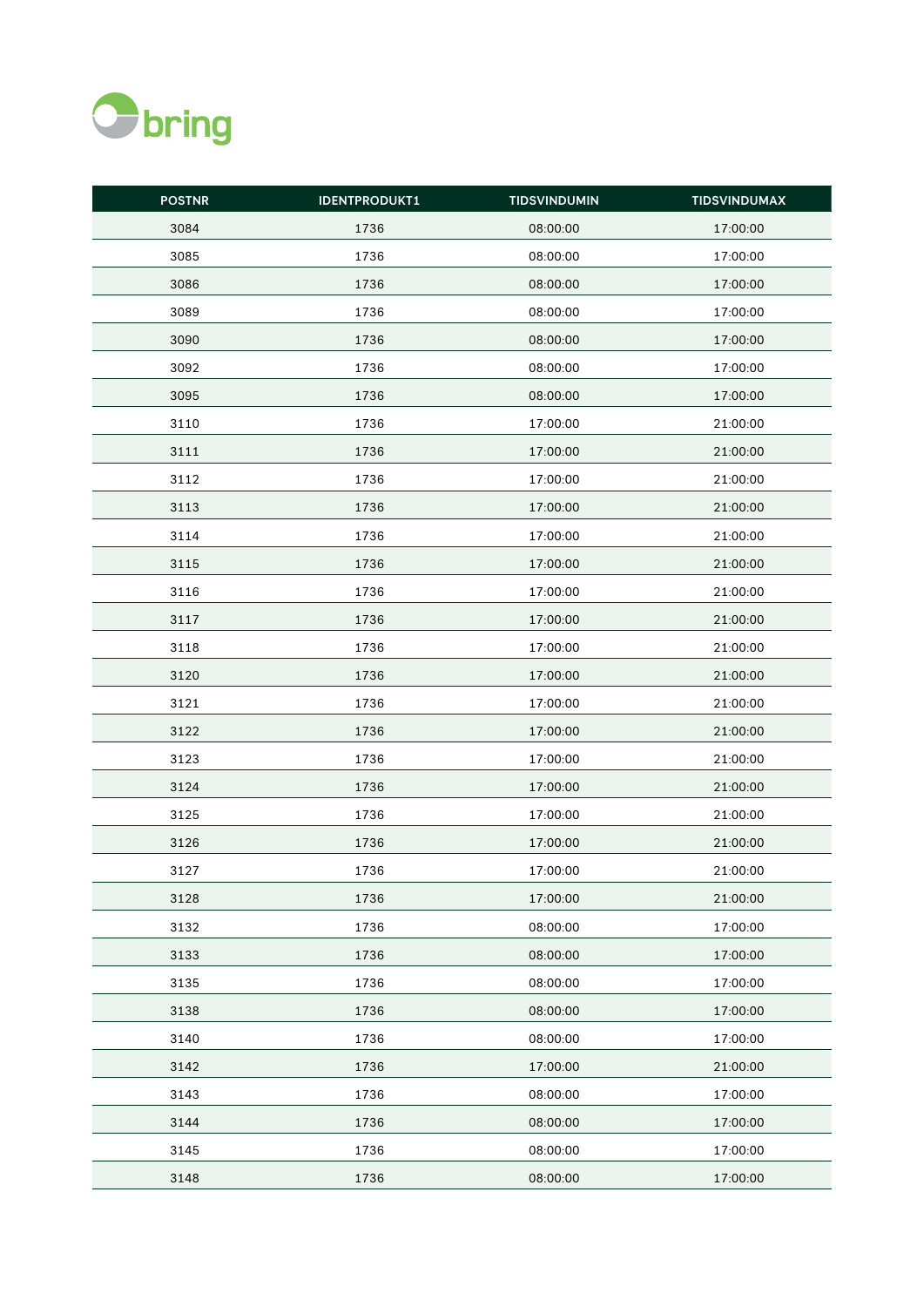| POSTNR | IDENTPRODUKT1 | TIDSVINDUMIN | TIDSVINDUMAX |
|---|---|---|---|
| 3084 | 1736 | 08:00:00 | 17:00:00 |
| 3085 | 1736 | 08:00:00 | 17:00:00 |
| 3086 | 1736 | 08:00:00 | 17:00:00 |
| 3089 | 1736 | 08:00:00 | 17:00:00 |
| 3090 | 1736 | 08:00:00 | 17:00:00 |
| 3092 | 1736 | 08:00:00 | 17:00:00 |
| 3095 | 1736 | 08:00:00 | 17:00:00 |
| 3110 | 1736 | 17:00:00 | 21:00:00 |
| 3111 | 1736 | 17:00:00 | 21:00:00 |
| 3112 | 1736 | 17:00:00 | 21:00:00 |
| 3113 | 1736 | 17:00:00 | 21:00:00 |
| 3114 | 1736 | 17:00:00 | 21:00:00 |
| 3115 | 1736 | 17:00:00 | 21:00:00 |
| 3116 | 1736 | 17:00:00 | 21:00:00 |
| 3117 | 1736 | 17:00:00 | 21:00:00 |
| 3118 | 1736 | 17:00:00 | 21:00:00 |
| 3120 | 1736 | 17:00:00 | 21:00:00 |
| 3121 | 1736 | 17:00:00 | 21:00:00 |
| 3122 | 1736 | 17:00:00 | 21:00:00 |
| 3123 | 1736 | 17:00:00 | 21:00:00 |
| 3124 | 1736 | 17:00:00 | 21:00:00 |
| 3125 | 1736 | 17:00:00 | 21:00:00 |
| 3126 | 1736 | 17:00:00 | 21:00:00 |
| 3127 | 1736 | 17:00:00 | 21:00:00 |
| 3128 | 1736 | 17:00:00 | 21:00:00 |
| 3132 | 1736 | 08:00:00 | 17:00:00 |
| 3133 | 1736 | 08:00:00 | 17:00:00 |
| 3135 | 1736 | 08:00:00 | 17:00:00 |
| 3138 | 1736 | 08:00:00 | 17:00:00 |
| 3140 | 1736 | 08:00:00 | 17:00:00 |
| 3142 | 1736 | 17:00:00 | 21:00:00 |
| 3143 | 1736 | 08:00:00 | 17:00:00 |
| 3144 | 1736 | 08:00:00 | 17:00:00 |
| 3145 | 1736 | 08:00:00 | 17:00:00 |
| 3148 | 1736 | 08:00:00 | 17:00:00 |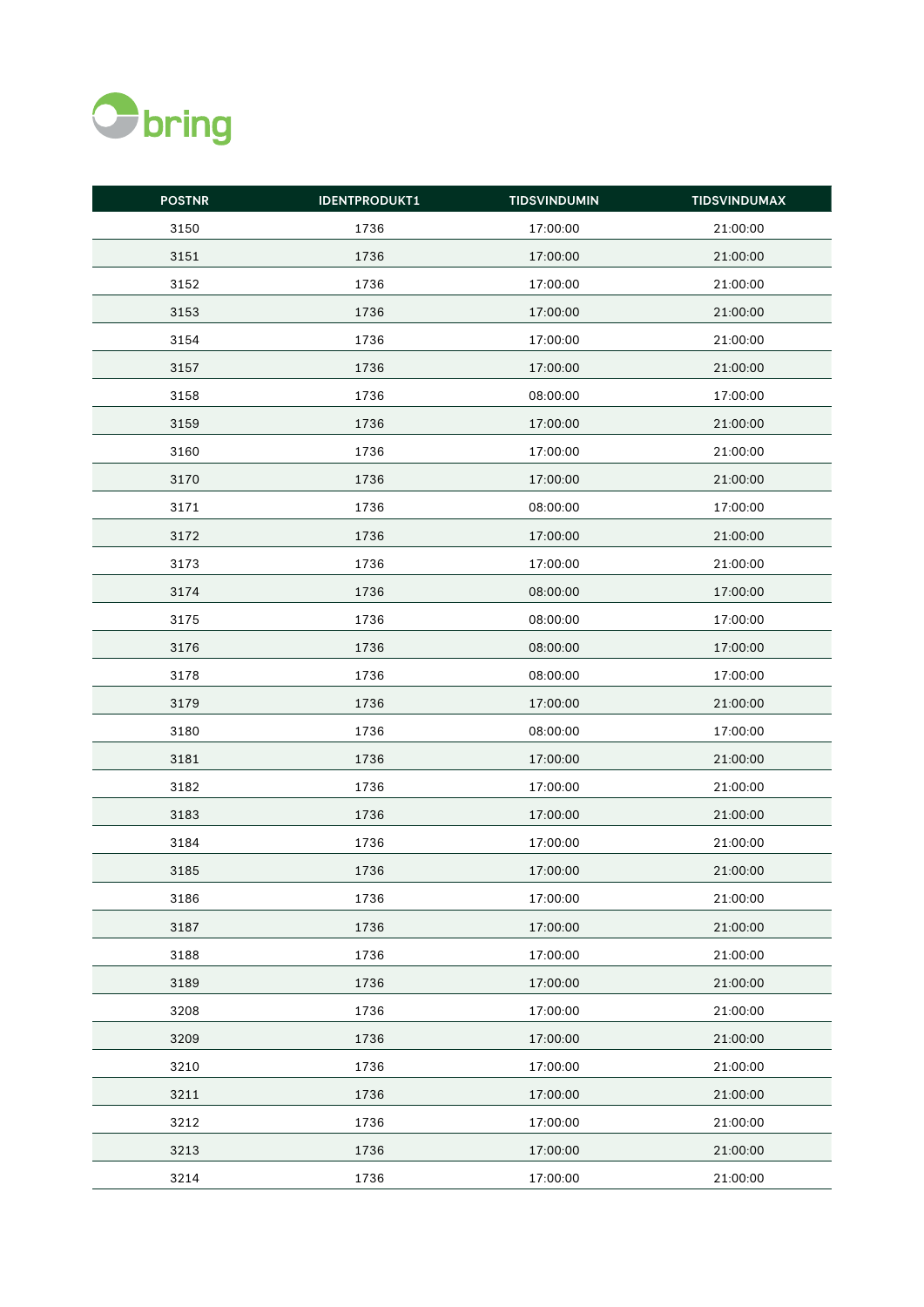| POSTNR | IDENTPRODUKT1 | TIDSVINDUMIN | TIDSVINDUMAX |
|---|---|---|---|
| 3150 | 1736 | 17:00:00 | 21:00:00 |
| 3151 | 1736 | 17:00:00 | 21:00:00 |
| 3152 | 1736 | 17:00:00 | 21:00:00 |
| 3153 | 1736 | 17:00:00 | 21:00:00 |
| 3154 | 1736 | 17:00:00 | 21:00:00 |
| 3157 | 1736 | 17:00:00 | 21:00:00 |
| 3158 | 1736 | 08:00:00 | 17:00:00 |
| 3159 | 1736 | 17:00:00 | 21:00:00 |
| 3160 | 1736 | 17:00:00 | 21:00:00 |
| 3170 | 1736 | 17:00:00 | 21:00:00 |
| 3171 | 1736 | 08:00:00 | 17:00:00 |
| 3172 | 1736 | 17:00:00 | 21:00:00 |
| 3173 | 1736 | 17:00:00 | 21:00:00 |
| 3174 | 1736 | 08:00:00 | 17:00:00 |
| 3175 | 1736 | 08:00:00 | 17:00:00 |
| 3176 | 1736 | 08:00:00 | 17:00:00 |
| 3178 | 1736 | 08:00:00 | 17:00:00 |
| 3179 | 1736 | 17:00:00 | 21:00:00 |
| 3180 | 1736 | 08:00:00 | 17:00:00 |
| 3181 | 1736 | 17:00:00 | 21:00:00 |
| 3182 | 1736 | 17:00:00 | 21:00:00 |
| 3183 | 1736 | 17:00:00 | 21:00:00 |
| 3184 | 1736 | 17:00:00 | 21:00:00 |
| 3185 | 1736 | 17:00:00 | 21:00:00 |
| 3186 | 1736 | 17:00:00 | 21:00:00 |
| 3187 | 1736 | 17:00:00 | 21:00:00 |
| 3188 | 1736 | 17:00:00 | 21:00:00 |
| 3189 | 1736 | 17:00:00 | 21:00:00 |
| 3208 | 1736 | 17:00:00 | 21:00:00 |
| 3209 | 1736 | 17:00:00 | 21:00:00 |
| 3210 | 1736 | 17:00:00 | 21:00:00 |
| 3211 | 1736 | 17:00:00 | 21:00:00 |
| 3212 | 1736 | 17:00:00 | 21:00:00 |
| 3213 | 1736 | 17:00:00 | 21:00:00 |
| 3214 | 1736 | 17:00:00 | 21:00:00 |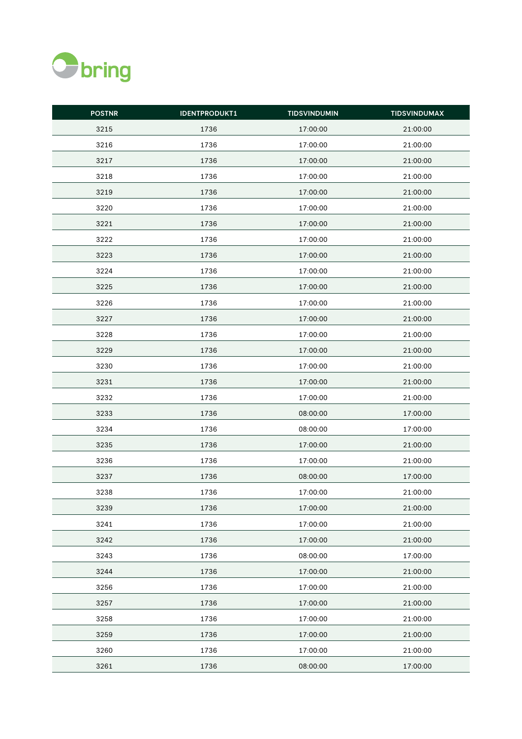| POSTNR | IDENTPRODUKT1 | TIDSVINDUMIN | TIDSVINDUMAX |
|---|---|---|---|
| 3215 | 1736 | 17:00:00 | 21:00:00 |
| 3216 | 1736 | 17:00:00 | 21:00:00 |
| 3217 | 1736 | 17:00:00 | 21:00:00 |
| 3218 | 1736 | 17:00:00 | 21:00:00 |
| 3219 | 1736 | 17:00:00 | 21:00:00 |
| 3220 | 1736 | 17:00:00 | 21:00:00 |
| 3221 | 1736 | 17:00:00 | 21:00:00 |
| 3222 | 1736 | 17:00:00 | 21:00:00 |
| 3223 | 1736 | 17:00:00 | 21:00:00 |
| 3224 | 1736 | 17:00:00 | 21:00:00 |
| 3225 | 1736 | 17:00:00 | 21:00:00 |
| 3226 | 1736 | 17:00:00 | 21:00:00 |
| 3227 | 1736 | 17:00:00 | 21:00:00 |
| 3228 | 1736 | 17:00:00 | 21:00:00 |
| 3229 | 1736 | 17:00:00 | 21:00:00 |
| 3230 | 1736 | 17:00:00 | 21:00:00 |
| 3231 | 1736 | 17:00:00 | 21:00:00 |
| 3232 | 1736 | 17:00:00 | 21:00:00 |
| 3233 | 1736 | 08:00:00 | 17:00:00 |
| 3234 | 1736 | 08:00:00 | 17:00:00 |
| 3235 | 1736 | 17:00:00 | 21:00:00 |
| 3236 | 1736 | 17:00:00 | 21:00:00 |
| 3237 | 1736 | 08:00:00 | 17:00:00 |
| 3238 | 1736 | 17:00:00 | 21:00:00 |
| 3239 | 1736 | 17:00:00 | 21:00:00 |
| 3241 | 1736 | 17:00:00 | 21:00:00 |
| 3242 | 1736 | 17:00:00 | 21:00:00 |
| 3243 | 1736 | 08:00:00 | 17:00:00 |
| 3244 | 1736 | 17:00:00 | 21:00:00 |
| 3256 | 1736 | 17:00:00 | 21:00:00 |
| 3257 | 1736 | 17:00:00 | 21:00:00 |
| 3258 | 1736 | 17:00:00 | 21:00:00 |
| 3259 | 1736 | 17:00:00 | 21:00:00 |
| 3260 | 1736 | 17:00:00 | 21:00:00 |
| 3261 | 1736 | 08:00:00 | 17:00:00 |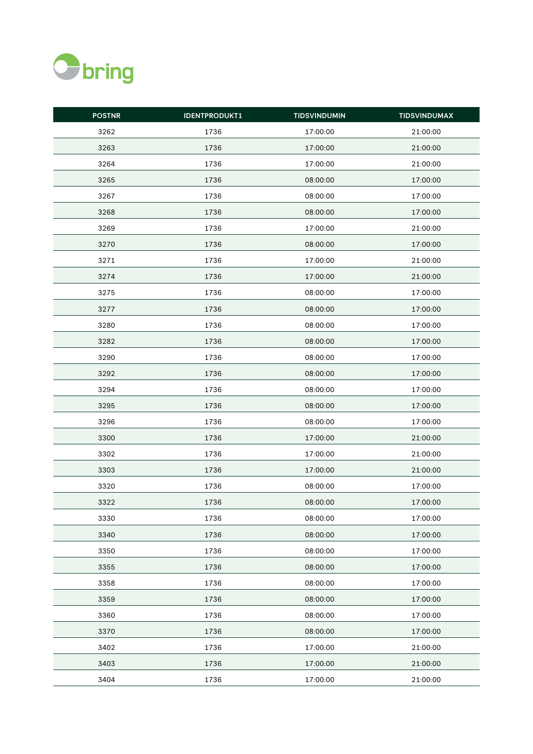| POSTNR | IDENTPRODUKT1 | TIDSVINDUMIN | TIDSVINDUMAX |
|---|---|---|---|
| 3262 | 1736 | 17:00:00 | 21:00:00 |
| 3263 | 1736 | 17:00:00 | 21:00:00 |
| 3264 | 1736 | 17:00:00 | 21:00:00 |
| 3265 | 1736 | 08:00:00 | 17:00:00 |
| 3267 | 1736 | 08:00:00 | 17:00:00 |
| 3268 | 1736 | 08:00:00 | 17:00:00 |
| 3269 | 1736 | 17:00:00 | 21:00:00 |
| 3270 | 1736 | 08:00:00 | 17:00:00 |
| 3271 | 1736 | 17:00:00 | 21:00:00 |
| 3274 | 1736 | 17:00:00 | 21:00:00 |
| 3275 | 1736 | 08:00:00 | 17:00:00 |
| 3277 | 1736 | 08:00:00 | 17:00:00 |
| 3280 | 1736 | 08:00:00 | 17:00:00 |
| 3282 | 1736 | 08:00:00 | 17:00:00 |
| 3290 | 1736 | 08:00:00 | 17:00:00 |
| 3292 | 1736 | 08:00:00 | 17:00:00 |
| 3294 | 1736 | 08:00:00 | 17:00:00 |
| 3295 | 1736 | 08:00:00 | 17:00:00 |
| 3296 | 1736 | 08:00:00 | 17:00:00 |
| 3300 | 1736 | 17:00:00 | 21:00:00 |
| 3302 | 1736 | 17:00:00 | 21:00:00 |
| 3303 | 1736 | 17:00:00 | 21:00:00 |
| 3320 | 1736 | 08:00:00 | 17:00:00 |
| 3322 | 1736 | 08:00:00 | 17:00:00 |
| 3330 | 1736 | 08:00:00 | 17:00:00 |
| 3340 | 1736 | 08:00:00 | 17:00:00 |
| 3350 | 1736 | 08:00:00 | 17:00:00 |
| 3355 | 1736 | 08:00:00 | 17:00:00 |
| 3358 | 1736 | 08:00:00 | 17:00:00 |
| 3359 | 1736 | 08:00:00 | 17:00:00 |
| 3360 | 1736 | 08:00:00 | 17:00:00 |
| 3370 | 1736 | 08:00:00 | 17:00:00 |
| 3402 | 1736 | 17:00:00 | 21:00:00 |
| 3403 | 1736 | 17:00:00 | 21:00:00 |
| 3404 | 1736 | 17:00:00 | 21:00:00 |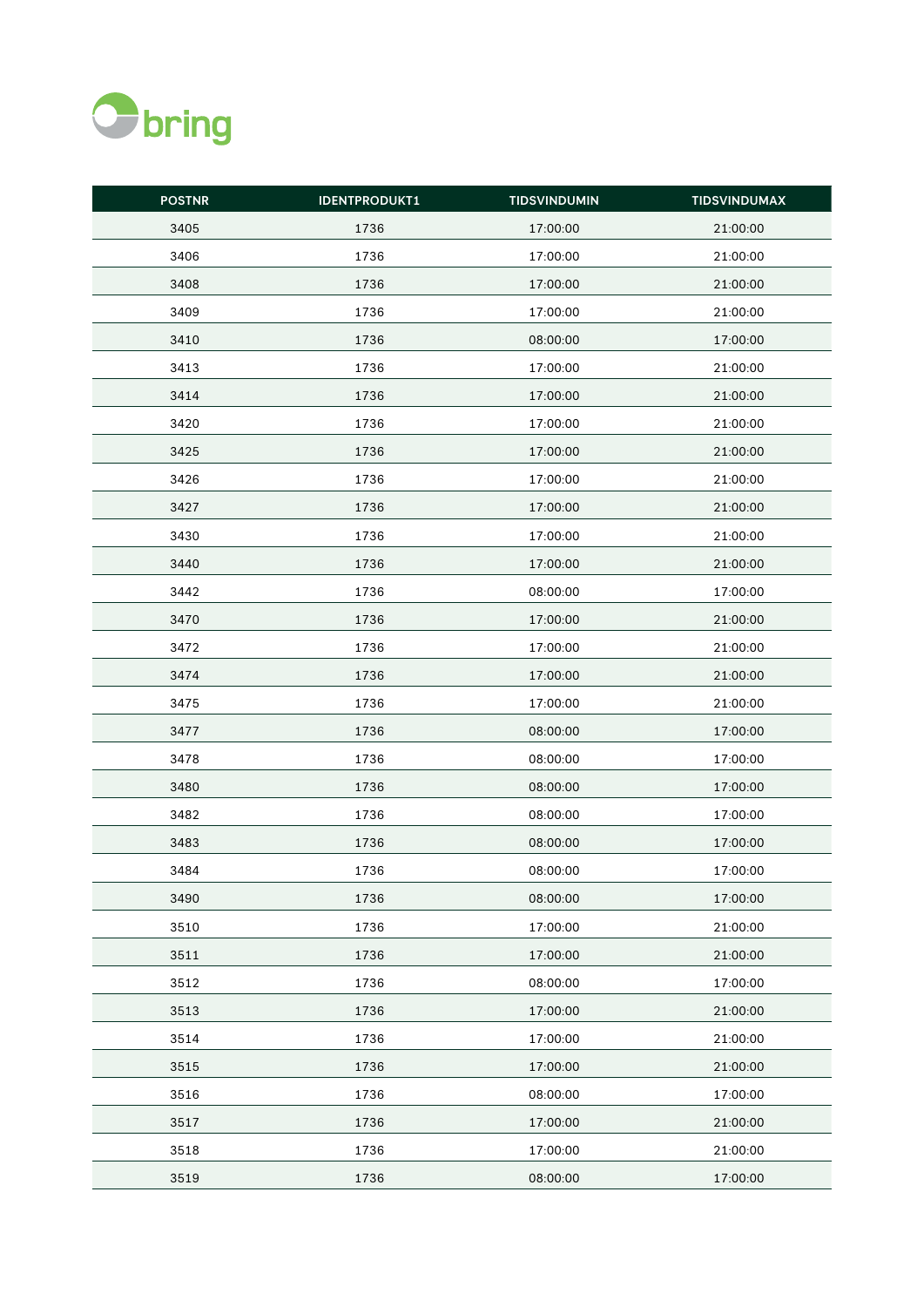| POSTNR | IDENTPRODUKT1 | TIDSVINDUMIN | TIDSVINDUMAX |
|---|---|---|---|
| 3405 | 1736 | 17:00:00 | 21:00:00 |
| 3406 | 1736 | 17:00:00 | 21:00:00 |
| 3408 | 1736 | 17:00:00 | 21:00:00 |
| 3409 | 1736 | 17:00:00 | 21:00:00 |
| 3410 | 1736 | 08:00:00 | 17:00:00 |
| 3413 | 1736 | 17:00:00 | 21:00:00 |
| 3414 | 1736 | 17:00:00 | 21:00:00 |
| 3420 | 1736 | 17:00:00 | 21:00:00 |
| 3425 | 1736 | 17:00:00 | 21:00:00 |
| 3426 | 1736 | 17:00:00 | 21:00:00 |
| 3427 | 1736 | 17:00:00 | 21:00:00 |
| 3430 | 1736 | 17:00:00 | 21:00:00 |
| 3440 | 1736 | 17:00:00 | 21:00:00 |
| 3442 | 1736 | 08:00:00 | 17:00:00 |
| 3470 | 1736 | 17:00:00 | 21:00:00 |
| 3472 | 1736 | 17:00:00 | 21:00:00 |
| 3474 | 1736 | 17:00:00 | 21:00:00 |
| 3475 | 1736 | 17:00:00 | 21:00:00 |
| 3477 | 1736 | 08:00:00 | 17:00:00 |
| 3478 | 1736 | 08:00:00 | 17:00:00 |
| 3480 | 1736 | 08:00:00 | 17:00:00 |
| 3482 | 1736 | 08:00:00 | 17:00:00 |
| 3483 | 1736 | 08:00:00 | 17:00:00 |
| 3484 | 1736 | 08:00:00 | 17:00:00 |
| 3490 | 1736 | 08:00:00 | 17:00:00 |
| 3510 | 1736 | 17:00:00 | 21:00:00 |
| 3511 | 1736 | 17:00:00 | 21:00:00 |
| 3512 | 1736 | 08:00:00 | 17:00:00 |
| 3513 | 1736 | 17:00:00 | 21:00:00 |
| 3514 | 1736 | 17:00:00 | 21:00:00 |
| 3515 | 1736 | 17:00:00 | 21:00:00 |
| 3516 | 1736 | 08:00:00 | 17:00:00 |
| 3517 | 1736 | 17:00:00 | 21:00:00 |
| 3518 | 1736 | 17:00:00 | 21:00:00 |
| 3519 | 1736 | 08:00:00 | 17:00:00 |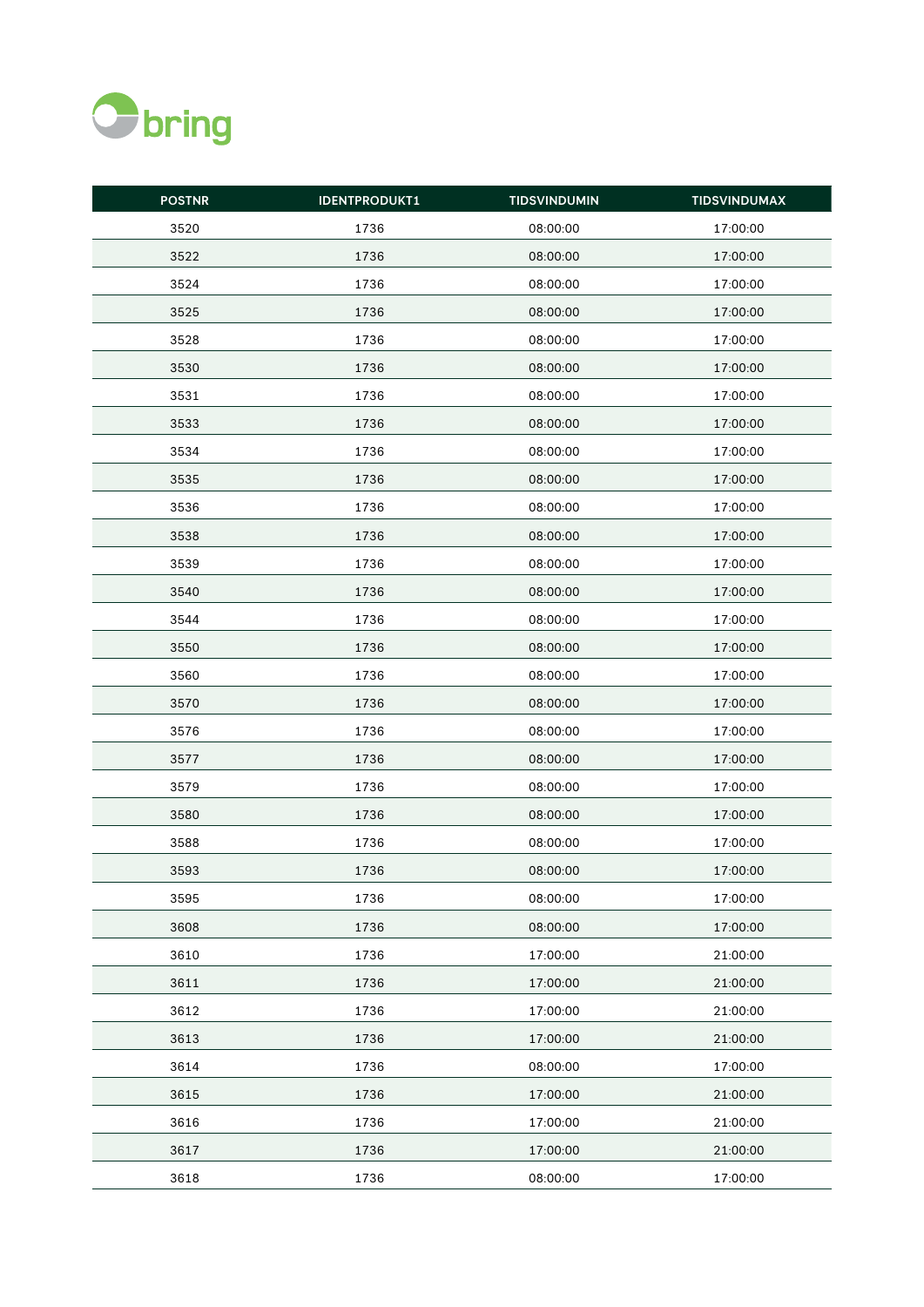| POSTNR | IDENTPRODUKT1 | TIDSVINDUMIN | TIDSVINDUMAX |
|---|---|---|---|
| 3520 | 1736 | 08:00:00 | 17:00:00 |
| 3522 | 1736 | 08:00:00 | 17:00:00 |
| 3524 | 1736 | 08:00:00 | 17:00:00 |
| 3525 | 1736 | 08:00:00 | 17:00:00 |
| 3528 | 1736 | 08:00:00 | 17:00:00 |
| 3530 | 1736 | 08:00:00 | 17:00:00 |
| 3531 | 1736 | 08:00:00 | 17:00:00 |
| 3533 | 1736 | 08:00:00 | 17:00:00 |
| 3534 | 1736 | 08:00:00 | 17:00:00 |
| 3535 | 1736 | 08:00:00 | 17:00:00 |
| 3536 | 1736 | 08:00:00 | 17:00:00 |
| 3538 | 1736 | 08:00:00 | 17:00:00 |
| 3539 | 1736 | 08:00:00 | 17:00:00 |
| 3540 | 1736 | 08:00:00 | 17:00:00 |
| 3544 | 1736 | 08:00:00 | 17:00:00 |
| 3550 | 1736 | 08:00:00 | 17:00:00 |
| 3560 | 1736 | 08:00:00 | 17:00:00 |
| 3570 | 1736 | 08:00:00 | 17:00:00 |
| 3576 | 1736 | 08:00:00 | 17:00:00 |
| 3577 | 1736 | 08:00:00 | 17:00:00 |
| 3579 | 1736 | 08:00:00 | 17:00:00 |
| 3580 | 1736 | 08:00:00 | 17:00:00 |
| 3588 | 1736 | 08:00:00 | 17:00:00 |
| 3593 | 1736 | 08:00:00 | 17:00:00 |
| 3595 | 1736 | 08:00:00 | 17:00:00 |
| 3608 | 1736 | 08:00:00 | 17:00:00 |
| 3610 | 1736 | 17:00:00 | 21:00:00 |
| 3611 | 1736 | 17:00:00 | 21:00:00 |
| 3612 | 1736 | 17:00:00 | 21:00:00 |
| 3613 | 1736 | 17:00:00 | 21:00:00 |
| 3614 | 1736 | 08:00:00 | 17:00:00 |
| 3615 | 1736 | 17:00:00 | 21:00:00 |
| 3616 | 1736 | 17:00:00 | 21:00:00 |
| 3617 | 1736 | 17:00:00 | 21:00:00 |
| 3618 | 1736 | 08:00:00 | 17:00:00 |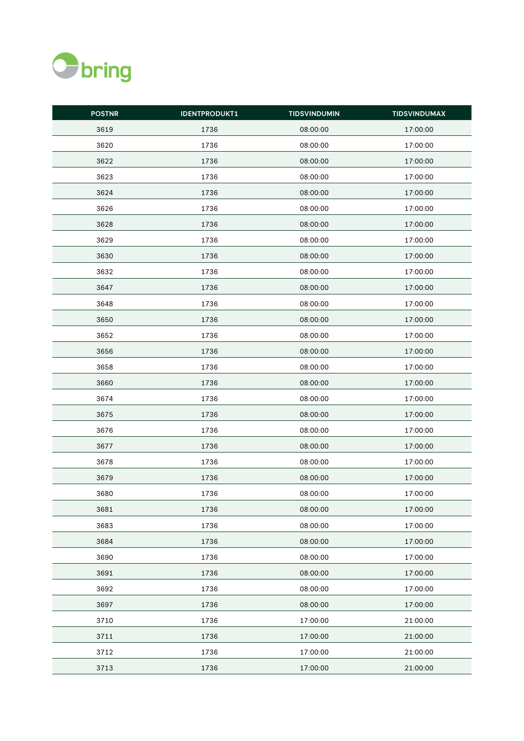| POSTNR | IDENTPRODUKT1 | TIDSVINDUMIN | TIDSVINDUMAX |
|---|---|---|---|
| 3619 | 1736 | 08:00:00 | 17:00:00 |
| 3620 | 1736 | 08:00:00 | 17:00:00 |
| 3622 | 1736 | 08:00:00 | 17:00:00 |
| 3623 | 1736 | 08:00:00 | 17:00:00 |
| 3624 | 1736 | 08:00:00 | 17:00:00 |
| 3626 | 1736 | 08:00:00 | 17:00:00 |
| 3628 | 1736 | 08:00:00 | 17:00:00 |
| 3629 | 1736 | 08:00:00 | 17:00:00 |
| 3630 | 1736 | 08:00:00 | 17:00:00 |
| 3632 | 1736 | 08:00:00 | 17:00:00 |
| 3647 | 1736 | 08:00:00 | 17:00:00 |
| 3648 | 1736 | 08:00:00 | 17:00:00 |
| 3650 | 1736 | 08:00:00 | 17:00:00 |
| 3652 | 1736 | 08:00:00 | 17:00:00 |
| 3656 | 1736 | 08:00:00 | 17:00:00 |
| 3658 | 1736 | 08:00:00 | 17:00:00 |
| 3660 | 1736 | 08:00:00 | 17:00:00 |
| 3674 | 1736 | 08:00:00 | 17:00:00 |
| 3675 | 1736 | 08:00:00 | 17:00:00 |
| 3676 | 1736 | 08:00:00 | 17:00:00 |
| 3677 | 1736 | 08:00:00 | 17:00:00 |
| 3678 | 1736 | 08:00:00 | 17:00:00 |
| 3679 | 1736 | 08:00:00 | 17:00:00 |
| 3680 | 1736 | 08:00:00 | 17:00:00 |
| 3681 | 1736 | 08:00:00 | 17:00:00 |
| 3683 | 1736 | 08:00:00 | 17:00:00 |
| 3684 | 1736 | 08:00:00 | 17:00:00 |
| 3690 | 1736 | 08:00:00 | 17:00:00 |
| 3691 | 1736 | 08:00:00 | 17:00:00 |
| 3692 | 1736 | 08:00:00 | 17:00:00 |
| 3697 | 1736 | 08:00:00 | 17:00:00 |
| 3710 | 1736 | 17:00:00 | 21:00:00 |
| 3711 | 1736 | 17:00:00 | 21:00:00 |
| 3712 | 1736 | 17:00:00 | 21:00:00 |
| 3713 | 1736 | 17:00:00 | 21:00:00 |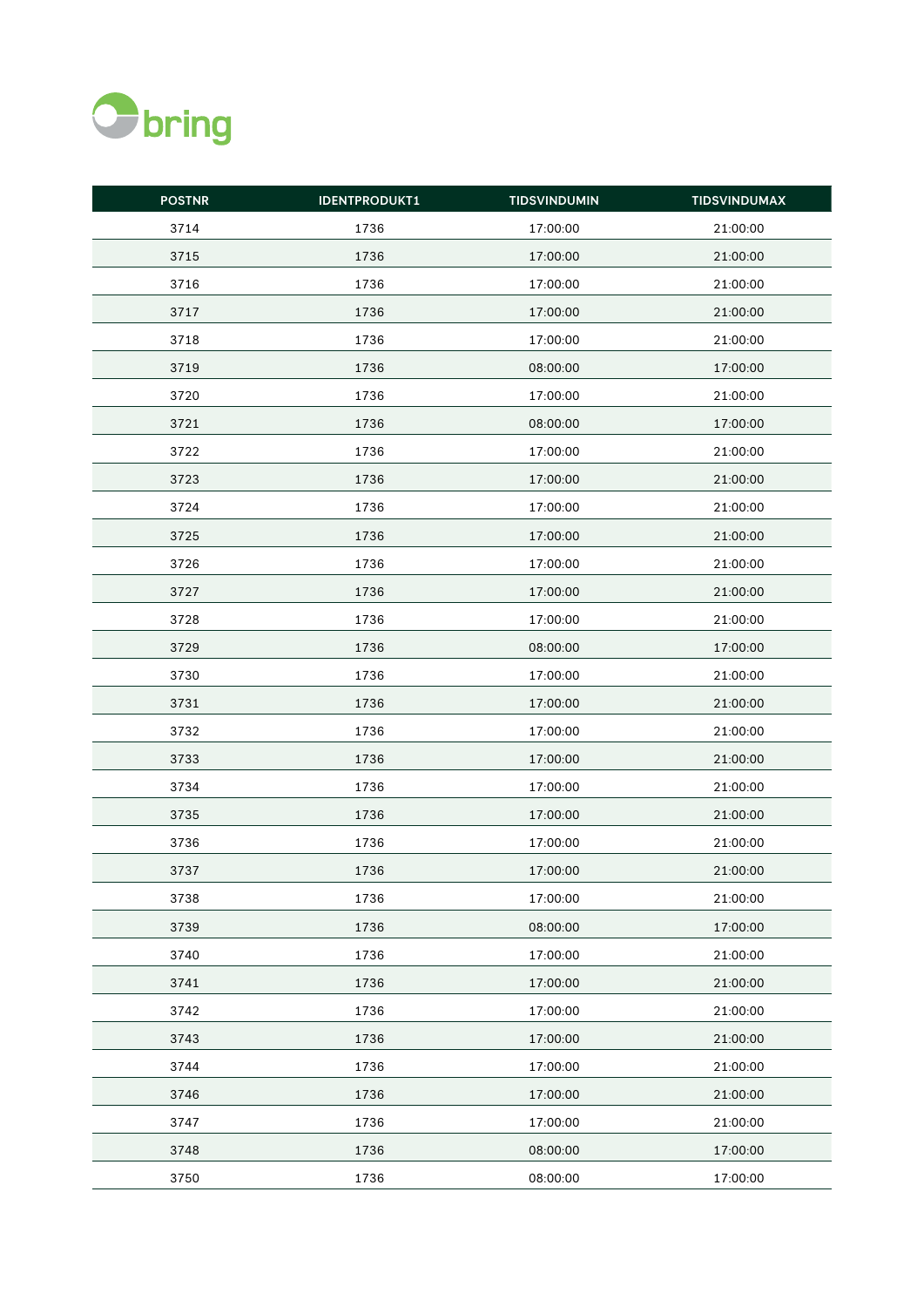| POSTNR | IDENTPRODUKT1 | TIDSVINDUMIN | TIDSVINDUMAX |
|---|---|---|---|
| 3714 | 1736 | 17:00:00 | 21:00:00 |
| 3715 | 1736 | 17:00:00 | 21:00:00 |
| 3716 | 1736 | 17:00:00 | 21:00:00 |
| 3717 | 1736 | 17:00:00 | 21:00:00 |
| 3718 | 1736 | 17:00:00 | 21:00:00 |
| 3719 | 1736 | 08:00:00 | 17:00:00 |
| 3720 | 1736 | 17:00:00 | 21:00:00 |
| 3721 | 1736 | 08:00:00 | 17:00:00 |
| 3722 | 1736 | 17:00:00 | 21:00:00 |
| 3723 | 1736 | 17:00:00 | 21:00:00 |
| 3724 | 1736 | 17:00:00 | 21:00:00 |
| 3725 | 1736 | 17:00:00 | 21:00:00 |
| 3726 | 1736 | 17:00:00 | 21:00:00 |
| 3727 | 1736 | 17:00:00 | 21:00:00 |
| 3728 | 1736 | 17:00:00 | 21:00:00 |
| 3729 | 1736 | 08:00:00 | 17:00:00 |
| 3730 | 1736 | 17:00:00 | 21:00:00 |
| 3731 | 1736 | 17:00:00 | 21:00:00 |
| 3732 | 1736 | 17:00:00 | 21:00:00 |
| 3733 | 1736 | 17:00:00 | 21:00:00 |
| 3734 | 1736 | 17:00:00 | 21:00:00 |
| 3735 | 1736 | 17:00:00 | 21:00:00 |
| 3736 | 1736 | 17:00:00 | 21:00:00 |
| 3737 | 1736 | 17:00:00 | 21:00:00 |
| 3738 | 1736 | 17:00:00 | 21:00:00 |
| 3739 | 1736 | 08:00:00 | 17:00:00 |
| 3740 | 1736 | 17:00:00 | 21:00:00 |
| 3741 | 1736 | 17:00:00 | 21:00:00 |
| 3742 | 1736 | 17:00:00 | 21:00:00 |
| 3743 | 1736 | 17:00:00 | 21:00:00 |
| 3744 | 1736 | 17:00:00 | 21:00:00 |
| 3746 | 1736 | 17:00:00 | 21:00:00 |
| 3747 | 1736 | 17:00:00 | 21:00:00 |
| 3748 | 1736 | 08:00:00 | 17:00:00 |
| 3750 | 1736 | 08:00:00 | 17:00:00 |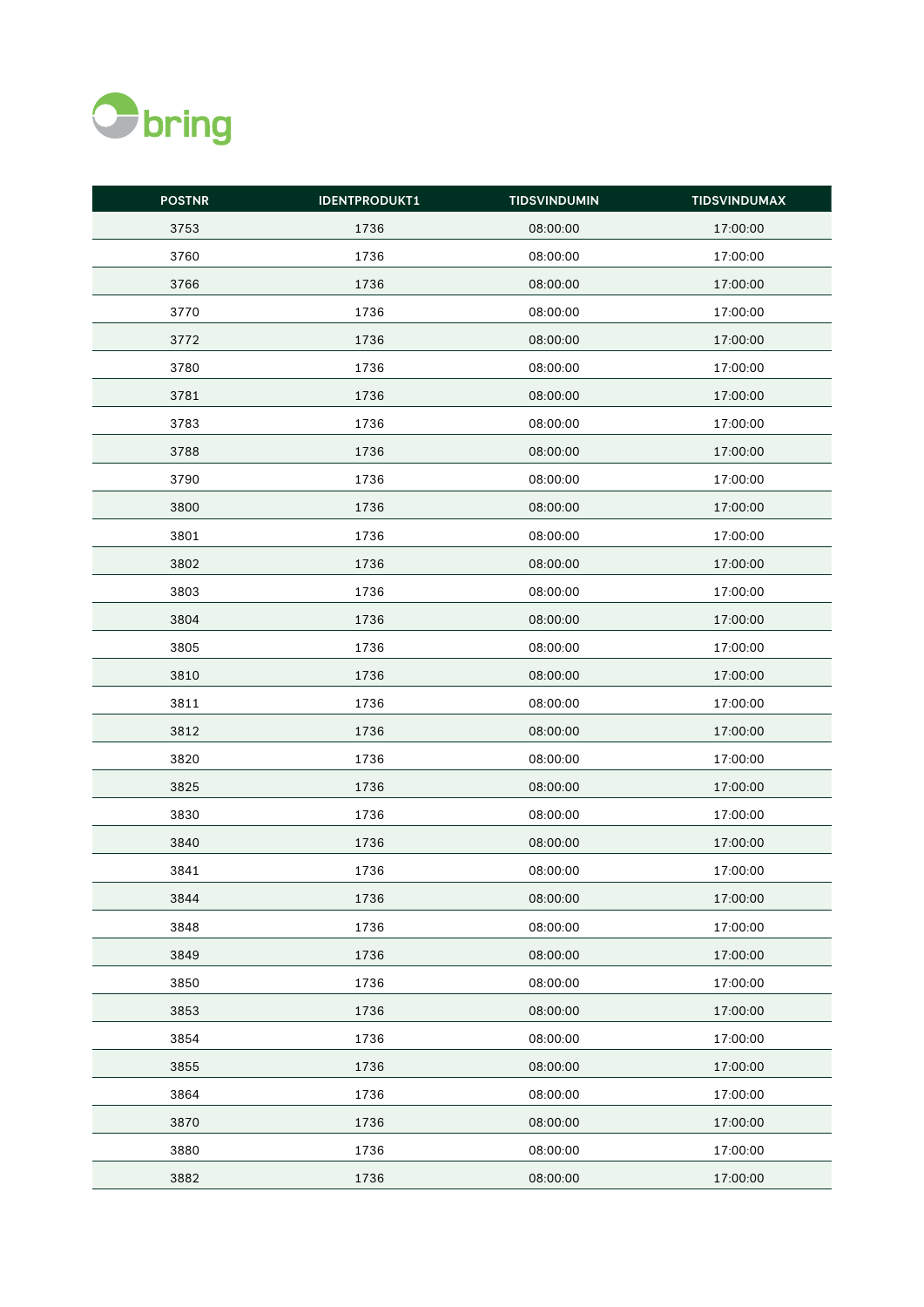| POSTNR | IDENTPRODUKT1 | TIDSVINDUMIN | TIDSVINDUMAX |
|---|---|---|---|
| 3753 | 1736 | 08:00:00 | 17:00:00 |
| 3760 | 1736 | 08:00:00 | 17:00:00 |
| 3766 | 1736 | 08:00:00 | 17:00:00 |
| 3770 | 1736 | 08:00:00 | 17:00:00 |
| 3772 | 1736 | 08:00:00 | 17:00:00 |
| 3780 | 1736 | 08:00:00 | 17:00:00 |
| 3781 | 1736 | 08:00:00 | 17:00:00 |
| 3783 | 1736 | 08:00:00 | 17:00:00 |
| 3788 | 1736 | 08:00:00 | 17:00:00 |
| 3790 | 1736 | 08:00:00 | 17:00:00 |
| 3800 | 1736 | 08:00:00 | 17:00:00 |
| 3801 | 1736 | 08:00:00 | 17:00:00 |
| 3802 | 1736 | 08:00:00 | 17:00:00 |
| 3803 | 1736 | 08:00:00 | 17:00:00 |
| 3804 | 1736 | 08:00:00 | 17:00:00 |
| 3805 | 1736 | 08:00:00 | 17:00:00 |
| 3810 | 1736 | 08:00:00 | 17:00:00 |
| 3811 | 1736 | 08:00:00 | 17:00:00 |
| 3812 | 1736 | 08:00:00 | 17:00:00 |
| 3820 | 1736 | 08:00:00 | 17:00:00 |
| 3825 | 1736 | 08:00:00 | 17:00:00 |
| 3830 | 1736 | 08:00:00 | 17:00:00 |
| 3840 | 1736 | 08:00:00 | 17:00:00 |
| 3841 | 1736 | 08:00:00 | 17:00:00 |
| 3844 | 1736 | 08:00:00 | 17:00:00 |
| 3848 | 1736 | 08:00:00 | 17:00:00 |
| 3849 | 1736 | 08:00:00 | 17:00:00 |
| 3850 | 1736 | 08:00:00 | 17:00:00 |
| 3853 | 1736 | 08:00:00 | 17:00:00 |
| 3854 | 1736 | 08:00:00 | 17:00:00 |
| 3855 | 1736 | 08:00:00 | 17:00:00 |
| 3864 | 1736 | 08:00:00 | 17:00:00 |
| 3870 | 1736 | 08:00:00 | 17:00:00 |
| 3880 | 1736 | 08:00:00 | 17:00:00 |
| 3882 | 1736 | 08:00:00 | 17:00:00 |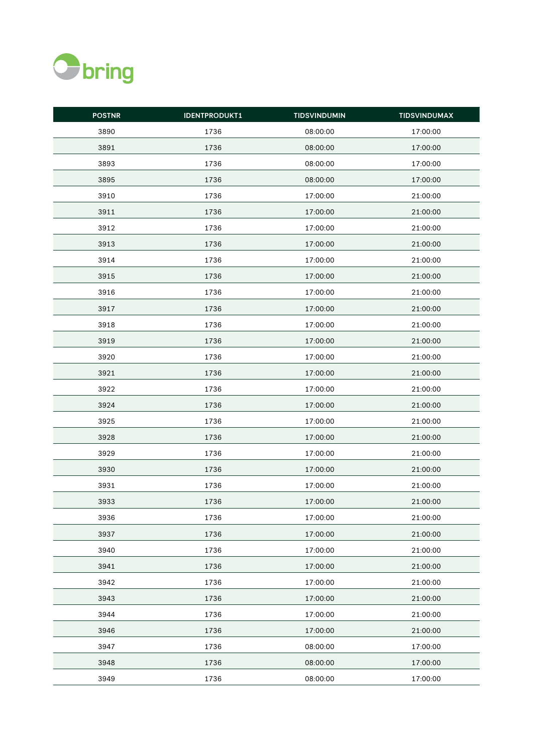| POSTNR | IDENTPRODUKT1 | TIDSVINDUMIN | TIDSVINDUMAX |
|---|---|---|---|
| 3890 | 1736 | 08:00:00 | 17:00:00 |
| 3891 | 1736 | 08:00:00 | 17:00:00 |
| 3893 | 1736 | 08:00:00 | 17:00:00 |
| 3895 | 1736 | 08:00:00 | 17:00:00 |
| 3910 | 1736 | 17:00:00 | 21:00:00 |
| 3911 | 1736 | 17:00:00 | 21:00:00 |
| 3912 | 1736 | 17:00:00 | 21:00:00 |
| 3913 | 1736 | 17:00:00 | 21:00:00 |
| 3914 | 1736 | 17:00:00 | 21:00:00 |
| 3915 | 1736 | 17:00:00 | 21:00:00 |
| 3916 | 1736 | 17:00:00 | 21:00:00 |
| 3917 | 1736 | 17:00:00 | 21:00:00 |
| 3918 | 1736 | 17:00:00 | 21:00:00 |
| 3919 | 1736 | 17:00:00 | 21:00:00 |
| 3920 | 1736 | 17:00:00 | 21:00:00 |
| 3921 | 1736 | 17:00:00 | 21:00:00 |
| 3922 | 1736 | 17:00:00 | 21:00:00 |
| 3924 | 1736 | 17:00:00 | 21:00:00 |
| 3925 | 1736 | 17:00:00 | 21:00:00 |
| 3928 | 1736 | 17:00:00 | 21:00:00 |
| 3929 | 1736 | 17:00:00 | 21:00:00 |
| 3930 | 1736 | 17:00:00 | 21:00:00 |
| 3931 | 1736 | 17:00:00 | 21:00:00 |
| 3933 | 1736 | 17:00:00 | 21:00:00 |
| 3936 | 1736 | 17:00:00 | 21:00:00 |
| 3937 | 1736 | 17:00:00 | 21:00:00 |
| 3940 | 1736 | 17:00:00 | 21:00:00 |
| 3941 | 1736 | 17:00:00 | 21:00:00 |
| 3942 | 1736 | 17:00:00 | 21:00:00 |
| 3943 | 1736 | 17:00:00 | 21:00:00 |
| 3944 | 1736 | 17:00:00 | 21:00:00 |
| 3946 | 1736 | 17:00:00 | 21:00:00 |
| 3947 | 1736 | 08:00:00 | 17:00:00 |
| 3948 | 1736 | 08:00:00 | 17:00:00 |
| 3949 | 1736 | 08:00:00 | 17:00:00 |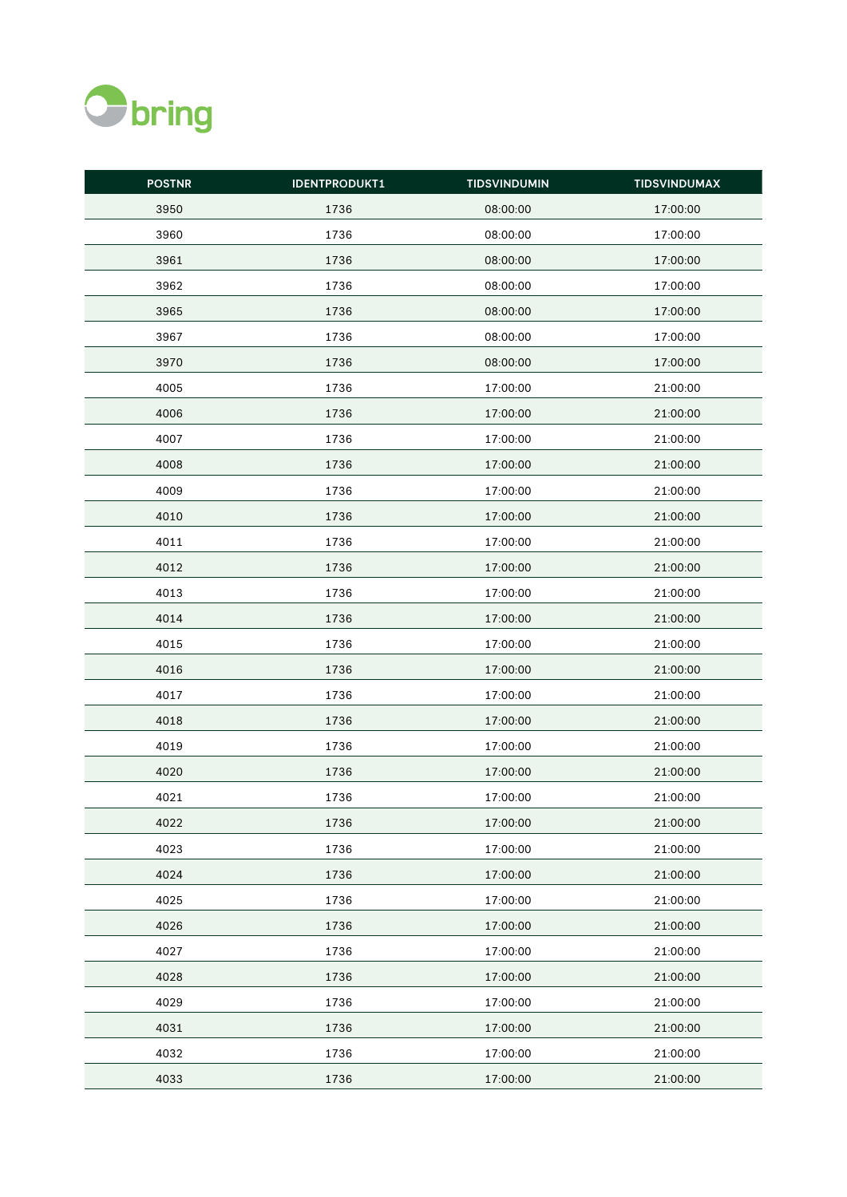| POSTNR | IDENTPRODUKT1 | TIDSVINDUMIN | TIDSVINDUMAX |
|---|---|---|---|
| 3950 | 1736 | 08:00:00 | 17:00:00 |
| 3960 | 1736 | 08:00:00 | 17:00:00 |
| 3961 | 1736 | 08:00:00 | 17:00:00 |
| 3962 | 1736 | 08:00:00 | 17:00:00 |
| 3965 | 1736 | 08:00:00 | 17:00:00 |
| 3967 | 1736 | 08:00:00 | 17:00:00 |
| 3970 | 1736 | 08:00:00 | 17:00:00 |
| 4005 | 1736 | 17:00:00 | 21:00:00 |
| 4006 | 1736 | 17:00:00 | 21:00:00 |
| 4007 | 1736 | 17:00:00 | 21:00:00 |
| 4008 | 1736 | 17:00:00 | 21:00:00 |
| 4009 | 1736 | 17:00:00 | 21:00:00 |
| 4010 | 1736 | 17:00:00 | 21:00:00 |
| 4011 | 1736 | 17:00:00 | 21:00:00 |
| 4012 | 1736 | 17:00:00 | 21:00:00 |
| 4013 | 1736 | 17:00:00 | 21:00:00 |
| 4014 | 1736 | 17:00:00 | 21:00:00 |
| 4015 | 1736 | 17:00:00 | 21:00:00 |
| 4016 | 1736 | 17:00:00 | 21:00:00 |
| 4017 | 1736 | 17:00:00 | 21:00:00 |
| 4018 | 1736 | 17:00:00 | 21:00:00 |
| 4019 | 1736 | 17:00:00 | 21:00:00 |
| 4020 | 1736 | 17:00:00 | 21:00:00 |
| 4021 | 1736 | 17:00:00 | 21:00:00 |
| 4022 | 1736 | 17:00:00 | 21:00:00 |
| 4023 | 1736 | 17:00:00 | 21:00:00 |
| 4024 | 1736 | 17:00:00 | 21:00:00 |
| 4025 | 1736 | 17:00:00 | 21:00:00 |
| 4026 | 1736 | 17:00:00 | 21:00:00 |
| 4027 | 1736 | 17:00:00 | 21:00:00 |
| 4028 | 1736 | 17:00:00 | 21:00:00 |
| 4029 | 1736 | 17:00:00 | 21:00:00 |
| 4031 | 1736 | 17:00:00 | 21:00:00 |
| 4032 | 1736 | 17:00:00 | 21:00:00 |
| 4033 | 1736 | 17:00:00 | 21:00:00 |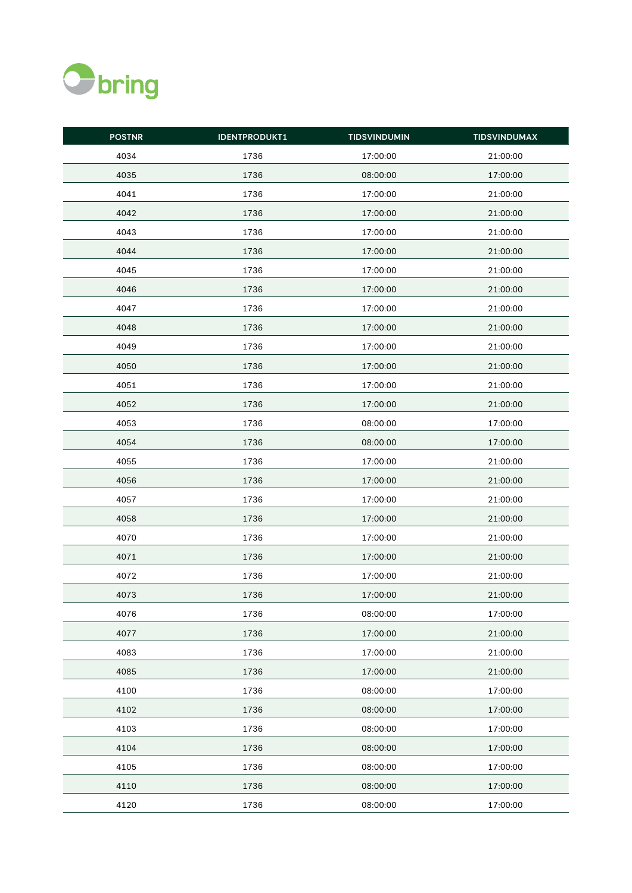| POSTNR | IDENTPRODUKT1 | TIDSVINDUMIN | TIDSVINDUMAX |
|---|---|---|---|
| 4034 | 1736 | 17:00:00 | 21:00:00 |
| 4035 | 1736 | 08:00:00 | 17:00:00 |
| 4041 | 1736 | 17:00:00 | 21:00:00 |
| 4042 | 1736 | 17:00:00 | 21:00:00 |
| 4043 | 1736 | 17:00:00 | 21:00:00 |
| 4044 | 1736 | 17:00:00 | 21:00:00 |
| 4045 | 1736 | 17:00:00 | 21:00:00 |
| 4046 | 1736 | 17:00:00 | 21:00:00 |
| 4047 | 1736 | 17:00:00 | 21:00:00 |
| 4048 | 1736 | 17:00:00 | 21:00:00 |
| 4049 | 1736 | 17:00:00 | 21:00:00 |
| 4050 | 1736 | 17:00:00 | 21:00:00 |
| 4051 | 1736 | 17:00:00 | 21:00:00 |
| 4052 | 1736 | 17:00:00 | 21:00:00 |
| 4053 | 1736 | 08:00:00 | 17:00:00 |
| 4054 | 1736 | 08:00:00 | 17:00:00 |
| 4055 | 1736 | 17:00:00 | 21:00:00 |
| 4056 | 1736 | 17:00:00 | 21:00:00 |
| 4057 | 1736 | 17:00:00 | 21:00:00 |
| 4058 | 1736 | 17:00:00 | 21:00:00 |
| 4070 | 1736 | 17:00:00 | 21:00:00 |
| 4071 | 1736 | 17:00:00 | 21:00:00 |
| 4072 | 1736 | 17:00:00 | 21:00:00 |
| 4073 | 1736 | 17:00:00 | 21:00:00 |
| 4076 | 1736 | 08:00:00 | 17:00:00 |
| 4077 | 1736 | 17:00:00 | 21:00:00 |
| 4083 | 1736 | 17:00:00 | 21:00:00 |
| 4085 | 1736 | 17:00:00 | 21:00:00 |
| 4100 | 1736 | 08:00:00 | 17:00:00 |
| 4102 | 1736 | 08:00:00 | 17:00:00 |
| 4103 | 1736 | 08:00:00 | 17:00:00 |
| 4104 | 1736 | 08:00:00 | 17:00:00 |
| 4105 | 1736 | 08:00:00 | 17:00:00 |
| 4110 | 1736 | 08:00:00 | 17:00:00 |
| 4120 | 1736 | 08:00:00 | 17:00:00 |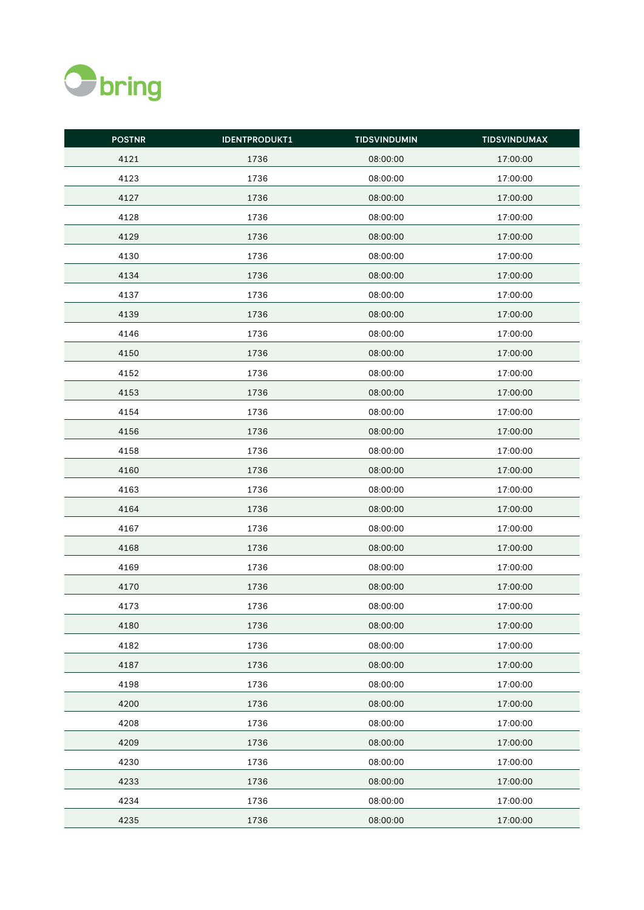| POSTNR | IDENTPRODUKT1 | TIDSVINDUMIN | TIDSVINDUMAX |
|---|---|---|---|
| 4121 | 1736 | 08:00:00 | 17:00:00 |
| 4123 | 1736 | 08:00:00 | 17:00:00 |
| 4127 | 1736 | 08:00:00 | 17:00:00 |
| 4128 | 1736 | 08:00:00 | 17:00:00 |
| 4129 | 1736 | 08:00:00 | 17:00:00 |
| 4130 | 1736 | 08:00:00 | 17:00:00 |
| 4134 | 1736 | 08:00:00 | 17:00:00 |
| 4137 | 1736 | 08:00:00 | 17:00:00 |
| 4139 | 1736 | 08:00:00 | 17:00:00 |
| 4146 | 1736 | 08:00:00 | 17:00:00 |
| 4150 | 1736 | 08:00:00 | 17:00:00 |
| 4152 | 1736 | 08:00:00 | 17:00:00 |
| 4153 | 1736 | 08:00:00 | 17:00:00 |
| 4154 | 1736 | 08:00:00 | 17:00:00 |
| 4156 | 1736 | 08:00:00 | 17:00:00 |
| 4158 | 1736 | 08:00:00 | 17:00:00 |
| 4160 | 1736 | 08:00:00 | 17:00:00 |
| 4163 | 1736 | 08:00:00 | 17:00:00 |
| 4164 | 1736 | 08:00:00 | 17:00:00 |
| 4167 | 1736 | 08:00:00 | 17:00:00 |
| 4168 | 1736 | 08:00:00 | 17:00:00 |
| 4169 | 1736 | 08:00:00 | 17:00:00 |
| 4170 | 1736 | 08:00:00 | 17:00:00 |
| 4173 | 1736 | 08:00:00 | 17:00:00 |
| 4180 | 1736 | 08:00:00 | 17:00:00 |
| 4182 | 1736 | 08:00:00 | 17:00:00 |
| 4187 | 1736 | 08:00:00 | 17:00:00 |
| 4198 | 1736 | 08:00:00 | 17:00:00 |
| 4200 | 1736 | 08:00:00 | 17:00:00 |
| 4208 | 1736 | 08:00:00 | 17:00:00 |
| 4209 | 1736 | 08:00:00 | 17:00:00 |
| 4230 | 1736 | 08:00:00 | 17:00:00 |
| 4233 | 1736 | 08:00:00 | 17:00:00 |
| 4234 | 1736 | 08:00:00 | 17:00:00 |
| 4235 | 1736 | 08:00:00 | 17:00:00 |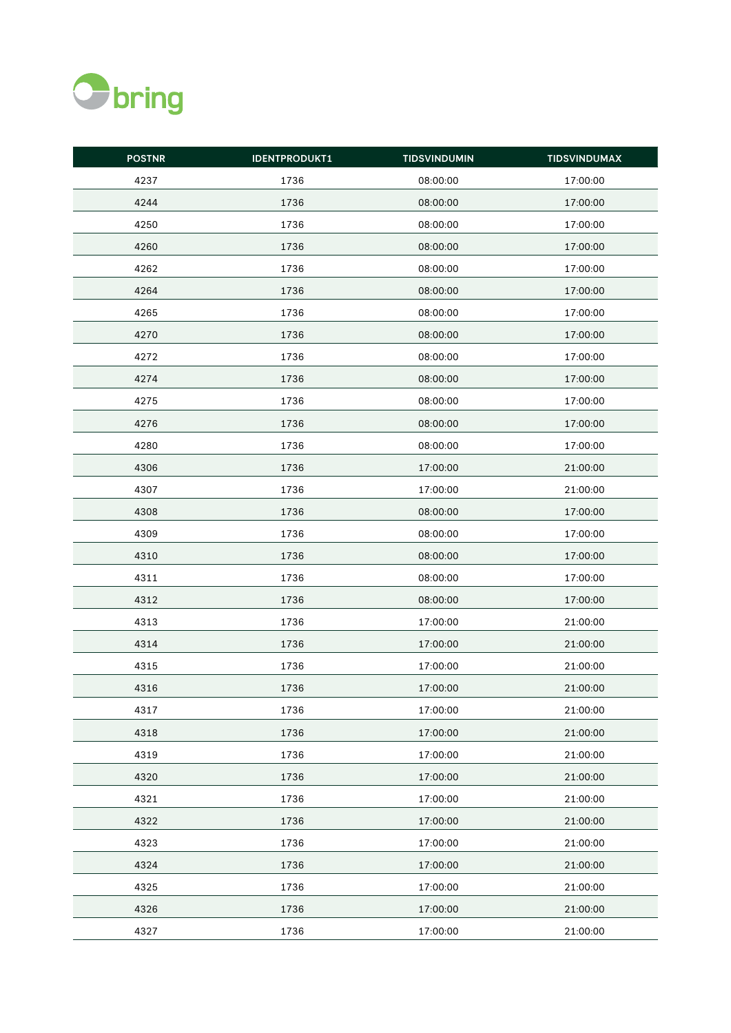bring

| POSTNR | IDENTPRODUKT1 | TIDSVINDUMIN | TIDSVINDUMAX |
|---|---|---|---|
| 4237 | 1736 | 08:00:00 | 17:00:00 |
| 4244 | 1736 | 08:00:00 | 17:00:00 |
| 4250 | 1736 | 08:00:00 | 17:00:00 |
| 4260 | 1736 | 08:00:00 | 17:00:00 |
| 4262 | 1736 | 08:00:00 | 17:00:00 |
| 4264 | 1736 | 08:00:00 | 17:00:00 |
| 4265 | 1736 | 08:00:00 | 17:00:00 |
| 4270 | 1736 | 08:00:00 | 17:00:00 |
| 4272 | 1736 | 08:00:00 | 17:00:00 |
| 4274 | 1736 | 08:00:00 | 17:00:00 |
| 4275 | 1736 | 08:00:00 | 17:00:00 |
| 4276 | 1736 | 08:00:00 | 17:00:00 |
| 4280 | 1736 | 08:00:00 | 17:00:00 |
| 4306 | 1736 | 17:00:00 | 21:00:00 |
| 4307 | 1736 | 17:00:00 | 21:00:00 |
| 4308 | 1736 | 08:00:00 | 17:00:00 |
| 4309 | 1736 | 08:00:00 | 17:00:00 |
| 4310 | 1736 | 08:00:00 | 17:00:00 |
| 4311 | 1736 | 08:00:00 | 17:00:00 |
| 4312 | 1736 | 08:00:00 | 17:00:00 |
| 4313 | 1736 | 17:00:00 | 21:00:00 |
| 4314 | 1736 | 17:00:00 | 21:00:00 |
| 4315 | 1736 | 17:00:00 | 21:00:00 |
| 4316 | 1736 | 17:00:00 | 21:00:00 |
| 4317 | 1736 | 17:00:00 | 21:00:00 |
| 4318 | 1736 | 17:00:00 | 21:00:00 |
| 4319 | 1736 | 17:00:00 | 21:00:00 |
| 4320 | 1736 | 17:00:00 | 21:00:00 |
| 4321 | 1736 | 17:00:00 | 21:00:00 |
| 4322 | 1736 | 17:00:00 | 21:00:00 |
| 4323 | 1736 | 17:00:00 | 21:00:00 |
| 4324 | 1736 | 17:00:00 | 21:00:00 |
| 4325 | 1736 | 17:00:00 | 21:00:00 |
| 4326 | 1736 | 17:00:00 | 21:00:00 |
| 4327 | 1736 | 17:00:00 | 21:00:00 |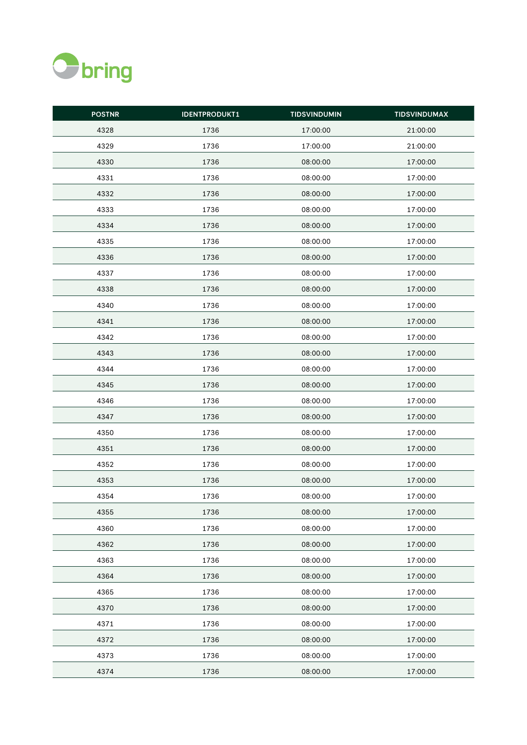| POSTNR | IDENTPRODUKT1 | TIDSVINDUMIN | TIDSVINDUMAX |
|---|---|---|---|
| 4328 | 1736 | 17:00:00 | 21:00:00 |
| 4329 | 1736 | 17:00:00 | 21:00:00 |
| 4330 | 1736 | 08:00:00 | 17:00:00 |
| 4331 | 1736 | 08:00:00 | 17:00:00 |
| 4332 | 1736 | 08:00:00 | 17:00:00 |
| 4333 | 1736 | 08:00:00 | 17:00:00 |
| 4334 | 1736 | 08:00:00 | 17:00:00 |
| 4335 | 1736 | 08:00:00 | 17:00:00 |
| 4336 | 1736 | 08:00:00 | 17:00:00 |
| 4337 | 1736 | 08:00:00 | 17:00:00 |
| 4338 | 1736 | 08:00:00 | 17:00:00 |
| 4340 | 1736 | 08:00:00 | 17:00:00 |
| 4341 | 1736 | 08:00:00 | 17:00:00 |
| 4342 | 1736 | 08:00:00 | 17:00:00 |
| 4343 | 1736 | 08:00:00 | 17:00:00 |
| 4344 | 1736 | 08:00:00 | 17:00:00 |
| 4345 | 1736 | 08:00:00 | 17:00:00 |
| 4346 | 1736 | 08:00:00 | 17:00:00 |
| 4347 | 1736 | 08:00:00 | 17:00:00 |
| 4350 | 1736 | 08:00:00 | 17:00:00 |
| 4351 | 1736 | 08:00:00 | 17:00:00 |
| 4352 | 1736 | 08:00:00 | 17:00:00 |
| 4353 | 1736 | 08:00:00 | 17:00:00 |
| 4354 | 1736 | 08:00:00 | 17:00:00 |
| 4355 | 1736 | 08:00:00 | 17:00:00 |
| 4360 | 1736 | 08:00:00 | 17:00:00 |
| 4362 | 1736 | 08:00:00 | 17:00:00 |
| 4363 | 1736 | 08:00:00 | 17:00:00 |
| 4364 | 1736 | 08:00:00 | 17:00:00 |
| 4365 | 1736 | 08:00:00 | 17:00:00 |
| 4370 | 1736 | 08:00:00 | 17:00:00 |
| 4371 | 1736 | 08:00:00 | 17:00:00 |
| 4372 | 1736 | 08:00:00 | 17:00:00 |
| 4373 | 1736 | 08:00:00 | 17:00:00 |
| 4374 | 1736 | 08:00:00 | 17:00:00 |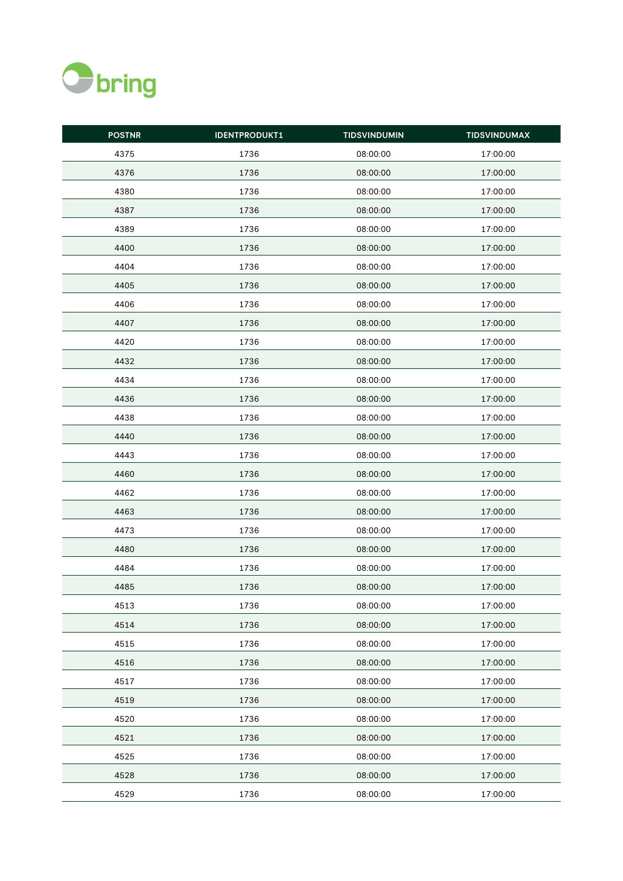| POSTNR | IDENTPRODUKT1 | TIDSVINDUMIN | TIDSVINDUMAX |
|---|---|---|---|
| 4375 | 1736 | 08:00:00 | 17:00:00 |
| 4376 | 1736 | 08:00:00 | 17:00:00 |
| 4380 | 1736 | 08:00:00 | 17:00:00 |
| 4387 | 1736 | 08:00:00 | 17:00:00 |
| 4389 | 1736 | 08:00:00 | 17:00:00 |
| 4400 | 1736 | 08:00:00 | 17:00:00 |
| 4404 | 1736 | 08:00:00 | 17:00:00 |
| 4405 | 1736 | 08:00:00 | 17:00:00 |
| 4406 | 1736 | 08:00:00 | 17:00:00 |
| 4407 | 1736 | 08:00:00 | 17:00:00 |
| 4420 | 1736 | 08:00:00 | 17:00:00 |
| 4432 | 1736 | 08:00:00 | 17:00:00 |
| 4434 | 1736 | 08:00:00 | 17:00:00 |
| 4436 | 1736 | 08:00:00 | 17:00:00 |
| 4438 | 1736 | 08:00:00 | 17:00:00 |
| 4440 | 1736 | 08:00:00 | 17:00:00 |
| 4443 | 1736 | 08:00:00 | 17:00:00 |
| 4460 | 1736 | 08:00:00 | 17:00:00 |
| 4462 | 1736 | 08:00:00 | 17:00:00 |
| 4463 | 1736 | 08:00:00 | 17:00:00 |
| 4473 | 1736 | 08:00:00 | 17:00:00 |
| 4480 | 1736 | 08:00:00 | 17:00:00 |
| 4484 | 1736 | 08:00:00 | 17:00:00 |
| 4485 | 1736 | 08:00:00 | 17:00:00 |
| 4513 | 1736 | 08:00:00 | 17:00:00 |
| 4514 | 1736 | 08:00:00 | 17:00:00 |
| 4515 | 1736 | 08:00:00 | 17:00:00 |
| 4516 | 1736 | 08:00:00 | 17:00:00 |
| 4517 | 1736 | 08:00:00 | 17:00:00 |
| 4519 | 1736 | 08:00:00 | 17:00:00 |
| 4520 | 1736 | 08:00:00 | 17:00:00 |
| 4521 | 1736 | 08:00:00 | 17:00:00 |
| 4525 | 1736 | 08:00:00 | 17:00:00 |
| 4528 | 1736 | 08:00:00 | 17:00:00 |
| 4529 | 1736 | 08:00:00 | 17:00:00 |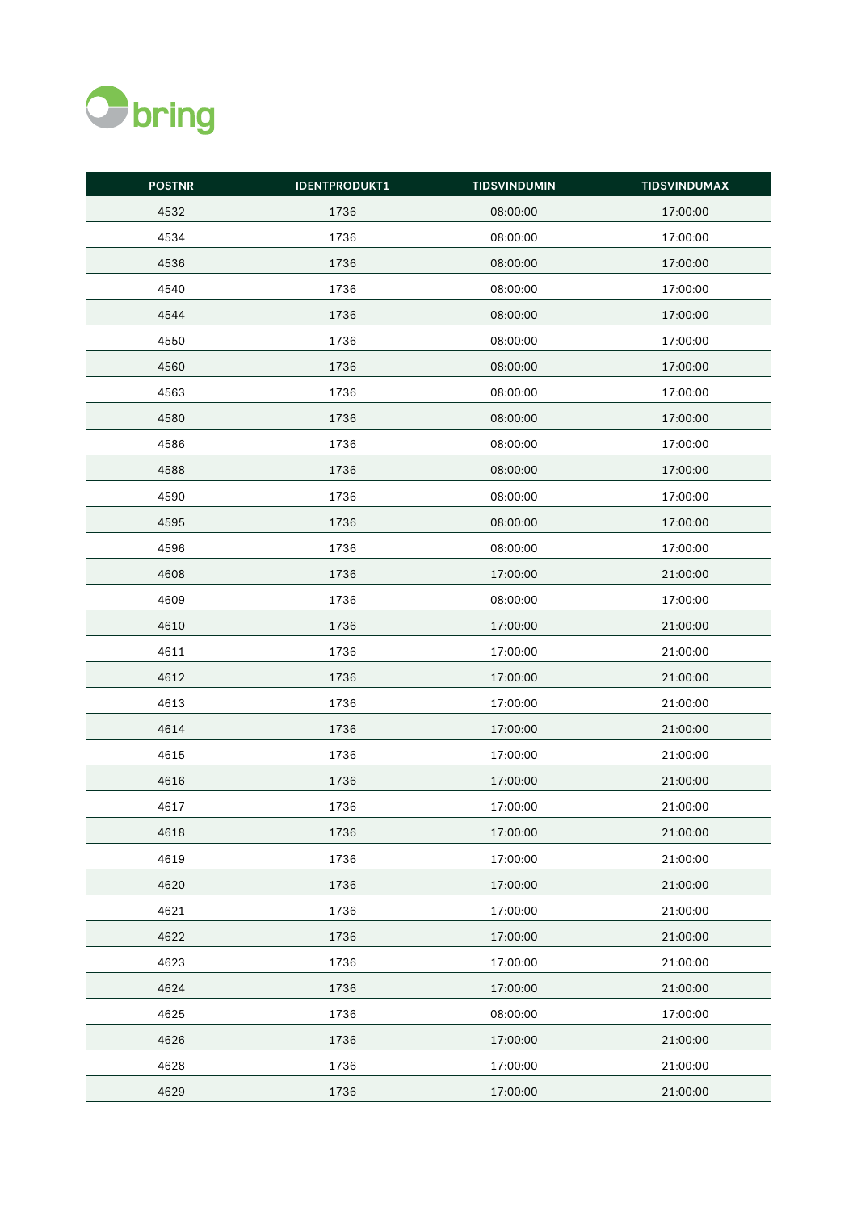| POSTNR | IDENTPRODUKT1 | TIDSVINDUMIN | TIDSVINDUMAX |
|---|---|---|---|
| 4532 | 1736 | 08:00:00 | 17:00:00 |
| 4534 | 1736 | 08:00:00 | 17:00:00 |
| 4536 | 1736 | 08:00:00 | 17:00:00 |
| 4540 | 1736 | 08:00:00 | 17:00:00 |
| 4544 | 1736 | 08:00:00 | 17:00:00 |
| 4550 | 1736 | 08:00:00 | 17:00:00 |
| 4560 | 1736 | 08:00:00 | 17:00:00 |
| 4563 | 1736 | 08:00:00 | 17:00:00 |
| 4580 | 1736 | 08:00:00 | 17:00:00 |
| 4586 | 1736 | 08:00:00 | 17:00:00 |
| 4588 | 1736 | 08:00:00 | 17:00:00 |
| 4590 | 1736 | 08:00:00 | 17:00:00 |
| 4595 | 1736 | 08:00:00 | 17:00:00 |
| 4596 | 1736 | 08:00:00 | 17:00:00 |
| 4608 | 1736 | 17:00:00 | 21:00:00 |
| 4609 | 1736 | 08:00:00 | 17:00:00 |
| 4610 | 1736 | 17:00:00 | 21:00:00 |
| 4611 | 1736 | 17:00:00 | 21:00:00 |
| 4612 | 1736 | 17:00:00 | 21:00:00 |
| 4613 | 1736 | 17:00:00 | 21:00:00 |
| 4614 | 1736 | 17:00:00 | 21:00:00 |
| 4615 | 1736 | 17:00:00 | 21:00:00 |
| 4616 | 1736 | 17:00:00 | 21:00:00 |
| 4617 | 1736 | 17:00:00 | 21:00:00 |
| 4618 | 1736 | 17:00:00 | 21:00:00 |
| 4619 | 1736 | 17:00:00 | 21:00:00 |
| 4620 | 1736 | 17:00:00 | 21:00:00 |
| 4621 | 1736 | 17:00:00 | 21:00:00 |
| 4622 | 1736 | 17:00:00 | 21:00:00 |
| 4623 | 1736 | 17:00:00 | 21:00:00 |
| 4624 | 1736 | 17:00:00 | 21:00:00 |
| 4625 | 1736 | 08:00:00 | 17:00:00 |
| 4626 | 1736 | 17:00:00 | 21:00:00 |
| 4628 | 1736 | 17:00:00 | 21:00:00 |
| 4629 | 1736 | 17:00:00 | 21:00:00 |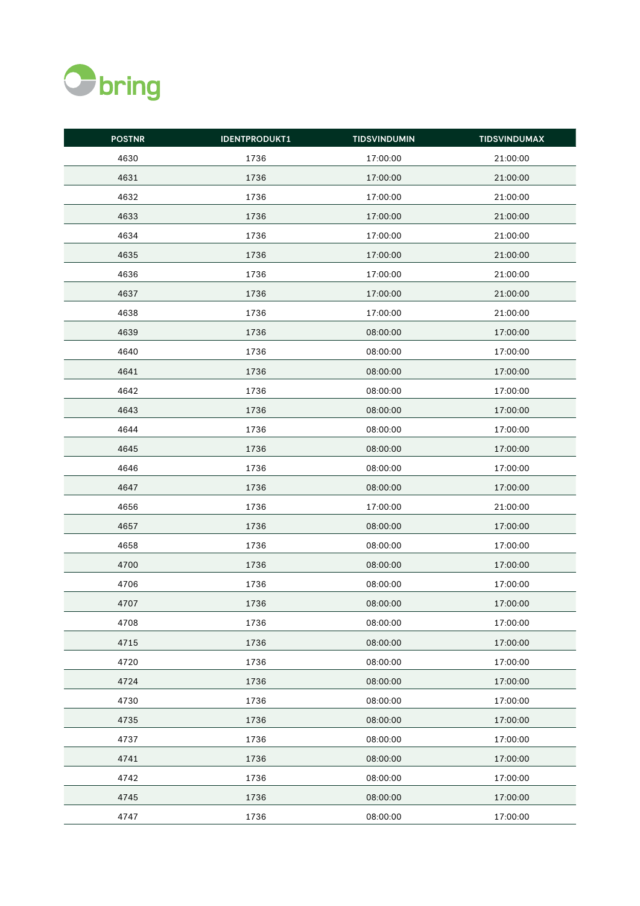| POSTNR | IDENTPRODUKT1 | TIDSVINDUMIN | TIDSVINDUMAX |
|---|---|---|---|
| 4630 | 1736 | 17:00:00 | 21:00:00 |
| 4631 | 1736 | 17:00:00 | 21:00:00 |
| 4632 | 1736 | 17:00:00 | 21:00:00 |
| 4633 | 1736 | 17:00:00 | 21:00:00 |
| 4634 | 1736 | 17:00:00 | 21:00:00 |
| 4635 | 1736 | 17:00:00 | 21:00:00 |
| 4636 | 1736 | 17:00:00 | 21:00:00 |
| 4637 | 1736 | 17:00:00 | 21:00:00 |
| 4638 | 1736 | 17:00:00 | 21:00:00 |
| 4639 | 1736 | 08:00:00 | 17:00:00 |
| 4640 | 1736 | 08:00:00 | 17:00:00 |
| 4641 | 1736 | 08:00:00 | 17:00:00 |
| 4642 | 1736 | 08:00:00 | 17:00:00 |
| 4643 | 1736 | 08:00:00 | 17:00:00 |
| 4644 | 1736 | 08:00:00 | 17:00:00 |
| 4645 | 1736 | 08:00:00 | 17:00:00 |
| 4646 | 1736 | 08:00:00 | 17:00:00 |
| 4647 | 1736 | 08:00:00 | 17:00:00 |
| 4656 | 1736 | 17:00:00 | 21:00:00 |
| 4657 | 1736 | 08:00:00 | 17:00:00 |
| 4658 | 1736 | 08:00:00 | 17:00:00 |
| 4700 | 1736 | 08:00:00 | 17:00:00 |
| 4706 | 1736 | 08:00:00 | 17:00:00 |
| 4707 | 1736 | 08:00:00 | 17:00:00 |
| 4708 | 1736 | 08:00:00 | 17:00:00 |
| 4715 | 1736 | 08:00:00 | 17:00:00 |
| 4720 | 1736 | 08:00:00 | 17:00:00 |
| 4724 | 1736 | 08:00:00 | 17:00:00 |
| 4730 | 1736 | 08:00:00 | 17:00:00 |
| 4735 | 1736 | 08:00:00 | 17:00:00 |
| 4737 | 1736 | 08:00:00 | 17:00:00 |
| 4741 | 1736 | 08:00:00 | 17:00:00 |
| 4742 | 1736 | 08:00:00 | 17:00:00 |
| 4745 | 1736 | 08:00:00 | 17:00:00 |
| 4747 | 1736 | 08:00:00 | 17:00:00 |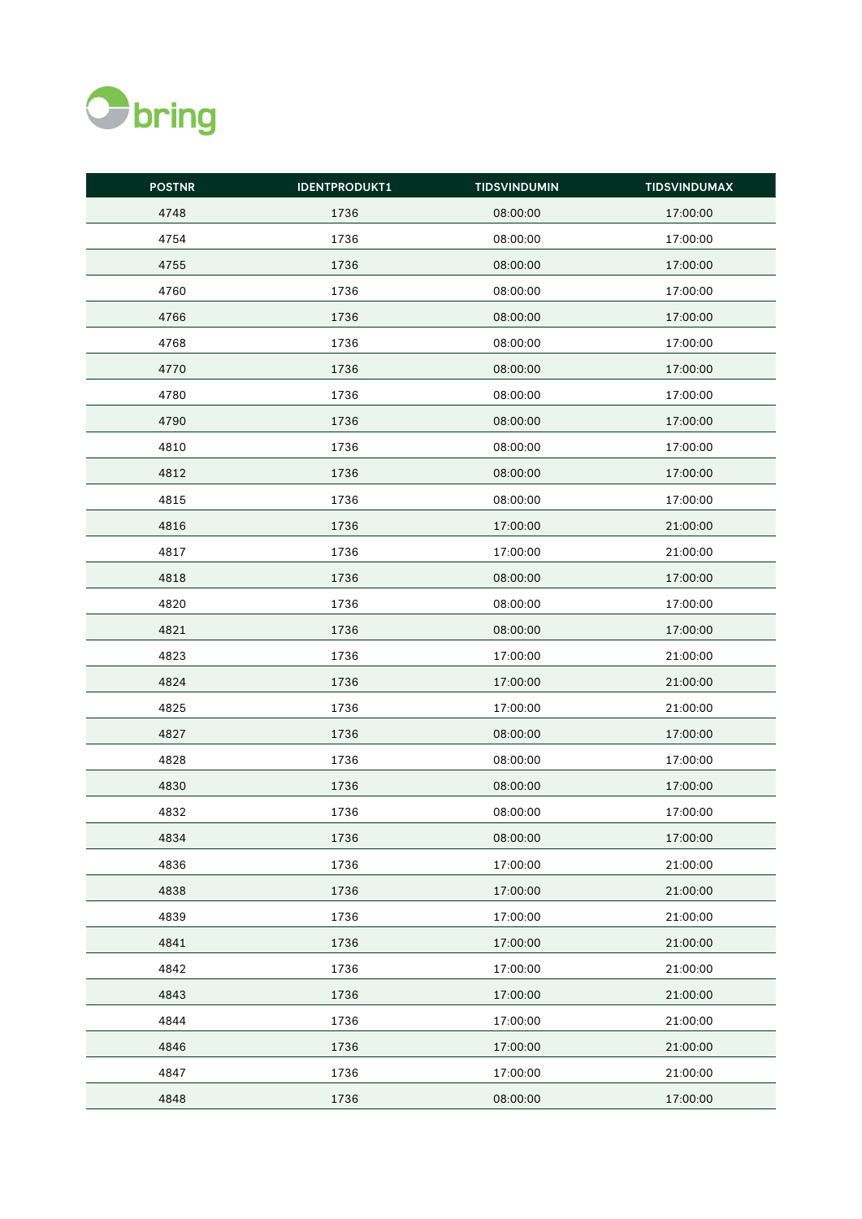| POSTNR | IDENTPRODUKT1 | TIDSVINDUMIN | TIDSVINDUMAX |
|---|---|---|---|
| 4748 | 1736 | 08:00:00 | 17:00:00 |
| 4754 | 1736 | 08:00:00 | 17:00:00 |
| 4755 | 1736 | 08:00:00 | 17:00:00 |
| 4760 | 1736 | 08:00:00 | 17:00:00 |
| 4766 | 1736 | 08:00:00 | 17:00:00 |
| 4768 | 1736 | 08:00:00 | 17:00:00 |
| 4770 | 1736 | 08:00:00 | 17:00:00 |
| 4780 | 1736 | 08:00:00 | 17:00:00 |
| 4790 | 1736 | 08:00:00 | 17:00:00 |
| 4810 | 1736 | 08:00:00 | 17:00:00 |
| 4812 | 1736 | 08:00:00 | 17:00:00 |
| 4815 | 1736 | 08:00:00 | 17:00:00 |
| 4816 | 1736 | 17:00:00 | 21:00:00 |
| 4817 | 1736 | 17:00:00 | 21:00:00 |
| 4818 | 1736 | 08:00:00 | 17:00:00 |
| 4820 | 1736 | 08:00:00 | 17:00:00 |
| 4821 | 1736 | 08:00:00 | 17:00:00 |
| 4823 | 1736 | 17:00:00 | 21:00:00 |
| 4824 | 1736 | 17:00:00 | 21:00:00 |
| 4825 | 1736 | 17:00:00 | 21:00:00 |
| 4827 | 1736 | 08:00:00 | 17:00:00 |
| 4828 | 1736 | 08:00:00 | 17:00:00 |
| 4830 | 1736 | 08:00:00 | 17:00:00 |
| 4832 | 1736 | 08:00:00 | 17:00:00 |
| 4834 | 1736 | 08:00:00 | 17:00:00 |
| 4836 | 1736 | 17:00:00 | 21:00:00 |
| 4838 | 1736 | 17:00:00 | 21:00:00 |
| 4839 | 1736 | 17:00:00 | 21:00:00 |
| 4841 | 1736 | 17:00:00 | 21:00:00 |
| 4842 | 1736 | 17:00:00 | 21:00:00 |
| 4843 | 1736 | 17:00:00 | 21:00:00 |
| 4844 | 1736 | 17:00:00 | 21:00:00 |
| 4846 | 1736 | 17:00:00 | 21:00:00 |
| 4847 | 1736 | 17:00:00 | 21:00:00 |
| 4848 | 1736 | 08:00:00 | 17:00:00 |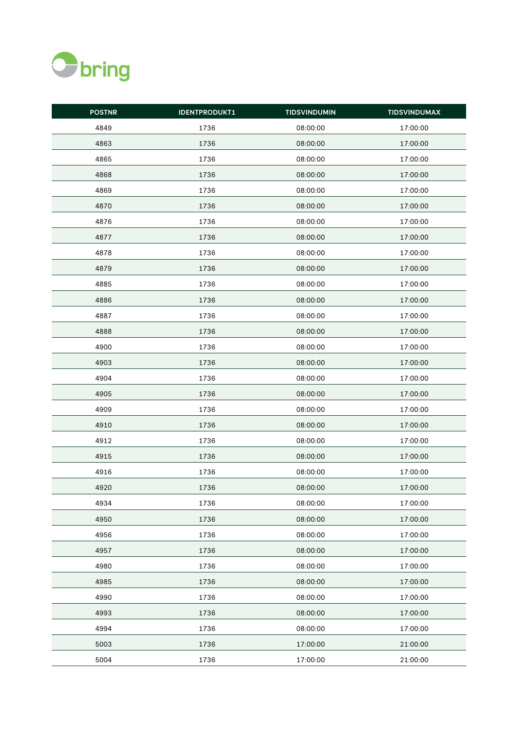| POSTNR | IDENTPRODUKT1 | TIDSVINDUMIN | TIDSVINDUMAX |
|---|---|---|---|
| 4849 | 1736 | 08:00:00 | 17:00:00 |
| 4863 | 1736 | 08:00:00 | 17:00:00 |
| 4865 | 1736 | 08:00:00 | 17:00:00 |
| 4868 | 1736 | 08:00:00 | 17:00:00 |
| 4869 | 1736 | 08:00:00 | 17:00:00 |
| 4870 | 1736 | 08:00:00 | 17:00:00 |
| 4876 | 1736 | 08:00:00 | 17:00:00 |
| 4877 | 1736 | 08:00:00 | 17:00:00 |
| 4878 | 1736 | 08:00:00 | 17:00:00 |
| 4879 | 1736 | 08:00:00 | 17:00:00 |
| 4885 | 1736 | 08:00:00 | 17:00:00 |
| 4886 | 1736 | 08:00:00 | 17:00:00 |
| 4887 | 1736 | 08:00:00 | 17:00:00 |
| 4888 | 1736 | 08:00:00 | 17:00:00 |
| 4900 | 1736 | 08:00:00 | 17:00:00 |
| 4903 | 1736 | 08:00:00 | 17:00:00 |
| 4904 | 1736 | 08:00:00 | 17:00:00 |
| 4905 | 1736 | 08:00:00 | 17:00:00 |
| 4909 | 1736 | 08:00:00 | 17:00:00 |
| 4910 | 1736 | 08:00:00 | 17:00:00 |
| 4912 | 1736 | 08:00:00 | 17:00:00 |
| 4915 | 1736 | 08:00:00 | 17:00:00 |
| 4916 | 1736 | 08:00:00 | 17:00:00 |
| 4920 | 1736 | 08:00:00 | 17:00:00 |
| 4934 | 1736 | 08:00:00 | 17:00:00 |
| 4950 | 1736 | 08:00:00 | 17:00:00 |
| 4956 | 1736 | 08:00:00 | 17:00:00 |
| 4957 | 1736 | 08:00:00 | 17:00:00 |
| 4980 | 1736 | 08:00:00 | 17:00:00 |
| 4985 | 1736 | 08:00:00 | 17:00:00 |
| 4990 | 1736 | 08:00:00 | 17:00:00 |
| 4993 | 1736 | 08:00:00 | 17:00:00 |
| 4994 | 1736 | 08:00:00 | 17:00:00 |
| 5003 | 1736 | 17:00:00 | 21:00:00 |
| 5004 | 1736 | 17:00:00 | 21:00:00 |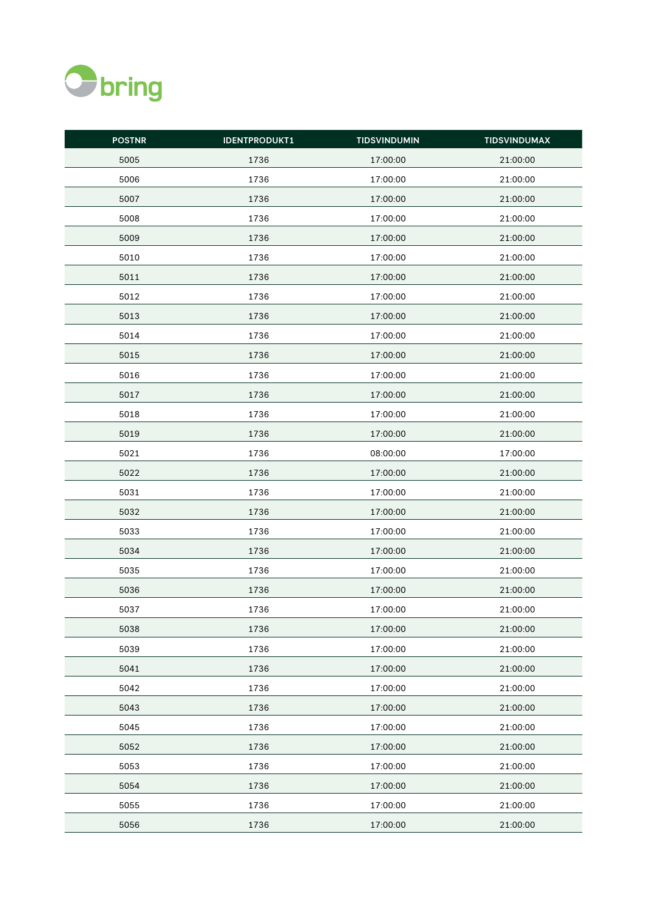| POSTNR | IDENTPRODUKT1 | TIDSVINDUMIN | TIDSVINDUMAX |
|---|---|---|---|
| 5005 | 1736 | 17:00:00 | 21:00:00 |
| 5006 | 1736 | 17:00:00 | 21:00:00 |
| 5007 | 1736 | 17:00:00 | 21:00:00 |
| 5008 | 1736 | 17:00:00 | 21:00:00 |
| 5009 | 1736 | 17:00:00 | 21:00:00 |
| 5010 | 1736 | 17:00:00 | 21:00:00 |
| 5011 | 1736 | 17:00:00 | 21:00:00 |
| 5012 | 1736 | 17:00:00 | 21:00:00 |
| 5013 | 1736 | 17:00:00 | 21:00:00 |
| 5014 | 1736 | 17:00:00 | 21:00:00 |
| 5015 | 1736 | 17:00:00 | 21:00:00 |
| 5016 | 1736 | 17:00:00 | 21:00:00 |
| 5017 | 1736 | 17:00:00 | 21:00:00 |
| 5018 | 1736 | 17:00:00 | 21:00:00 |
| 5019 | 1736 | 17:00:00 | 21:00:00 |
| 5021 | 1736 | 08:00:00 | 17:00:00 |
| 5022 | 1736 | 17:00:00 | 21:00:00 |
| 5031 | 1736 | 17:00:00 | 21:00:00 |
| 5032 | 1736 | 17:00:00 | 21:00:00 |
| 5033 | 1736 | 17:00:00 | 21:00:00 |
| 5034 | 1736 | 17:00:00 | 21:00:00 |
| 5035 | 1736 | 17:00:00 | 21:00:00 |
| 5036 | 1736 | 17:00:00 | 21:00:00 |
| 5037 | 1736 | 17:00:00 | 21:00:00 |
| 5038 | 1736 | 17:00:00 | 21:00:00 |
| 5039 | 1736 | 17:00:00 | 21:00:00 |
| 5041 | 1736 | 17:00:00 | 21:00:00 |
| 5042 | 1736 | 17:00:00 | 21:00:00 |
| 5043 | 1736 | 17:00:00 | 21:00:00 |
| 5045 | 1736 | 17:00:00 | 21:00:00 |
| 5052 | 1736 | 17:00:00 | 21:00:00 |
| 5053 | 1736 | 17:00:00 | 21:00:00 |
| 5054 | 1736 | 17:00:00 | 21:00:00 |
| 5055 | 1736 | 17:00:00 | 21:00:00 |
| 5056 | 1736 | 17:00:00 | 21:00:00 |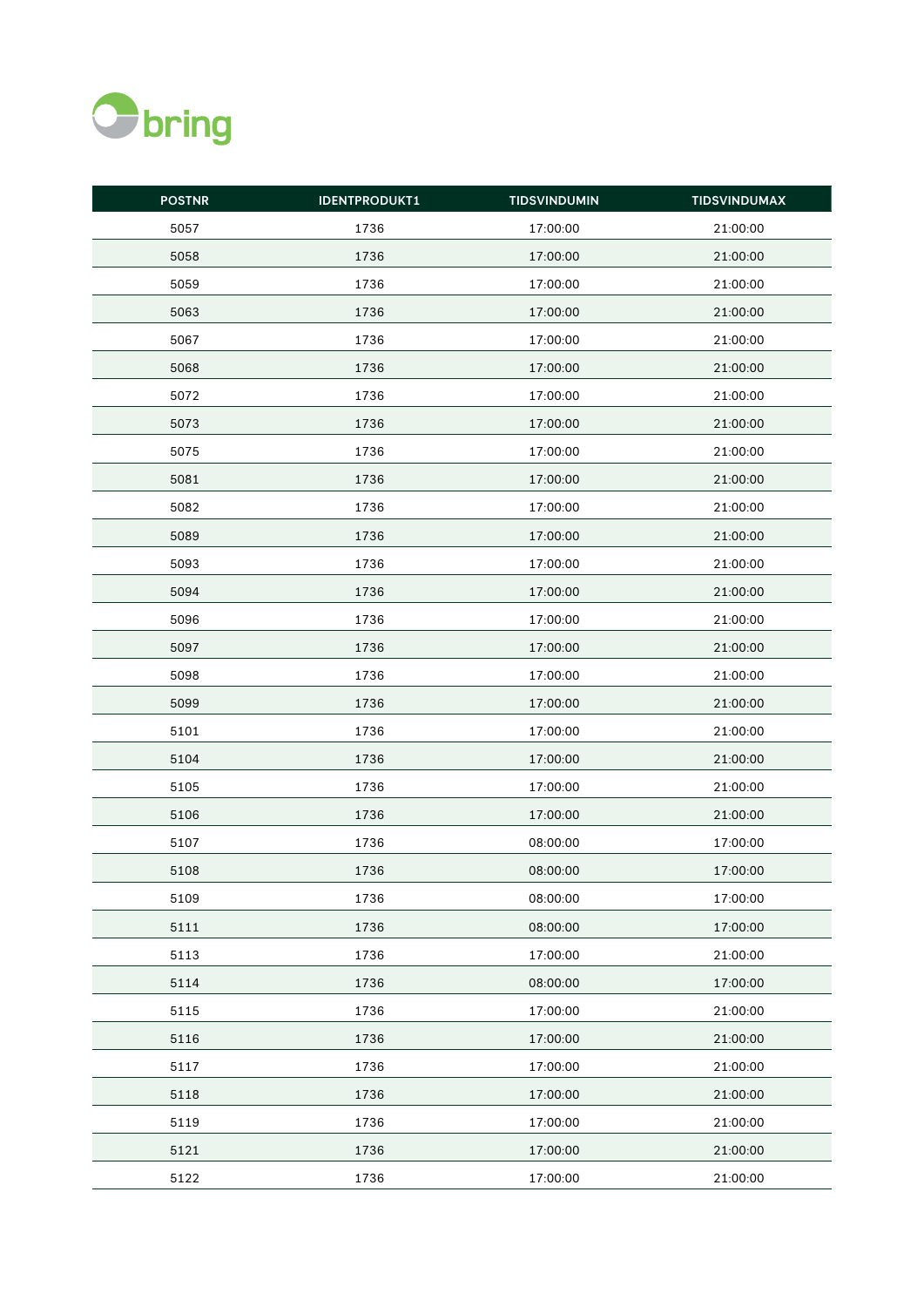| POSTNR | IDENTPRODUKT1 | TIDSVINDUMIN | TIDSVINDUMAX |
|---|---|---|---|
| 5057 | 1736 | 17:00:00 | 21:00:00 |
| 5058 | 1736 | 17:00:00 | 21:00:00 |
| 5059 | 1736 | 17:00:00 | 21:00:00 |
| 5063 | 1736 | 17:00:00 | 21:00:00 |
| 5067 | 1736 | 17:00:00 | 21:00:00 |
| 5068 | 1736 | 17:00:00 | 21:00:00 |
| 5072 | 1736 | 17:00:00 | 21:00:00 |
| 5073 | 1736 | 17:00:00 | 21:00:00 |
| 5075 | 1736 | 17:00:00 | 21:00:00 |
| 5081 | 1736 | 17:00:00 | 21:00:00 |
| 5082 | 1736 | 17:00:00 | 21:00:00 |
| 5089 | 1736 | 17:00:00 | 21:00:00 |
| 5093 | 1736 | 17:00:00 | 21:00:00 |
| 5094 | 1736 | 17:00:00 | 21:00:00 |
| 5096 | 1736 | 17:00:00 | 21:00:00 |
| 5097 | 1736 | 17:00:00 | 21:00:00 |
| 5098 | 1736 | 17:00:00 | 21:00:00 |
| 5099 | 1736 | 17:00:00 | 21:00:00 |
| 5101 | 1736 | 17:00:00 | 21:00:00 |
| 5104 | 1736 | 17:00:00 | 21:00:00 |
| 5105 | 1736 | 17:00:00 | 21:00:00 |
| 5106 | 1736 | 17:00:00 | 21:00:00 |
| 5107 | 1736 | 08:00:00 | 17:00:00 |
| 5108 | 1736 | 08:00:00 | 17:00:00 |
| 5109 | 1736 | 08:00:00 | 17:00:00 |
| 5111 | 1736 | 08:00:00 | 17:00:00 |
| 5113 | 1736 | 17:00:00 | 21:00:00 |
| 5114 | 1736 | 08:00:00 | 17:00:00 |
| 5115 | 1736 | 17:00:00 | 21:00:00 |
| 5116 | 1736 | 17:00:00 | 21:00:00 |
| 5117 | 1736 | 17:00:00 | 21:00:00 |
| 5118 | 1736 | 17:00:00 | 21:00:00 |
| 5119 | 1736 | 17:00:00 | 21:00:00 |
| 5121 | 1736 | 17:00:00 | 21:00:00 |
| 5122 | 1736 | 17:00:00 | 21:00:00 |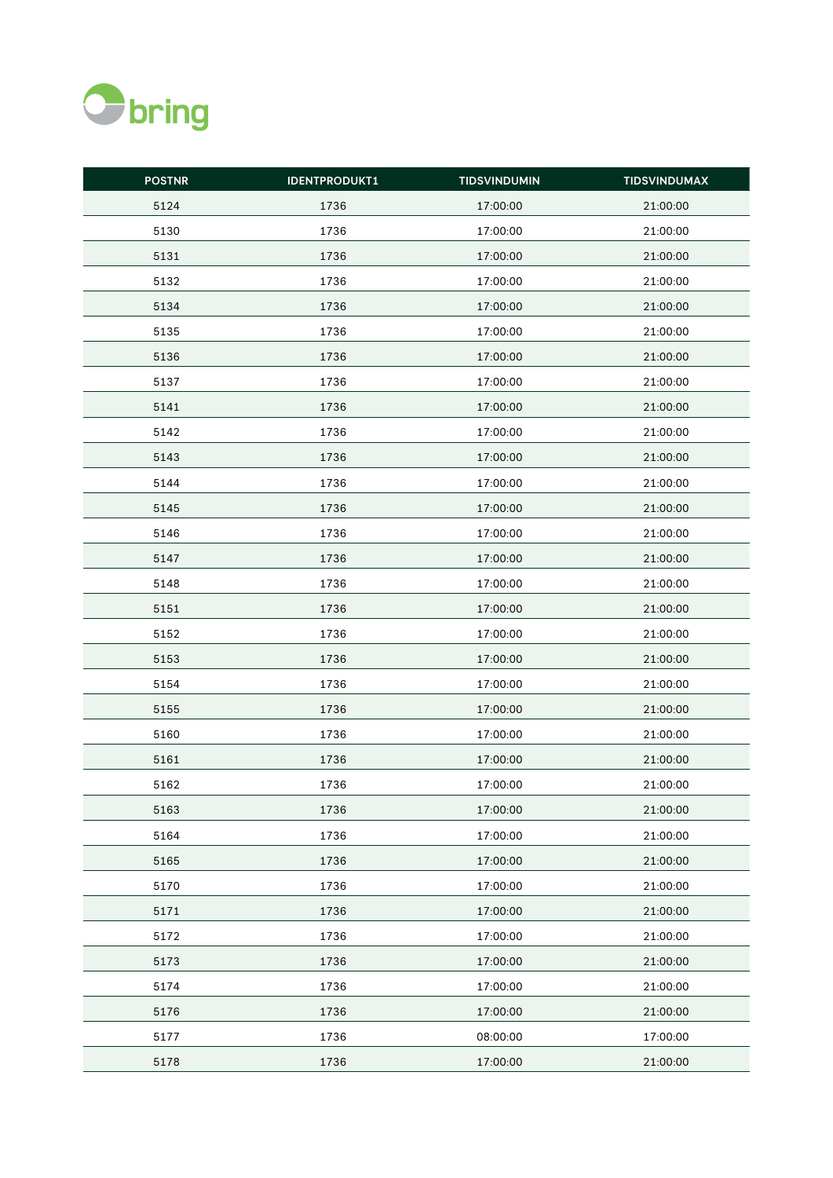| POSTNR | IDENTPRODUKT1 | TIDSVINDUMIN | TIDSVINDUMAX |
| --- | --- | --- | --- |
| 5124 | 1736 | 17:00:00 | 21:00:00 |
| 5130 | 1736 | 17:00:00 | 21:00:00 |
| 5131 | 1736 | 17:00:00 | 21:00:00 |
| 5132 | 1736 | 17:00:00 | 21:00:00 |
| 5134 | 1736 | 17:00:00 | 21:00:00 |
| 5135 | 1736 | 17:00:00 | 21:00:00 |
| 5136 | 1736 | 17:00:00 | 21:00:00 |
| 5137 | 1736 | 17:00:00 | 21:00:00 |
| 5141 | 1736 | 17:00:00 | 21:00:00 |
| 5142 | 1736 | 17:00:00 | 21:00:00 |
| 5143 | 1736 | 17:00:00 | 21:00:00 |
| 5144 | 1736 | 17:00:00 | 21:00:00 |
| 5145 | 1736 | 17:00:00 | 21:00:00 |
| 5146 | 1736 | 17:00:00 | 21:00:00 |
| 5147 | 1736 | 17:00:00 | 21:00:00 |
| 5148 | 1736 | 17:00:00 | 21:00:00 |
| 5151 | 1736 | 17:00:00 | 21:00:00 |
| 5152 | 1736 | 17:00:00 | 21:00:00 |
| 5153 | 1736 | 17:00:00 | 21:00:00 |
| 5154 | 1736 | 17:00:00 | 21:00:00 |
| 5155 | 1736 | 17:00:00 | 21:00:00 |
| 5160 | 1736 | 17:00:00 | 21:00:00 |
| 5161 | 1736 | 17:00:00 | 21:00:00 |
| 5162 | 1736 | 17:00:00 | 21:00:00 |
| 5163 | 1736 | 17:00:00 | 21:00:00 |
| 5164 | 1736 | 17:00:00 | 21:00:00 |
| 5165 | 1736 | 17:00:00 | 21:00:00 |
| 5170 | 1736 | 17:00:00 | 21:00:00 |
| 5171 | 1736 | 17:00:00 | 21:00:00 |
| 5172 | 1736 | 17:00:00 | 21:00:00 |
| 5173 | 1736 | 17:00:00 | 21:00:00 |
| 5174 | 1736 | 17:00:00 | 21:00:00 |
| 5176 | 1736 | 17:00:00 | 21:00:00 |
| 5177 | 1736 | 08:00:00 | 17:00:00 |
| 5178 | 1736 | 17:00:00 | 21:00:00 |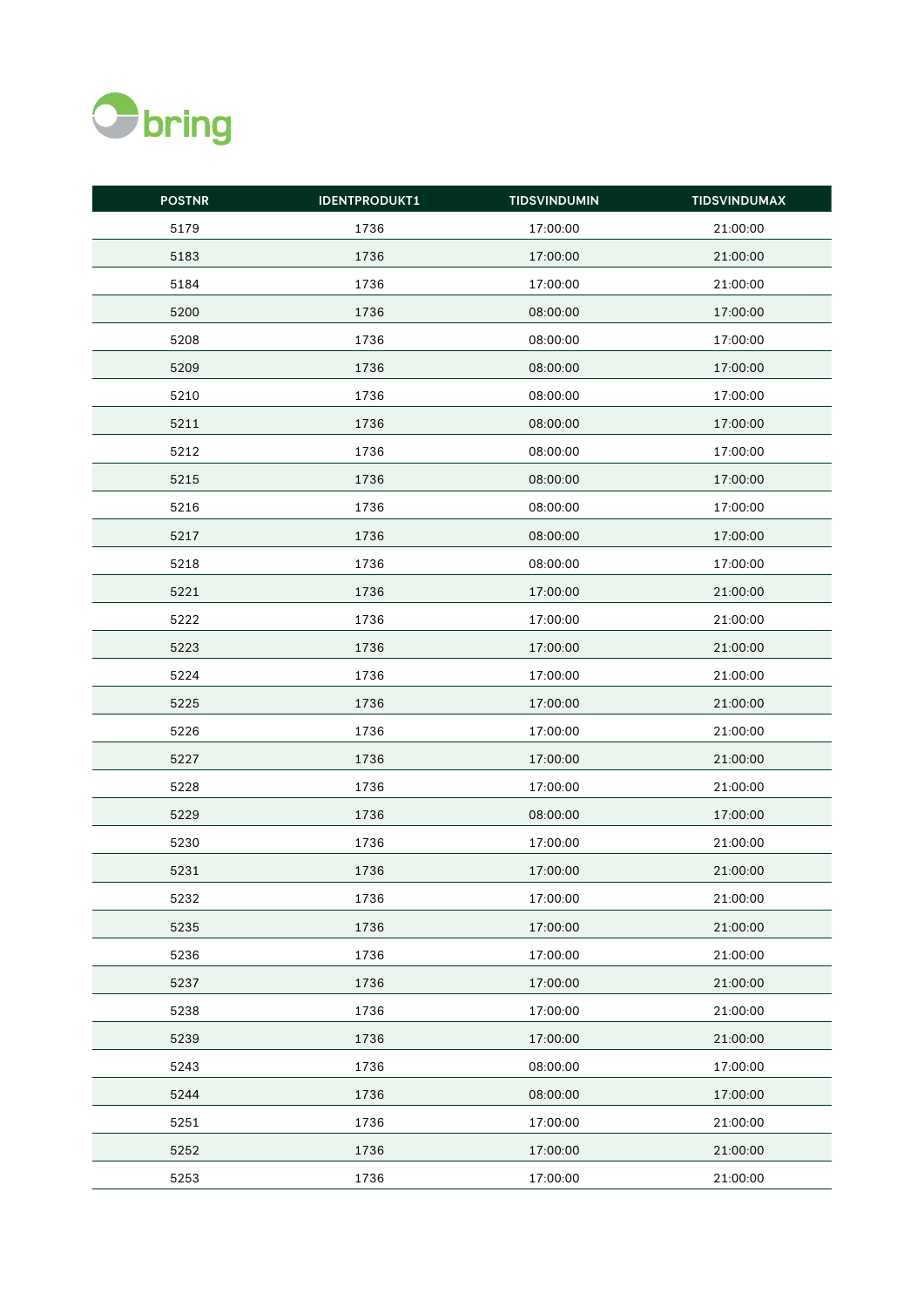| POSTNR | IDENTPRODUKT1 | TIDSVINDUMIN | TIDSVINDUMAX |
| --- | --- | --- | --- |
| 5179 | 1736 | 17:00:00 | 21:00:00 |
| 5183 | 1736 | 17:00:00 | 21:00:00 |
| 5184 | 1736 | 17:00:00 | 21:00:00 |
| 5200 | 1736 | 08:00:00 | 17:00:00 |
| 5208 | 1736 | 08:00:00 | 17:00:00 |
| 5209 | 1736 | 08:00:00 | 17:00:00 |
| 5210 | 1736 | 08:00:00 | 17:00:00 |
| 5211 | 1736 | 08:00:00 | 17:00:00 |
| 5212 | 1736 | 08:00:00 | 17:00:00 |
| 5215 | 1736 | 08:00:00 | 17:00:00 |
| 5216 | 1736 | 08:00:00 | 17:00:00 |
| 5217 | 1736 | 08:00:00 | 17:00:00 |
| 5218 | 1736 | 08:00:00 | 17:00:00 |
| 5221 | 1736 | 17:00:00 | 21:00:00 |
| 5222 | 1736 | 17:00:00 | 21:00:00 |
| 5223 | 1736 | 17:00:00 | 21:00:00 |
| 5224 | 1736 | 17:00:00 | 21:00:00 |
| 5225 | 1736 | 17:00:00 | 21:00:00 |
| 5226 | 1736 | 17:00:00 | 21:00:00 |
| 5227 | 1736 | 17:00:00 | 21:00:00 |
| 5228 | 1736 | 17:00:00 | 21:00:00 |
| 5229 | 1736 | 08:00:00 | 17:00:00 |
| 5230 | 1736 | 17:00:00 | 21:00:00 |
| 5231 | 1736 | 17:00:00 | 21:00:00 |
| 5232 | 1736 | 17:00:00 | 21:00:00 |
| 5235 | 1736 | 17:00:00 | 21:00:00 |
| 5236 | 1736 | 17:00:00 | 21:00:00 |
| 5237 | 1736 | 17:00:00 | 21:00:00 |
| 5238 | 1736 | 17:00:00 | 21:00:00 |
| 5239 | 1736 | 17:00:00 | 21:00:00 |
| 5243 | 1736 | 08:00:00 | 17:00:00 |
| 5244 | 1736 | 08:00:00 | 17:00:00 |
| 5251 | 1736 | 17:00:00 | 21:00:00 |
| 5252 | 1736 | 17:00:00 | 21:00:00 |
| 5253 | 1736 | 17:00:00 | 21:00:00 |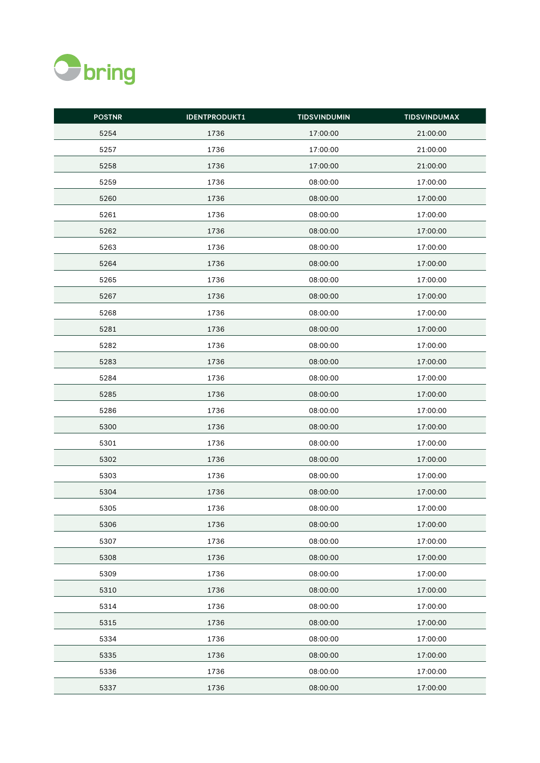| POSTNR | IDENTPRODUKT1 | TIDSVINDUMIN | TIDSVINDUMAX |
|---|---|---|---|
| 5254 | 1736 | 17:00:00 | 21:00:00 |
| 5257 | 1736 | 17:00:00 | 21:00:00 |
| 5258 | 1736 | 17:00:00 | 21:00:00 |
| 5259 | 1736 | 08:00:00 | 17:00:00 |
| 5260 | 1736 | 08:00:00 | 17:00:00 |
| 5261 | 1736 | 08:00:00 | 17:00:00 |
| 5262 | 1736 | 08:00:00 | 17:00:00 |
| 5263 | 1736 | 08:00:00 | 17:00:00 |
| 5264 | 1736 | 08:00:00 | 17:00:00 |
| 5265 | 1736 | 08:00:00 | 17:00:00 |
| 5267 | 1736 | 08:00:00 | 17:00:00 |
| 5268 | 1736 | 08:00:00 | 17:00:00 |
| 5281 | 1736 | 08:00:00 | 17:00:00 |
| 5282 | 1736 | 08:00:00 | 17:00:00 |
| 5283 | 1736 | 08:00:00 | 17:00:00 |
| 5284 | 1736 | 08:00:00 | 17:00:00 |
| 5285 | 1736 | 08:00:00 | 17:00:00 |
| 5286 | 1736 | 08:00:00 | 17:00:00 |
| 5300 | 1736 | 08:00:00 | 17:00:00 |
| 5301 | 1736 | 08:00:00 | 17:00:00 |
| 5302 | 1736 | 08:00:00 | 17:00:00 |
| 5303 | 1736 | 08:00:00 | 17:00:00 |
| 5304 | 1736 | 08:00:00 | 17:00:00 |
| 5305 | 1736 | 08:00:00 | 17:00:00 |
| 5306 | 1736 | 08:00:00 | 17:00:00 |
| 5307 | 1736 | 08:00:00 | 17:00:00 |
| 5308 | 1736 | 08:00:00 | 17:00:00 |
| 5309 | 1736 | 08:00:00 | 17:00:00 |
| 5310 | 1736 | 08:00:00 | 17:00:00 |
| 5314 | 1736 | 08:00:00 | 17:00:00 |
| 5315 | 1736 | 08:00:00 | 17:00:00 |
| 5334 | 1736 | 08:00:00 | 17:00:00 |
| 5335 | 1736 | 08:00:00 | 17:00:00 |
| 5336 | 1736 | 08:00:00 | 17:00:00 |
| 5337 | 1736 | 08:00:00 | 17:00:00 |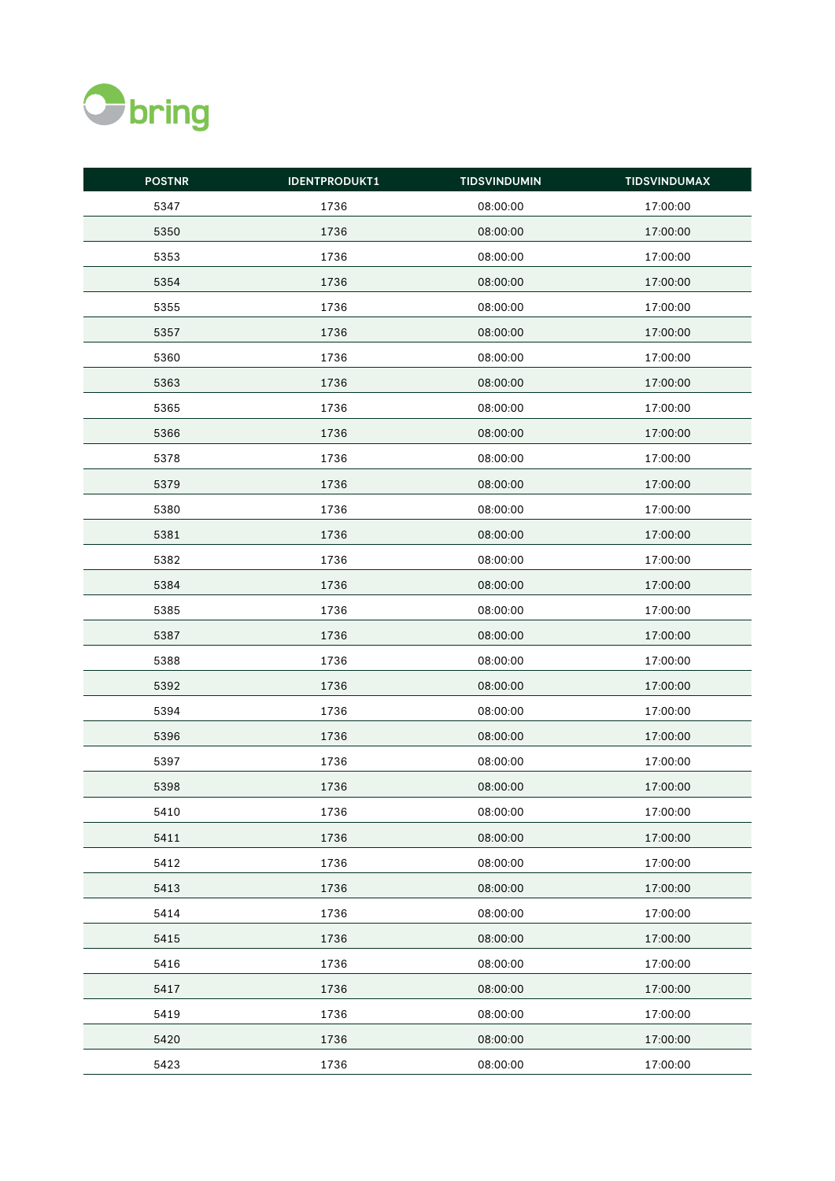| POSTNR | IDENTPRODUKT1 | TIDSVINDUMIN | TIDSVINDUMAX |
|---|---|---|---|
| 5347 | 1736 | 08:00:00 | 17:00:00 |
| 5350 | 1736 | 08:00:00 | 17:00:00 |
| 5353 | 1736 | 08:00:00 | 17:00:00 |
| 5354 | 1736 | 08:00:00 | 17:00:00 |
| 5355 | 1736 | 08:00:00 | 17:00:00 |
| 5357 | 1736 | 08:00:00 | 17:00:00 |
| 5360 | 1736 | 08:00:00 | 17:00:00 |
| 5363 | 1736 | 08:00:00 | 17:00:00 |
| 5365 | 1736 | 08:00:00 | 17:00:00 |
| 5366 | 1736 | 08:00:00 | 17:00:00 |
| 5378 | 1736 | 08:00:00 | 17:00:00 |
| 5379 | 1736 | 08:00:00 | 17:00:00 |
| 5380 | 1736 | 08:00:00 | 17:00:00 |
| 5381 | 1736 | 08:00:00 | 17:00:00 |
| 5382 | 1736 | 08:00:00 | 17:00:00 |
| 5384 | 1736 | 08:00:00 | 17:00:00 |
| 5385 | 1736 | 08:00:00 | 17:00:00 |
| 5387 | 1736 | 08:00:00 | 17:00:00 |
| 5388 | 1736 | 08:00:00 | 17:00:00 |
| 5392 | 1736 | 08:00:00 | 17:00:00 |
| 5394 | 1736 | 08:00:00 | 17:00:00 |
| 5396 | 1736 | 08:00:00 | 17:00:00 |
| 5397 | 1736 | 08:00:00 | 17:00:00 |
| 5398 | 1736 | 08:00:00 | 17:00:00 |
| 5410 | 1736 | 08:00:00 | 17:00:00 |
| 5411 | 1736 | 08:00:00 | 17:00:00 |
| 5412 | 1736 | 08:00:00 | 17:00:00 |
| 5413 | 1736 | 08:00:00 | 17:00:00 |
| 5414 | 1736 | 08:00:00 | 17:00:00 |
| 5415 | 1736 | 08:00:00 | 17:00:00 |
| 5416 | 1736 | 08:00:00 | 17:00:00 |
| 5417 | 1736 | 08:00:00 | 17:00:00 |
| 5419 | 1736 | 08:00:00 | 17:00:00 |
| 5420 | 1736 | 08:00:00 | 17:00:00 |
| 5423 | 1736 | 08:00:00 | 17:00:00 |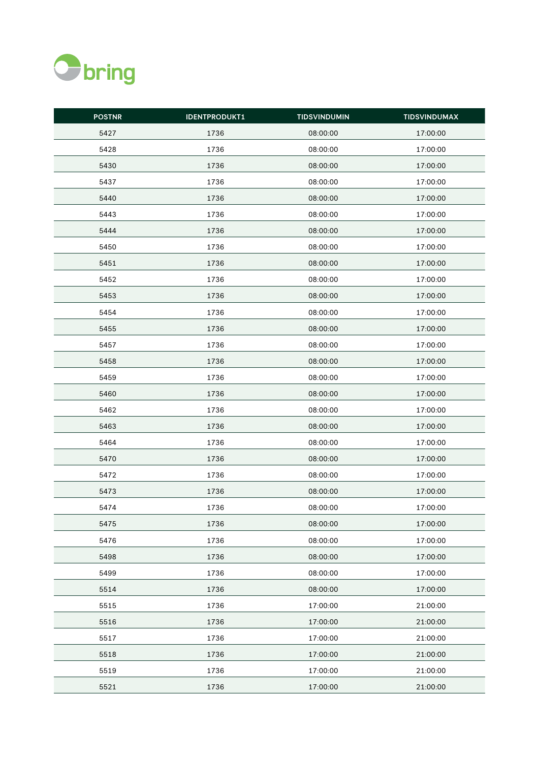| POSTNR | IDENTPRODUKT1 | TIDSVINDUMIN | TIDSVINDUMAX |
|---|---|---|---|
| 5427 | 1736 | 08:00:00 | 17:00:00 |
| 5428 | 1736 | 08:00:00 | 17:00:00 |
| 5430 | 1736 | 08:00:00 | 17:00:00 |
| 5437 | 1736 | 08:00:00 | 17:00:00 |
| 5440 | 1736 | 08:00:00 | 17:00:00 |
| 5443 | 1736 | 08:00:00 | 17:00:00 |
| 5444 | 1736 | 08:00:00 | 17:00:00 |
| 5450 | 1736 | 08:00:00 | 17:00:00 |
| 5451 | 1736 | 08:00:00 | 17:00:00 |
| 5452 | 1736 | 08:00:00 | 17:00:00 |
| 5453 | 1736 | 08:00:00 | 17:00:00 |
| 5454 | 1736 | 08:00:00 | 17:00:00 |
| 5455 | 1736 | 08:00:00 | 17:00:00 |
| 5457 | 1736 | 08:00:00 | 17:00:00 |
| 5458 | 1736 | 08:00:00 | 17:00:00 |
| 5459 | 1736 | 08:00:00 | 17:00:00 |
| 5460 | 1736 | 08:00:00 | 17:00:00 |
| 5462 | 1736 | 08:00:00 | 17:00:00 |
| 5463 | 1736 | 08:00:00 | 17:00:00 |
| 5464 | 1736 | 08:00:00 | 17:00:00 |
| 5470 | 1736 | 08:00:00 | 17:00:00 |
| 5472 | 1736 | 08:00:00 | 17:00:00 |
| 5473 | 1736 | 08:00:00 | 17:00:00 |
| 5474 | 1736 | 08:00:00 | 17:00:00 |
| 5475 | 1736 | 08:00:00 | 17:00:00 |
| 5476 | 1736 | 08:00:00 | 17:00:00 |
| 5498 | 1736 | 08:00:00 | 17:00:00 |
| 5499 | 1736 | 08:00:00 | 17:00:00 |
| 5514 | 1736 | 08:00:00 | 17:00:00 |
| 5515 | 1736 | 17:00:00 | 21:00:00 |
| 5516 | 1736 | 17:00:00 | 21:00:00 |
| 5517 | 1736 | 17:00:00 | 21:00:00 |
| 5518 | 1736 | 17:00:00 | 21:00:00 |
| 5519 | 1736 | 17:00:00 | 21:00:00 |
| 5521 | 1736 | 17:00:00 | 21:00:00 |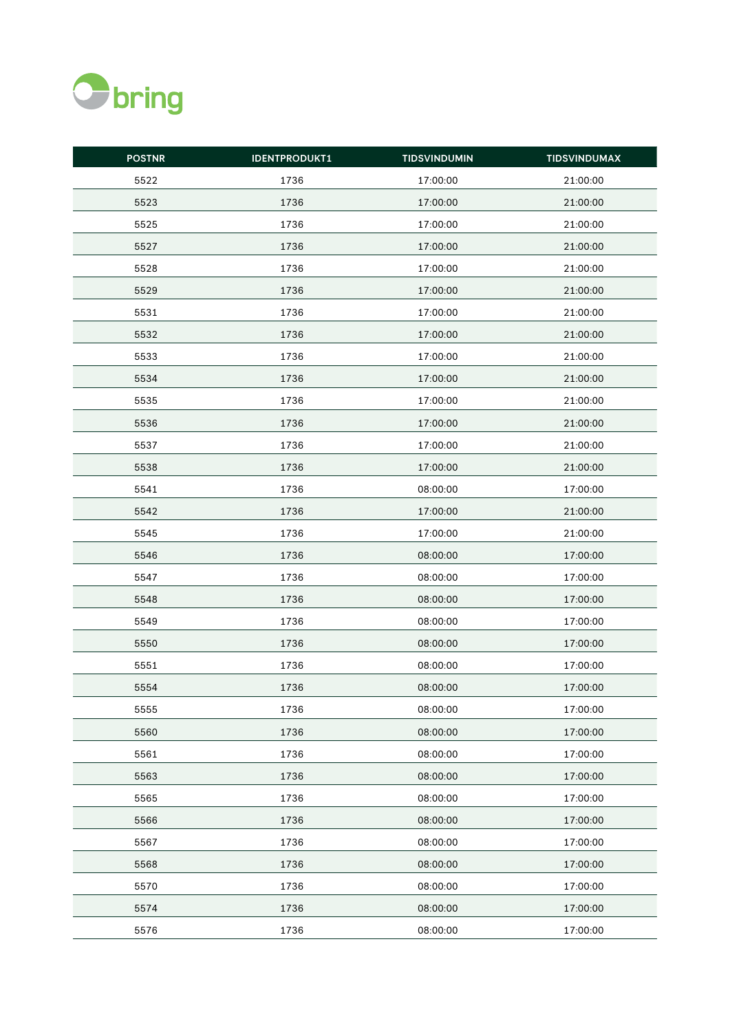| POSTNR | IDENTPRODUKT1 | TIDSVINDUMIN | TIDSVINDUMAX |
|---|---|---|---|
| 5522 | 1736 | 17:00:00 | 21:00:00 |
| 5523 | 1736 | 17:00:00 | 21:00:00 |
| 5525 | 1736 | 17:00:00 | 21:00:00 |
| 5527 | 1736 | 17:00:00 | 21:00:00 |
| 5528 | 1736 | 17:00:00 | 21:00:00 |
| 5529 | 1736 | 17:00:00 | 21:00:00 |
| 5531 | 1736 | 17:00:00 | 21:00:00 |
| 5532 | 1736 | 17:00:00 | 21:00:00 |
| 5533 | 1736 | 17:00:00 | 21:00:00 |
| 5534 | 1736 | 17:00:00 | 21:00:00 |
| 5535 | 1736 | 17:00:00 | 21:00:00 |
| 5536 | 1736 | 17:00:00 | 21:00:00 |
| 5537 | 1736 | 17:00:00 | 21:00:00 |
| 5538 | 1736 | 17:00:00 | 21:00:00 |
| 5541 | 1736 | 08:00:00 | 17:00:00 |
| 5542 | 1736 | 17:00:00 | 21:00:00 |
| 5545 | 1736 | 17:00:00 | 21:00:00 |
| 5546 | 1736 | 08:00:00 | 17:00:00 |
| 5547 | 1736 | 08:00:00 | 17:00:00 |
| 5548 | 1736 | 08:00:00 | 17:00:00 |
| 5549 | 1736 | 08:00:00 | 17:00:00 |
| 5550 | 1736 | 08:00:00 | 17:00:00 |
| 5551 | 1736 | 08:00:00 | 17:00:00 |
| 5554 | 1736 | 08:00:00 | 17:00:00 |
| 5555 | 1736 | 08:00:00 | 17:00:00 |
| 5560 | 1736 | 08:00:00 | 17:00:00 |
| 5561 | 1736 | 08:00:00 | 17:00:00 |
| 5563 | 1736 | 08:00:00 | 17:00:00 |
| 5565 | 1736 | 08:00:00 | 17:00:00 |
| 5566 | 1736 | 08:00:00 | 17:00:00 |
| 5567 | 1736 | 08:00:00 | 17:00:00 |
| 5568 | 1736 | 08:00:00 | 17:00:00 |
| 5570 | 1736 | 08:00:00 | 17:00:00 |
| 5574 | 1736 | 08:00:00 | 17:00:00 |
| 5576 | 1736 | 08:00:00 | 17:00:00 |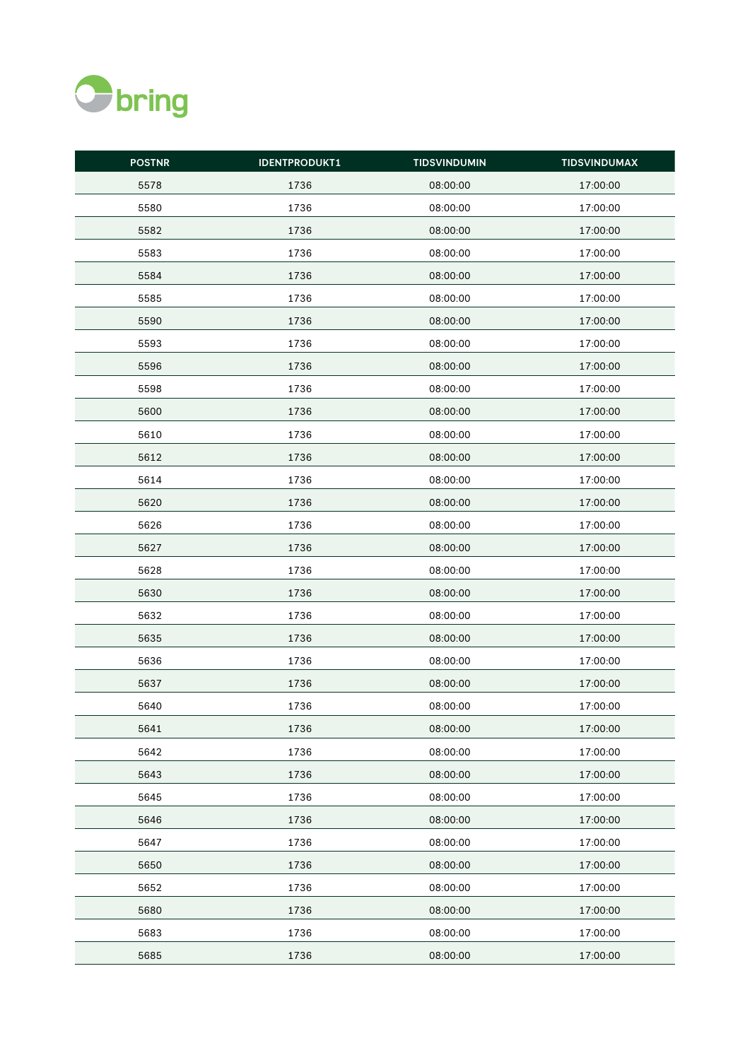| POSTNR | IDENTPRODUKT1 | TIDSVINDUMIN | TIDSVINDUMAX |
|---|---|---|---|
| 5578 | 1736 | 08:00:00 | 17:00:00 |
| 5580 | 1736 | 08:00:00 | 17:00:00 |
| 5582 | 1736 | 08:00:00 | 17:00:00 |
| 5583 | 1736 | 08:00:00 | 17:00:00 |
| 5584 | 1736 | 08:00:00 | 17:00:00 |
| 5585 | 1736 | 08:00:00 | 17:00:00 |
| 5590 | 1736 | 08:00:00 | 17:00:00 |
| 5593 | 1736 | 08:00:00 | 17:00:00 |
| 5596 | 1736 | 08:00:00 | 17:00:00 |
| 5598 | 1736 | 08:00:00 | 17:00:00 |
| 5600 | 1736 | 08:00:00 | 17:00:00 |
| 5610 | 1736 | 08:00:00 | 17:00:00 |
| 5612 | 1736 | 08:00:00 | 17:00:00 |
| 5614 | 1736 | 08:00:00 | 17:00:00 |
| 5620 | 1736 | 08:00:00 | 17:00:00 |
| 5626 | 1736 | 08:00:00 | 17:00:00 |
| 5627 | 1736 | 08:00:00 | 17:00:00 |
| 5628 | 1736 | 08:00:00 | 17:00:00 |
| 5630 | 1736 | 08:00:00 | 17:00:00 |
| 5632 | 1736 | 08:00:00 | 17:00:00 |
| 5635 | 1736 | 08:00:00 | 17:00:00 |
| 5636 | 1736 | 08:00:00 | 17:00:00 |
| 5637 | 1736 | 08:00:00 | 17:00:00 |
| 5640 | 1736 | 08:00:00 | 17:00:00 |
| 5641 | 1736 | 08:00:00 | 17:00:00 |
| 5642 | 1736 | 08:00:00 | 17:00:00 |
| 5643 | 1736 | 08:00:00 | 17:00:00 |
| 5645 | 1736 | 08:00:00 | 17:00:00 |
| 5646 | 1736 | 08:00:00 | 17:00:00 |
| 5647 | 1736 | 08:00:00 | 17:00:00 |
| 5650 | 1736 | 08:00:00 | 17:00:00 |
| 5652 | 1736 | 08:00:00 | 17:00:00 |
| 5680 | 1736 | 08:00:00 | 17:00:00 |
| 5683 | 1736 | 08:00:00 | 17:00:00 |
| 5685 | 1736 | 08:00:00 | 17:00:00 |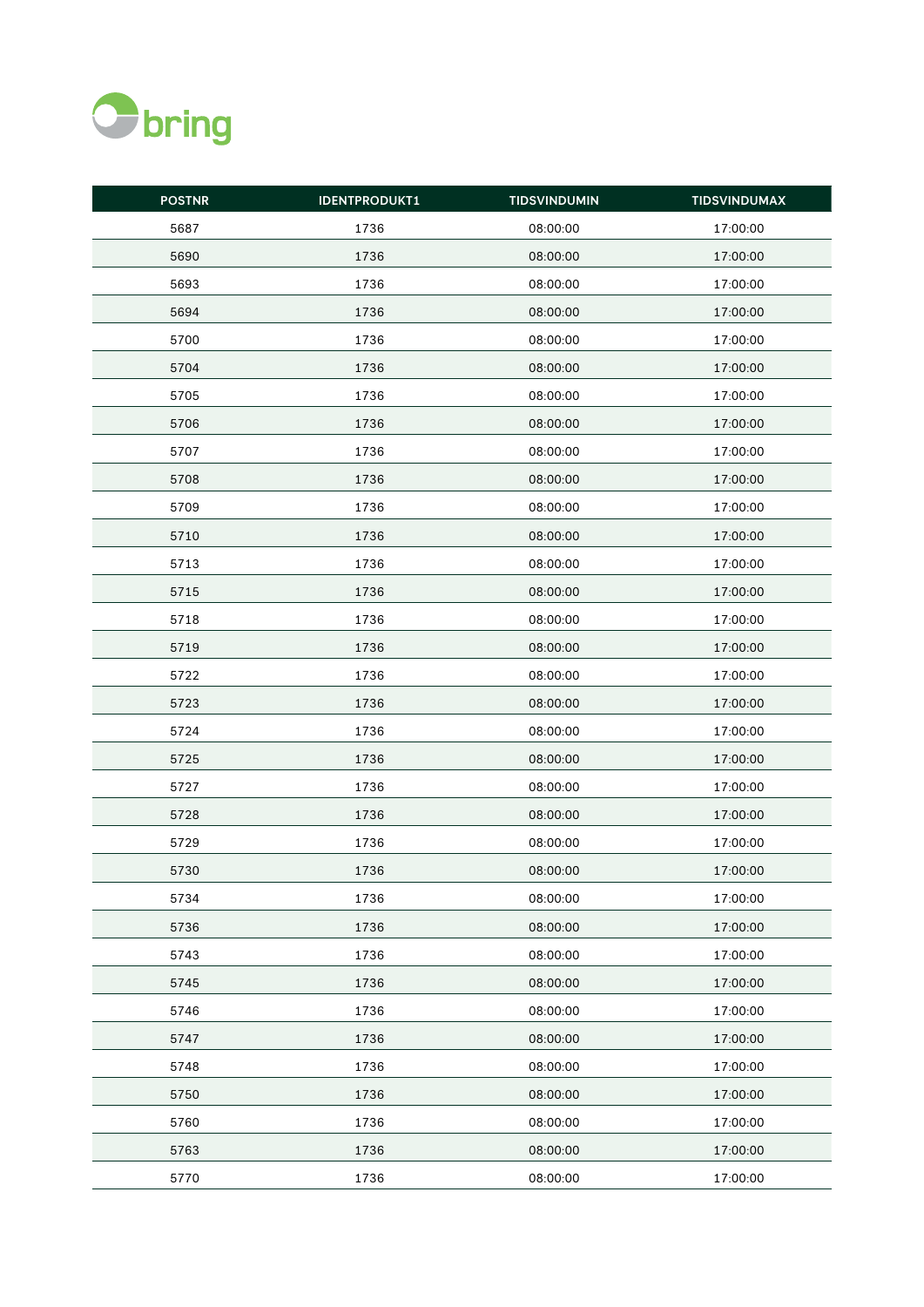| POSTNR | IDENTPRODUKT1 | TIDSVINDUMIN | TIDSVINDUMAX |
|---|---|---|---|
| 5687 | 1736 | 08:00:00 | 17:00:00 |
| 5690 | 1736 | 08:00:00 | 17:00:00 |
| 5693 | 1736 | 08:00:00 | 17:00:00 |
| 5694 | 1736 | 08:00:00 | 17:00:00 |
| 5700 | 1736 | 08:00:00 | 17:00:00 |
| 5704 | 1736 | 08:00:00 | 17:00:00 |
| 5705 | 1736 | 08:00:00 | 17:00:00 |
| 5706 | 1736 | 08:00:00 | 17:00:00 |
| 5707 | 1736 | 08:00:00 | 17:00:00 |
| 5708 | 1736 | 08:00:00 | 17:00:00 |
| 5709 | 1736 | 08:00:00 | 17:00:00 |
| 5710 | 1736 | 08:00:00 | 17:00:00 |
| 5713 | 1736 | 08:00:00 | 17:00:00 |
| 5715 | 1736 | 08:00:00 | 17:00:00 |
| 5718 | 1736 | 08:00:00 | 17:00:00 |
| 5719 | 1736 | 08:00:00 | 17:00:00 |
| 5722 | 1736 | 08:00:00 | 17:00:00 |
| 5723 | 1736 | 08:00:00 | 17:00:00 |
| 5724 | 1736 | 08:00:00 | 17:00:00 |
| 5725 | 1736 | 08:00:00 | 17:00:00 |
| 5727 | 1736 | 08:00:00 | 17:00:00 |
| 5728 | 1736 | 08:00:00 | 17:00:00 |
| 5729 | 1736 | 08:00:00 | 17:00:00 |
| 5730 | 1736 | 08:00:00 | 17:00:00 |
| 5734 | 1736 | 08:00:00 | 17:00:00 |
| 5736 | 1736 | 08:00:00 | 17:00:00 |
| 5743 | 1736 | 08:00:00 | 17:00:00 |
| 5745 | 1736 | 08:00:00 | 17:00:00 |
| 5746 | 1736 | 08:00:00 | 17:00:00 |
| 5747 | 1736 | 08:00:00 | 17:00:00 |
| 5748 | 1736 | 08:00:00 | 17:00:00 |
| 5750 | 1736 | 08:00:00 | 17:00:00 |
| 5760 | 1736 | 08:00:00 | 17:00:00 |
| 5763 | 1736 | 08:00:00 | 17:00:00 |
| 5770 | 1736 | 08:00:00 | 17:00:00 |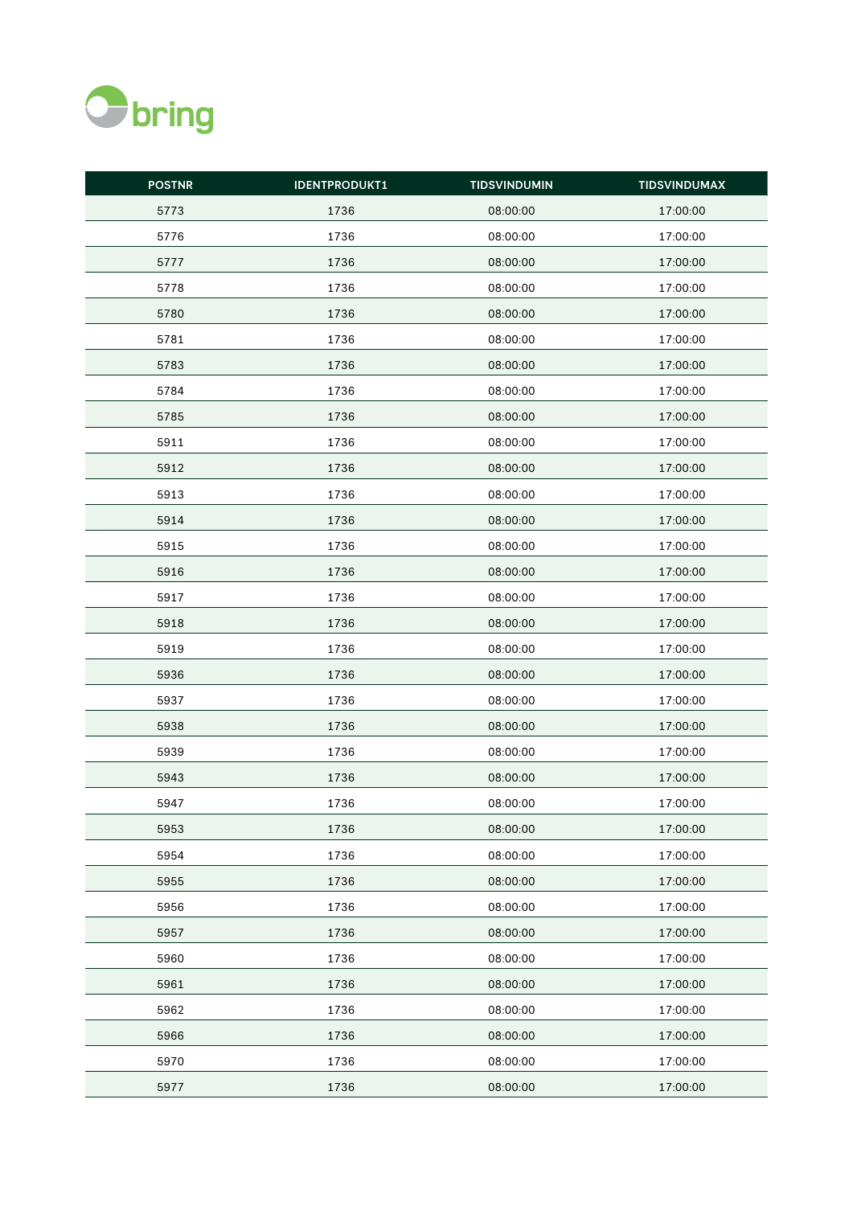| POSTNR | IDENTPRODUKT1 | TIDSVINDUMIN | TIDSVINDUMAX |
|---|---|---|---|
| 5773 | 1736 | 08:00:00 | 17:00:00 |
| 5776 | 1736 | 08:00:00 | 17:00:00 |
| 5777 | 1736 | 08:00:00 | 17:00:00 |
| 5778 | 1736 | 08:00:00 | 17:00:00 |
| 5780 | 1736 | 08:00:00 | 17:00:00 |
| 5781 | 1736 | 08:00:00 | 17:00:00 |
| 5783 | 1736 | 08:00:00 | 17:00:00 |
| 5784 | 1736 | 08:00:00 | 17:00:00 |
| 5785 | 1736 | 08:00:00 | 17:00:00 |
| 5911 | 1736 | 08:00:00 | 17:00:00 |
| 5912 | 1736 | 08:00:00 | 17:00:00 |
| 5913 | 1736 | 08:00:00 | 17:00:00 |
| 5914 | 1736 | 08:00:00 | 17:00:00 |
| 5915 | 1736 | 08:00:00 | 17:00:00 |
| 5916 | 1736 | 08:00:00 | 17:00:00 |
| 5917 | 1736 | 08:00:00 | 17:00:00 |
| 5918 | 1736 | 08:00:00 | 17:00:00 |
| 5919 | 1736 | 08:00:00 | 17:00:00 |
| 5936 | 1736 | 08:00:00 | 17:00:00 |
| 5937 | 1736 | 08:00:00 | 17:00:00 |
| 5938 | 1736 | 08:00:00 | 17:00:00 |
| 5939 | 1736 | 08:00:00 | 17:00:00 |
| 5943 | 1736 | 08:00:00 | 17:00:00 |
| 5947 | 1736 | 08:00:00 | 17:00:00 |
| 5953 | 1736 | 08:00:00 | 17:00:00 |
| 5954 | 1736 | 08:00:00 | 17:00:00 |
| 5955 | 1736 | 08:00:00 | 17:00:00 |
| 5956 | 1736 | 08:00:00 | 17:00:00 |
| 5957 | 1736 | 08:00:00 | 17:00:00 |
| 5960 | 1736 | 08:00:00 | 17:00:00 |
| 5961 | 1736 | 08:00:00 | 17:00:00 |
| 5962 | 1736 | 08:00:00 | 17:00:00 |
| 5966 | 1736 | 08:00:00 | 17:00:00 |
| 5970 | 1736 | 08:00:00 | 17:00:00 |
| 5977 | 1736 | 08:00:00 | 17:00:00 |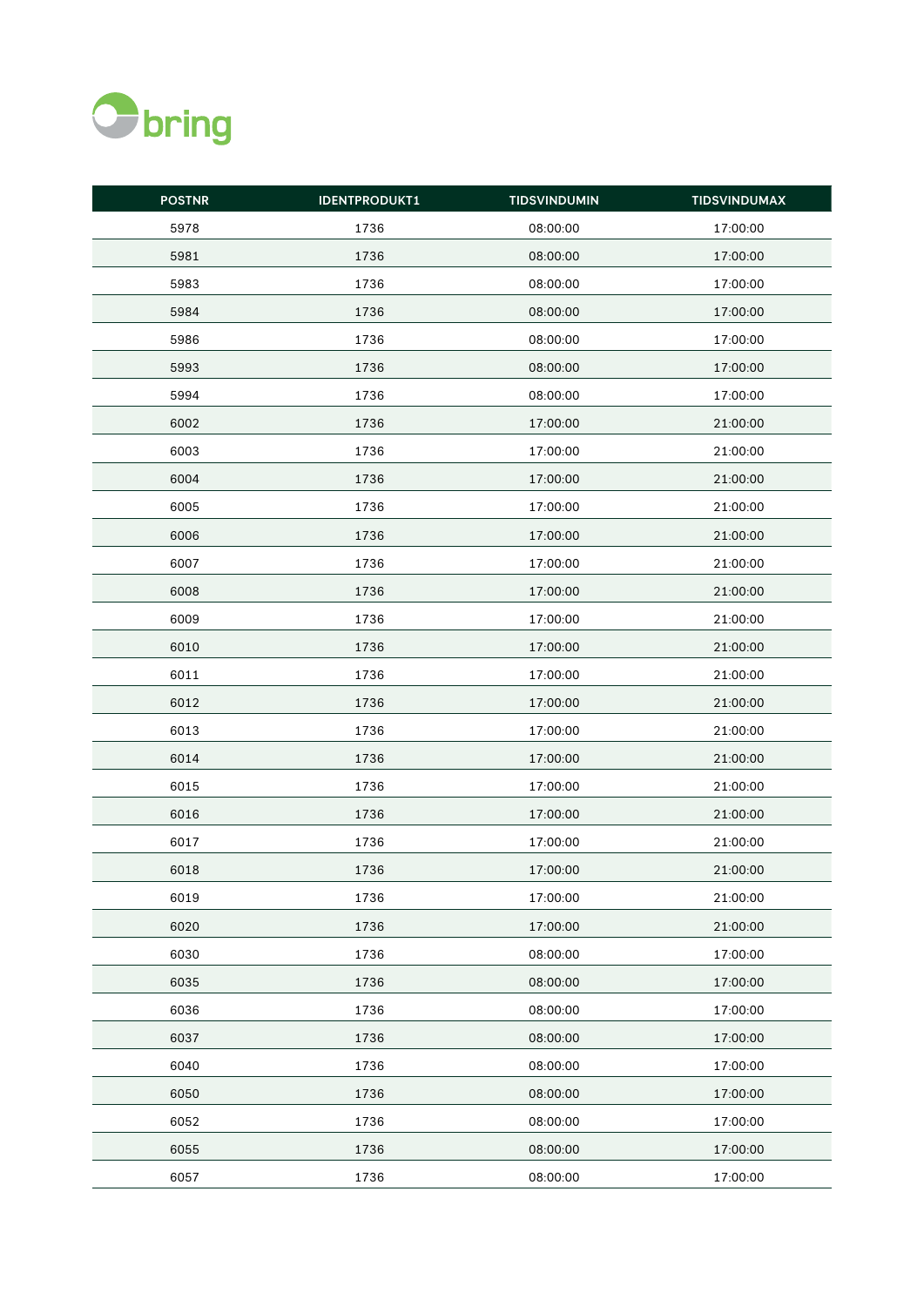| POSTNR | IDENTPRODUKT1 | TIDSVINDUMIN | TIDSVINDUMAX |
|---|---|---|---|
| 5978 | 1736 | 08:00:00 | 17:00:00 |
| 5981 | 1736 | 08:00:00 | 17:00:00 |
| 5983 | 1736 | 08:00:00 | 17:00:00 |
| 5984 | 1736 | 08:00:00 | 17:00:00 |
| 5986 | 1736 | 08:00:00 | 17:00:00 |
| 5993 | 1736 | 08:00:00 | 17:00:00 |
| 5994 | 1736 | 08:00:00 | 17:00:00 |
| 6002 | 1736 | 17:00:00 | 21:00:00 |
| 6003 | 1736 | 17:00:00 | 21:00:00 |
| 6004 | 1736 | 17:00:00 | 21:00:00 |
| 6005 | 1736 | 17:00:00 | 21:00:00 |
| 6006 | 1736 | 17:00:00 | 21:00:00 |
| 6007 | 1736 | 17:00:00 | 21:00:00 |
| 6008 | 1736 | 17:00:00 | 21:00:00 |
| 6009 | 1736 | 17:00:00 | 21:00:00 |
| 6010 | 1736 | 17:00:00 | 21:00:00 |
| 6011 | 1736 | 17:00:00 | 21:00:00 |
| 6012 | 1736 | 17:00:00 | 21:00:00 |
| 6013 | 1736 | 17:00:00 | 21:00:00 |
| 6014 | 1736 | 17:00:00 | 21:00:00 |
| 6015 | 1736 | 17:00:00 | 21:00:00 |
| 6016 | 1736 | 17:00:00 | 21:00:00 |
| 6017 | 1736 | 17:00:00 | 21:00:00 |
| 6018 | 1736 | 17:00:00 | 21:00:00 |
| 6019 | 1736 | 17:00:00 | 21:00:00 |
| 6020 | 1736 | 17:00:00 | 21:00:00 |
| 6030 | 1736 | 08:00:00 | 17:00:00 |
| 6035 | 1736 | 08:00:00 | 17:00:00 |
| 6036 | 1736 | 08:00:00 | 17:00:00 |
| 6037 | 1736 | 08:00:00 | 17:00:00 |
| 6040 | 1736 | 08:00:00 | 17:00:00 |
| 6050 | 1736 | 08:00:00 | 17:00:00 |
| 6052 | 1736 | 08:00:00 | 17:00:00 |
| 6055 | 1736 | 08:00:00 | 17:00:00 |
| 6057 | 1736 | 08:00:00 | 17:00:00 |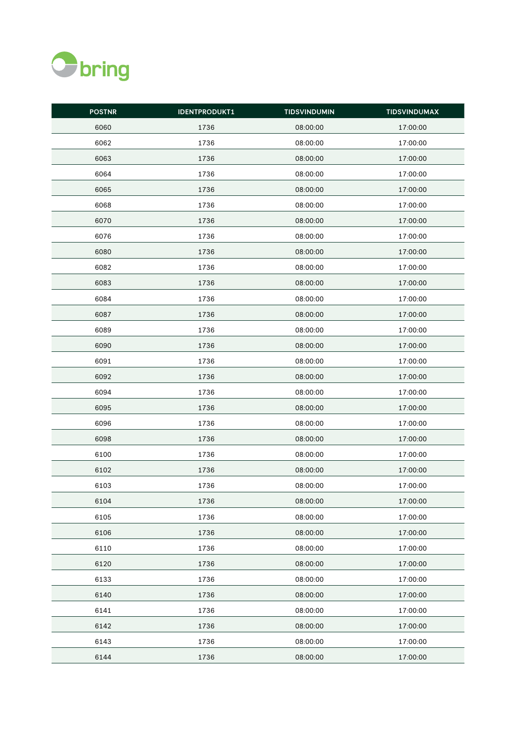| POSTNR | IDENTPRODUKT1 | TIDSVINDUMIN | TIDSVINDUMAX |
| --- | --- | --- | --- |
| 6060 | 1736 | 08:00:00 | 17:00:00 |
| 6062 | 1736 | 08:00:00 | 17:00:00 |
| 6063 | 1736 | 08:00:00 | 17:00:00 |
| 6064 | 1736 | 08:00:00 | 17:00:00 |
| 6065 | 1736 | 08:00:00 | 17:00:00 |
| 6068 | 1736 | 08:00:00 | 17:00:00 |
| 6070 | 1736 | 08:00:00 | 17:00:00 |
| 6076 | 1736 | 08:00:00 | 17:00:00 |
| 6080 | 1736 | 08:00:00 | 17:00:00 |
| 6082 | 1736 | 08:00:00 | 17:00:00 |
| 6083 | 1736 | 08:00:00 | 17:00:00 |
| 6084 | 1736 | 08:00:00 | 17:00:00 |
| 6087 | 1736 | 08:00:00 | 17:00:00 |
| 6089 | 1736 | 08:00:00 | 17:00:00 |
| 6090 | 1736 | 08:00:00 | 17:00:00 |
| 6091 | 1736 | 08:00:00 | 17:00:00 |
| 6092 | 1736 | 08:00:00 | 17:00:00 |
| 6094 | 1736 | 08:00:00 | 17:00:00 |
| 6095 | 1736 | 08:00:00 | 17:00:00 |
| 6096 | 1736 | 08:00:00 | 17:00:00 |
| 6098 | 1736 | 08:00:00 | 17:00:00 |
| 6100 | 1736 | 08:00:00 | 17:00:00 |
| 6102 | 1736 | 08:00:00 | 17:00:00 |
| 6103 | 1736 | 08:00:00 | 17:00:00 |
| 6104 | 1736 | 08:00:00 | 17:00:00 |
| 6105 | 1736 | 08:00:00 | 17:00:00 |
| 6106 | 1736 | 08:00:00 | 17:00:00 |
| 6110 | 1736 | 08:00:00 | 17:00:00 |
| 6120 | 1736 | 08:00:00 | 17:00:00 |
| 6133 | 1736 | 08:00:00 | 17:00:00 |
| 6140 | 1736 | 08:00:00 | 17:00:00 |
| 6141 | 1736 | 08:00:00 | 17:00:00 |
| 6142 | 1736 | 08:00:00 | 17:00:00 |
| 6143 | 1736 | 08:00:00 | 17:00:00 |
| 6144 | 1736 | 08:00:00 | 17:00:00 |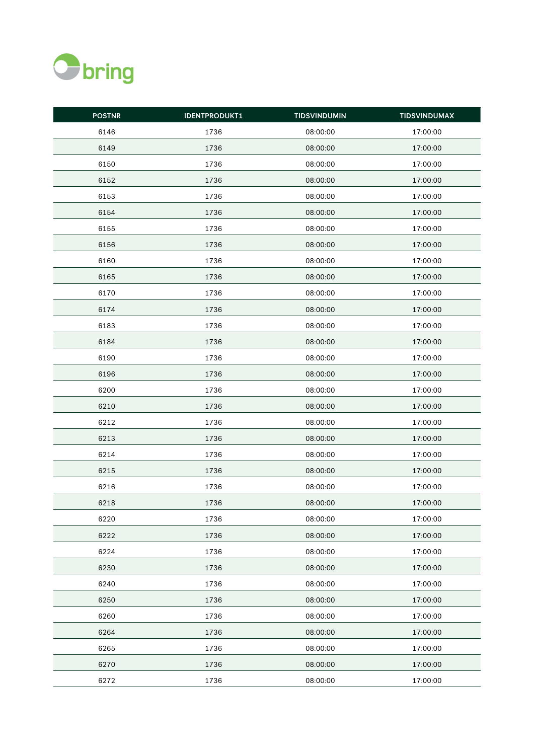| POSTNR | IDENTPRODUKT1 | TIDSVINDUMIN | TIDSVINDUMAX |
|---|---|---|---|
| 6146 | 1736 | 08:00:00 | 17:00:00 |
| 6149 | 1736 | 08:00:00 | 17:00:00 |
| 6150 | 1736 | 08:00:00 | 17:00:00 |
| 6152 | 1736 | 08:00:00 | 17:00:00 |
| 6153 | 1736 | 08:00:00 | 17:00:00 |
| 6154 | 1736 | 08:00:00 | 17:00:00 |
| 6155 | 1736 | 08:00:00 | 17:00:00 |
| 6156 | 1736 | 08:00:00 | 17:00:00 |
| 6160 | 1736 | 08:00:00 | 17:00:00 |
| 6165 | 1736 | 08:00:00 | 17:00:00 |
| 6170 | 1736 | 08:00:00 | 17:00:00 |
| 6174 | 1736 | 08:00:00 | 17:00:00 |
| 6183 | 1736 | 08:00:00 | 17:00:00 |
| 6184 | 1736 | 08:00:00 | 17:00:00 |
| 6190 | 1736 | 08:00:00 | 17:00:00 |
| 6196 | 1736 | 08:00:00 | 17:00:00 |
| 6200 | 1736 | 08:00:00 | 17:00:00 |
| 6210 | 1736 | 08:00:00 | 17:00:00 |
| 6212 | 1736 | 08:00:00 | 17:00:00 |
| 6213 | 1736 | 08:00:00 | 17:00:00 |
| 6214 | 1736 | 08:00:00 | 17:00:00 |
| 6215 | 1736 | 08:00:00 | 17:00:00 |
| 6216 | 1736 | 08:00:00 | 17:00:00 |
| 6218 | 1736 | 08:00:00 | 17:00:00 |
| 6220 | 1736 | 08:00:00 | 17:00:00 |
| 6222 | 1736 | 08:00:00 | 17:00:00 |
| 6224 | 1736 | 08:00:00 | 17:00:00 |
| 6230 | 1736 | 08:00:00 | 17:00:00 |
| 6240 | 1736 | 08:00:00 | 17:00:00 |
| 6250 | 1736 | 08:00:00 | 17:00:00 |
| 6260 | 1736 | 08:00:00 | 17:00:00 |
| 6264 | 1736 | 08:00:00 | 17:00:00 |
| 6265 | 1736 | 08:00:00 | 17:00:00 |
| 6270 | 1736 | 08:00:00 | 17:00:00 |
| 6272 | 1736 | 08:00:00 | 17:00:00 |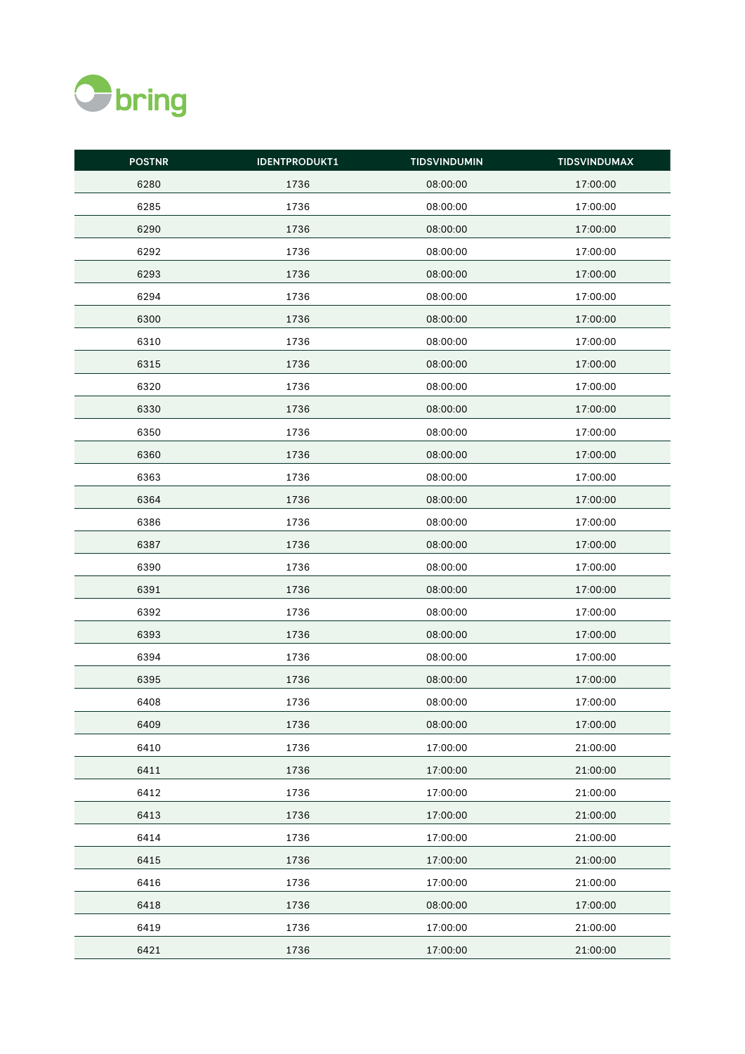| POSTNR | IDENTPRODUKT1 | TIDSVINDUMIN | TIDSVINDUMAX |
|---|---|---|---|
| 6280 | 1736 | 08:00:00 | 17:00:00 |
| 6285 | 1736 | 08:00:00 | 17:00:00 |
| 6290 | 1736 | 08:00:00 | 17:00:00 |
| 6292 | 1736 | 08:00:00 | 17:00:00 |
| 6293 | 1736 | 08:00:00 | 17:00:00 |
| 6294 | 1736 | 08:00:00 | 17:00:00 |
| 6300 | 1736 | 08:00:00 | 17:00:00 |
| 6310 | 1736 | 08:00:00 | 17:00:00 |
| 6315 | 1736 | 08:00:00 | 17:00:00 |
| 6320 | 1736 | 08:00:00 | 17:00:00 |
| 6330 | 1736 | 08:00:00 | 17:00:00 |
| 6350 | 1736 | 08:00:00 | 17:00:00 |
| 6360 | 1736 | 08:00:00 | 17:00:00 |
| 6363 | 1736 | 08:00:00 | 17:00:00 |
| 6364 | 1736 | 08:00:00 | 17:00:00 |
| 6386 | 1736 | 08:00:00 | 17:00:00 |
| 6387 | 1736 | 08:00:00 | 17:00:00 |
| 6390 | 1736 | 08:00:00 | 17:00:00 |
| 6391 | 1736 | 08:00:00 | 17:00:00 |
| 6392 | 1736 | 08:00:00 | 17:00:00 |
| 6393 | 1736 | 08:00:00 | 17:00:00 |
| 6394 | 1736 | 08:00:00 | 17:00:00 |
| 6395 | 1736 | 08:00:00 | 17:00:00 |
| 6408 | 1736 | 08:00:00 | 17:00:00 |
| 6409 | 1736 | 08:00:00 | 17:00:00 |
| 6410 | 1736 | 17:00:00 | 21:00:00 |
| 6411 | 1736 | 17:00:00 | 21:00:00 |
| 6412 | 1736 | 17:00:00 | 21:00:00 |
| 6413 | 1736 | 17:00:00 | 21:00:00 |
| 6414 | 1736 | 17:00:00 | 21:00:00 |
| 6415 | 1736 | 17:00:00 | 21:00:00 |
| 6416 | 1736 | 17:00:00 | 21:00:00 |
| 6418 | 1736 | 08:00:00 | 17:00:00 |
| 6419 | 1736 | 17:00:00 | 21:00:00 |
| 6421 | 1736 | 17:00:00 | 21:00:00 |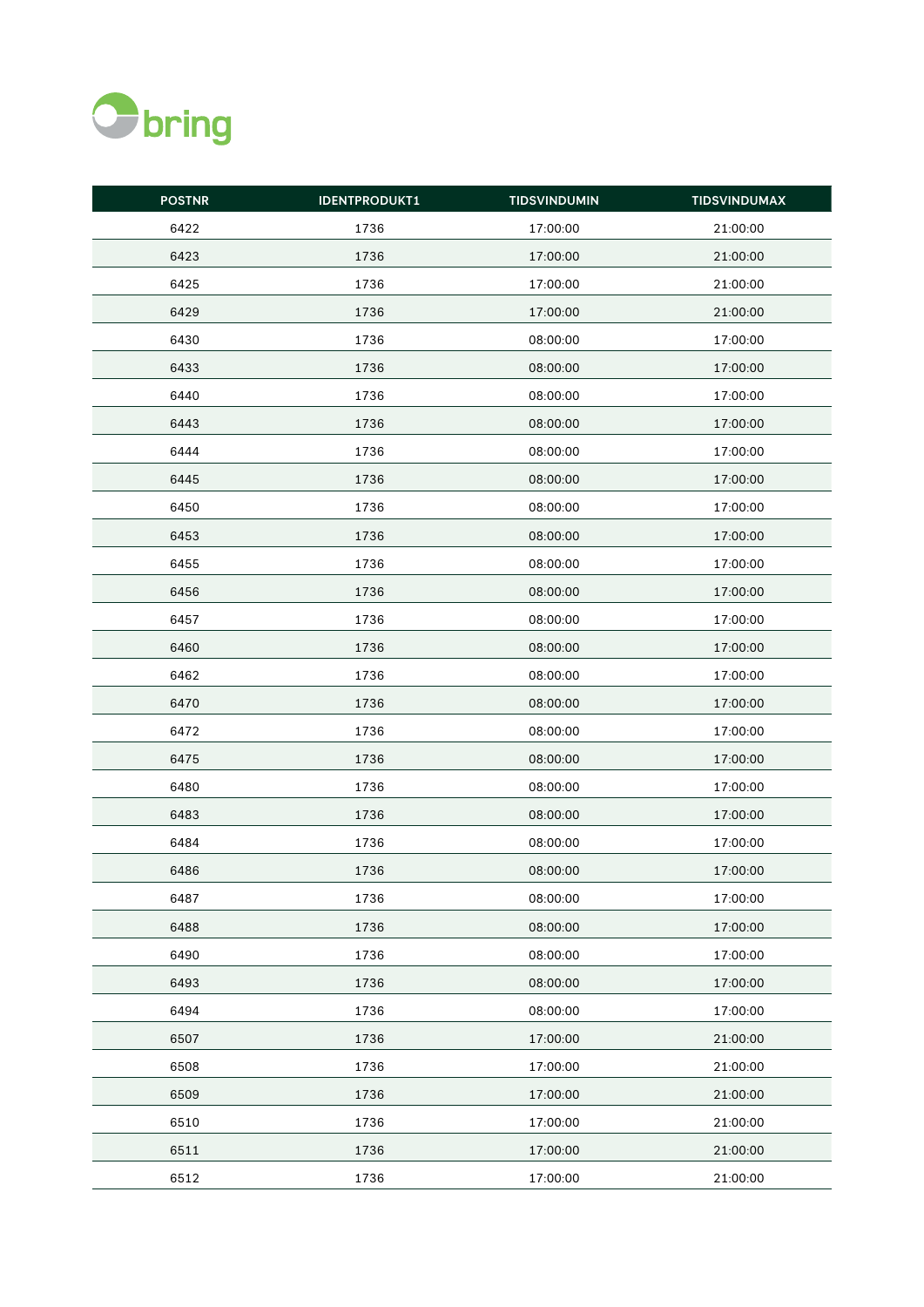| POSTNR | IDENTPRODUKT1 | TIDSVINDUMIN | TIDSVINDUMAX |
|---|---|---|---|
| 6422 | 1736 | 17:00:00 | 21:00:00 |
| 6423 | 1736 | 17:00:00 | 21:00:00 |
| 6425 | 1736 | 17:00:00 | 21:00:00 |
| 6429 | 1736 | 17:00:00 | 21:00:00 |
| 6430 | 1736 | 08:00:00 | 17:00:00 |
| 6433 | 1736 | 08:00:00 | 17:00:00 |
| 6440 | 1736 | 08:00:00 | 17:00:00 |
| 6443 | 1736 | 08:00:00 | 17:00:00 |
| 6444 | 1736 | 08:00:00 | 17:00:00 |
| 6445 | 1736 | 08:00:00 | 17:00:00 |
| 6450 | 1736 | 08:00:00 | 17:00:00 |
| 6453 | 1736 | 08:00:00 | 17:00:00 |
| 6455 | 1736 | 08:00:00 | 17:00:00 |
| 6456 | 1736 | 08:00:00 | 17:00:00 |
| 6457 | 1736 | 08:00:00 | 17:00:00 |
| 6460 | 1736 | 08:00:00 | 17:00:00 |
| 6462 | 1736 | 08:00:00 | 17:00:00 |
| 6470 | 1736 | 08:00:00 | 17:00:00 |
| 6472 | 1736 | 08:00:00 | 17:00:00 |
| 6475 | 1736 | 08:00:00 | 17:00:00 |
| 6480 | 1736 | 08:00:00 | 17:00:00 |
| 6483 | 1736 | 08:00:00 | 17:00:00 |
| 6484 | 1736 | 08:00:00 | 17:00:00 |
| 6486 | 1736 | 08:00:00 | 17:00:00 |
| 6487 | 1736 | 08:00:00 | 17:00:00 |
| 6488 | 1736 | 08:00:00 | 17:00:00 |
| 6490 | 1736 | 08:00:00 | 17:00:00 |
| 6493 | 1736 | 08:00:00 | 17:00:00 |
| 6494 | 1736 | 08:00:00 | 17:00:00 |
| 6507 | 1736 | 17:00:00 | 21:00:00 |
| 6508 | 1736 | 17:00:00 | 21:00:00 |
| 6509 | 1736 | 17:00:00 | 21:00:00 |
| 6510 | 1736 | 17:00:00 | 21:00:00 |
| 6511 | 1736 | 17:00:00 | 21:00:00 |
| 6512 | 1736 | 17:00:00 | 21:00:00 |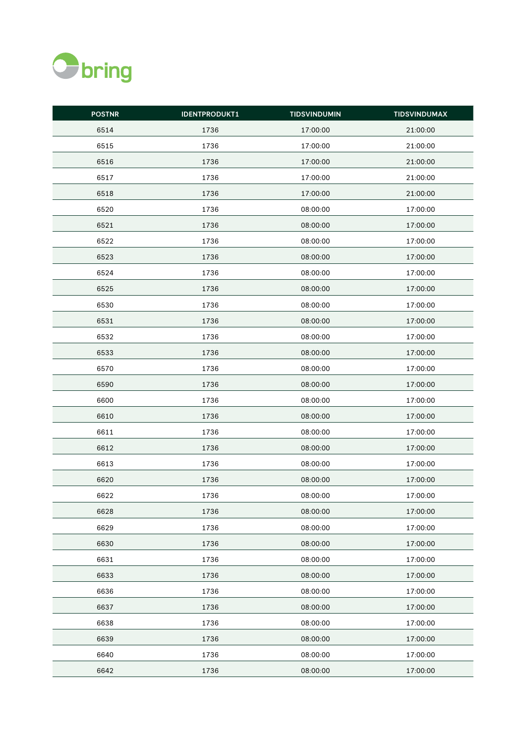| POSTNR | IDENTPRODUKT1 | TIDSVINDUMIN | TIDSVINDUMAX |
|---|---|---|---|
| 6514 | 1736 | 17:00:00 | 21:00:00 |
| 6515 | 1736 | 17:00:00 | 21:00:00 |
| 6516 | 1736 | 17:00:00 | 21:00:00 |
| 6517 | 1736 | 17:00:00 | 21:00:00 |
| 6518 | 1736 | 17:00:00 | 21:00:00 |
| 6520 | 1736 | 08:00:00 | 17:00:00 |
| 6521 | 1736 | 08:00:00 | 17:00:00 |
| 6522 | 1736 | 08:00:00 | 17:00:00 |
| 6523 | 1736 | 08:00:00 | 17:00:00 |
| 6524 | 1736 | 08:00:00 | 17:00:00 |
| 6525 | 1736 | 08:00:00 | 17:00:00 |
| 6530 | 1736 | 08:00:00 | 17:00:00 |
| 6531 | 1736 | 08:00:00 | 17:00:00 |
| 6532 | 1736 | 08:00:00 | 17:00:00 |
| 6533 | 1736 | 08:00:00 | 17:00:00 |
| 6570 | 1736 | 08:00:00 | 17:00:00 |
| 6590 | 1736 | 08:00:00 | 17:00:00 |
| 6600 | 1736 | 08:00:00 | 17:00:00 |
| 6610 | 1736 | 08:00:00 | 17:00:00 |
| 6611 | 1736 | 08:00:00 | 17:00:00 |
| 6612 | 1736 | 08:00:00 | 17:00:00 |
| 6613 | 1736 | 08:00:00 | 17:00:00 |
| 6620 | 1736 | 08:00:00 | 17:00:00 |
| 6622 | 1736 | 08:00:00 | 17:00:00 |
| 6628 | 1736 | 08:00:00 | 17:00:00 |
| 6629 | 1736 | 08:00:00 | 17:00:00 |
| 6630 | 1736 | 08:00:00 | 17:00:00 |
| 6631 | 1736 | 08:00:00 | 17:00:00 |
| 6633 | 1736 | 08:00:00 | 17:00:00 |
| 6636 | 1736 | 08:00:00 | 17:00:00 |
| 6637 | 1736 | 08:00:00 | 17:00:00 |
| 6638 | 1736 | 08:00:00 | 17:00:00 |
| 6639 | 1736 | 08:00:00 | 17:00:00 |
| 6640 | 1736 | 08:00:00 | 17:00:00 |
| 6642 | 1736 | 08:00:00 | 17:00:00 |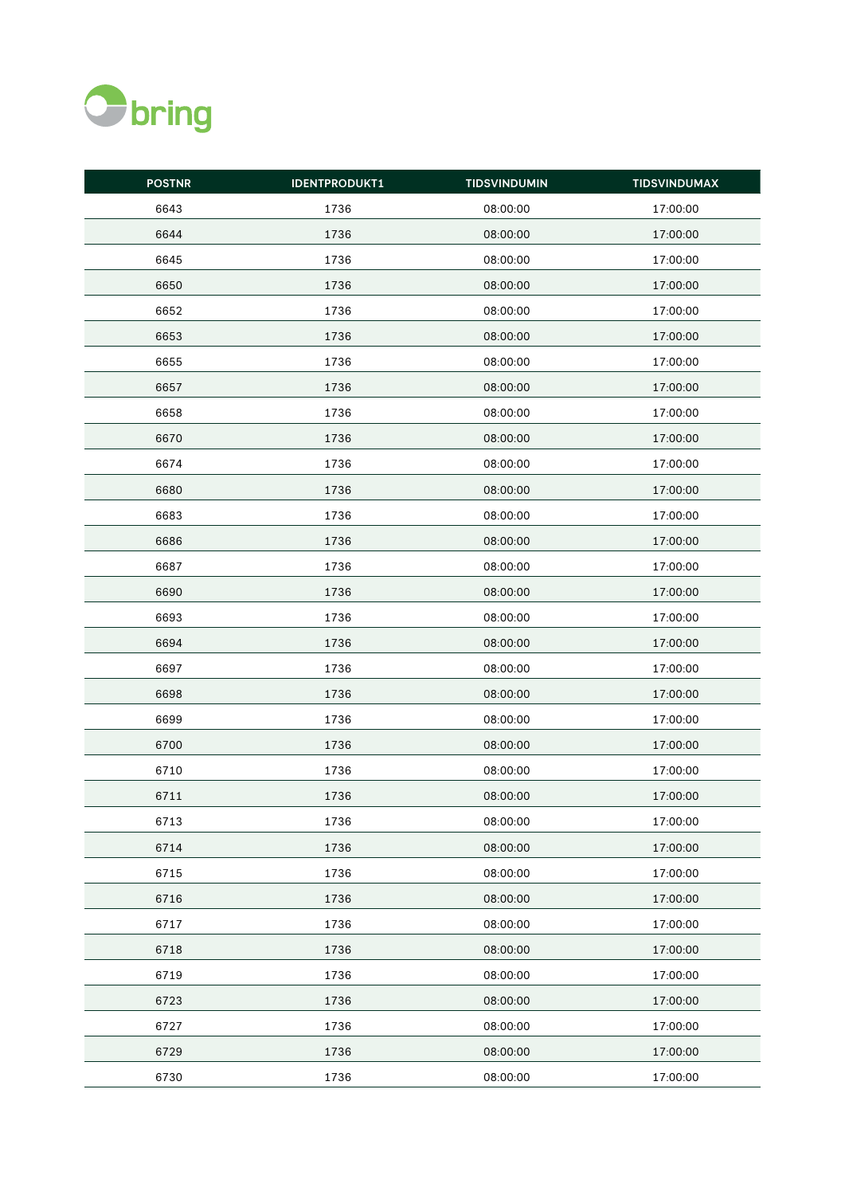| POSTNR | IDENTPRODUKT1 | TIDSVINDUMIN | TIDSVINDUMAX |
| --- | --- | --- | --- |
| 6643 | 1736 | 08:00:00 | 17:00:00 |
| 6644 | 1736 | 08:00:00 | 17:00:00 |
| 6645 | 1736 | 08:00:00 | 17:00:00 |
| 6650 | 1736 | 08:00:00 | 17:00:00 |
| 6652 | 1736 | 08:00:00 | 17:00:00 |
| 6653 | 1736 | 08:00:00 | 17:00:00 |
| 6655 | 1736 | 08:00:00 | 17:00:00 |
| 6657 | 1736 | 08:00:00 | 17:00:00 |
| 6658 | 1736 | 08:00:00 | 17:00:00 |
| 6670 | 1736 | 08:00:00 | 17:00:00 |
| 6674 | 1736 | 08:00:00 | 17:00:00 |
| 6680 | 1736 | 08:00:00 | 17:00:00 |
| 6683 | 1736 | 08:00:00 | 17:00:00 |
| 6686 | 1736 | 08:00:00 | 17:00:00 |
| 6687 | 1736 | 08:00:00 | 17:00:00 |
| 6690 | 1736 | 08:00:00 | 17:00:00 |
| 6693 | 1736 | 08:00:00 | 17:00:00 |
| 6694 | 1736 | 08:00:00 | 17:00:00 |
| 6697 | 1736 | 08:00:00 | 17:00:00 |
| 6698 | 1736 | 08:00:00 | 17:00:00 |
| 6699 | 1736 | 08:00:00 | 17:00:00 |
| 6700 | 1736 | 08:00:00 | 17:00:00 |
| 6710 | 1736 | 08:00:00 | 17:00:00 |
| 6711 | 1736 | 08:00:00 | 17:00:00 |
| 6713 | 1736 | 08:00:00 | 17:00:00 |
| 6714 | 1736 | 08:00:00 | 17:00:00 |
| 6715 | 1736 | 08:00:00 | 17:00:00 |
| 6716 | 1736 | 08:00:00 | 17:00:00 |
| 6717 | 1736 | 08:00:00 | 17:00:00 |
| 6718 | 1736 | 08:00:00 | 17:00:00 |
| 6719 | 1736 | 08:00:00 | 17:00:00 |
| 6723 | 1736 | 08:00:00 | 17:00:00 |
| 6727 | 1736 | 08:00:00 | 17:00:00 |
| 6729 | 1736 | 08:00:00 | 17:00:00 |
| 6730 | 1736 | 08:00:00 | 17:00:00 |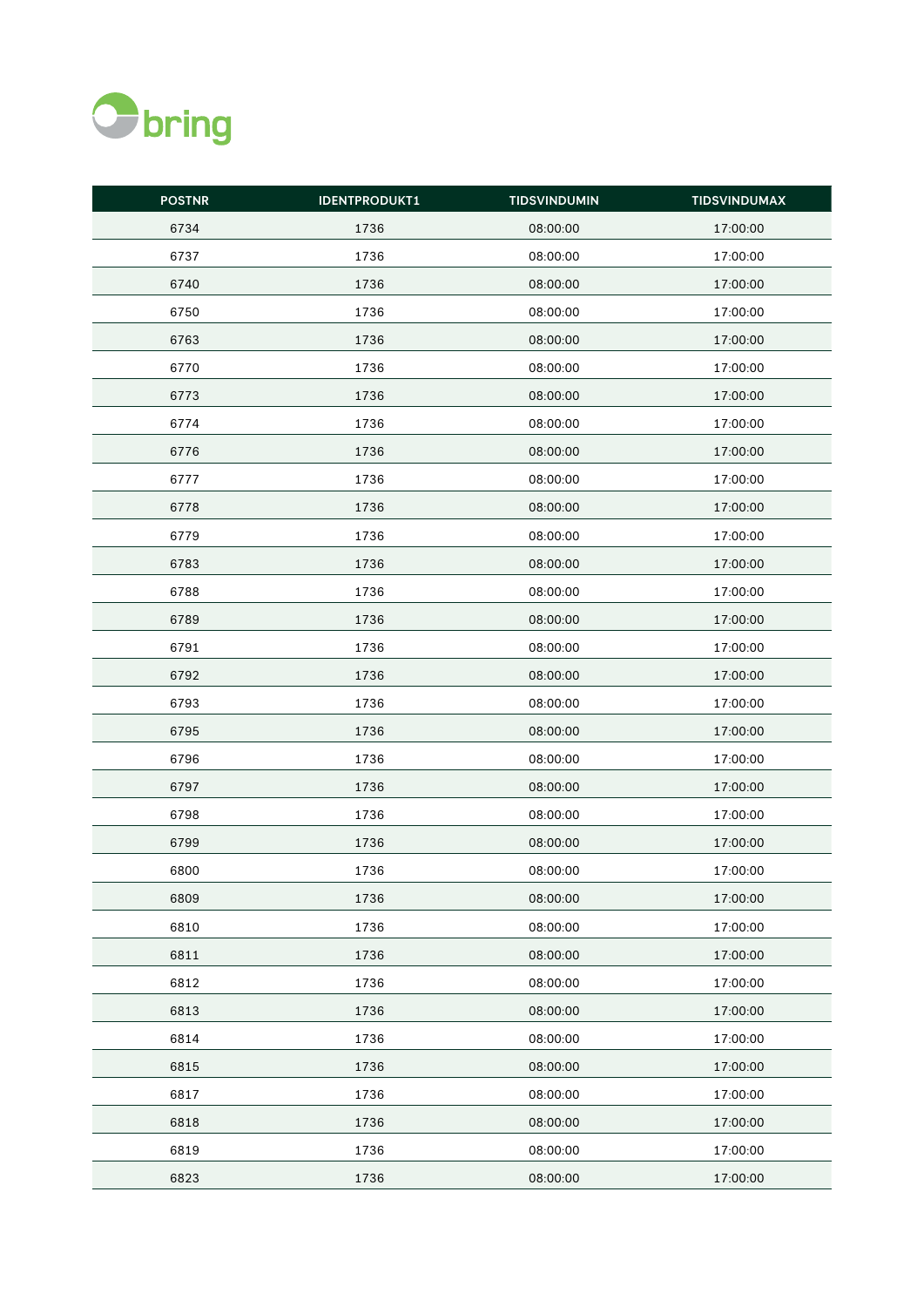| POSTNR | IDENTPRODUKT1 | TIDSVINDUMIN | TIDSVINDUMAX |
| --- | --- | --- | --- |
| 6734 | 1736 | 08:00:00 | 17:00:00 |
| 6737 | 1736 | 08:00:00 | 17:00:00 |
| 6740 | 1736 | 08:00:00 | 17:00:00 |
| 6750 | 1736 | 08:00:00 | 17:00:00 |
| 6763 | 1736 | 08:00:00 | 17:00:00 |
| 6770 | 1736 | 08:00:00 | 17:00:00 |
| 6773 | 1736 | 08:00:00 | 17:00:00 |
| 6774 | 1736 | 08:00:00 | 17:00:00 |
| 6776 | 1736 | 08:00:00 | 17:00:00 |
| 6777 | 1736 | 08:00:00 | 17:00:00 |
| 6778 | 1736 | 08:00:00 | 17:00:00 |
| 6779 | 1736 | 08:00:00 | 17:00:00 |
| 6783 | 1736 | 08:00:00 | 17:00:00 |
| 6788 | 1736 | 08:00:00 | 17:00:00 |
| 6789 | 1736 | 08:00:00 | 17:00:00 |
| 6791 | 1736 | 08:00:00 | 17:00:00 |
| 6792 | 1736 | 08:00:00 | 17:00:00 |
| 6793 | 1736 | 08:00:00 | 17:00:00 |
| 6795 | 1736 | 08:00:00 | 17:00:00 |
| 6796 | 1736 | 08:00:00 | 17:00:00 |
| 6797 | 1736 | 08:00:00 | 17:00:00 |
| 6798 | 1736 | 08:00:00 | 17:00:00 |
| 6799 | 1736 | 08:00:00 | 17:00:00 |
| 6800 | 1736 | 08:00:00 | 17:00:00 |
| 6809 | 1736 | 08:00:00 | 17:00:00 |
| 6810 | 1736 | 08:00:00 | 17:00:00 |
| 6811 | 1736 | 08:00:00 | 17:00:00 |
| 6812 | 1736 | 08:00:00 | 17:00:00 |
| 6813 | 1736 | 08:00:00 | 17:00:00 |
| 6814 | 1736 | 08:00:00 | 17:00:00 |
| 6815 | 1736 | 08:00:00 | 17:00:00 |
| 6817 | 1736 | 08:00:00 | 17:00:00 |
| 6818 | 1736 | 08:00:00 | 17:00:00 |
| 6819 | 1736 | 08:00:00 | 17:00:00 |
| 6823 | 1736 | 08:00:00 | 17:00:00 |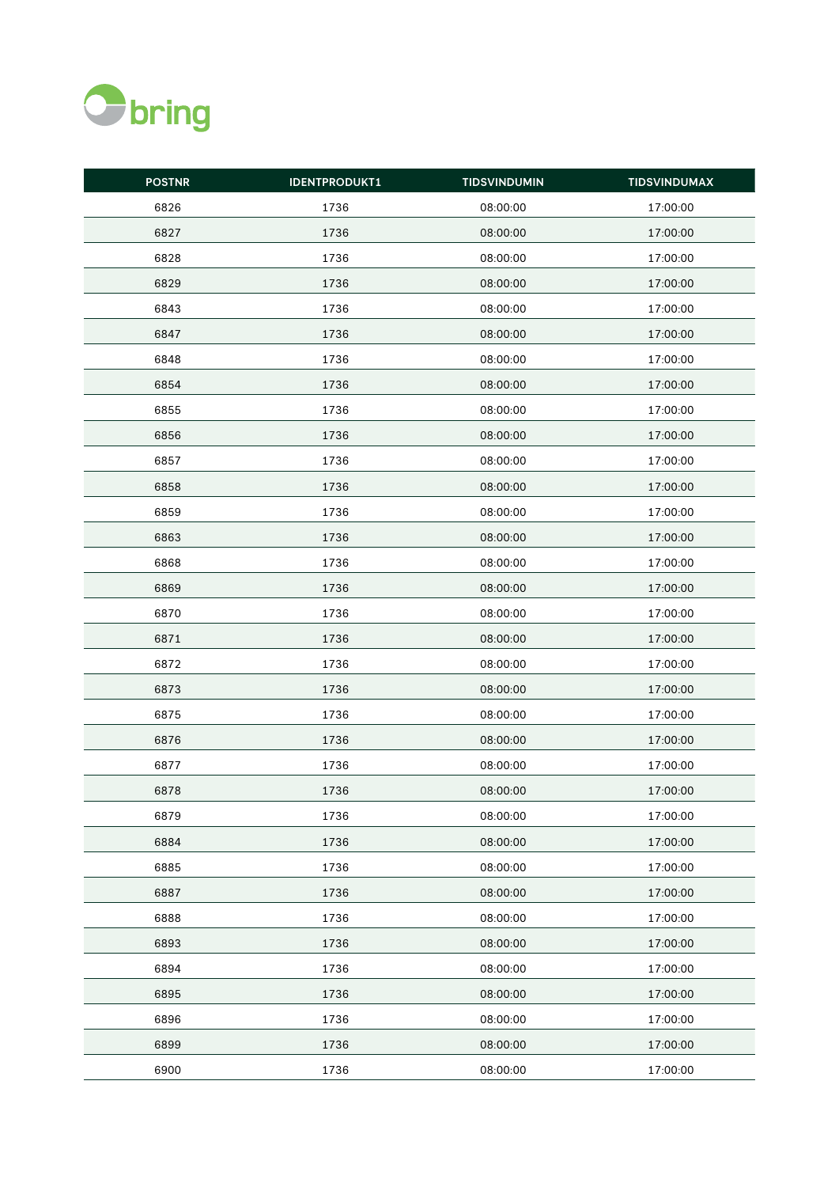| POSTNR | IDENTPRODUKT1 | TIDSVINDUMIN | TIDSVINDUMAX |
|---|---|---|---|
| 6826 | 1736 | 08:00:00 | 17:00:00 |
| 6827 | 1736 | 08:00:00 | 17:00:00 |
| 6828 | 1736 | 08:00:00 | 17:00:00 |
| 6829 | 1736 | 08:00:00 | 17:00:00 |
| 6843 | 1736 | 08:00:00 | 17:00:00 |
| 6847 | 1736 | 08:00:00 | 17:00:00 |
| 6848 | 1736 | 08:00:00 | 17:00:00 |
| 6854 | 1736 | 08:00:00 | 17:00:00 |
| 6855 | 1736 | 08:00:00 | 17:00:00 |
| 6856 | 1736 | 08:00:00 | 17:00:00 |
| 6857 | 1736 | 08:00:00 | 17:00:00 |
| 6858 | 1736 | 08:00:00 | 17:00:00 |
| 6859 | 1736 | 08:00:00 | 17:00:00 |
| 6863 | 1736 | 08:00:00 | 17:00:00 |
| 6868 | 1736 | 08:00:00 | 17:00:00 |
| 6869 | 1736 | 08:00:00 | 17:00:00 |
| 6870 | 1736 | 08:00:00 | 17:00:00 |
| 6871 | 1736 | 08:00:00 | 17:00:00 |
| 6872 | 1736 | 08:00:00 | 17:00:00 |
| 6873 | 1736 | 08:00:00 | 17:00:00 |
| 6875 | 1736 | 08:00:00 | 17:00:00 |
| 6876 | 1736 | 08:00:00 | 17:00:00 |
| 6877 | 1736 | 08:00:00 | 17:00:00 |
| 6878 | 1736 | 08:00:00 | 17:00:00 |
| 6879 | 1736 | 08:00:00 | 17:00:00 |
| 6884 | 1736 | 08:00:00 | 17:00:00 |
| 6885 | 1736 | 08:00:00 | 17:00:00 |
| 6887 | 1736 | 08:00:00 | 17:00:00 |
| 6888 | 1736 | 08:00:00 | 17:00:00 |
| 6893 | 1736 | 08:00:00 | 17:00:00 |
| 6894 | 1736 | 08:00:00 | 17:00:00 |
| 6895 | 1736 | 08:00:00 | 17:00:00 |
| 6896 | 1736 | 08:00:00 | 17:00:00 |
| 6899 | 1736 | 08:00:00 | 17:00:00 |
| 6900 | 1736 | 08:00:00 | 17:00:00 |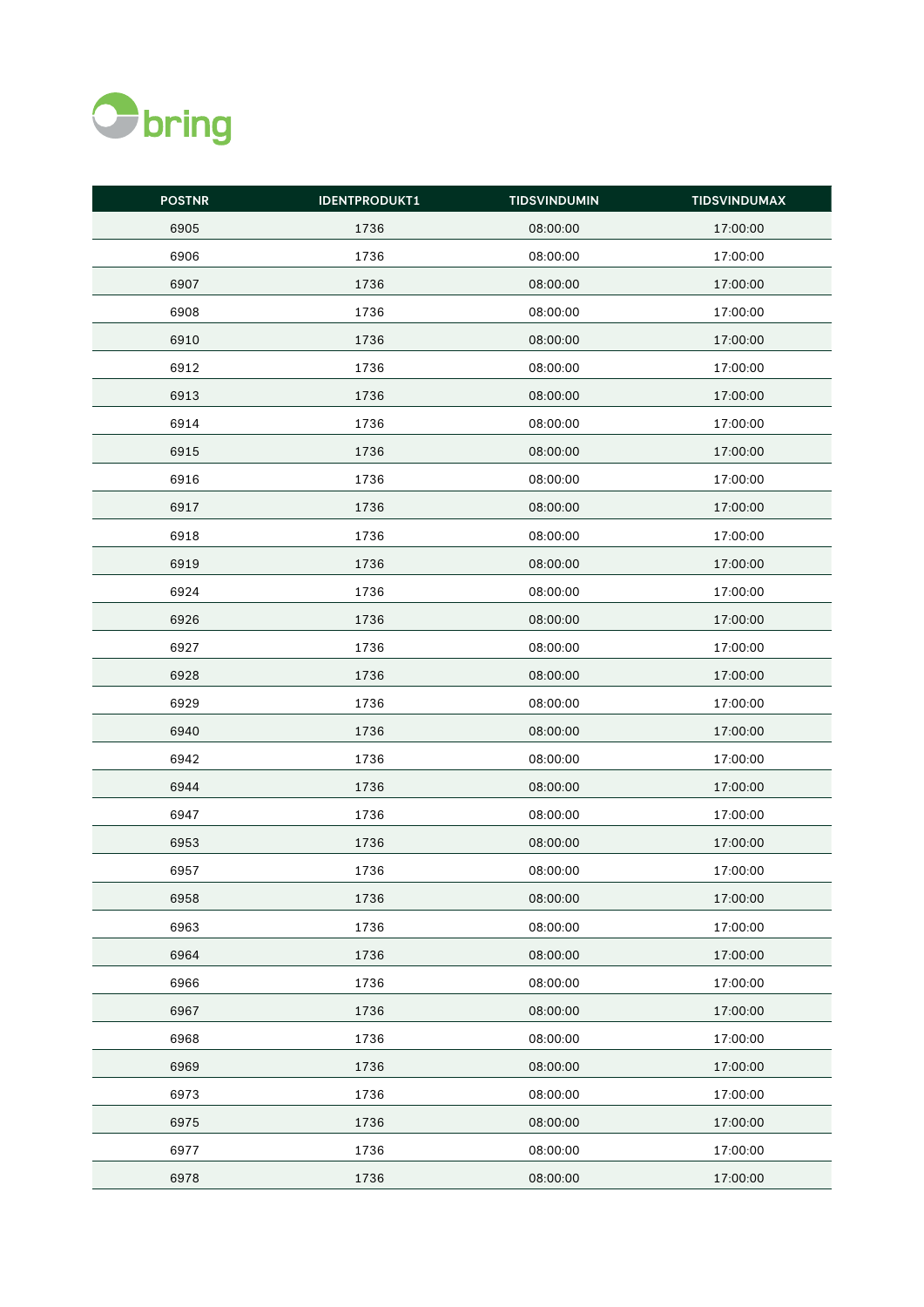| POSTNR | IDENTPRODUKT1 | TIDSVINDUMIN | TIDSVINDUMAX |
|---|---|---|---|
| 6905 | 1736 | 08:00:00 | 17:00:00 |
| 6906 | 1736 | 08:00:00 | 17:00:00 |
| 6907 | 1736 | 08:00:00 | 17:00:00 |
| 6908 | 1736 | 08:00:00 | 17:00:00 |
| 6910 | 1736 | 08:00:00 | 17:00:00 |
| 6912 | 1736 | 08:00:00 | 17:00:00 |
| 6913 | 1736 | 08:00:00 | 17:00:00 |
| 6914 | 1736 | 08:00:00 | 17:00:00 |
| 6915 | 1736 | 08:00:00 | 17:00:00 |
| 6916 | 1736 | 08:00:00 | 17:00:00 |
| 6917 | 1736 | 08:00:00 | 17:00:00 |
| 6918 | 1736 | 08:00:00 | 17:00:00 |
| 6919 | 1736 | 08:00:00 | 17:00:00 |
| 6924 | 1736 | 08:00:00 | 17:00:00 |
| 6926 | 1736 | 08:00:00 | 17:00:00 |
| 6927 | 1736 | 08:00:00 | 17:00:00 |
| 6928 | 1736 | 08:00:00 | 17:00:00 |
| 6929 | 1736 | 08:00:00 | 17:00:00 |
| 6940 | 1736 | 08:00:00 | 17:00:00 |
| 6942 | 1736 | 08:00:00 | 17:00:00 |
| 6944 | 1736 | 08:00:00 | 17:00:00 |
| 6947 | 1736 | 08:00:00 | 17:00:00 |
| 6953 | 1736 | 08:00:00 | 17:00:00 |
| 6957 | 1736 | 08:00:00 | 17:00:00 |
| 6958 | 1736 | 08:00:00 | 17:00:00 |
| 6963 | 1736 | 08:00:00 | 17:00:00 |
| 6964 | 1736 | 08:00:00 | 17:00:00 |
| 6966 | 1736 | 08:00:00 | 17:00:00 |
| 6967 | 1736 | 08:00:00 | 17:00:00 |
| 6968 | 1736 | 08:00:00 | 17:00:00 |
| 6969 | 1736 | 08:00:00 | 17:00:00 |
| 6973 | 1736 | 08:00:00 | 17:00:00 |
| 6975 | 1736 | 08:00:00 | 17:00:00 |
| 6977 | 1736 | 08:00:00 | 17:00:00 |
| 6978 | 1736 | 08:00:00 | 17:00:00 |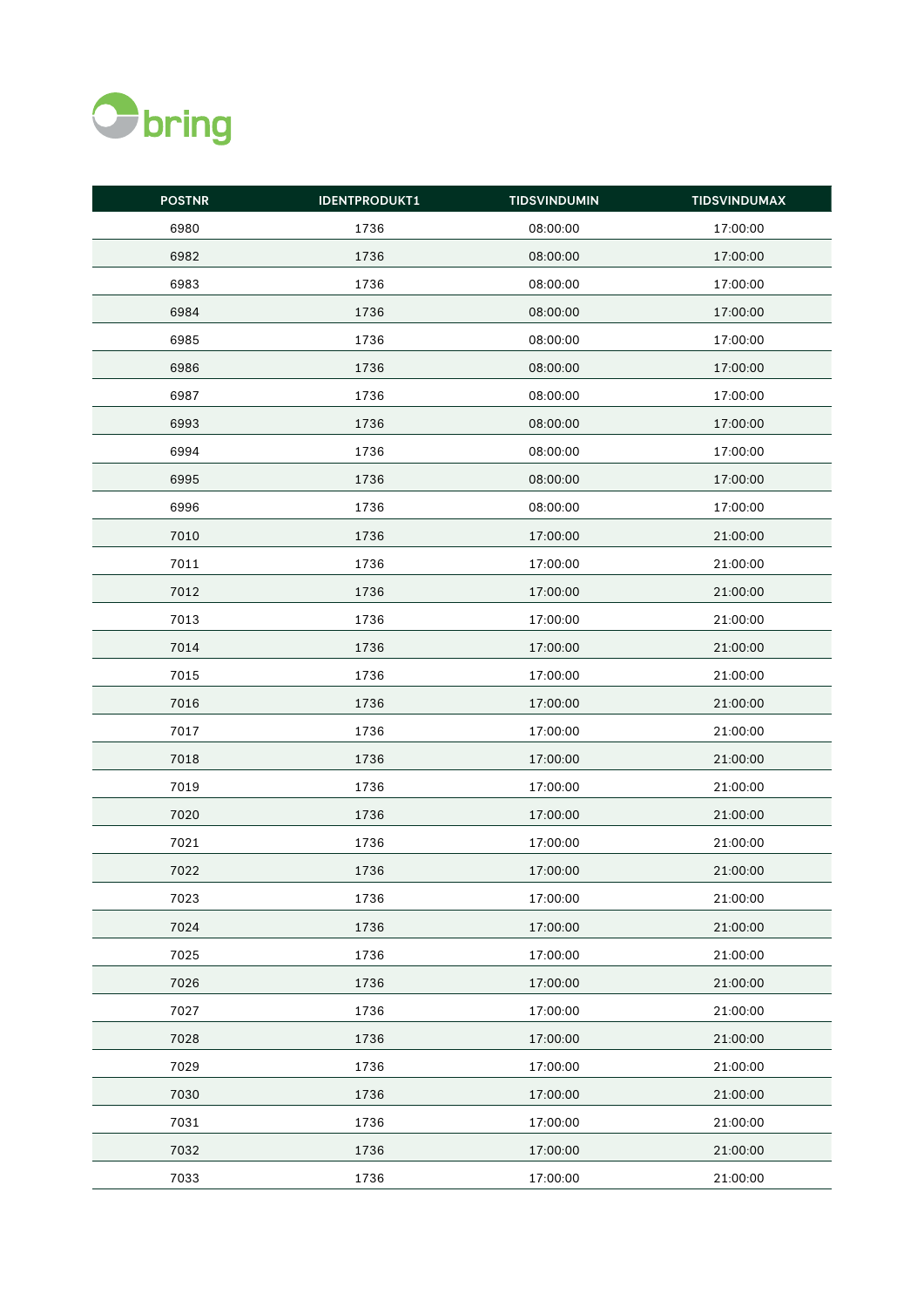| POSTNR | IDENTPRODUKT1 | TIDSVINDUMIN | TIDSVINDUMAX |
|---|---|---|---|
| 6980 | 1736 | 08:00:00 | 17:00:00 |
| 6982 | 1736 | 08:00:00 | 17:00:00 |
| 6983 | 1736 | 08:00:00 | 17:00:00 |
| 6984 | 1736 | 08:00:00 | 17:00:00 |
| 6985 | 1736 | 08:00:00 | 17:00:00 |
| 6986 | 1736 | 08:00:00 | 17:00:00 |
| 6987 | 1736 | 08:00:00 | 17:00:00 |
| 6993 | 1736 | 08:00:00 | 17:00:00 |
| 6994 | 1736 | 08:00:00 | 17:00:00 |
| 6995 | 1736 | 08:00:00 | 17:00:00 |
| 6996 | 1736 | 08:00:00 | 17:00:00 |
| 7010 | 1736 | 17:00:00 | 21:00:00 |
| 7011 | 1736 | 17:00:00 | 21:00:00 |
| 7012 | 1736 | 17:00:00 | 21:00:00 |
| 7013 | 1736 | 17:00:00 | 21:00:00 |
| 7014 | 1736 | 17:00:00 | 21:00:00 |
| 7015 | 1736 | 17:00:00 | 21:00:00 |
| 7016 | 1736 | 17:00:00 | 21:00:00 |
| 7017 | 1736 | 17:00:00 | 21:00:00 |
| 7018 | 1736 | 17:00:00 | 21:00:00 |
| 7019 | 1736 | 17:00:00 | 21:00:00 |
| 7020 | 1736 | 17:00:00 | 21:00:00 |
| 7021 | 1736 | 17:00:00 | 21:00:00 |
| 7022 | 1736 | 17:00:00 | 21:00:00 |
| 7023 | 1736 | 17:00:00 | 21:00:00 |
| 7024 | 1736 | 17:00:00 | 21:00:00 |
| 7025 | 1736 | 17:00:00 | 21:00:00 |
| 7026 | 1736 | 17:00:00 | 21:00:00 |
| 7027 | 1736 | 17:00:00 | 21:00:00 |
| 7028 | 1736 | 17:00:00 | 21:00:00 |
| 7029 | 1736 | 17:00:00 | 21:00:00 |
| 7030 | 1736 | 17:00:00 | 21:00:00 |
| 7031 | 1736 | 17:00:00 | 21:00:00 |
| 7032 | 1736 | 17:00:00 | 21:00:00 |
| 7033 | 1736 | 17:00:00 | 21:00:00 |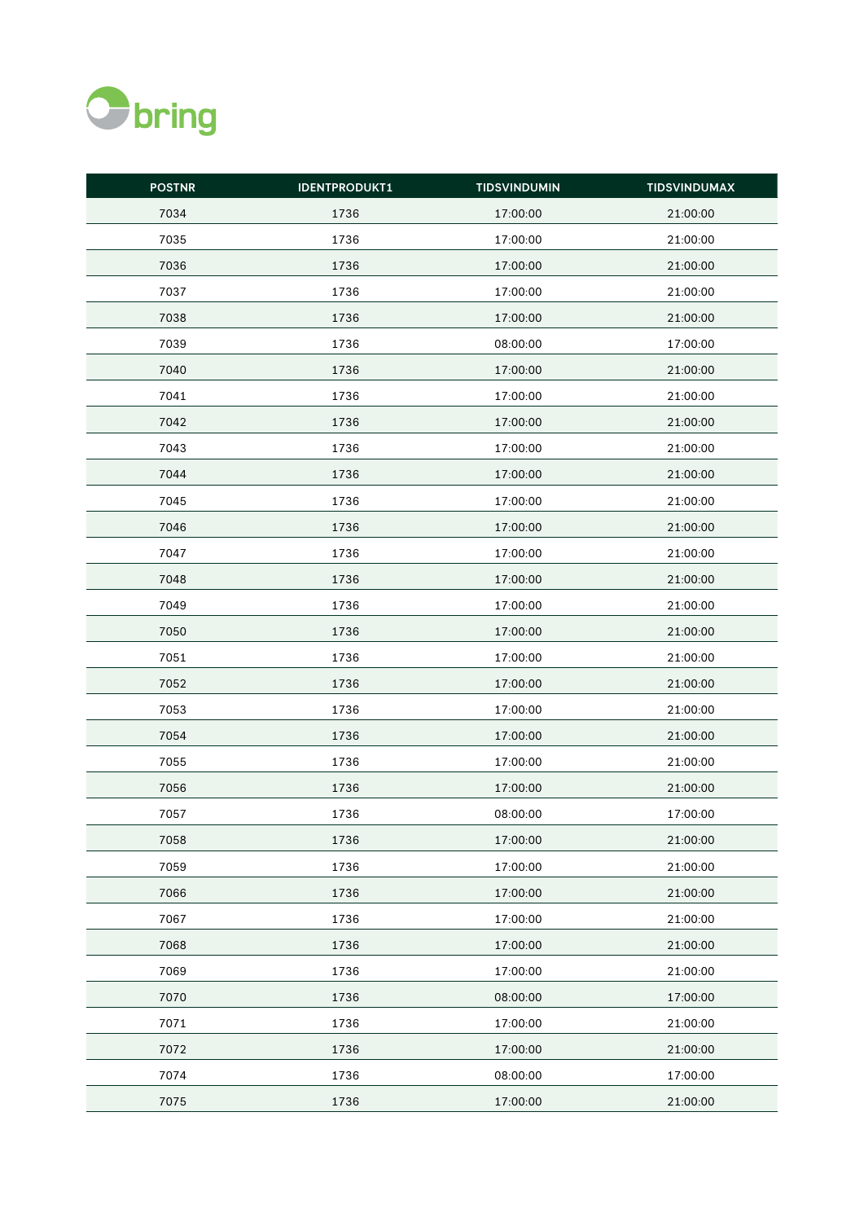| POSTNR | IDENTPRODUKT1 | TIDSVINDUMIN | TIDSVINDUMAX |
|---|---|---|---|
| 7034 | 1736 | 17:00:00 | 21:00:00 |
| 7035 | 1736 | 17:00:00 | 21:00:00 |
| 7036 | 1736 | 17:00:00 | 21:00:00 |
| 7037 | 1736 | 17:00:00 | 21:00:00 |
| 7038 | 1736 | 17:00:00 | 21:00:00 |
| 7039 | 1736 | 08:00:00 | 17:00:00 |
| 7040 | 1736 | 17:00:00 | 21:00:00 |
| 7041 | 1736 | 17:00:00 | 21:00:00 |
| 7042 | 1736 | 17:00:00 | 21:00:00 |
| 7043 | 1736 | 17:00:00 | 21:00:00 |
| 7044 | 1736 | 17:00:00 | 21:00:00 |
| 7045 | 1736 | 17:00:00 | 21:00:00 |
| 7046 | 1736 | 17:00:00 | 21:00:00 |
| 7047 | 1736 | 17:00:00 | 21:00:00 |
| 7048 | 1736 | 17:00:00 | 21:00:00 |
| 7049 | 1736 | 17:00:00 | 21:00:00 |
| 7050 | 1736 | 17:00:00 | 21:00:00 |
| 7051 | 1736 | 17:00:00 | 21:00:00 |
| 7052 | 1736 | 17:00:00 | 21:00:00 |
| 7053 | 1736 | 17:00:00 | 21:00:00 |
| 7054 | 1736 | 17:00:00 | 21:00:00 |
| 7055 | 1736 | 17:00:00 | 21:00:00 |
| 7056 | 1736 | 17:00:00 | 21:00:00 |
| 7057 | 1736 | 08:00:00 | 17:00:00 |
| 7058 | 1736 | 17:00:00 | 21:00:00 |
| 7059 | 1736 | 17:00:00 | 21:00:00 |
| 7066 | 1736 | 17:00:00 | 21:00:00 |
| 7067 | 1736 | 17:00:00 | 21:00:00 |
| 7068 | 1736 | 17:00:00 | 21:00:00 |
| 7069 | 1736 | 17:00:00 | 21:00:00 |
| 7070 | 1736 | 08:00:00 | 17:00:00 |
| 7071 | 1736 | 17:00:00 | 21:00:00 |
| 7072 | 1736 | 17:00:00 | 21:00:00 |
| 7074 | 1736 | 08:00:00 | 17:00:00 |
| 7075 | 1736 | 17:00:00 | 21:00:00 |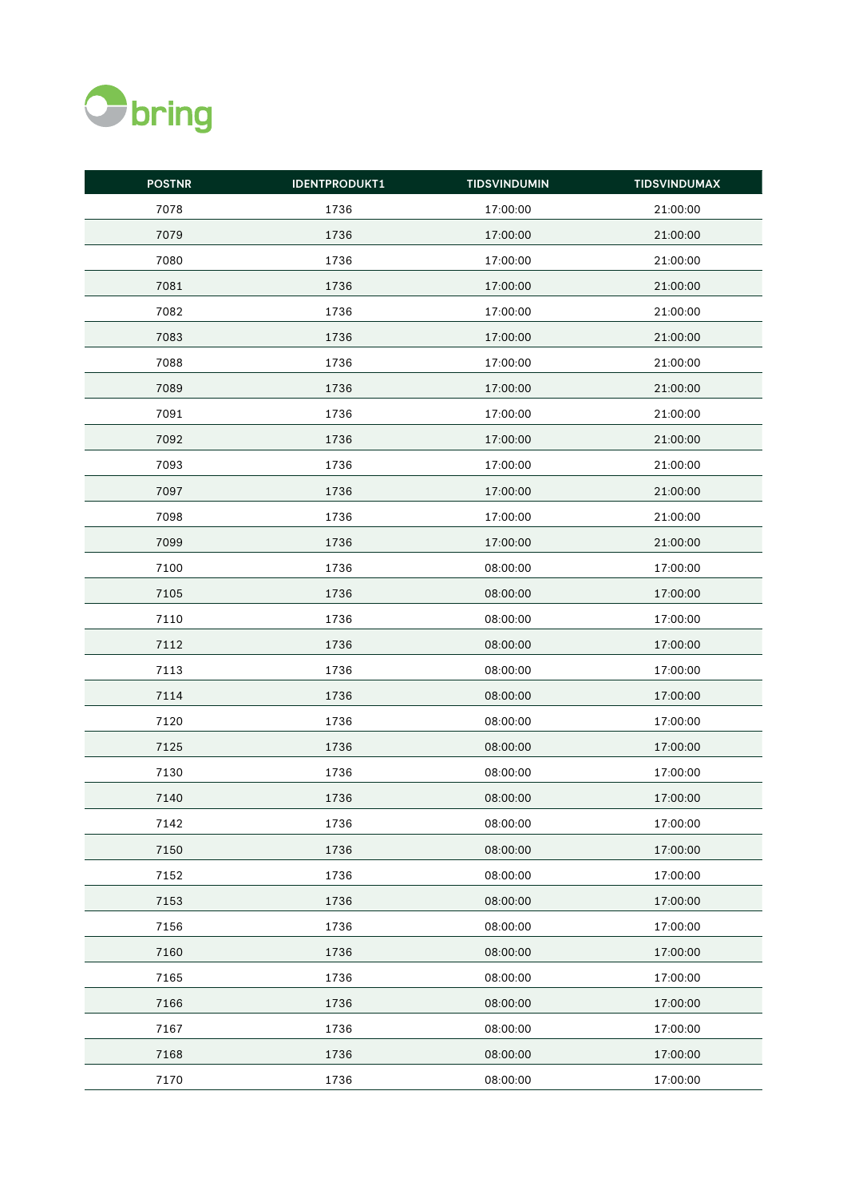| POSTNR | IDENTPRODUKT1 | TIDSVINDUMIN | TIDSVINDUMAX |
|---|---|---|---|
| 7078 | 1736 | 17:00:00 | 21:00:00 |
| 7079 | 1736 | 17:00:00 | 21:00:00 |
| 7080 | 1736 | 17:00:00 | 21:00:00 |
| 7081 | 1736 | 17:00:00 | 21:00:00 |
| 7082 | 1736 | 17:00:00 | 21:00:00 |
| 7083 | 1736 | 17:00:00 | 21:00:00 |
| 7088 | 1736 | 17:00:00 | 21:00:00 |
| 7089 | 1736 | 17:00:00 | 21:00:00 |
| 7091 | 1736 | 17:00:00 | 21:00:00 |
| 7092 | 1736 | 17:00:00 | 21:00:00 |
| 7093 | 1736 | 17:00:00 | 21:00:00 |
| 7097 | 1736 | 17:00:00 | 21:00:00 |
| 7098 | 1736 | 17:00:00 | 21:00:00 |
| 7099 | 1736 | 17:00:00 | 21:00:00 |
| 7100 | 1736 | 08:00:00 | 17:00:00 |
| 7105 | 1736 | 08:00:00 | 17:00:00 |
| 7110 | 1736 | 08:00:00 | 17:00:00 |
| 7112 | 1736 | 08:00:00 | 17:00:00 |
| 7113 | 1736 | 08:00:00 | 17:00:00 |
| 7114 | 1736 | 08:00:00 | 17:00:00 |
| 7120 | 1736 | 08:00:00 | 17:00:00 |
| 7125 | 1736 | 08:00:00 | 17:00:00 |
| 7130 | 1736 | 08:00:00 | 17:00:00 |
| 7140 | 1736 | 08:00:00 | 17:00:00 |
| 7142 | 1736 | 08:00:00 | 17:00:00 |
| 7150 | 1736 | 08:00:00 | 17:00:00 |
| 7152 | 1736 | 08:00:00 | 17:00:00 |
| 7153 | 1736 | 08:00:00 | 17:00:00 |
| 7156 | 1736 | 08:00:00 | 17:00:00 |
| 7160 | 1736 | 08:00:00 | 17:00:00 |
| 7165 | 1736 | 08:00:00 | 17:00:00 |
| 7166 | 1736 | 08:00:00 | 17:00:00 |
| 7167 | 1736 | 08:00:00 | 17:00:00 |
| 7168 | 1736 | 08:00:00 | 17:00:00 |
| 7170 | 1736 | 08:00:00 | 17:00:00 |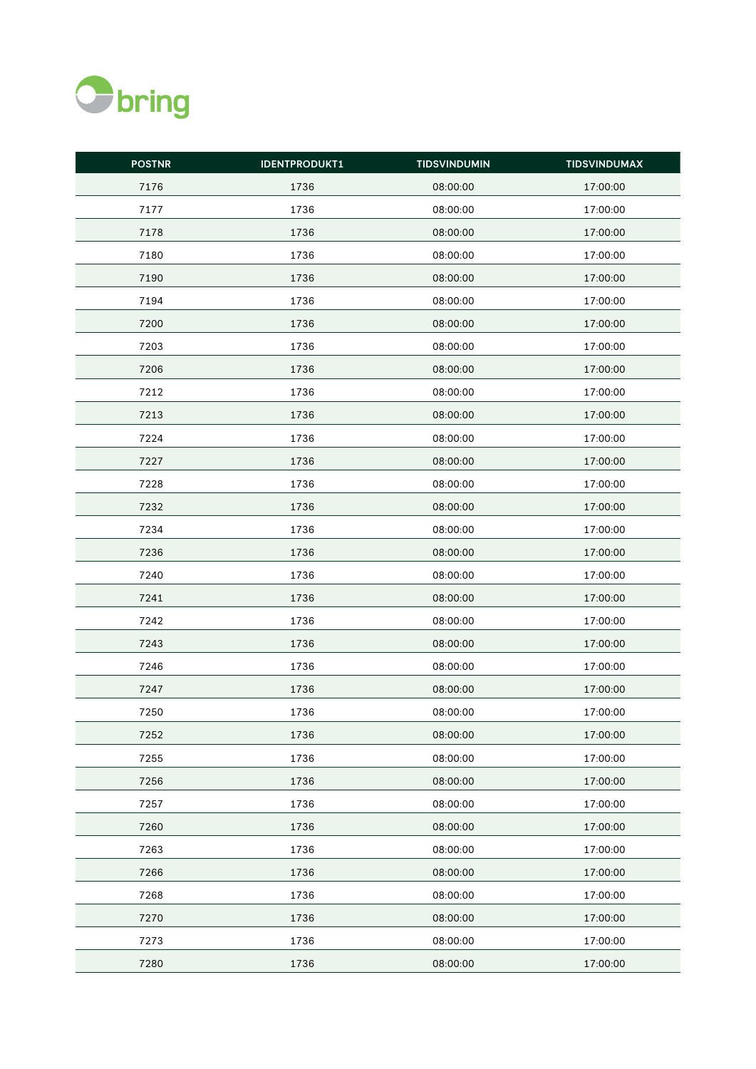| POSTNR | IDENTPRODUKT1 | TIDSVINDUMIN | TIDSVINDUMAX |
| --- | --- | --- | --- |
| 7176 | 1736 | 08:00:00 | 17:00:00 |
| 7177 | 1736 | 08:00:00 | 17:00:00 |
| 7178 | 1736 | 08:00:00 | 17:00:00 |
| 7180 | 1736 | 08:00:00 | 17:00:00 |
| 7190 | 1736 | 08:00:00 | 17:00:00 |
| 7194 | 1736 | 08:00:00 | 17:00:00 |
| 7200 | 1736 | 08:00:00 | 17:00:00 |
| 7203 | 1736 | 08:00:00 | 17:00:00 |
| 7206 | 1736 | 08:00:00 | 17:00:00 |
| 7212 | 1736 | 08:00:00 | 17:00:00 |
| 7213 | 1736 | 08:00:00 | 17:00:00 |
| 7224 | 1736 | 08:00:00 | 17:00:00 |
| 7227 | 1736 | 08:00:00 | 17:00:00 |
| 7228 | 1736 | 08:00:00 | 17:00:00 |
| 7232 | 1736 | 08:00:00 | 17:00:00 |
| 7234 | 1736 | 08:00:00 | 17:00:00 |
| 7236 | 1736 | 08:00:00 | 17:00:00 |
| 7240 | 1736 | 08:00:00 | 17:00:00 |
| 7241 | 1736 | 08:00:00 | 17:00:00 |
| 7242 | 1736 | 08:00:00 | 17:00:00 |
| 7243 | 1736 | 08:00:00 | 17:00:00 |
| 7246 | 1736 | 08:00:00 | 17:00:00 |
| 7247 | 1736 | 08:00:00 | 17:00:00 |
| 7250 | 1736 | 08:00:00 | 17:00:00 |
| 7252 | 1736 | 08:00:00 | 17:00:00 |
| 7255 | 1736 | 08:00:00 | 17:00:00 |
| 7256 | 1736 | 08:00:00 | 17:00:00 |
| 7257 | 1736 | 08:00:00 | 17:00:00 |
| 7260 | 1736 | 08:00:00 | 17:00:00 |
| 7263 | 1736 | 08:00:00 | 17:00:00 |
| 7266 | 1736 | 08:00:00 | 17:00:00 |
| 7268 | 1736 | 08:00:00 | 17:00:00 |
| 7270 | 1736 | 08:00:00 | 17:00:00 |
| 7273 | 1736 | 08:00:00 | 17:00:00 |
| 7280 | 1736 | 08:00:00 | 17:00:00 |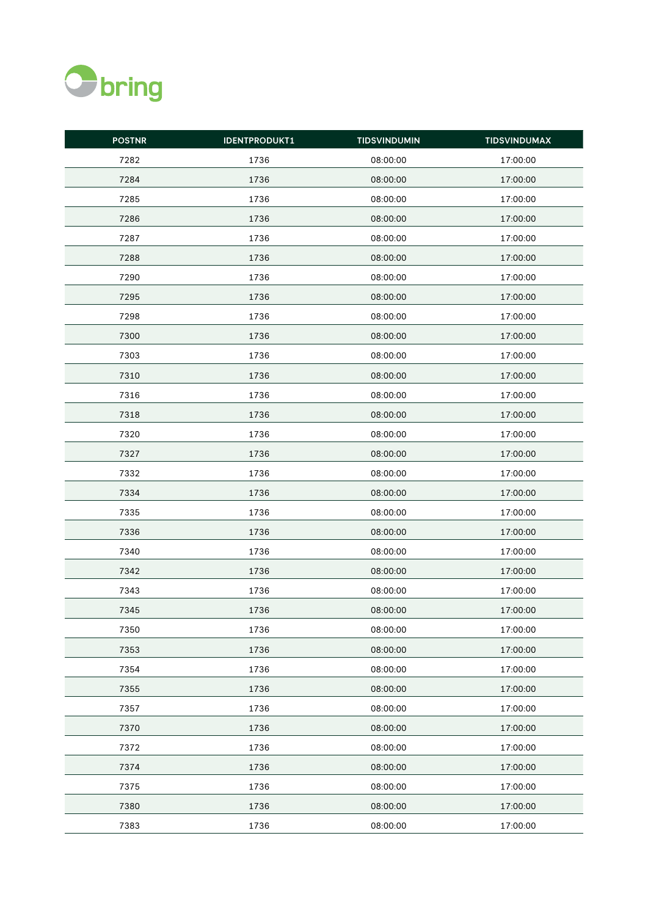| POSTNR | IDENTPRODUKT1 | TIDSVINDUMIN | TIDSVINDUMAX |
|---|---|---|---|
| 7282 | 1736 | 08:00:00 | 17:00:00 |
| 7284 | 1736 | 08:00:00 | 17:00:00 |
| 7285 | 1736 | 08:00:00 | 17:00:00 |
| 7286 | 1736 | 08:00:00 | 17:00:00 |
| 7287 | 1736 | 08:00:00 | 17:00:00 |
| 7288 | 1736 | 08:00:00 | 17:00:00 |
| 7290 | 1736 | 08:00:00 | 17:00:00 |
| 7295 | 1736 | 08:00:00 | 17:00:00 |
| 7298 | 1736 | 08:00:00 | 17:00:00 |
| 7300 | 1736 | 08:00:00 | 17:00:00 |
| 7303 | 1736 | 08:00:00 | 17:00:00 |
| 7310 | 1736 | 08:00:00 | 17:00:00 |
| 7316 | 1736 | 08:00:00 | 17:00:00 |
| 7318 | 1736 | 08:00:00 | 17:00:00 |
| 7320 | 1736 | 08:00:00 | 17:00:00 |
| 7327 | 1736 | 08:00:00 | 17:00:00 |
| 7332 | 1736 | 08:00:00 | 17:00:00 |
| 7334 | 1736 | 08:00:00 | 17:00:00 |
| 7335 | 1736 | 08:00:00 | 17:00:00 |
| 7336 | 1736 | 08:00:00 | 17:00:00 |
| 7340 | 1736 | 08:00:00 | 17:00:00 |
| 7342 | 1736 | 08:00:00 | 17:00:00 |
| 7343 | 1736 | 08:00:00 | 17:00:00 |
| 7345 | 1736 | 08:00:00 | 17:00:00 |
| 7350 | 1736 | 08:00:00 | 17:00:00 |
| 7353 | 1736 | 08:00:00 | 17:00:00 |
| 7354 | 1736 | 08:00:00 | 17:00:00 |
| 7355 | 1736 | 08:00:00 | 17:00:00 |
| 7357 | 1736 | 08:00:00 | 17:00:00 |
| 7370 | 1736 | 08:00:00 | 17:00:00 |
| 7372 | 1736 | 08:00:00 | 17:00:00 |
| 7374 | 1736 | 08:00:00 | 17:00:00 |
| 7375 | 1736 | 08:00:00 | 17:00:00 |
| 7380 | 1736 | 08:00:00 | 17:00:00 |
| 7383 | 1736 | 08:00:00 | 17:00:00 |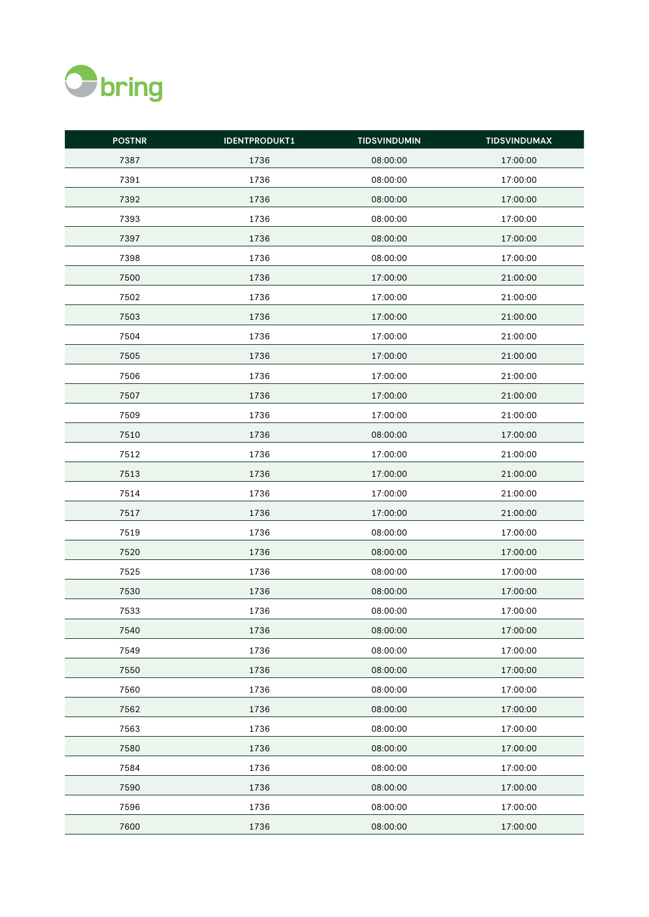| POSTNR | IDENTPRODUKT1 | TIDSVINDUMIN | TIDSVINDUMAX |
|---|---|---|---|
| 7387 | 1736 | 08:00:00 | 17:00:00 |
| 7391 | 1736 | 08:00:00 | 17:00:00 |
| 7392 | 1736 | 08:00:00 | 17:00:00 |
| 7393 | 1736 | 08:00:00 | 17:00:00 |
| 7397 | 1736 | 08:00:00 | 17:00:00 |
| 7398 | 1736 | 08:00:00 | 17:00:00 |
| 7500 | 1736 | 17:00:00 | 21:00:00 |
| 7502 | 1736 | 17:00:00 | 21:00:00 |
| 7503 | 1736 | 17:00:00 | 21:00:00 |
| 7504 | 1736 | 17:00:00 | 21:00:00 |
| 7505 | 1736 | 17:00:00 | 21:00:00 |
| 7506 | 1736 | 17:00:00 | 21:00:00 |
| 7507 | 1736 | 17:00:00 | 21:00:00 |
| 7509 | 1736 | 17:00:00 | 21:00:00 |
| 7510 | 1736 | 08:00:00 | 17:00:00 |
| 7512 | 1736 | 17:00:00 | 21:00:00 |
| 7513 | 1736 | 17:00:00 | 21:00:00 |
| 7514 | 1736 | 17:00:00 | 21:00:00 |
| 7517 | 1736 | 17:00:00 | 21:00:00 |
| 7519 | 1736 | 08:00:00 | 17:00:00 |
| 7520 | 1736 | 08:00:00 | 17:00:00 |
| 7525 | 1736 | 08:00:00 | 17:00:00 |
| 7530 | 1736 | 08:00:00 | 17:00:00 |
| 7533 | 1736 | 08:00:00 | 17:00:00 |
| 7540 | 1736 | 08:00:00 | 17:00:00 |
| 7549 | 1736 | 08:00:00 | 17:00:00 |
| 7550 | 1736 | 08:00:00 | 17:00:00 |
| 7560 | 1736 | 08:00:00 | 17:00:00 |
| 7562 | 1736 | 08:00:00 | 17:00:00 |
| 7563 | 1736 | 08:00:00 | 17:00:00 |
| 7580 | 1736 | 08:00:00 | 17:00:00 |
| 7584 | 1736 | 08:00:00 | 17:00:00 |
| 7590 | 1736 | 08:00:00 | 17:00:00 |
| 7596 | 1736 | 08:00:00 | 17:00:00 |
| 7600 | 1736 | 08:00:00 | 17:00:00 |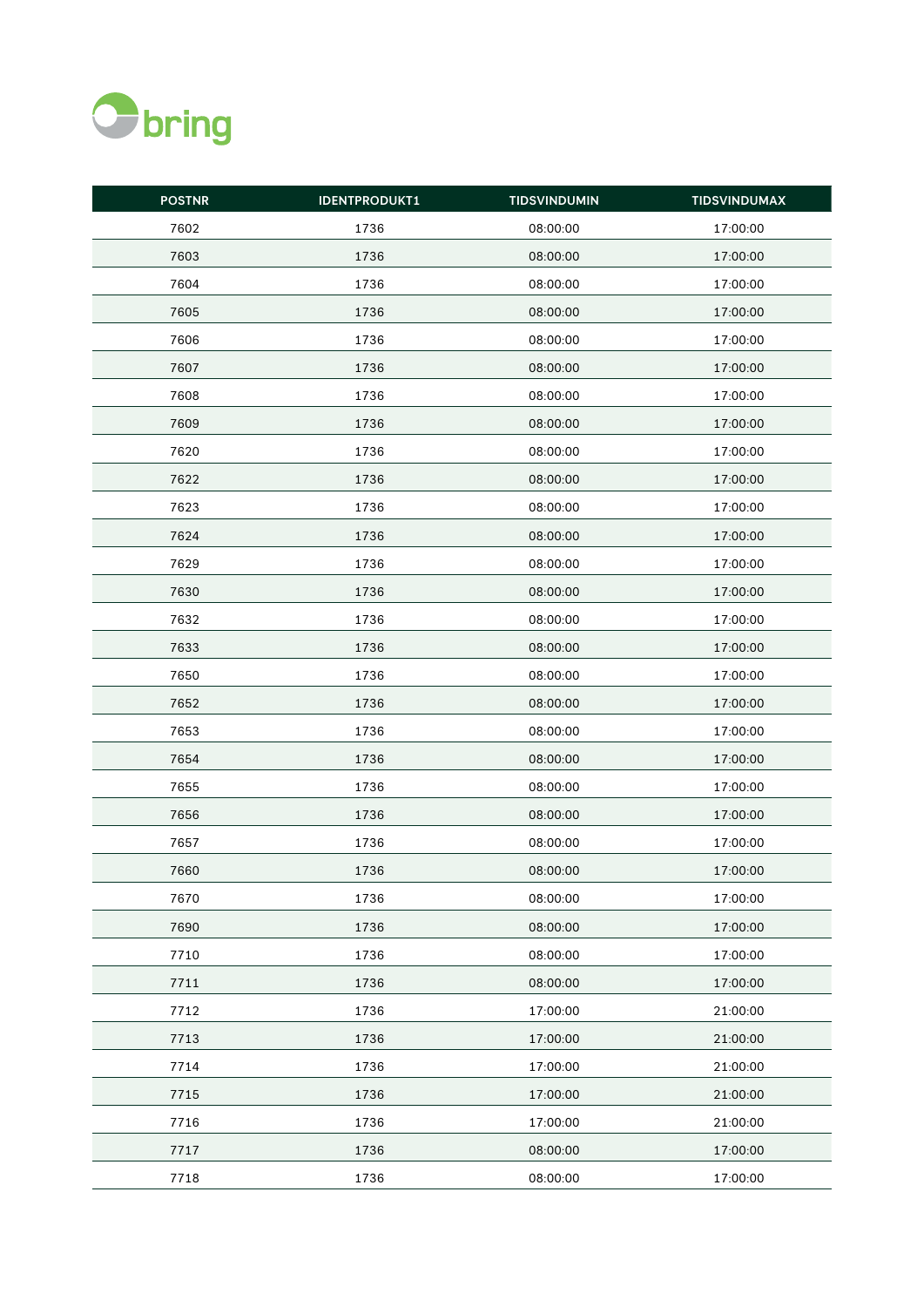| POSTNR | IDENTPRODUKT1 | TIDSVINDUMIN | TIDSVINDUMAX |
|---|---|---|---|
| 7602 | 1736 | 08:00:00 | 17:00:00 |
| 7603 | 1736 | 08:00:00 | 17:00:00 |
| 7604 | 1736 | 08:00:00 | 17:00:00 |
| 7605 | 1736 | 08:00:00 | 17:00:00 |
| 7606 | 1736 | 08:00:00 | 17:00:00 |
| 7607 | 1736 | 08:00:00 | 17:00:00 |
| 7608 | 1736 | 08:00:00 | 17:00:00 |
| 7609 | 1736 | 08:00:00 | 17:00:00 |
| 7620 | 1736 | 08:00:00 | 17:00:00 |
| 7622 | 1736 | 08:00:00 | 17:00:00 |
| 7623 | 1736 | 08:00:00 | 17:00:00 |
| 7624 | 1736 | 08:00:00 | 17:00:00 |
| 7629 | 1736 | 08:00:00 | 17:00:00 |
| 7630 | 1736 | 08:00:00 | 17:00:00 |
| 7632 | 1736 | 08:00:00 | 17:00:00 |
| 7633 | 1736 | 08:00:00 | 17:00:00 |
| 7650 | 1736 | 08:00:00 | 17:00:00 |
| 7652 | 1736 | 08:00:00 | 17:00:00 |
| 7653 | 1736 | 08:00:00 | 17:00:00 |
| 7654 | 1736 | 08:00:00 | 17:00:00 |
| 7655 | 1736 | 08:00:00 | 17:00:00 |
| 7656 | 1736 | 08:00:00 | 17:00:00 |
| 7657 | 1736 | 08:00:00 | 17:00:00 |
| 7660 | 1736 | 08:00:00 | 17:00:00 |
| 7670 | 1736 | 08:00:00 | 17:00:00 |
| 7690 | 1736 | 08:00:00 | 17:00:00 |
| 7710 | 1736 | 08:00:00 | 17:00:00 |
| 7711 | 1736 | 08:00:00 | 17:00:00 |
| 7712 | 1736 | 17:00:00 | 21:00:00 |
| 7713 | 1736 | 17:00:00 | 21:00:00 |
| 7714 | 1736 | 17:00:00 | 21:00:00 |
| 7715 | 1736 | 17:00:00 | 21:00:00 |
| 7716 | 1736 | 17:00:00 | 21:00:00 |
| 7717 | 1736 | 08:00:00 | 17:00:00 |
| 7718 | 1736 | 08:00:00 | 17:00:00 |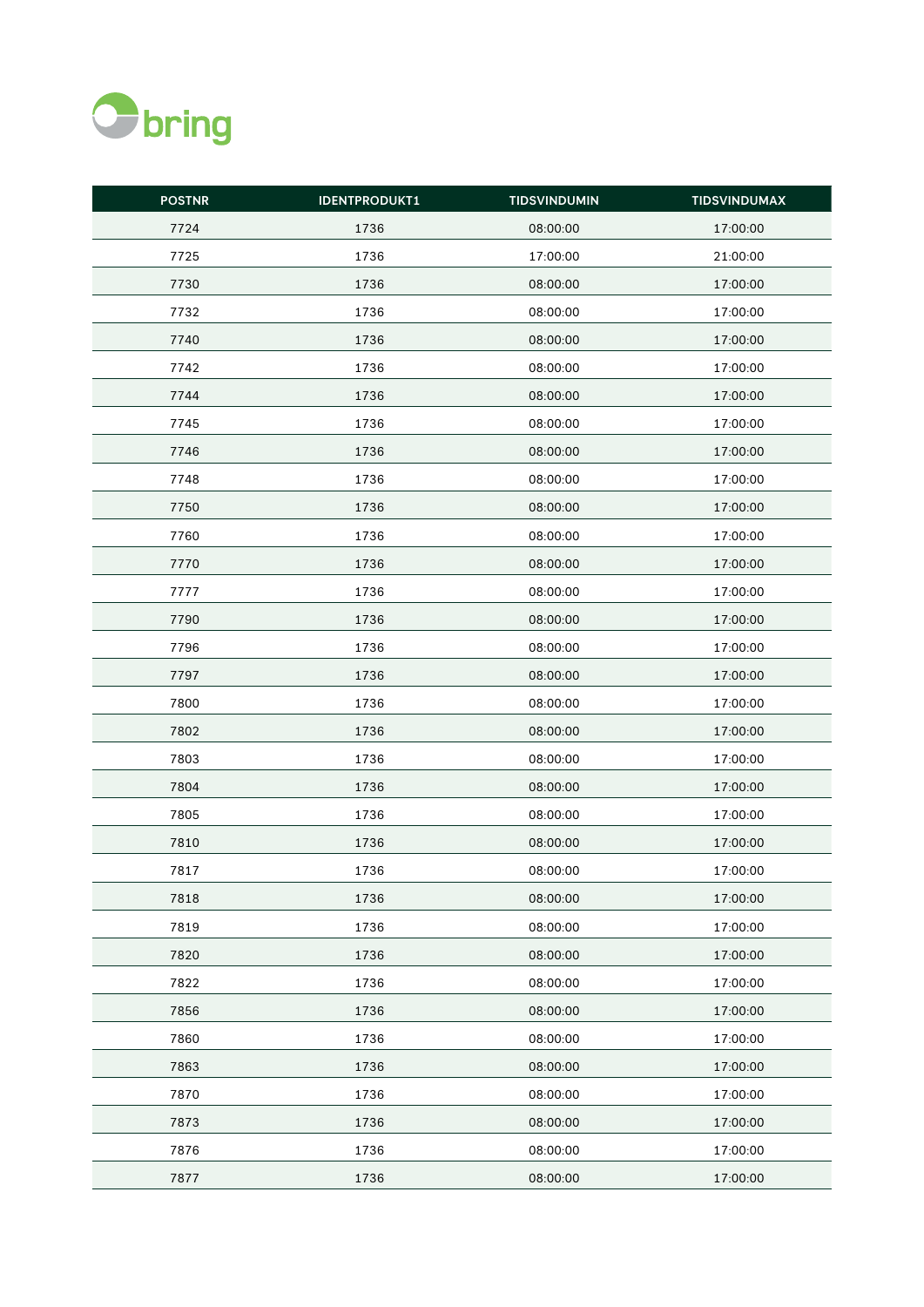| POSTNR | IDENTPRODUKT1 | TIDSVINDUMIN | TIDSVINDUMAX |
|---|---|---|---|
| 7724 | 1736 | 08:00:00 | 17:00:00 |
| 7725 | 1736 | 17:00:00 | 21:00:00 |
| 7730 | 1736 | 08:00:00 | 17:00:00 |
| 7732 | 1736 | 08:00:00 | 17:00:00 |
| 7740 | 1736 | 08:00:00 | 17:00:00 |
| 7742 | 1736 | 08:00:00 | 17:00:00 |
| 7744 | 1736 | 08:00:00 | 17:00:00 |
| 7745 | 1736 | 08:00:00 | 17:00:00 |
| 7746 | 1736 | 08:00:00 | 17:00:00 |
| 7748 | 1736 | 08:00:00 | 17:00:00 |
| 7750 | 1736 | 08:00:00 | 17:00:00 |
| 7760 | 1736 | 08:00:00 | 17:00:00 |
| 7770 | 1736 | 08:00:00 | 17:00:00 |
| 7777 | 1736 | 08:00:00 | 17:00:00 |
| 7790 | 1736 | 08:00:00 | 17:00:00 |
| 7796 | 1736 | 08:00:00 | 17:00:00 |
| 7797 | 1736 | 08:00:00 | 17:00:00 |
| 7800 | 1736 | 08:00:00 | 17:00:00 |
| 7802 | 1736 | 08:00:00 | 17:00:00 |
| 7803 | 1736 | 08:00:00 | 17:00:00 |
| 7804 | 1736 | 08:00:00 | 17:00:00 |
| 7805 | 1736 | 08:00:00 | 17:00:00 |
| 7810 | 1736 | 08:00:00 | 17:00:00 |
| 7817 | 1736 | 08:00:00 | 17:00:00 |
| 7818 | 1736 | 08:00:00 | 17:00:00 |
| 7819 | 1736 | 08:00:00 | 17:00:00 |
| 7820 | 1736 | 08:00:00 | 17:00:00 |
| 7822 | 1736 | 08:00:00 | 17:00:00 |
| 7856 | 1736 | 08:00:00 | 17:00:00 |
| 7860 | 1736 | 08:00:00 | 17:00:00 |
| 7863 | 1736 | 08:00:00 | 17:00:00 |
| 7870 | 1736 | 08:00:00 | 17:00:00 |
| 7873 | 1736 | 08:00:00 | 17:00:00 |
| 7876 | 1736 | 08:00:00 | 17:00:00 |
| 7877 | 1736 | 08:00:00 | 17:00:00 |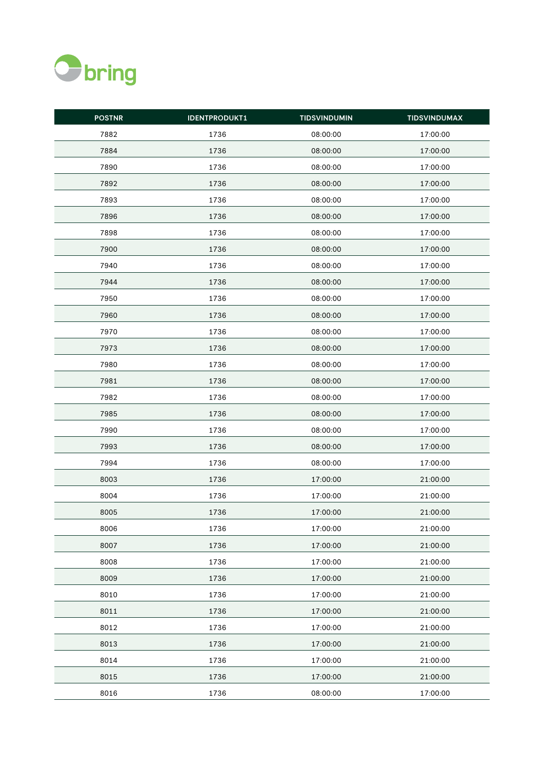| POSTNR | IDENTPRODUKT1 | TIDSVINDUMIN | TIDSVINDUMAX |
|---|---|---|---|
| 7882 | 1736 | 08:00:00 | 17:00:00 |
| 7884 | 1736 | 08:00:00 | 17:00:00 |
| 7890 | 1736 | 08:00:00 | 17:00:00 |
| 7892 | 1736 | 08:00:00 | 17:00:00 |
| 7893 | 1736 | 08:00:00 | 17:00:00 |
| 7896 | 1736 | 08:00:00 | 17:00:00 |
| 7898 | 1736 | 08:00:00 | 17:00:00 |
| 7900 | 1736 | 08:00:00 | 17:00:00 |
| 7940 | 1736 | 08:00:00 | 17:00:00 |
| 7944 | 1736 | 08:00:00 | 17:00:00 |
| 7950 | 1736 | 08:00:00 | 17:00:00 |
| 7960 | 1736 | 08:00:00 | 17:00:00 |
| 7970 | 1736 | 08:00:00 | 17:00:00 |
| 7973 | 1736 | 08:00:00 | 17:00:00 |
| 7980 | 1736 | 08:00:00 | 17:00:00 |
| 7981 | 1736 | 08:00:00 | 17:00:00 |
| 7982 | 1736 | 08:00:00 | 17:00:00 |
| 7985 | 1736 | 08:00:00 | 17:00:00 |
| 7990 | 1736 | 08:00:00 | 17:00:00 |
| 7993 | 1736 | 08:00:00 | 17:00:00 |
| 7994 | 1736 | 08:00:00 | 17:00:00 |
| 8003 | 1736 | 17:00:00 | 21:00:00 |
| 8004 | 1736 | 17:00:00 | 21:00:00 |
| 8005 | 1736 | 17:00:00 | 21:00:00 |
| 8006 | 1736 | 17:00:00 | 21:00:00 |
| 8007 | 1736 | 17:00:00 | 21:00:00 |
| 8008 | 1736 | 17:00:00 | 21:00:00 |
| 8009 | 1736 | 17:00:00 | 21:00:00 |
| 8010 | 1736 | 17:00:00 | 21:00:00 |
| 8011 | 1736 | 17:00:00 | 21:00:00 |
| 8012 | 1736 | 17:00:00 | 21:00:00 |
| 8013 | 1736 | 17:00:00 | 21:00:00 |
| 8014 | 1736 | 17:00:00 | 21:00:00 |
| 8015 | 1736 | 17:00:00 | 21:00:00 |
| 8016 | 1736 | 08:00:00 | 17:00:00 |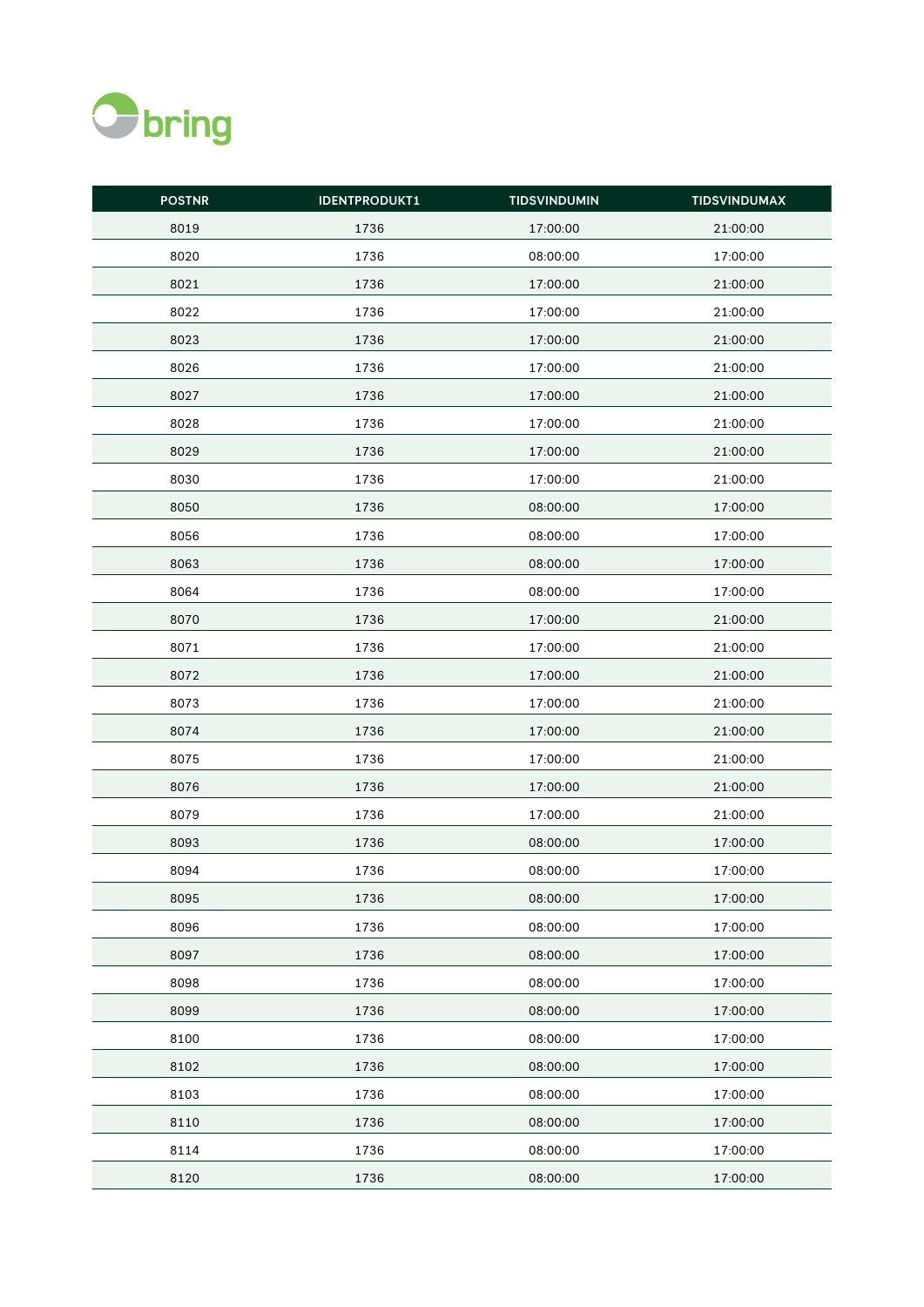| POSTNR | IDENTPRODUKT1 | TIDSVINDUMIN | TIDSVINDUMAX |
|---|---|---|---|
| 8019 | 1736 | 17:00:00 | 21:00:00 |
| 8020 | 1736 | 08:00:00 | 17:00:00 |
| 8021 | 1736 | 17:00:00 | 21:00:00 |
| 8022 | 1736 | 17:00:00 | 21:00:00 |
| 8023 | 1736 | 17:00:00 | 21:00:00 |
| 8026 | 1736 | 17:00:00 | 21:00:00 |
| 8027 | 1736 | 17:00:00 | 21:00:00 |
| 8028 | 1736 | 17:00:00 | 21:00:00 |
| 8029 | 1736 | 17:00:00 | 21:00:00 |
| 8030 | 1736 | 17:00:00 | 21:00:00 |
| 8050 | 1736 | 08:00:00 | 17:00:00 |
| 8056 | 1736 | 08:00:00 | 17:00:00 |
| 8063 | 1736 | 08:00:00 | 17:00:00 |
| 8064 | 1736 | 08:00:00 | 17:00:00 |
| 8070 | 1736 | 17:00:00 | 21:00:00 |
| 8071 | 1736 | 17:00:00 | 21:00:00 |
| 8072 | 1736 | 17:00:00 | 21:00:00 |
| 8073 | 1736 | 17:00:00 | 21:00:00 |
| 8074 | 1736 | 17:00:00 | 21:00:00 |
| 8075 | 1736 | 17:00:00 | 21:00:00 |
| 8076 | 1736 | 17:00:00 | 21:00:00 |
| 8079 | 1736 | 17:00:00 | 21:00:00 |
| 8093 | 1736 | 08:00:00 | 17:00:00 |
| 8094 | 1736 | 08:00:00 | 17:00:00 |
| 8095 | 1736 | 08:00:00 | 17:00:00 |
| 8096 | 1736 | 08:00:00 | 17:00:00 |
| 8097 | 1736 | 08:00:00 | 17:00:00 |
| 8098 | 1736 | 08:00:00 | 17:00:00 |
| 8099 | 1736 | 08:00:00 | 17:00:00 |
| 8100 | 1736 | 08:00:00 | 17:00:00 |
| 8102 | 1736 | 08:00:00 | 17:00:00 |
| 8103 | 1736 | 08:00:00 | 17:00:00 |
| 8110 | 1736 | 08:00:00 | 17:00:00 |
| 8114 | 1736 | 08:00:00 | 17:00:00 |
| 8120 | 1736 | 08:00:00 | 17:00:00 |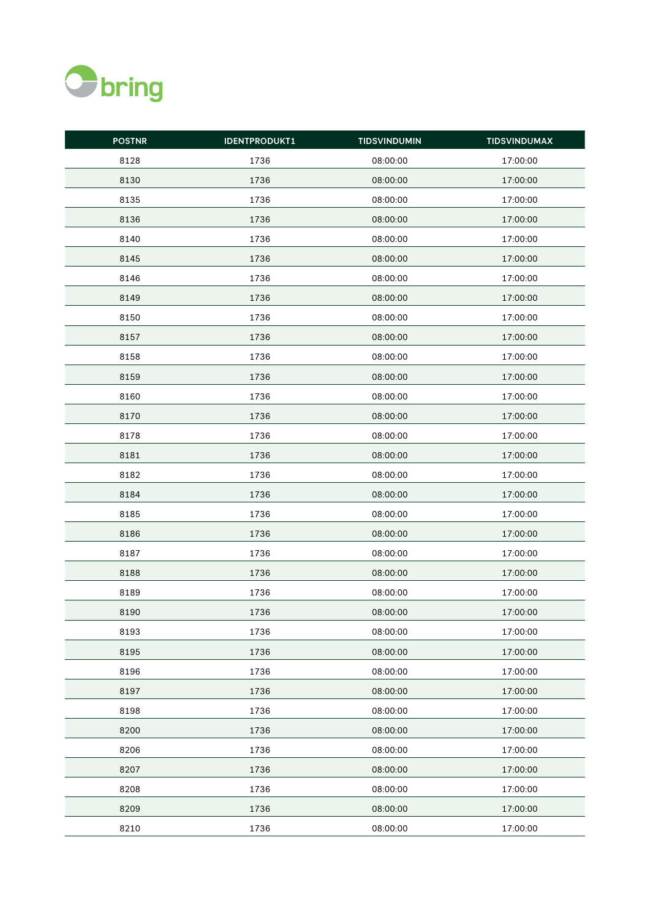bring

| POSTNR | IDENTPRODUKT1 | TIDSVINDUMIN | TIDSVINDUMAX |
|---|---|---|---|
| 8128 | 1736 | 08:00:00 | 17:00:00 |
| 8130 | 1736 | 08:00:00 | 17:00:00 |
| 8135 | 1736 | 08:00:00 | 17:00:00 |
| 8136 | 1736 | 08:00:00 | 17:00:00 |
| 8140 | 1736 | 08:00:00 | 17:00:00 |
| 8145 | 1736 | 08:00:00 | 17:00:00 |
| 8146 | 1736 | 08:00:00 | 17:00:00 |
| 8149 | 1736 | 08:00:00 | 17:00:00 |
| 8150 | 1736 | 08:00:00 | 17:00:00 |
| 8157 | 1736 | 08:00:00 | 17:00:00 |
| 8158 | 1736 | 08:00:00 | 17:00:00 |
| 8159 | 1736 | 08:00:00 | 17:00:00 |
| 8160 | 1736 | 08:00:00 | 17:00:00 |
| 8170 | 1736 | 08:00:00 | 17:00:00 |
| 8178 | 1736 | 08:00:00 | 17:00:00 |
| 8181 | 1736 | 08:00:00 | 17:00:00 |
| 8182 | 1736 | 08:00:00 | 17:00:00 |
| 8184 | 1736 | 08:00:00 | 17:00:00 |
| 8185 | 1736 | 08:00:00 | 17:00:00 |
| 8186 | 1736 | 08:00:00 | 17:00:00 |
| 8187 | 1736 | 08:00:00 | 17:00:00 |
| 8188 | 1736 | 08:00:00 | 17:00:00 |
| 8189 | 1736 | 08:00:00 | 17:00:00 |
| 8190 | 1736 | 08:00:00 | 17:00:00 |
| 8193 | 1736 | 08:00:00 | 17:00:00 |
| 8195 | 1736 | 08:00:00 | 17:00:00 |
| 8196 | 1736 | 08:00:00 | 17:00:00 |
| 8197 | 1736 | 08:00:00 | 17:00:00 |
| 8198 | 1736 | 08:00:00 | 17:00:00 |
| 8200 | 1736 | 08:00:00 | 17:00:00 |
| 8206 | 1736 | 08:00:00 | 17:00:00 |
| 8207 | 1736 | 08:00:00 | 17:00:00 |
| 8208 | 1736 | 08:00:00 | 17:00:00 |
| 8209 | 1736 | 08:00:00 | 17:00:00 |
| 8210 | 1736 | 08:00:00 | 17:00:00 |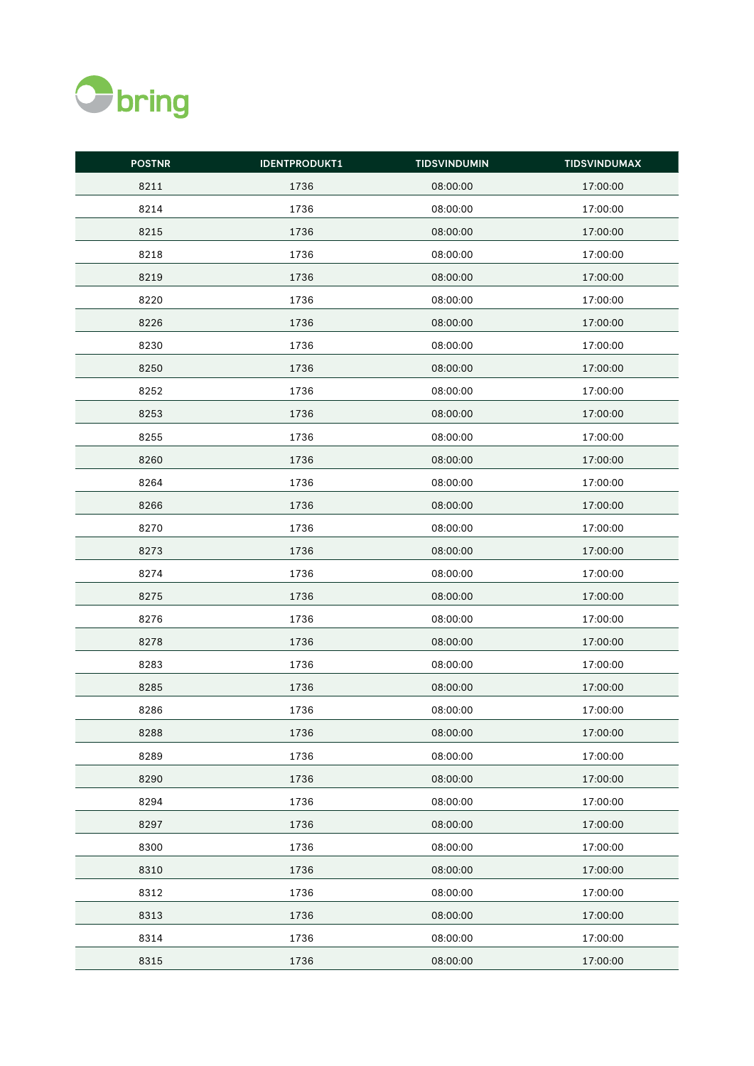| POSTNR | IDENTPRODUKT1 | TIDSVINDUMIN | TIDSVINDUMAX |
|---|---|---|---|
| 8211 | 1736 | 08:00:00 | 17:00:00 |
| 8214 | 1736 | 08:00:00 | 17:00:00 |
| 8215 | 1736 | 08:00:00 | 17:00:00 |
| 8218 | 1736 | 08:00:00 | 17:00:00 |
| 8219 | 1736 | 08:00:00 | 17:00:00 |
| 8220 | 1736 | 08:00:00 | 17:00:00 |
| 8226 | 1736 | 08:00:00 | 17:00:00 |
| 8230 | 1736 | 08:00:00 | 17:00:00 |
| 8250 | 1736 | 08:00:00 | 17:00:00 |
| 8252 | 1736 | 08:00:00 | 17:00:00 |
| 8253 | 1736 | 08:00:00 | 17:00:00 |
| 8255 | 1736 | 08:00:00 | 17:00:00 |
| 8260 | 1736 | 08:00:00 | 17:00:00 |
| 8264 | 1736 | 08:00:00 | 17:00:00 |
| 8266 | 1736 | 08:00:00 | 17:00:00 |
| 8270 | 1736 | 08:00:00 | 17:00:00 |
| 8273 | 1736 | 08:00:00 | 17:00:00 |
| 8274 | 1736 | 08:00:00 | 17:00:00 |
| 8275 | 1736 | 08:00:00 | 17:00:00 |
| 8276 | 1736 | 08:00:00 | 17:00:00 |
| 8278 | 1736 | 08:00:00 | 17:00:00 |
| 8283 | 1736 | 08:00:00 | 17:00:00 |
| 8285 | 1736 | 08:00:00 | 17:00:00 |
| 8286 | 1736 | 08:00:00 | 17:00:00 |
| 8288 | 1736 | 08:00:00 | 17:00:00 |
| 8289 | 1736 | 08:00:00 | 17:00:00 |
| 8290 | 1736 | 08:00:00 | 17:00:00 |
| 8294 | 1736 | 08:00:00 | 17:00:00 |
| 8297 | 1736 | 08:00:00 | 17:00:00 |
| 8300 | 1736 | 08:00:00 | 17:00:00 |
| 8310 | 1736 | 08:00:00 | 17:00:00 |
| 8312 | 1736 | 08:00:00 | 17:00:00 |
| 8313 | 1736 | 08:00:00 | 17:00:00 |
| 8314 | 1736 | 08:00:00 | 17:00:00 |
| 8315 | 1736 | 08:00:00 | 17:00:00 |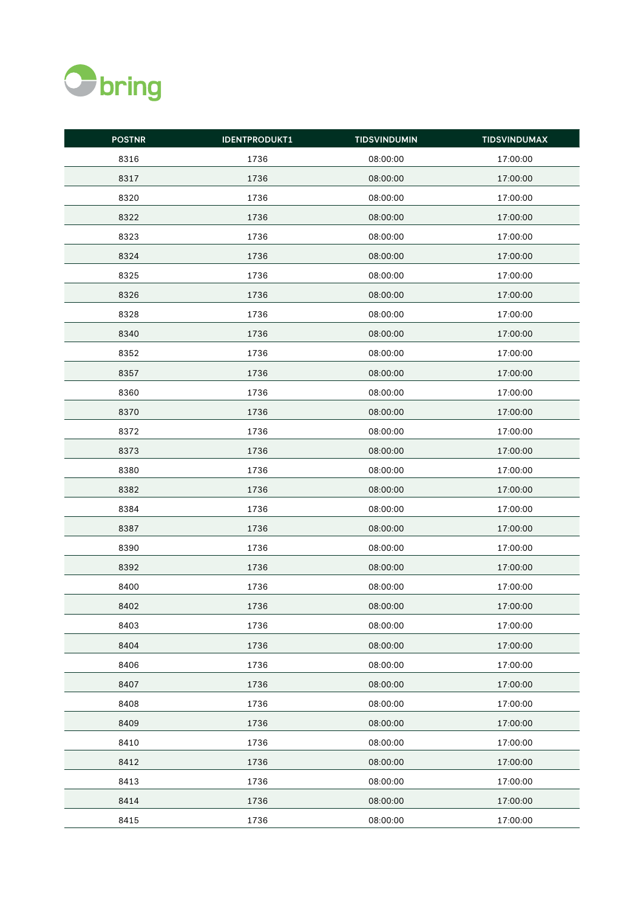| POSTNR | IDENTPRODUKT1 | TIDSVINDUMIN | TIDSVINDUMAX |
|---|---|---|---|
| 8316 | 1736 | 08:00:00 | 17:00:00 |
| 8317 | 1736 | 08:00:00 | 17:00:00 |
| 8320 | 1736 | 08:00:00 | 17:00:00 |
| 8322 | 1736 | 08:00:00 | 17:00:00 |
| 8323 | 1736 | 08:00:00 | 17:00:00 |
| 8324 | 1736 | 08:00:00 | 17:00:00 |
| 8325 | 1736 | 08:00:00 | 17:00:00 |
| 8326 | 1736 | 08:00:00 | 17:00:00 |
| 8328 | 1736 | 08:00:00 | 17:00:00 |
| 8340 | 1736 | 08:00:00 | 17:00:00 |
| 8352 | 1736 | 08:00:00 | 17:00:00 |
| 8357 | 1736 | 08:00:00 | 17:00:00 |
| 8360 | 1736 | 08:00:00 | 17:00:00 |
| 8370 | 1736 | 08:00:00 | 17:00:00 |
| 8372 | 1736 | 08:00:00 | 17:00:00 |
| 8373 | 1736 | 08:00:00 | 17:00:00 |
| 8380 | 1736 | 08:00:00 | 17:00:00 |
| 8382 | 1736 | 08:00:00 | 17:00:00 |
| 8384 | 1736 | 08:00:00 | 17:00:00 |
| 8387 | 1736 | 08:00:00 | 17:00:00 |
| 8390 | 1736 | 08:00:00 | 17:00:00 |
| 8392 | 1736 | 08:00:00 | 17:00:00 |
| 8400 | 1736 | 08:00:00 | 17:00:00 |
| 8402 | 1736 | 08:00:00 | 17:00:00 |
| 8403 | 1736 | 08:00:00 | 17:00:00 |
| 8404 | 1736 | 08:00:00 | 17:00:00 |
| 8406 | 1736 | 08:00:00 | 17:00:00 |
| 8407 | 1736 | 08:00:00 | 17:00:00 |
| 8408 | 1736 | 08:00:00 | 17:00:00 |
| 8409 | 1736 | 08:00:00 | 17:00:00 |
| 8410 | 1736 | 08:00:00 | 17:00:00 |
| 8412 | 1736 | 08:00:00 | 17:00:00 |
| 8413 | 1736 | 08:00:00 | 17:00:00 |
| 8414 | 1736 | 08:00:00 | 17:00:00 |
| 8415 | 1736 | 08:00:00 | 17:00:00 |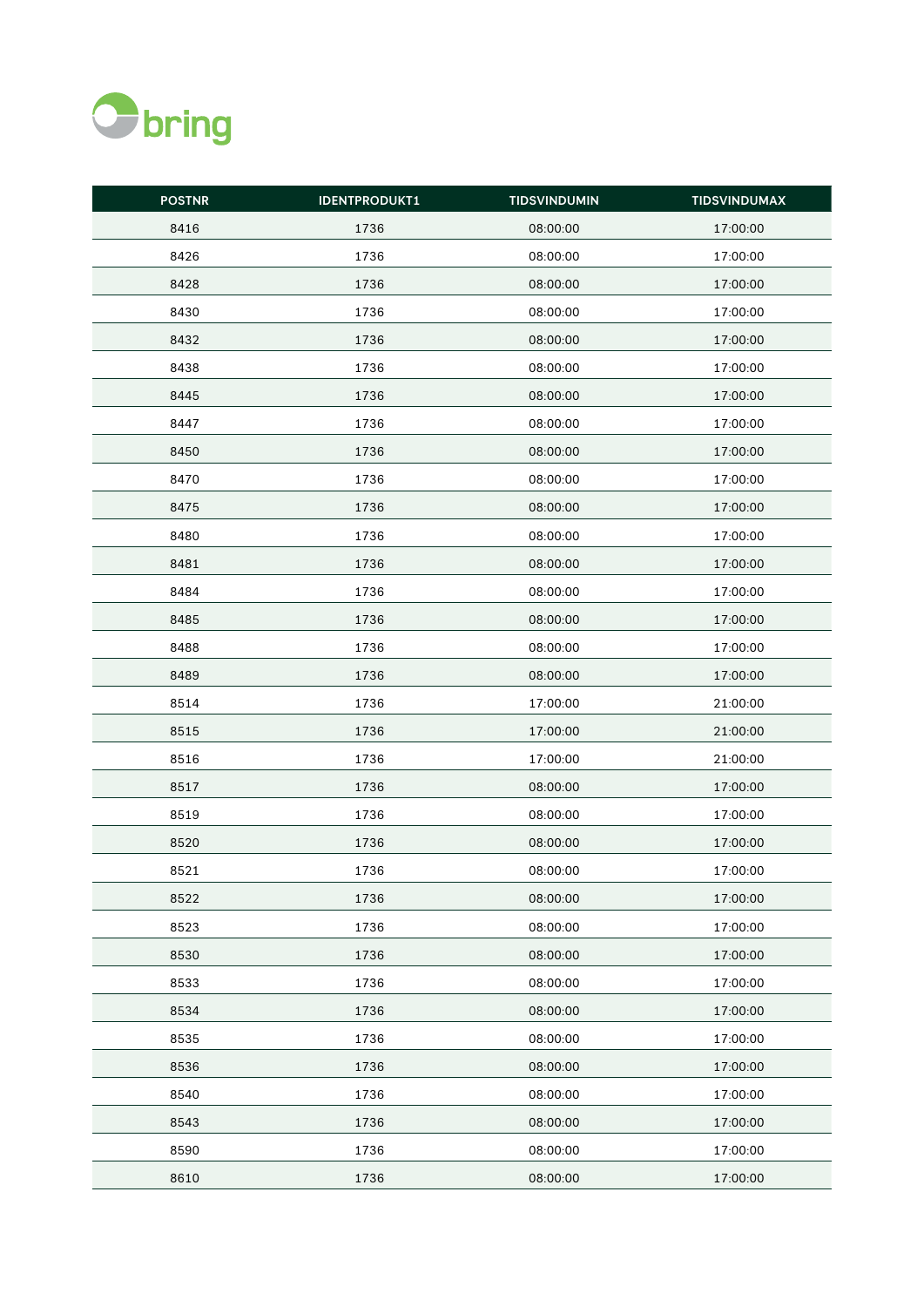| POSTNR | IDENTPRODUKT1 | TIDSVINDUMIN | TIDSVINDUMAX |
|---|---|---|---|
| 8416 | 1736 | 08:00:00 | 17:00:00 |
| 8426 | 1736 | 08:00:00 | 17:00:00 |
| 8428 | 1736 | 08:00:00 | 17:00:00 |
| 8430 | 1736 | 08:00:00 | 17:00:00 |
| 8432 | 1736 | 08:00:00 | 17:00:00 |
| 8438 | 1736 | 08:00:00 | 17:00:00 |
| 8445 | 1736 | 08:00:00 | 17:00:00 |
| 8447 | 1736 | 08:00:00 | 17:00:00 |
| 8450 | 1736 | 08:00:00 | 17:00:00 |
| 8470 | 1736 | 08:00:00 | 17:00:00 |
| 8475 | 1736 | 08:00:00 | 17:00:00 |
| 8480 | 1736 | 08:00:00 | 17:00:00 |
| 8481 | 1736 | 08:00:00 | 17:00:00 |
| 8484 | 1736 | 08:00:00 | 17:00:00 |
| 8485 | 1736 | 08:00:00 | 17:00:00 |
| 8488 | 1736 | 08:00:00 | 17:00:00 |
| 8489 | 1736 | 08:00:00 | 17:00:00 |
| 8514 | 1736 | 17:00:00 | 21:00:00 |
| 8515 | 1736 | 17:00:00 | 21:00:00 |
| 8516 | 1736 | 17:00:00 | 21:00:00 |
| 8517 | 1736 | 08:00:00 | 17:00:00 |
| 8519 | 1736 | 08:00:00 | 17:00:00 |
| 8520 | 1736 | 08:00:00 | 17:00:00 |
| 8521 | 1736 | 08:00:00 | 17:00:00 |
| 8522 | 1736 | 08:00:00 | 17:00:00 |
| 8523 | 1736 | 08:00:00 | 17:00:00 |
| 8530 | 1736 | 08:00:00 | 17:00:00 |
| 8533 | 1736 | 08:00:00 | 17:00:00 |
| 8534 | 1736 | 08:00:00 | 17:00:00 |
| 8535 | 1736 | 08:00:00 | 17:00:00 |
| 8536 | 1736 | 08:00:00 | 17:00:00 |
| 8540 | 1736 | 08:00:00 | 17:00:00 |
| 8543 | 1736 | 08:00:00 | 17:00:00 |
| 8590 | 1736 | 08:00:00 | 17:00:00 |
| 8610 | 1736 | 08:00:00 | 17:00:00 |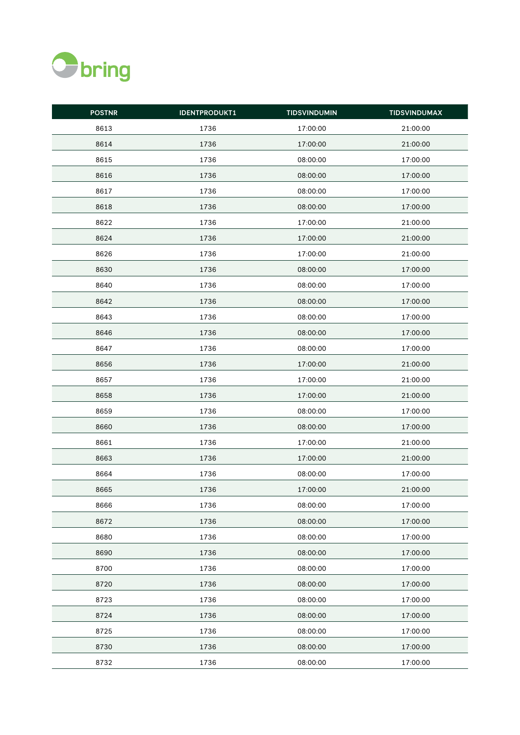| POSTNR | IDENTPRODUKT1 | TIDSVINDUMIN | TIDSVINDUMAX |
|---|---|---|---|
| 8613 | 1736 | 17:00:00 | 21:00:00 |
| 8614 | 1736 | 17:00:00 | 21:00:00 |
| 8615 | 1736 | 08:00:00 | 17:00:00 |
| 8616 | 1736 | 08:00:00 | 17:00:00 |
| 8617 | 1736 | 08:00:00 | 17:00:00 |
| 8618 | 1736 | 08:00:00 | 17:00:00 |
| 8622 | 1736 | 17:00:00 | 21:00:00 |
| 8624 | 1736 | 17:00:00 | 21:00:00 |
| 8626 | 1736 | 17:00:00 | 21:00:00 |
| 8630 | 1736 | 08:00:00 | 17:00:00 |
| 8640 | 1736 | 08:00:00 | 17:00:00 |
| 8642 | 1736 | 08:00:00 | 17:00:00 |
| 8643 | 1736 | 08:00:00 | 17:00:00 |
| 8646 | 1736 | 08:00:00 | 17:00:00 |
| 8647 | 1736 | 08:00:00 | 17:00:00 |
| 8656 | 1736 | 17:00:00 | 21:00:00 |
| 8657 | 1736 | 17:00:00 | 21:00:00 |
| 8658 | 1736 | 17:00:00 | 21:00:00 |
| 8659 | 1736 | 08:00:00 | 17:00:00 |
| 8660 | 1736 | 08:00:00 | 17:00:00 |
| 8661 | 1736 | 17:00:00 | 21:00:00 |
| 8663 | 1736 | 17:00:00 | 21:00:00 |
| 8664 | 1736 | 08:00:00 | 17:00:00 |
| 8665 | 1736 | 17:00:00 | 21:00:00 |
| 8666 | 1736 | 08:00:00 | 17:00:00 |
| 8672 | 1736 | 08:00:00 | 17:00:00 |
| 8680 | 1736 | 08:00:00 | 17:00:00 |
| 8690 | 1736 | 08:00:00 | 17:00:00 |
| 8700 | 1736 | 08:00:00 | 17:00:00 |
| 8720 | 1736 | 08:00:00 | 17:00:00 |
| 8723 | 1736 | 08:00:00 | 17:00:00 |
| 8724 | 1736 | 08:00:00 | 17:00:00 |
| 8725 | 1736 | 08:00:00 | 17:00:00 |
| 8730 | 1736 | 08:00:00 | 17:00:00 |
| 8732 | 1736 | 08:00:00 | 17:00:00 |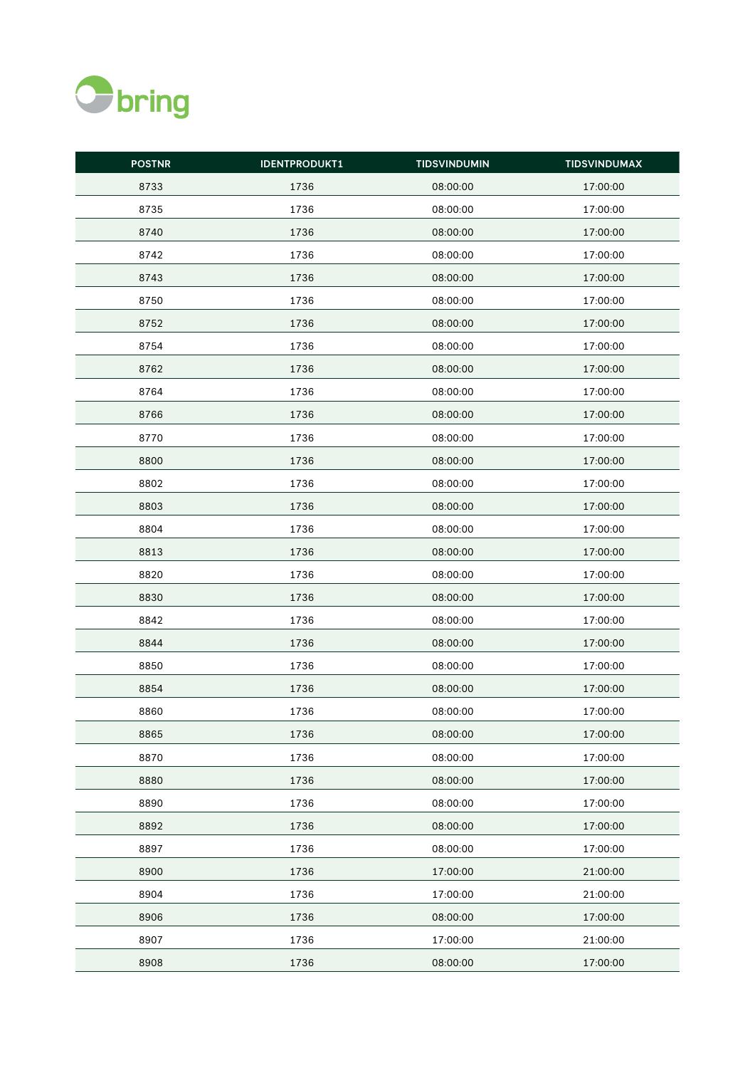| POSTNR | IDENTPRODUKT1 | TIDSVINDUMIN | TIDSVINDUMAX |
|---|---|---|---|
| 8733 | 1736 | 08:00:00 | 17:00:00 |
| 8735 | 1736 | 08:00:00 | 17:00:00 |
| 8740 | 1736 | 08:00:00 | 17:00:00 |
| 8742 | 1736 | 08:00:00 | 17:00:00 |
| 8743 | 1736 | 08:00:00 | 17:00:00 |
| 8750 | 1736 | 08:00:00 | 17:00:00 |
| 8752 | 1736 | 08:00:00 | 17:00:00 |
| 8754 | 1736 | 08:00:00 | 17:00:00 |
| 8762 | 1736 | 08:00:00 | 17:00:00 |
| 8764 | 1736 | 08:00:00 | 17:00:00 |
| 8766 | 1736 | 08:00:00 | 17:00:00 |
| 8770 | 1736 | 08:00:00 | 17:00:00 |
| 8800 | 1736 | 08:00:00 | 17:00:00 |
| 8802 | 1736 | 08:00:00 | 17:00:00 |
| 8803 | 1736 | 08:00:00 | 17:00:00 |
| 8804 | 1736 | 08:00:00 | 17:00:00 |
| 8813 | 1736 | 08:00:00 | 17:00:00 |
| 8820 | 1736 | 08:00:00 | 17:00:00 |
| 8830 | 1736 | 08:00:00 | 17:00:00 |
| 8842 | 1736 | 08:00:00 | 17:00:00 |
| 8844 | 1736 | 08:00:00 | 17:00:00 |
| 8850 | 1736 | 08:00:00 | 17:00:00 |
| 8854 | 1736 | 08:00:00 | 17:00:00 |
| 8860 | 1736 | 08:00:00 | 17:00:00 |
| 8865 | 1736 | 08:00:00 | 17:00:00 |
| 8870 | 1736 | 08:00:00 | 17:00:00 |
| 8880 | 1736 | 08:00:00 | 17:00:00 |
| 8890 | 1736 | 08:00:00 | 17:00:00 |
| 8892 | 1736 | 08:00:00 | 17:00:00 |
| 8897 | 1736 | 08:00:00 | 17:00:00 |
| 8900 | 1736 | 17:00:00 | 21:00:00 |
| 8904 | 1736 | 17:00:00 | 21:00:00 |
| 8906 | 1736 | 08:00:00 | 17:00:00 |
| 8907 | 1736 | 17:00:00 | 21:00:00 |
| 8908 | 1736 | 08:00:00 | 17:00:00 |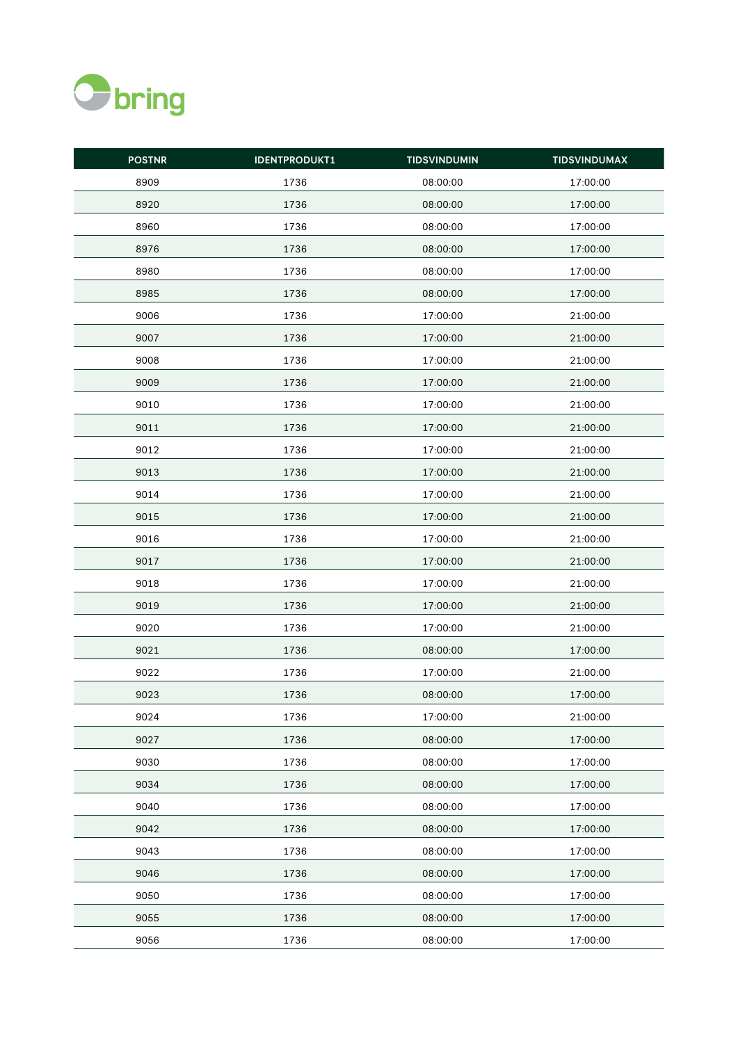| POSTNR | IDENTPRODUKT1 | TIDSVINDUMIN | TIDSVINDUMAX |
|---|---|---|---|
| 8909 | 1736 | 08:00:00 | 17:00:00 |
| 8920 | 1736 | 08:00:00 | 17:00:00 |
| 8960 | 1736 | 08:00:00 | 17:00:00 |
| 8976 | 1736 | 08:00:00 | 17:00:00 |
| 8980 | 1736 | 08:00:00 | 17:00:00 |
| 8985 | 1736 | 08:00:00 | 17:00:00 |
| 9006 | 1736 | 17:00:00 | 21:00:00 |
| 9007 | 1736 | 17:00:00 | 21:00:00 |
| 9008 | 1736 | 17:00:00 | 21:00:00 |
| 9009 | 1736 | 17:00:00 | 21:00:00 |
| 9010 | 1736 | 17:00:00 | 21:00:00 |
| 9011 | 1736 | 17:00:00 | 21:00:00 |
| 9012 | 1736 | 17:00:00 | 21:00:00 |
| 9013 | 1736 | 17:00:00 | 21:00:00 |
| 9014 | 1736 | 17:00:00 | 21:00:00 |
| 9015 | 1736 | 17:00:00 | 21:00:00 |
| 9016 | 1736 | 17:00:00 | 21:00:00 |
| 9017 | 1736 | 17:00:00 | 21:00:00 |
| 9018 | 1736 | 17:00:00 | 21:00:00 |
| 9019 | 1736 | 17:00:00 | 21:00:00 |
| 9020 | 1736 | 17:00:00 | 21:00:00 |
| 9021 | 1736 | 08:00:00 | 17:00:00 |
| 9022 | 1736 | 17:00:00 | 21:00:00 |
| 9023 | 1736 | 08:00:00 | 17:00:00 |
| 9024 | 1736 | 17:00:00 | 21:00:00 |
| 9027 | 1736 | 08:00:00 | 17:00:00 |
| 9030 | 1736 | 08:00:00 | 17:00:00 |
| 9034 | 1736 | 08:00:00 | 17:00:00 |
| 9040 | 1736 | 08:00:00 | 17:00:00 |
| 9042 | 1736 | 08:00:00 | 17:00:00 |
| 9043 | 1736 | 08:00:00 | 17:00:00 |
| 9046 | 1736 | 08:00:00 | 17:00:00 |
| 9050 | 1736 | 08:00:00 | 17:00:00 |
| 9055 | 1736 | 08:00:00 | 17:00:00 |
| 9056 | 1736 | 08:00:00 | 17:00:00 |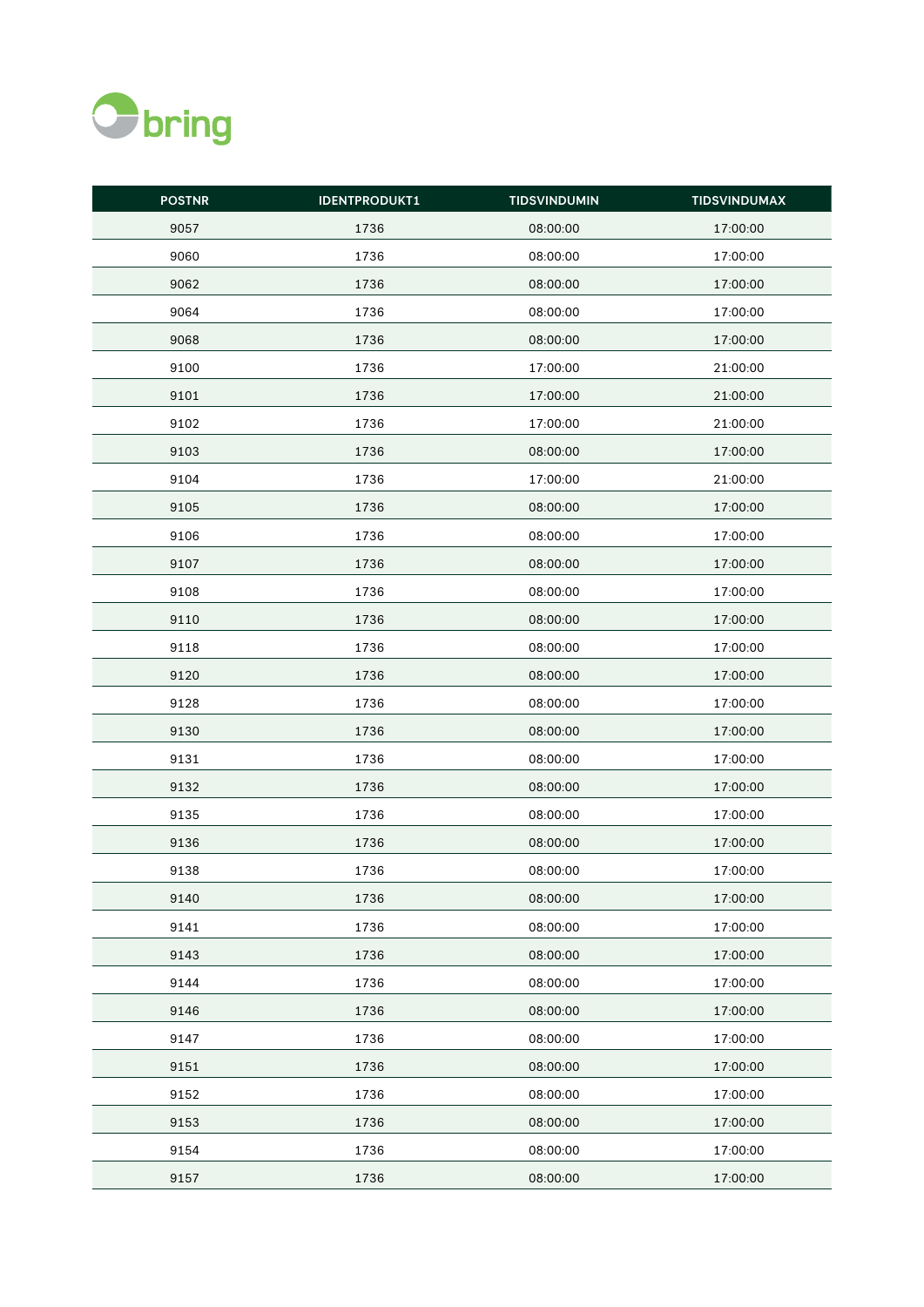| POSTNR | IDENTPRODUKT1 | TIDSVINDUMIN | TIDSVINDUMAX |
|---|---|---|---|
| 9057 | 1736 | 08:00:00 | 17:00:00 |
| 9060 | 1736 | 08:00:00 | 17:00:00 |
| 9062 | 1736 | 08:00:00 | 17:00:00 |
| 9064 | 1736 | 08:00:00 | 17:00:00 |
| 9068 | 1736 | 08:00:00 | 17:00:00 |
| 9100 | 1736 | 17:00:00 | 21:00:00 |
| 9101 | 1736 | 17:00:00 | 21:00:00 |
| 9102 | 1736 | 17:00:00 | 21:00:00 |
| 9103 | 1736 | 08:00:00 | 17:00:00 |
| 9104 | 1736 | 17:00:00 | 21:00:00 |
| 9105 | 1736 | 08:00:00 | 17:00:00 |
| 9106 | 1736 | 08:00:00 | 17:00:00 |
| 9107 | 1736 | 08:00:00 | 17:00:00 |
| 9108 | 1736 | 08:00:00 | 17:00:00 |
| 9110 | 1736 | 08:00:00 | 17:00:00 |
| 9118 | 1736 | 08:00:00 | 17:00:00 |
| 9120 | 1736 | 08:00:00 | 17:00:00 |
| 9128 | 1736 | 08:00:00 | 17:00:00 |
| 9130 | 1736 | 08:00:00 | 17:00:00 |
| 9131 | 1736 | 08:00:00 | 17:00:00 |
| 9132 | 1736 | 08:00:00 | 17:00:00 |
| 9135 | 1736 | 08:00:00 | 17:00:00 |
| 9136 | 1736 | 08:00:00 | 17:00:00 |
| 9138 | 1736 | 08:00:00 | 17:00:00 |
| 9140 | 1736 | 08:00:00 | 17:00:00 |
| 9141 | 1736 | 08:00:00 | 17:00:00 |
| 9143 | 1736 | 08:00:00 | 17:00:00 |
| 9144 | 1736 | 08:00:00 | 17:00:00 |
| 9146 | 1736 | 08:00:00 | 17:00:00 |
| 9147 | 1736 | 08:00:00 | 17:00:00 |
| 9151 | 1736 | 08:00:00 | 17:00:00 |
| 9152 | 1736 | 08:00:00 | 17:00:00 |
| 9153 | 1736 | 08:00:00 | 17:00:00 |
| 9154 | 1736 | 08:00:00 | 17:00:00 |
| 9157 | 1736 | 08:00:00 | 17:00:00 |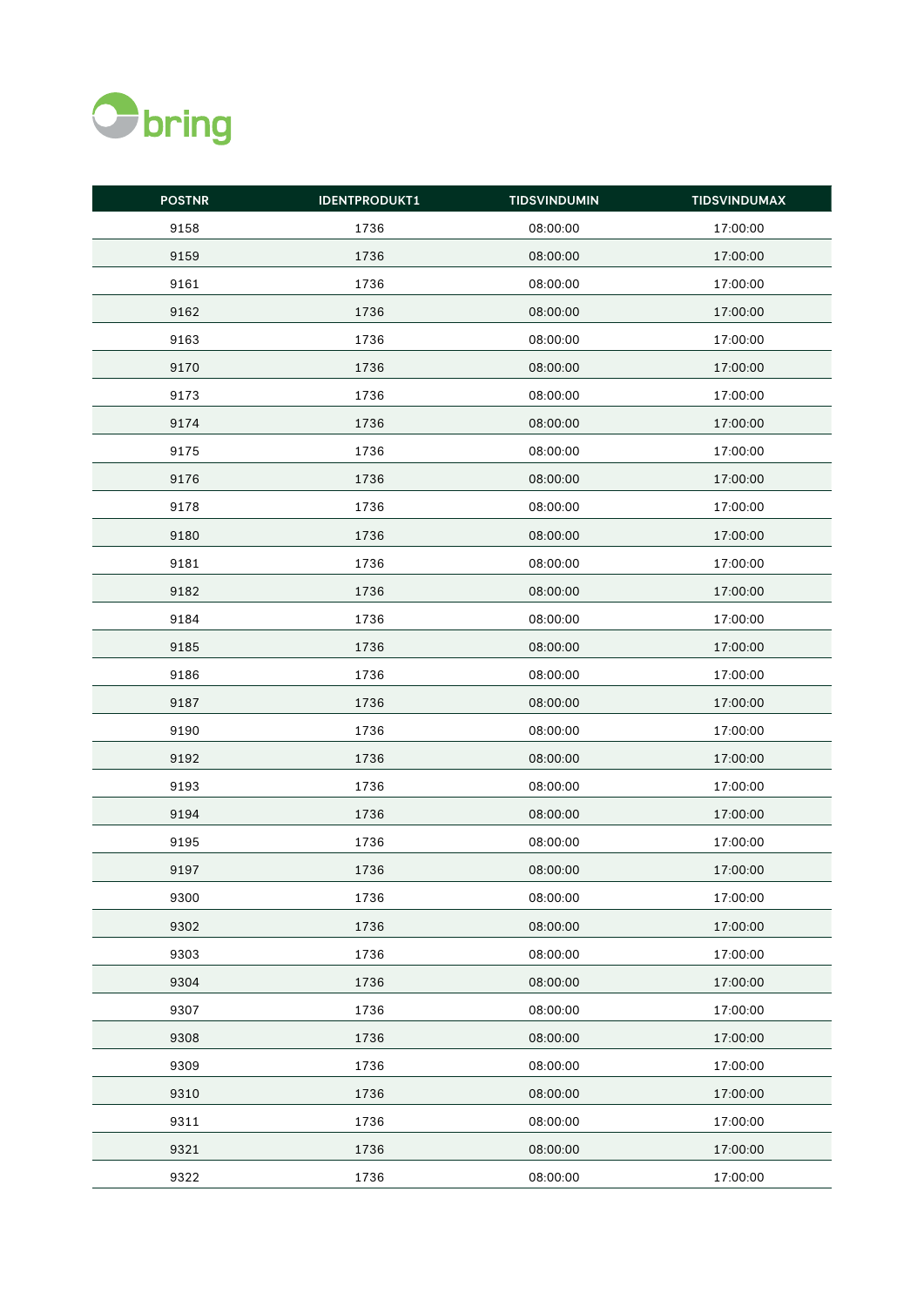| POSTNR | IDENTPRODUKT1 | TIDSVINDUMIN | TIDSVINDUMAX |
|---|---|---|---|
| 9158 | 1736 | 08:00:00 | 17:00:00 |
| 9159 | 1736 | 08:00:00 | 17:00:00 |
| 9161 | 1736 | 08:00:00 | 17:00:00 |
| 9162 | 1736 | 08:00:00 | 17:00:00 |
| 9163 | 1736 | 08:00:00 | 17:00:00 |
| 9170 | 1736 | 08:00:00 | 17:00:00 |
| 9173 | 1736 | 08:00:00 | 17:00:00 |
| 9174 | 1736 | 08:00:00 | 17:00:00 |
| 9175 | 1736 | 08:00:00 | 17:00:00 |
| 9176 | 1736 | 08:00:00 | 17:00:00 |
| 9178 | 1736 | 08:00:00 | 17:00:00 |
| 9180 | 1736 | 08:00:00 | 17:00:00 |
| 9181 | 1736 | 08:00:00 | 17:00:00 |
| 9182 | 1736 | 08:00:00 | 17:00:00 |
| 9184 | 1736 | 08:00:00 | 17:00:00 |
| 9185 | 1736 | 08:00:00 | 17:00:00 |
| 9186 | 1736 | 08:00:00 | 17:00:00 |
| 9187 | 1736 | 08:00:00 | 17:00:00 |
| 9190 | 1736 | 08:00:00 | 17:00:00 |
| 9192 | 1736 | 08:00:00 | 17:00:00 |
| 9193 | 1736 | 08:00:00 | 17:00:00 |
| 9194 | 1736 | 08:00:00 | 17:00:00 |
| 9195 | 1736 | 08:00:00 | 17:00:00 |
| 9197 | 1736 | 08:00:00 | 17:00:00 |
| 9300 | 1736 | 08:00:00 | 17:00:00 |
| 9302 | 1736 | 08:00:00 | 17:00:00 |
| 9303 | 1736 | 08:00:00 | 17:00:00 |
| 9304 | 1736 | 08:00:00 | 17:00:00 |
| 9307 | 1736 | 08:00:00 | 17:00:00 |
| 9308 | 1736 | 08:00:00 | 17:00:00 |
| 9309 | 1736 | 08:00:00 | 17:00:00 |
| 9310 | 1736 | 08:00:00 | 17:00:00 |
| 9311 | 1736 | 08:00:00 | 17:00:00 |
| 9321 | 1736 | 08:00:00 | 17:00:00 |
| 9322 | 1736 | 08:00:00 | 17:00:00 |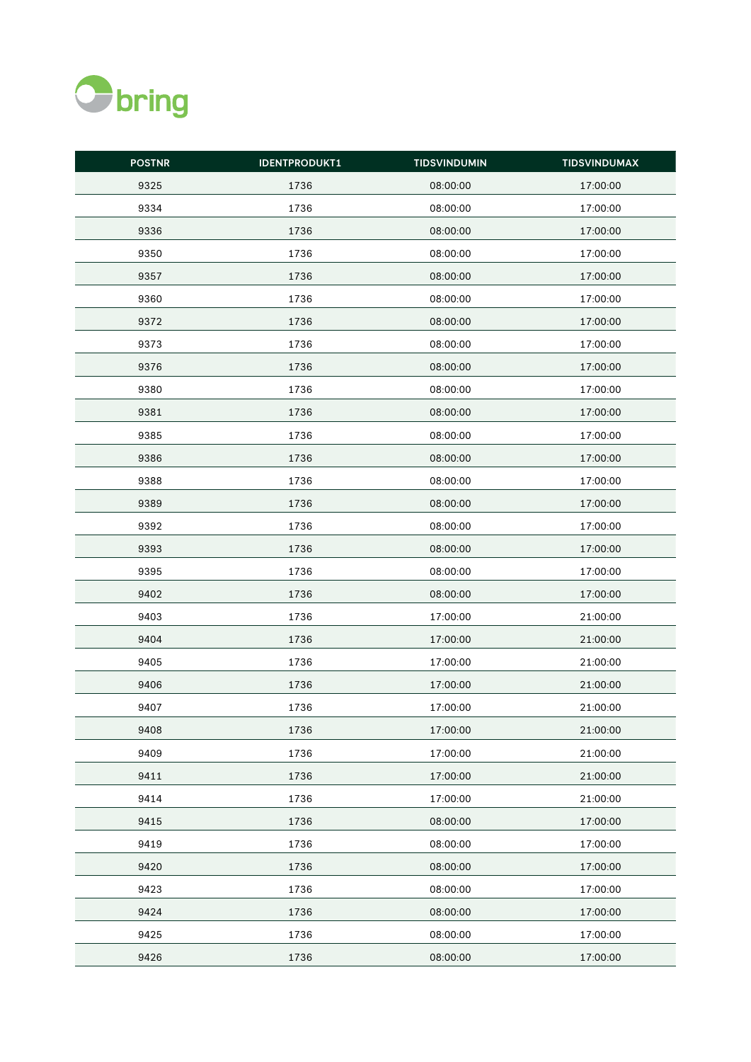| POSTNR | IDENTPRODUKT1 | TIDSVINDUMIN | TIDSVINDUMAX |
|---|---|---|---|
| 9325 | 1736 | 08:00:00 | 17:00:00 |
| 9334 | 1736 | 08:00:00 | 17:00:00 |
| 9336 | 1736 | 08:00:00 | 17:00:00 |
| 9350 | 1736 | 08:00:00 | 17:00:00 |
| 9357 | 1736 | 08:00:00 | 17:00:00 |
| 9360 | 1736 | 08:00:00 | 17:00:00 |
| 9372 | 1736 | 08:00:00 | 17:00:00 |
| 9373 | 1736 | 08:00:00 | 17:00:00 |
| 9376 | 1736 | 08:00:00 | 17:00:00 |
| 9380 | 1736 | 08:00:00 | 17:00:00 |
| 9381 | 1736 | 08:00:00 | 17:00:00 |
| 9385 | 1736 | 08:00:00 | 17:00:00 |
| 9386 | 1736 | 08:00:00 | 17:00:00 |
| 9388 | 1736 | 08:00:00 | 17:00:00 |
| 9389 | 1736 | 08:00:00 | 17:00:00 |
| 9392 | 1736 | 08:00:00 | 17:00:00 |
| 9393 | 1736 | 08:00:00 | 17:00:00 |
| 9395 | 1736 | 08:00:00 | 17:00:00 |
| 9402 | 1736 | 08:00:00 | 17:00:00 |
| 9403 | 1736 | 17:00:00 | 21:00:00 |
| 9404 | 1736 | 17:00:00 | 21:00:00 |
| 9405 | 1736 | 17:00:00 | 21:00:00 |
| 9406 | 1736 | 17:00:00 | 21:00:00 |
| 9407 | 1736 | 17:00:00 | 21:00:00 |
| 9408 | 1736 | 17:00:00 | 21:00:00 |
| 9409 | 1736 | 17:00:00 | 21:00:00 |
| 9411 | 1736 | 17:00:00 | 21:00:00 |
| 9414 | 1736 | 17:00:00 | 21:00:00 |
| 9415 | 1736 | 08:00:00 | 17:00:00 |
| 9419 | 1736 | 08:00:00 | 17:00:00 |
| 9420 | 1736 | 08:00:00 | 17:00:00 |
| 9423 | 1736 | 08:00:00 | 17:00:00 |
| 9424 | 1736 | 08:00:00 | 17:00:00 |
| 9425 | 1736 | 08:00:00 | 17:00:00 |
| 9426 | 1736 | 08:00:00 | 17:00:00 |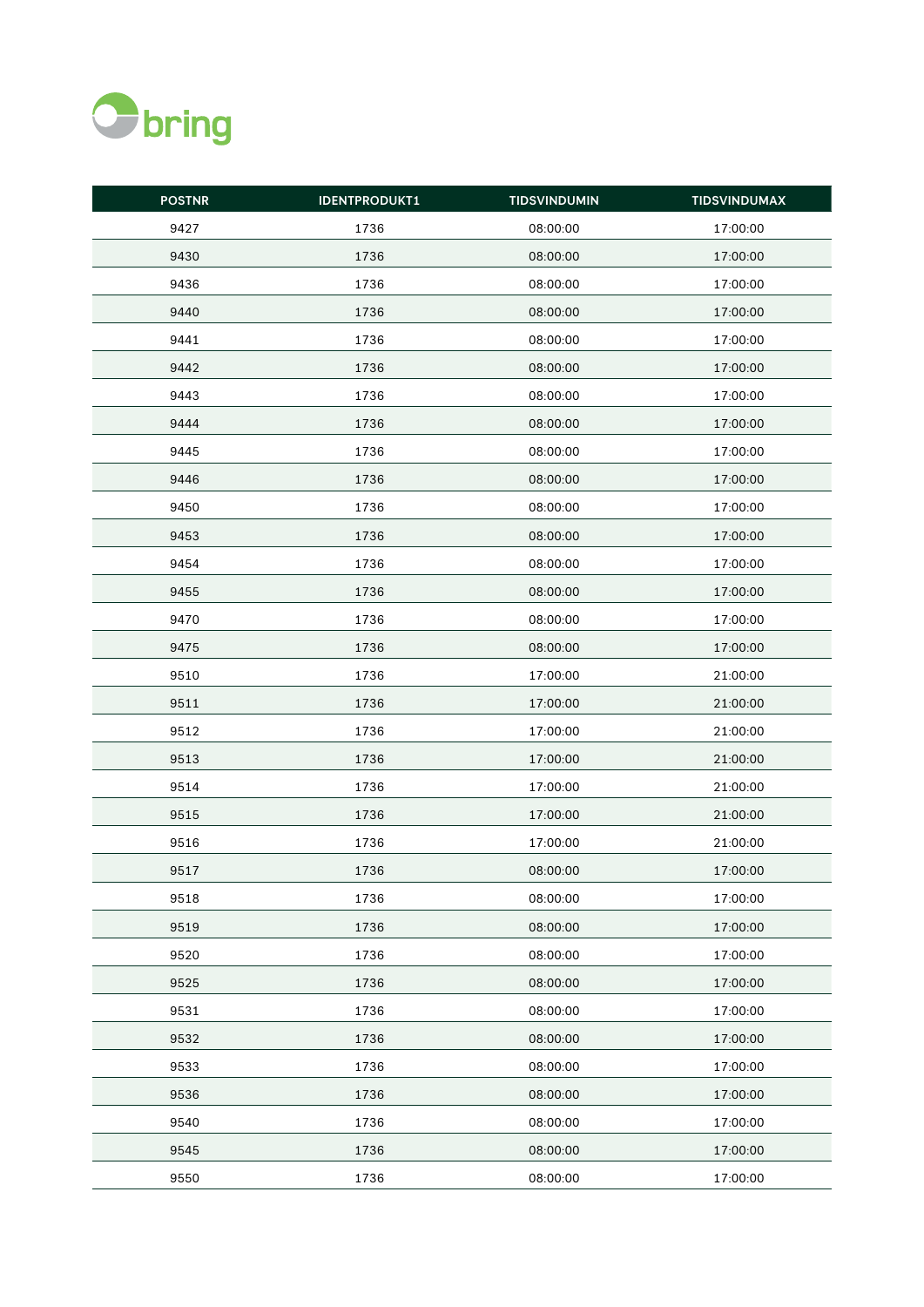bring

| POSTNR | IDENTPRODUKT1 | TIDSVINDUMIN | TIDSVINDUMAX |
|---|---|---|---|
| 9427 | 1736 | 08:00:00 | 17:00:00 |
| 9430 | 1736 | 08:00:00 | 17:00:00 |
| 9436 | 1736 | 08:00:00 | 17:00:00 |
| 9440 | 1736 | 08:00:00 | 17:00:00 |
| 9441 | 1736 | 08:00:00 | 17:00:00 |
| 9442 | 1736 | 08:00:00 | 17:00:00 |
| 9443 | 1736 | 08:00:00 | 17:00:00 |
| 9444 | 1736 | 08:00:00 | 17:00:00 |
| 9445 | 1736 | 08:00:00 | 17:00:00 |
| 9446 | 1736 | 08:00:00 | 17:00:00 |
| 9450 | 1736 | 08:00:00 | 17:00:00 |
| 9453 | 1736 | 08:00:00 | 17:00:00 |
| 9454 | 1736 | 08:00:00 | 17:00:00 |
| 9455 | 1736 | 08:00:00 | 17:00:00 |
| 9470 | 1736 | 08:00:00 | 17:00:00 |
| 9475 | 1736 | 08:00:00 | 17:00:00 |
| 9510 | 1736 | 17:00:00 | 21:00:00 |
| 9511 | 1736 | 17:00:00 | 21:00:00 |
| 9512 | 1736 | 17:00:00 | 21:00:00 |
| 9513 | 1736 | 17:00:00 | 21:00:00 |
| 9514 | 1736 | 17:00:00 | 21:00:00 |
| 9515 | 1736 | 17:00:00 | 21:00:00 |
| 9516 | 1736 | 17:00:00 | 21:00:00 |
| 9517 | 1736 | 08:00:00 | 17:00:00 |
| 9518 | 1736 | 08:00:00 | 17:00:00 |
| 9519 | 1736 | 08:00:00 | 17:00:00 |
| 9520 | 1736 | 08:00:00 | 17:00:00 |
| 9525 | 1736 | 08:00:00 | 17:00:00 |
| 9531 | 1736 | 08:00:00 | 17:00:00 |
| 9532 | 1736 | 08:00:00 | 17:00:00 |
| 9533 | 1736 | 08:00:00 | 17:00:00 |
| 9536 | 1736 | 08:00:00 | 17:00:00 |
| 9540 | 1736 | 08:00:00 | 17:00:00 |
| 9545 | 1736 | 08:00:00 | 17:00:00 |
| 9550 | 1736 | 08:00:00 | 17:00:00 |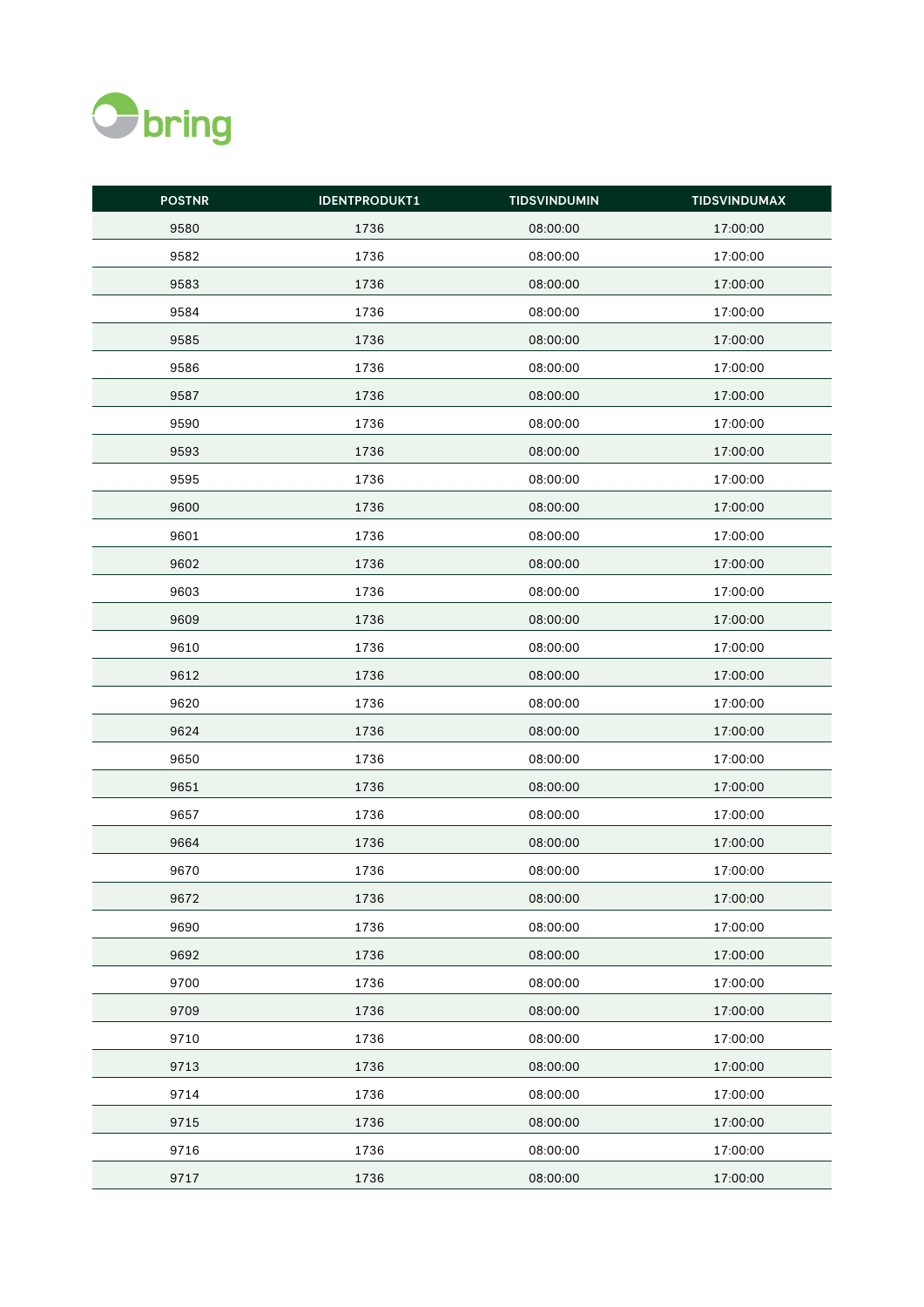bring

| POSTNR | IDENTPRODUKT1 | TIDSVINDUMIN | TIDSVINDUMAX |
|---|---|---|---|
| 9580 | 1736 | 08:00:00 | 17:00:00 |
| 9582 | 1736 | 08:00:00 | 17:00:00 |
| 9583 | 1736 | 08:00:00 | 17:00:00 |
| 9584 | 1736 | 08:00:00 | 17:00:00 |
| 9585 | 1736 | 08:00:00 | 17:00:00 |
| 9586 | 1736 | 08:00:00 | 17:00:00 |
| 9587 | 1736 | 08:00:00 | 17:00:00 |
| 9590 | 1736 | 08:00:00 | 17:00:00 |
| 9593 | 1736 | 08:00:00 | 17:00:00 |
| 9595 | 1736 | 08:00:00 | 17:00:00 |
| 9600 | 1736 | 08:00:00 | 17:00:00 |
| 9601 | 1736 | 08:00:00 | 17:00:00 |
| 9602 | 1736 | 08:00:00 | 17:00:00 |
| 9603 | 1736 | 08:00:00 | 17:00:00 |
| 9609 | 1736 | 08:00:00 | 17:00:00 |
| 9610 | 1736 | 08:00:00 | 17:00:00 |
| 9612 | 1736 | 08:00:00 | 17:00:00 |
| 9620 | 1736 | 08:00:00 | 17:00:00 |
| 9624 | 1736 | 08:00:00 | 17:00:00 |
| 9650 | 1736 | 08:00:00 | 17:00:00 |
| 9651 | 1736 | 08:00:00 | 17:00:00 |
| 9657 | 1736 | 08:00:00 | 17:00:00 |
| 9664 | 1736 | 08:00:00 | 17:00:00 |
| 9670 | 1736 | 08:00:00 | 17:00:00 |
| 9672 | 1736 | 08:00:00 | 17:00:00 |
| 9690 | 1736 | 08:00:00 | 17:00:00 |
| 9692 | 1736 | 08:00:00 | 17:00:00 |
| 9700 | 1736 | 08:00:00 | 17:00:00 |
| 9709 | 1736 | 08:00:00 | 17:00:00 |
| 9710 | 1736 | 08:00:00 | 17:00:00 |
| 9713 | 1736 | 08:00:00 | 17:00:00 |
| 9714 | 1736 | 08:00:00 | 17:00:00 |
| 9715 | 1736 | 08:00:00 | 17:00:00 |
| 9716 | 1736 | 08:00:00 | 17:00:00 |
| 9717 | 1736 | 08:00:00 | 17:00:00 |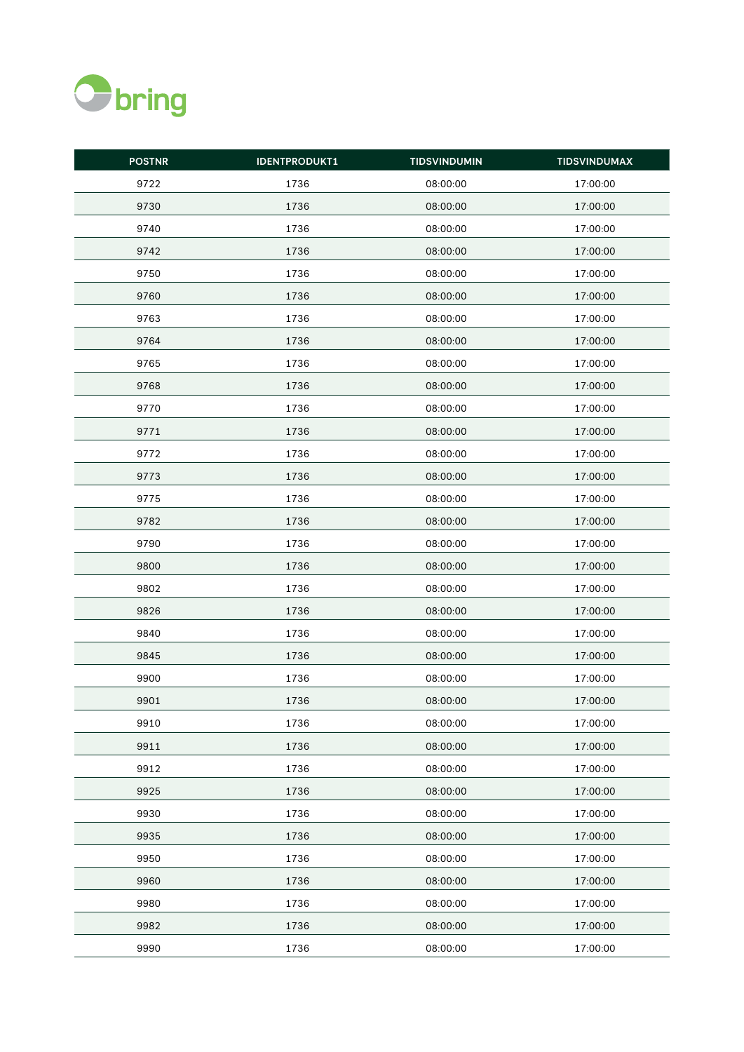| POSTNR | IDENTPRODUKT1 | TIDSVINDUMIN | TIDSVINDUMAX |
|---|---|---|---|
| 9722 | 1736 | 08:00:00 | 17:00:00 |
| 9730 | 1736 | 08:00:00 | 17:00:00 |
| 9740 | 1736 | 08:00:00 | 17:00:00 |
| 9742 | 1736 | 08:00:00 | 17:00:00 |
| 9750 | 1736 | 08:00:00 | 17:00:00 |
| 9760 | 1736 | 08:00:00 | 17:00:00 |
| 9763 | 1736 | 08:00:00 | 17:00:00 |
| 9764 | 1736 | 08:00:00 | 17:00:00 |
| 9765 | 1736 | 08:00:00 | 17:00:00 |
| 9768 | 1736 | 08:00:00 | 17:00:00 |
| 9770 | 1736 | 08:00:00 | 17:00:00 |
| 9771 | 1736 | 08:00:00 | 17:00:00 |
| 9772 | 1736 | 08:00:00 | 17:00:00 |
| 9773 | 1736 | 08:00:00 | 17:00:00 |
| 9775 | 1736 | 08:00:00 | 17:00:00 |
| 9782 | 1736 | 08:00:00 | 17:00:00 |
| 9790 | 1736 | 08:00:00 | 17:00:00 |
| 9800 | 1736 | 08:00:00 | 17:00:00 |
| 9802 | 1736 | 08:00:00 | 17:00:00 |
| 9826 | 1736 | 08:00:00 | 17:00:00 |
| 9840 | 1736 | 08:00:00 | 17:00:00 |
| 9845 | 1736 | 08:00:00 | 17:00:00 |
| 9900 | 1736 | 08:00:00 | 17:00:00 |
| 9901 | 1736 | 08:00:00 | 17:00:00 |
| 9910 | 1736 | 08:00:00 | 17:00:00 |
| 9911 | 1736 | 08:00:00 | 17:00:00 |
| 9912 | 1736 | 08:00:00 | 17:00:00 |
| 9925 | 1736 | 08:00:00 | 17:00:00 |
| 9930 | 1736 | 08:00:00 | 17:00:00 |
| 9935 | 1736 | 08:00:00 | 17:00:00 |
| 9950 | 1736 | 08:00:00 | 17:00:00 |
| 9960 | 1736 | 08:00:00 | 17:00:00 |
| 9980 | 1736 | 08:00:00 | 17:00:00 |
| 9982 | 1736 | 08:00:00 | 17:00:00 |
| 9990 | 1736 | 08:00:00 | 17:00:00 |